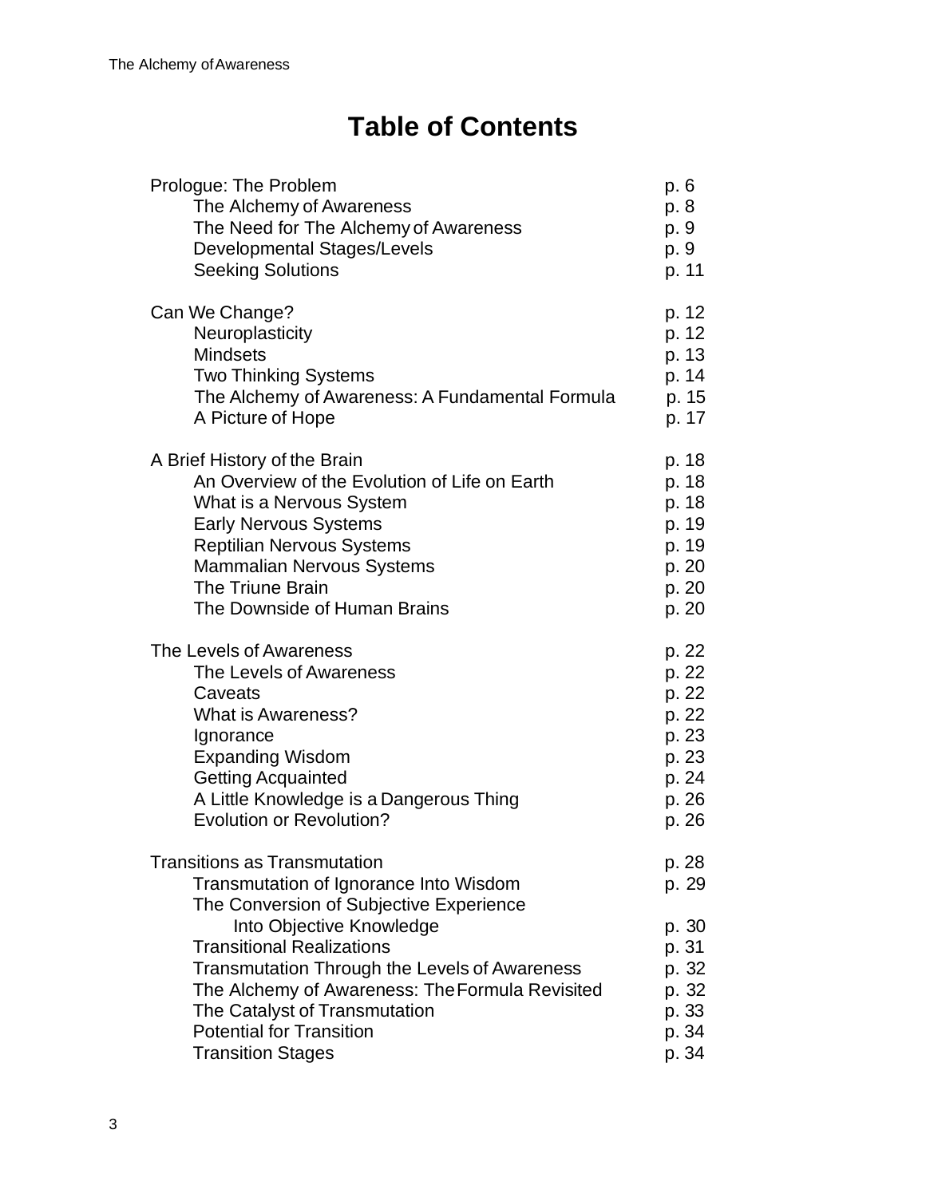# Table of Contents

Prologue: The Problem p. 6
- The Alchemy of Awareness p. 8
- The Need for The Alchemy of Awareness p. 9
- Developmental Stages/Levels p. 9
- Seeking Solutions p. 11

Can We Change? p. 12
- Neuroplasticity p. 12
- Mindsets p. 13
- Two Thinking Systems p. 14
- The Alchemy of Awareness: A Fundamental Formula p. 15
- A Picture of Hope p. 17

A Brief History of the Brain p. 18
- An Overview of the Evolution of Life on Earth p. 18
- What is a Nervous System p. 18
- Early Nervous Systems p. 19
- Reptilian Nervous Systems p. 19
- Mammalian Nervous Systems p. 20
- The Triune Brain p. 20
- The Downside of Human Brains p. 20

The Levels of Awareness p. 22
- The Levels of Awareness p. 22
- Caveats p. 22
- What is Awareness? p. 22
- Ignorance p. 23
- Expanding Wisdom p. 23
- Getting Acquainted p. 24
- A Little Knowledge is a Dangerous Thing p. 26
- Evolution or Revolution? p. 26

Transitions as Transmutation p. 28
- Transmutation of Ignorance Into Wisdom p. 29
- The Conversion of Subjective Experience Into Objective Knowledge p. 30
- Transitional Realizations p. 31
- Transmutation Through the Levels of Awareness p. 32
- The Alchemy of Awareness: The Formula Revisited p. 32
- The Catalyst of Transmutation p. 33
- Potential for Transition p. 34
- Transition Stages p. 34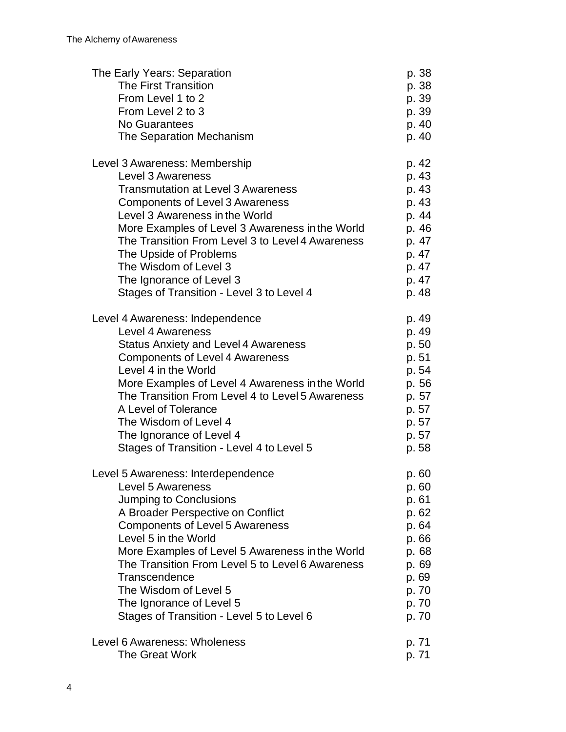| | |
|---|---|
| The Early Years: Separation | p. 38 |
| The First Transition | p. 38 |
| From Level 1 to 2 | p. 39 |
| From Level 2 to 3 | p. 39 |
| No Guarantees | p. 40 |
| The Separation Mechanism | p. 40 |
| | |
| Level 3 Awareness: Membership | p. 42 |
| Level 3 Awareness | p. 43 |
| Transmutation at Level 3 Awareness | p. 43 |
| Components of Level 3 Awareness | p. 43 |
| Level 3 Awareness in the World | p. 44 |
| More Examples of Level 3 Awareness in the World | p. 46 |
| The Transition From Level 3 to Level 4 Awareness | p. 47 |
| The Upside of Problems | p. 47 |
| The Wisdom of Level 3 | p. 47 |
| The Ignorance of Level 3 | p. 47 |
| Stages of Transition - Level 3 to Level 4 | p. 48 |
| | |
| Level 4 Awareness: Independence | p. 49 |
| Level 4 Awareness | p. 49 |
| Status Anxiety and Level 4 Awareness | p. 50 |
| Components of Level 4 Awareness | p. 51 |
| Level 4 in the World | p. 54 |
| More Examples of Level 4 Awareness in the World | p. 56 |
| The Transition From Level 4 to Level 5 Awareness | p. 57 |
| A Level of Tolerance | p. 57 |
| The Wisdom of Level 4 | p. 57 |
| The Ignorance of Level 4 | p. 57 |
| Stages of Transition - Level 4 to Level 5 | p. 58 |
| | |
| Level 5 Awareness: Interdependence | p. 60 |
| Level 5 Awareness | p. 60 |
| Jumping to Conclusions | p. 61 |
| A Broader Perspective on Conflict | p. 62 |
| Components of Level 5 Awareness | p. 64 |
| Level 5 in the World | p. 66 |
| More Examples of Level 5 Awareness in the World | p. 68 |
| The Transition From Level 5 to Level 6 Awareness | p. 69 |
| Transcendence | p. 69 |
| The Wisdom of Level 5 | p. 70 |
| The Ignorance of Level 5 | p. 70 |
| Stages of Transition - Level 5 to Level 6 | p. 70 |
| | |
| Level 6 Awareness: Wholeness | p. 71 |
| The Great Work | p. 71 |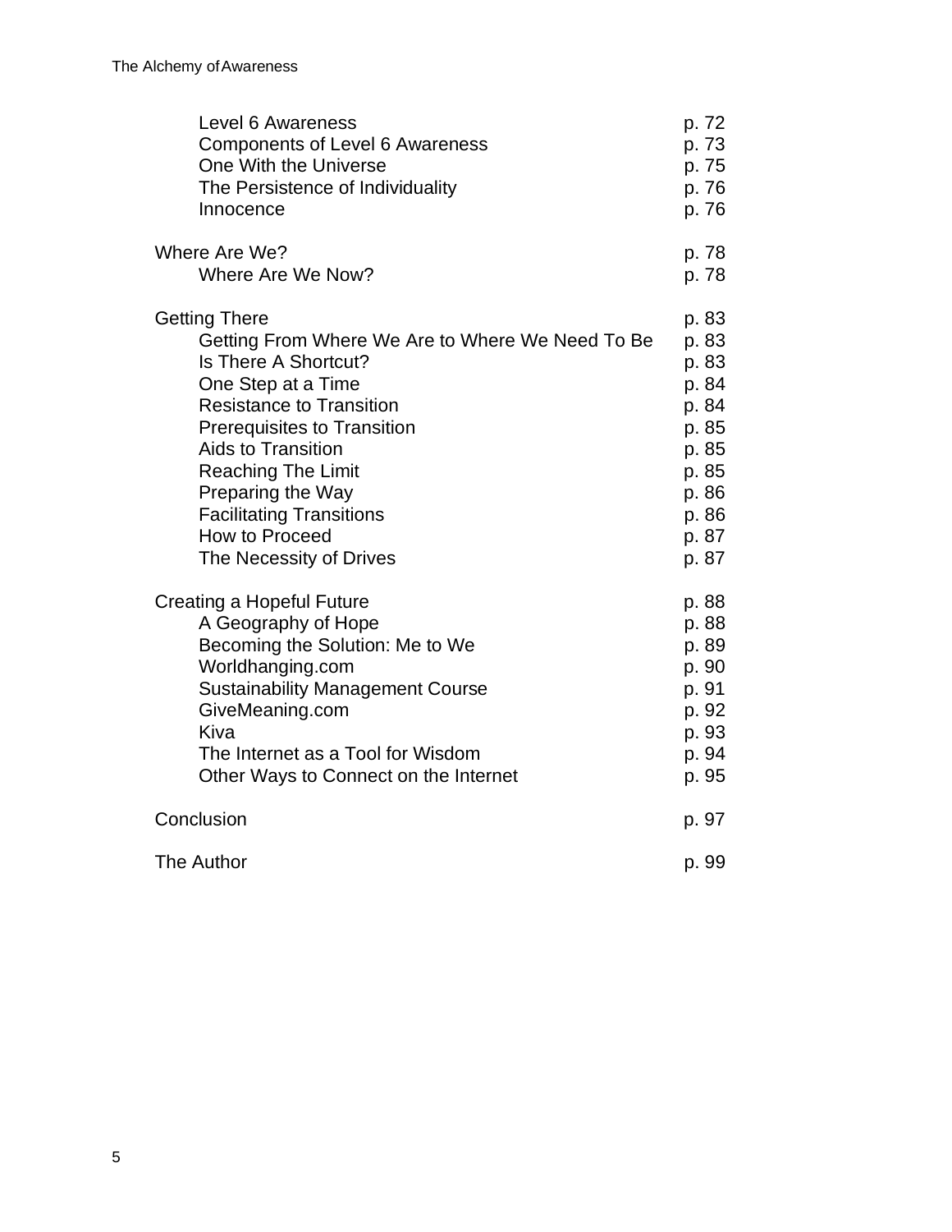| | |
|---|---|
| Level 6 Awareness | p. 72 |
| Components of Level 6 Awareness | p. 73 |
| One With the Universe | p. 75 |
| The Persistence of Individuality | p. 76 |
| Innocence | p. 76 |
| **Where Are We?** | p. 78 |
| Where Are We Now? | p. 78 |
| **Getting There** | p. 83 |
| Getting From Where We Are to Where We Need To Be | p. 83 |
| Is There A Shortcut? | p. 83 |
| One Step at a Time | p. 84 |
| Resistance to Transition | p. 84 |
| Prerequisites to Transition | p. 85 |
| Aids to Transition | p. 85 |
| Reaching The Limit | p. 85 |
| Preparing the Way | p. 86 |
| Facilitating Transitions | p. 86 |
| How to Proceed | p. 87 |
| The Necessity of Drives | p. 87 |
| **Creating a Hopeful Future** | p. 88 |
| A Geography of Hope | p. 88 |
| Becoming the Solution: Me to We | p. 89 |
| Worldhanging.com | p. 90 |
| Sustainability Management Course | p. 91 |
| GiveMeaning.com | p. 92 |
| Kiva | p. 93 |
| The Internet as a Tool for Wisdom | p. 94 |
| Other Ways to Connect on the Internet | p. 95 |
| **Conclusion** | p. 97 |
| **The Author** | p. 99 |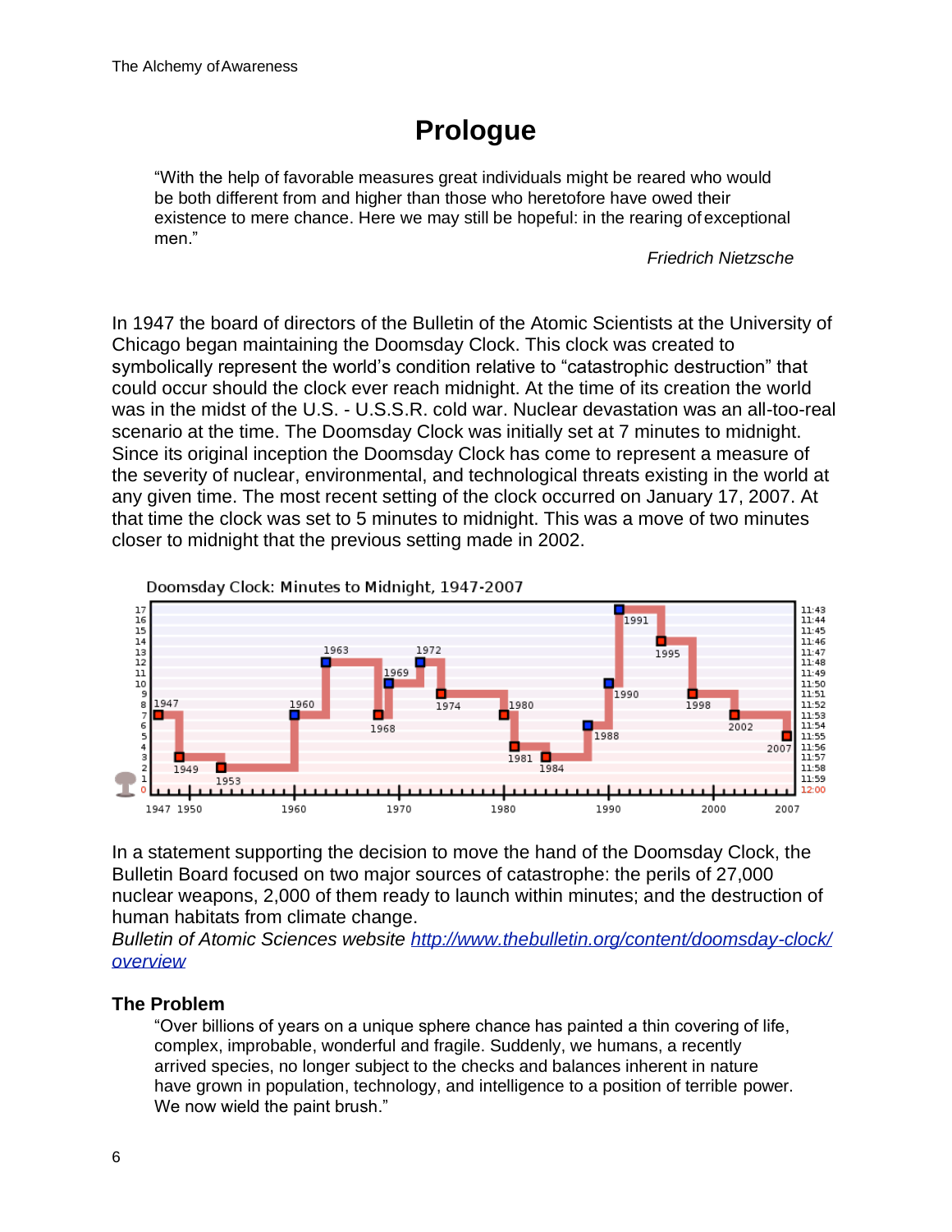# Prologue

> "With the help of favorable measures great individuals might be reared who would be both different from and higher than those who heretofore have owed their existence to mere chance. Here we may still be hopeful: in the rearing of exceptional men."
>
> *Friedrich Nietzsche*

In 1947 the board of directors of the Bulletin of the Atomic Scientists at the University of Chicago began maintaining the Doomsday Clock. This clock was created to symbolically represent the world's condition relative to "catastrophic destruction" that could occur should the clock ever reach midnight. At the time of its creation the world was in the midst of the U.S. - U.S.S.R. cold war. Nuclear devastation was an all-too-real scenario at the time. The Doomsday Clock was initially set at 7 minutes to midnight. Since its original inception the Doomsday Clock has come to represent a measure of the severity of nuclear, environmental, and technological threats existing in the world at any given time. The most recent setting of the clock occurred on January 17, 2007. At that time the clock was set to 5 minutes to midnight. This was a move of two minutes closer to midnight that the previous setting made in 2002.

Doomsday Clock: Minutes to Midnight, 1947-2007

In a statement supporting the decision to move the hand of the Doomsday Clock, the Bulletin Board focused on two major sources of catastrophe: the perils of 27,000 nuclear weapons, 2,000 of them ready to launch within minutes; and the destruction of human habitats from climate change.

*Bulletin of Atomic Sciences website [http://www.thebulletin.org/content/doomsday-clock/overview](http://www.thebulletin.org/content/doomsday-clock/overview)*

### The Problem

> "Over billions of years on a unique sphere chance has painted a thin covering of life, complex, improbable, wonderful and fragile. Suddenly, we humans, a recently arrived species, no longer subject to the checks and balances inherent in nature have grown in population, technology, and intelligence to a position of terrible power. We now wield the paint brush."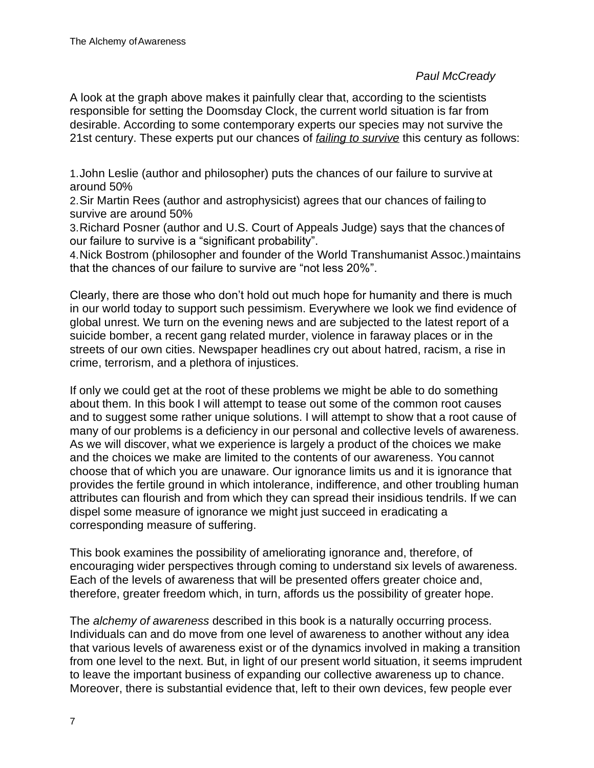*Paul McCready*

A look at the graph above makes it painfully clear that, according to the scientists responsible for setting the Doomsday Clock, the current world situation is far from desirable. According to some contemporary experts our species may not survive the 21st century. These experts put our chances of ***failing to survive*** this century as follows:

1. John Leslie (author and philosopher) puts the chances of our failure to survive at around 50%
2. Sir Martin Rees (author and astrophysicist) agrees that our chances of failing to survive are around 50%
3. Richard Posner (author and U.S. Court of Appeals Judge) says that the chances of our failure to survive is a "significant probability".
4. Nick Bostrom (philosopher and founder of the World Transhumanist Assoc.) maintains that the chances of our failure to survive are "not less 20%".

Clearly, there are those who don't hold out much hope for humanity and there is much in our world today to support such pessimism. Everywhere we look we find evidence of global unrest. We turn on the evening news and are subjected to the latest report of a suicide bomber, a recent gang related murder, violence in faraway places or in the streets of our own cities. Newspaper headlines cry out about hatred, racism, a rise in crime, terrorism, and a plethora of injustices.

If only we could get at the root of these problems we might be able to do something about them. In this book I will attempt to tease out some of the common root causes and to suggest some rather unique solutions. I will attempt to show that a root cause of many of our problems is a deficiency in our personal and collective levels of awareness. As we will discover, what we experience is largely a product of the choices we make and the choices we make are limited to the contents of our awareness. You cannot choose that of which you are unaware. Our ignorance limits us and it is ignorance that provides the fertile ground in which intolerance, indifference, and other troubling human attributes can flourish and from which they can spread their insidious tendrils. If we can dispel some measure of ignorance we might just succeed in eradicating a corresponding measure of suffering.

This book examines the possibility of ameliorating ignorance and, therefore, of encouraging wider perspectives through coming to understand six levels of awareness. Each of the levels of awareness that will be presented offers greater choice and, therefore, greater freedom which, in turn, affords us the possibility of greater hope.

The *alchemy of awareness* described in this book is a naturally occurring process. Individuals can and do move from one level of awareness to another without any idea that various levels of awareness exist or of the dynamics involved in making a transition from one level to the next. But, in light of our present world situation, it seems imprudent to leave the important business of expanding our collective awareness up to chance. Moreover, there is substantial evidence that, left to their own devices, few people ever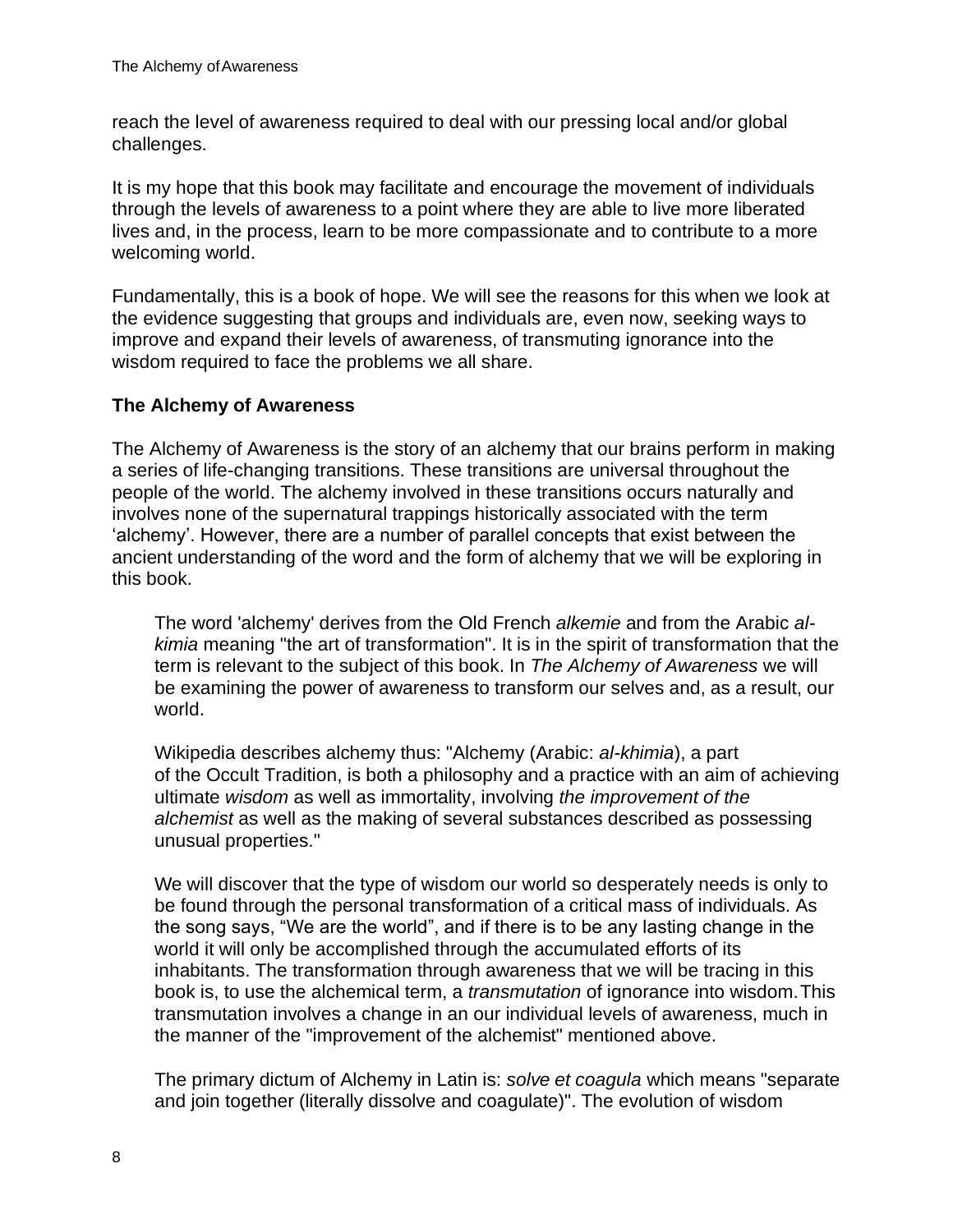reach the level of awareness required to deal with our pressing local and/or global challenges.

It is my hope that this book may facilitate and encourage the movement of individuals through the levels of awareness to a point where they are able to live more liberated lives and, in the process, learn to be more compassionate and to contribute to a more welcoming world.

Fundamentally, this is a book of hope. We will see the reasons for this when we look at the evidence suggesting that groups and individuals are, even now, seeking ways to improve and expand their levels of awareness, of transmuting ignorance into the wisdom required to face the problems we all share.

### The Alchemy of Awareness

The Alchemy of Awareness is the story of an alchemy that our brains perform in making a series of life-changing transitions. These transitions are universal throughout the people of the world. The alchemy involved in these transitions occurs naturally and involves none of the supernatural trappings historically associated with the term 'alchemy'. However, there are a number of parallel concepts that exist between the ancient understanding of the word and the form of alchemy that we will be exploring in this book.

> The word 'alchemy' derives from the Old French *alkemie* and from the Arabic *al-kimia* meaning "the art of transformation". It is in the spirit of transformation that the term is relevant to the subject of this book. In *The Alchemy of Awareness* we will be examining the power of awareness to transform our selves and, as a result, our world.
>
> Wikipedia describes alchemy thus: "Alchemy (Arabic: *al-khimia*), a part of the Occult Tradition, is both a philosophy and a practice with an aim of achieving ultimate *wisdom* as well as immortality, involving *the improvement of the alchemist* as well as the making of several substances described as possessing unusual properties."
>
> We will discover that the type of wisdom our world so desperately needs is only to be found through the personal transformation of a critical mass of individuals. As the song says, "We are the world", and if there is to be any lasting change in the world it will only be accomplished through the accumulated efforts of its inhabitants. The transformation through awareness that we will be tracing in this book is, to use the alchemical term, a *transmutation* of ignorance into wisdom. This transmutation involves a change in an our individual levels of awareness, much in the manner of the "improvement of the alchemist" mentioned above.
>
> The primary dictum of Alchemy in Latin is: *solve et coagula* which means "separate and join together (literally dissolve and coagulate)". The evolution of wisdom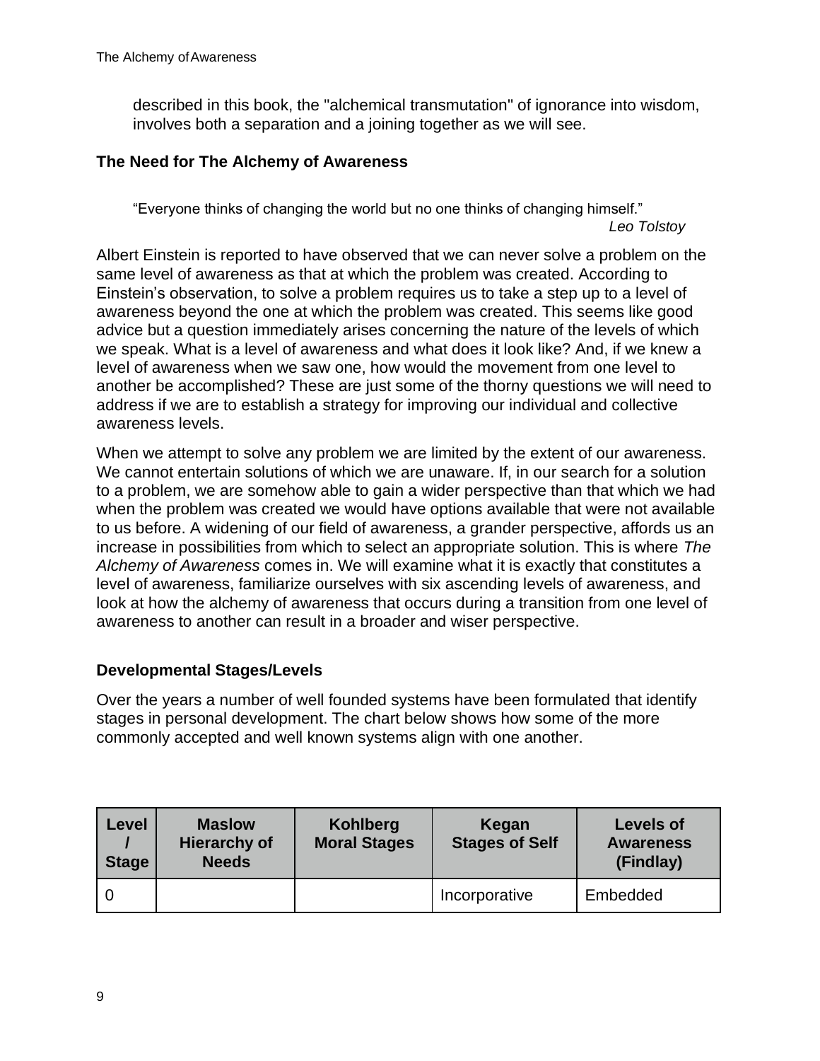described in this book, the "alchemical transmutation" of ignorance into wisdom, involves both a separation and a joining together as we will see.

### The Need for The Alchemy of Awareness

> “Everyone thinks of changing the world but no one thinks of changing himself.”
>
> *Leo Tolstoy*

Albert Einstein is reported to have observed that we can never solve a problem on the same level of awareness as that at which the problem was created. According to Einstein’s observation, to solve a problem requires us to take a step up to a level of awareness beyond the one at which the problem was created. This seems like good advice but a question immediately arises concerning the nature of the levels of which we speak. What is a level of awareness and what does it look like? And, if we knew a level of awareness when we saw one, how would the movement from one level to another be accomplished? These are just some of the thorny questions we will need to address if we are to establish a strategy for improving our individual and collective awareness levels.

When we attempt to solve any problem we are limited by the extent of our awareness. We cannot entertain solutions of which we are unaware. If, in our search for a solution to a problem, we are somehow able to gain a wider perspective than that which we had when the problem was created we would have options available that were not available to us before. A widening of our field of awareness, a grander perspective, affords us an increase in possibilities from which to select an appropriate solution. This is where *The Alchemy of Awareness* comes in. We will examine what it is exactly that constitutes a level of awareness, familiarize ourselves with six ascending levels of awareness, and look at how the alchemy of awareness that occurs during a transition from one level of awareness to another can result in a broader and wiser perspective.

### Developmental Stages/Levels

Over the years a number of well founded systems have been formulated that identify stages in personal development. The chart below shows how some of the more commonly accepted and well known systems align with one another.

| Level / Stage | Maslow Hierarchy of Needs | Kohlberg Moral Stages | Kegan Stages of Self | Levels of Awareness (Findlay) |
|---|---|---|---|---|
| 0 | | | Incorporative | Embedded |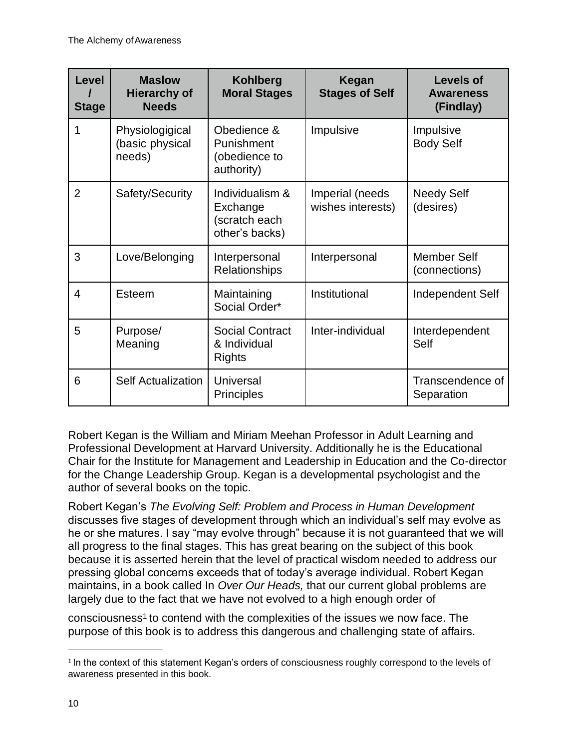| Level / Stage | Maslow Hierarchy of Needs | Kohlberg Moral Stages | Kegan Stages of Self | Levels of Awareness (Findlay) |
|---|---|---|---|---|
| 1 | Physiogigical (basic physical needs) | Obedience & Punishment (obedience to authority) | Impulsive | Impulsive Body Self |
| 2 | Safety/Security | Individualism & Exchange (scratch each other's backs) | Imperial (needs wishes interests) | Needy Self (desires) |
| 3 | Love/Belonging | Interpersonal Relationships | Interpersonal | Member Self (connections) |
| 4 | Esteem | Maintaining Social Order* | Institutional | Independent Self |
| 5 | Purpose/ Meaning | Social Contract & Individual Rights | Inter-individual | Interdependent Self |
| 6 | Self Actualization | Universal Principles | | Transcendence of Separation |

Robert Kegan is the William and Miriam Meehan Professor in Adult Learning and Professional Development at Harvard University. Additionally he is the Educational Chair for the Institute for Management and Leadership in Education and the Co-director for the Change Leadership Group. Kegan is a developmental psychologist and the author of several books on the topic.

Robert Kegan's *The Evolving Self: Problem and Process in Human Development* discusses five stages of development through which an individual's self may evolve as he or she matures. I say "may evolve through" because it is not guaranteed that we will all progress to the final stages. This has great bearing on the subject of this book because it is asserted herein that the level of practical wisdom needed to address our pressing global concerns exceeds that of today's average individual. Robert Kegan maintains, in a book called In *Over Our Heads,* that our current global problems are largely due to the fact that we have not evolved to a high enough order of consciousness[1] to contend with the complexities of the issues we now face. The purpose of this book is to address this dangerous and challenging state of affairs.

[1] In the context of this statement Kegan's orders of consciousness roughly correspond to the levels of awareness presented in this book.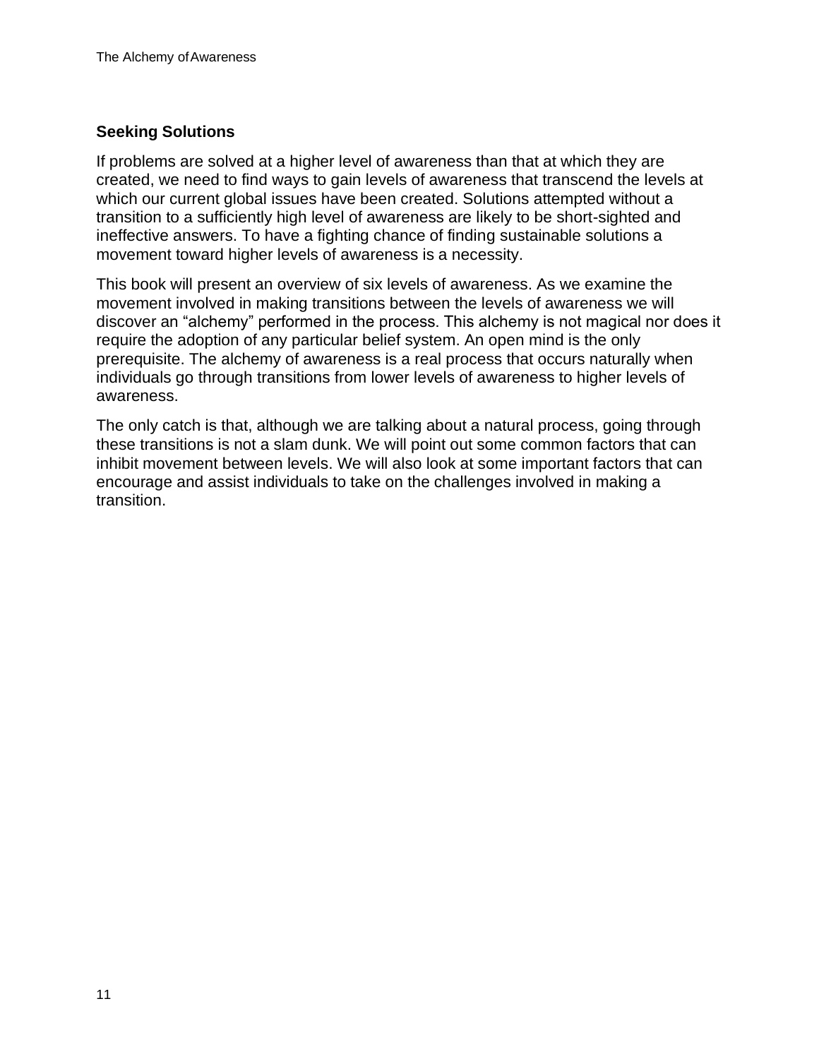## Seeking Solutions

If problems are solved at a higher level of awareness than that at which they are created, we need to find ways to gain levels of awareness that transcend the levels at which our current global issues have been created. Solutions attempted without a transition to a sufficiently high level of awareness are likely to be short-sighted and ineffective answers. To have a fighting chance of finding sustainable solutions a movement toward higher levels of awareness is a necessity.

This book will present an overview of six levels of awareness. As we examine the movement involved in making transitions between the levels of awareness we will discover an “alchemy” performed in the process. This alchemy is not magical nor does it require the adoption of any particular belief system. An open mind is the only prerequisite. The alchemy of awareness is a real process that occurs naturally when individuals go through transitions from lower levels of awareness to higher levels of awareness.

The only catch is that, although we are talking about a natural process, going through these transitions is not a slam dunk. We will point out some common factors that can inhibit movement between levels. We will also look at some important factors that can encourage and assist individuals to take on the challenges involved in making a transition.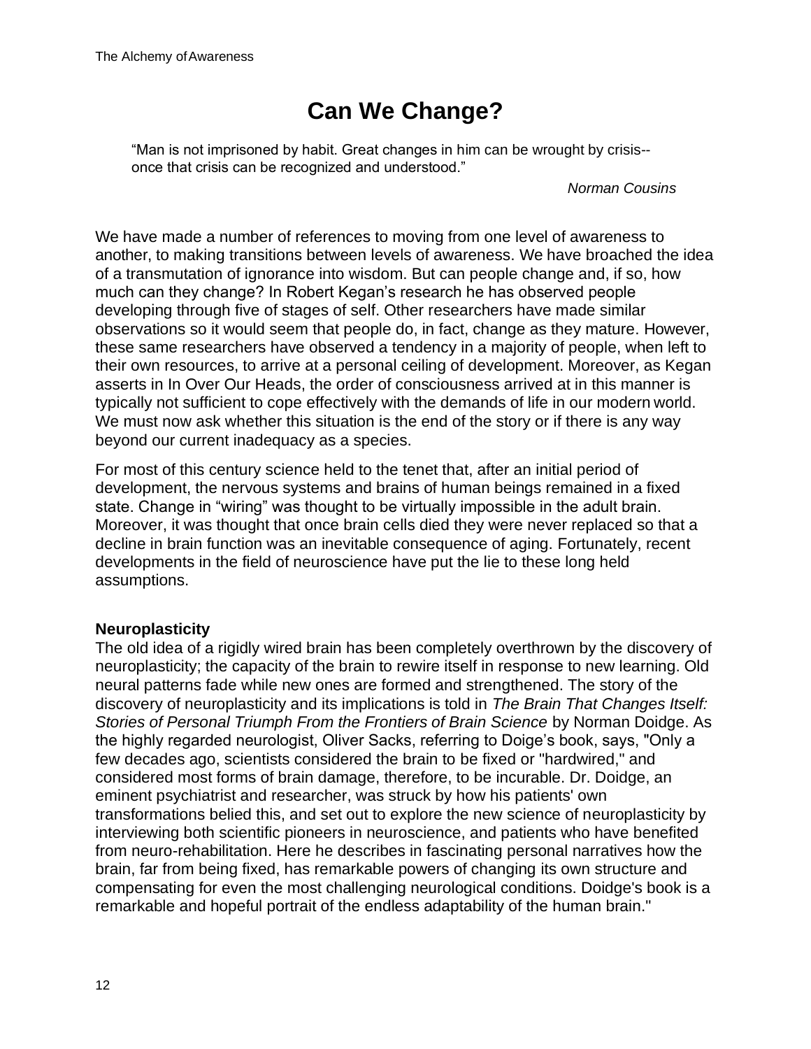# Can We Change?

> "Man is not imprisoned by habit. Great changes in him can be wrought by crisis--once that crisis can be recognized and understood."
>
> *Norman Cousins*

We have made a number of references to moving from one level of awareness to another, to making transitions between levels of awareness. We have broached the idea of a transmutation of ignorance into wisdom. But can people change and, if so, how much can they change? In Robert Kegan's research he has observed people developing through five of stages of self. Other researchers have made similar observations so it would seem that people do, in fact, change as they mature. However, these same researchers have observed a tendency in a majority of people, when left to their own resources, to arrive at a personal ceiling of development. Moreover, as Kegan asserts in In Over Our Heads, the order of consciousness arrived at in this manner is typically not sufficient to cope effectively with the demands of life in our modern world. We must now ask whether this situation is the end of the story or if there is any way beyond our current inadequacy as a species.

For most of this century science held to the tenet that, after an initial period of development, the nervous systems and brains of human beings remained in a fixed state. Change in "wiring" was thought to be virtually impossible in the adult brain. Moreover, it was thought that once brain cells died they were never replaced so that a decline in brain function was an inevitable consequence of aging. Fortunately, recent developments in the field of neuroscience have put the lie to these long held assumptions.

### Neuroplasticity

The old idea of a rigidly wired brain has been completely overthrown by the discovery of neuroplasticity; the capacity of the brain to rewire itself in response to new learning. Old neural patterns fade while new ones are formed and strengthened. The story of the discovery of neuroplasticity and its implications is told in *The Brain That Changes Itself: Stories of Personal Triumph From the Frontiers of Brain Science* by Norman Doidge. As the highly regarded neurologist, Oliver Sacks, referring to Doige's book, says, "Only a few decades ago, scientists considered the brain to be fixed or "hardwired," and considered most forms of brain damage, therefore, to be incurable. Dr. Doidge, an eminent psychiatrist and researcher, was struck by how his patients' own transformations belied this, and set out to explore the new science of neuroplasticity by interviewing both scientific pioneers in neuroscience, and patients who have benefited from neuro-rehabilitation. Here he describes in fascinating personal narratives how the brain, far from being fixed, has remarkable powers of changing its own structure and compensating for even the most challenging neurological conditions. Doidge's book is a remarkable and hopeful portrait of the endless adaptability of the human brain."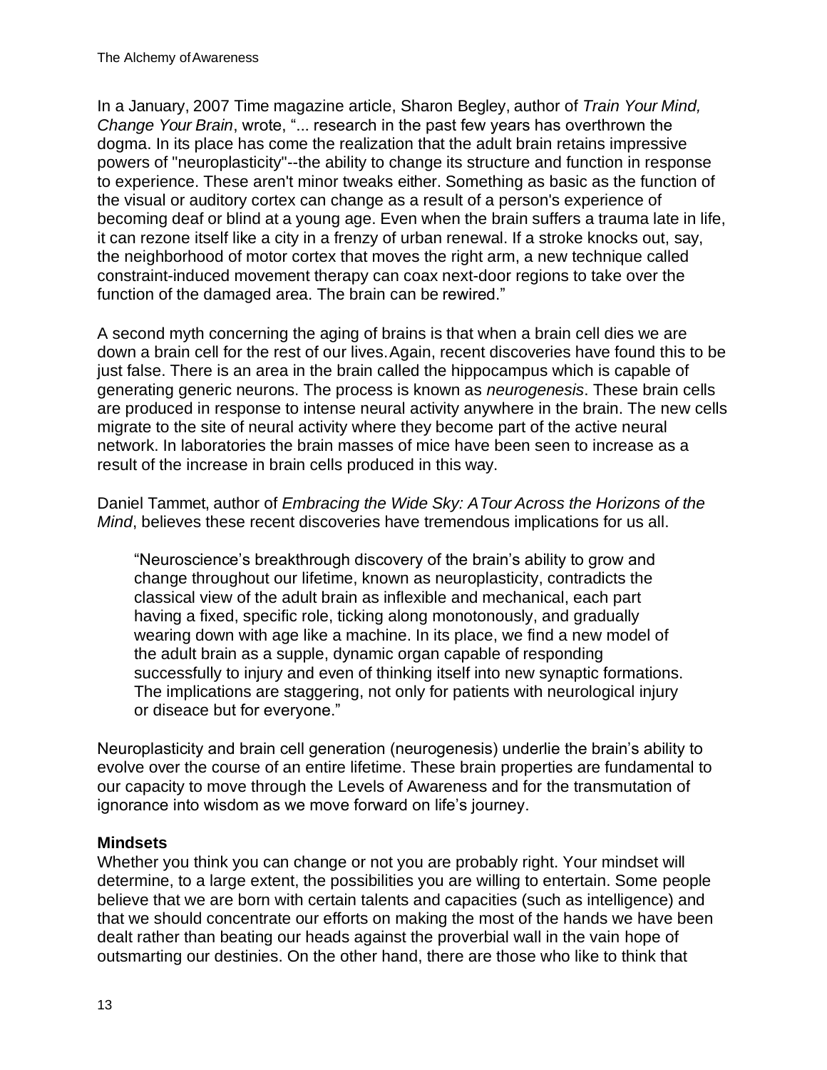In a January, 2007 Time magazine article, Sharon Begley, author of *Train Your Mind, Change Your Brain*, wrote, "... research in the past few years has overthrown the dogma. In its place has come the realization that the adult brain retains impressive powers of "neuroplasticity"--the ability to change its structure and function in response to experience. These aren't minor tweaks either. Something as basic as the function of the visual or auditory cortex can change as a result of a person's experience of becoming deaf or blind at a young age. Even when the brain suffers a trauma late in life, it can rezone itself like a city in a frenzy of urban renewal. If a stroke knocks out, say, the neighborhood of motor cortex that moves the right arm, a new technique called constraint-induced movement therapy can coax next-door regions to take over the function of the damaged area. The brain can be rewired."

A second myth concerning the aging of brains is that when a brain cell dies we are down a brain cell for the rest of our lives. Again, recent discoveries have found this to be just false. There is an area in the brain called the hippocampus which is capable of generating generic neurons. The process is known as *neurogenesis*. These brain cells are produced in response to intense neural activity anywhere in the brain. The new cells migrate to the site of neural activity where they become part of the active neural network. In laboratories the brain masses of mice have been seen to increase as a result of the increase in brain cells produced in this way.

Daniel Tammet, author of *Embracing the Wide Sky: A Tour Across the Horizons of the Mind*, believes these recent discoveries have tremendous implications for us all.

> "Neuroscience's breakthrough discovery of the brain's ability to grow and change throughout our lifetime, known as neuroplasticity, contradicts the classical view of the adult brain as inflexible and mechanical, each part having a fixed, specific role, ticking along monotonously, and gradually wearing down with age like a machine. In its place, we find a new model of the adult brain as a supple, dynamic organ capable of responding successfully to injury and even of thinking itself into new synaptic formations. The implications are staggering, not only for patients with neurological injury or diseace but for everyone."

Neuroplasticity and brain cell generation (neurogenesis) underlie the brain's ability to evolve over the course of an entire lifetime. These brain properties are fundamental to our capacity to move through the Levels of Awareness and for the transmutation of ignorance into wisdom as we move forward on life's journey.

**Mindsets**

Whether you think you can change or not you are probably right. Your mindset will determine, to a large extent, the possibilities you are willing to entertain. Some people believe that we are born with certain talents and capacities (such as intelligence) and that we should concentrate our efforts on making the most of the hands we have been dealt rather than beating our heads against the proverbial wall in the vain hope of outsmarting our destinies. On the other hand, there are those who like to think that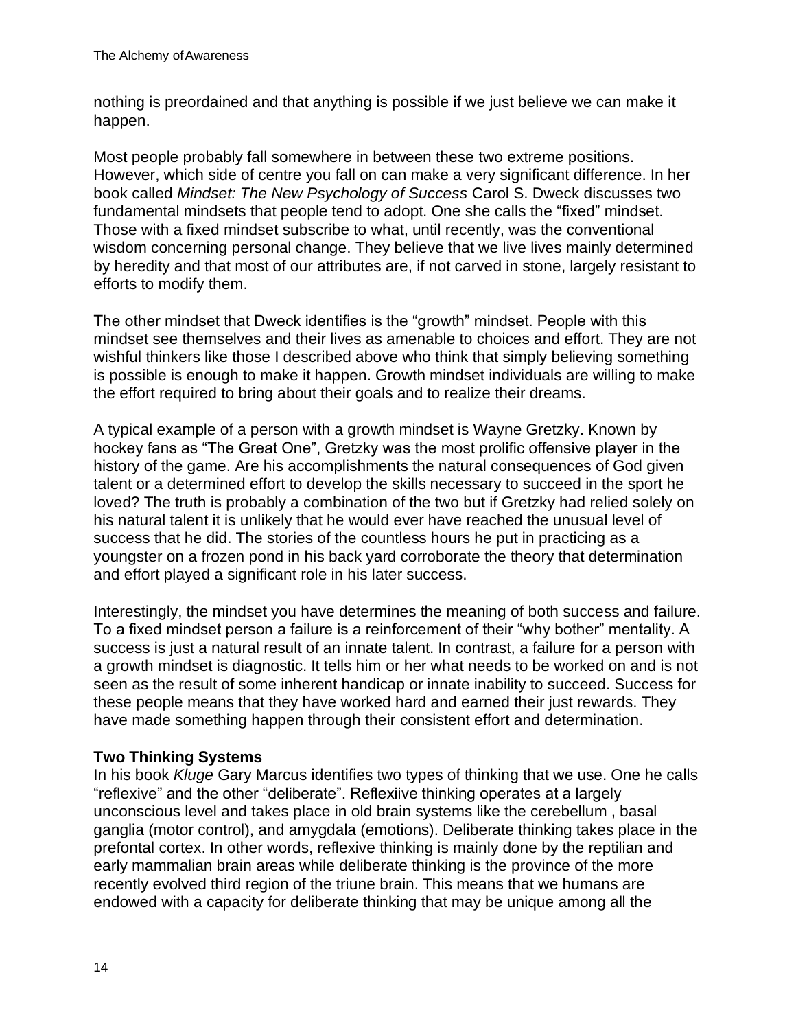nothing is preordained and that anything is possible if we just believe we can make it happen.

Most people probably fall somewhere in between these two extreme positions. However, which side of centre you fall on can make a very significant difference. In her book called *Mindset: The New Psychology of Success* Carol S. Dweck discusses two fundamental mindsets that people tend to adopt. One she calls the "fixed" mindset. Those with a fixed mindset subscribe to what, until recently, was the conventional wisdom concerning personal change. They believe that we live lives mainly determined by heredity and that most of our attributes are, if not carved in stone, largely resistant to efforts to modify them.

The other mindset that Dweck identifies is the "growth" mindset. People with this mindset see themselves and their lives as amenable to choices and effort. They are not wishful thinkers like those I described above who think that simply believing something is possible is enough to make it happen. Growth mindset individuals are willing to make the effort required to bring about their goals and to realize their dreams.

A typical example of a person with a growth mindset is Wayne Gretzky. Known by hockey fans as "The Great One", Gretzky was the most prolific offensive player in the history of the game. Are his accomplishments the natural consequences of God given talent or a determined effort to develop the skills necessary to succeed in the sport he loved? The truth is probably a combination of the two but if Gretzky had relied solely on his natural talent it is unlikely that he would ever have reached the unusual level of success that he did. The stories of the countless hours he put in practicing as a youngster on a frozen pond in his back yard corroborate the theory that determination and effort played a significant role in his later success.

Interestingly, the mindset you have determines the meaning of both success and failure. To a fixed mindset person a failure is a reinforcement of their "why bother" mentality. A success is just a natural result of an innate talent. In contrast, a failure for a person with a growth mindset is diagnostic. It tells him or her what needs to be worked on and is not seen as the result of some inherent handicap or innate inability to succeed. Success for these people means that they have worked hard and earned their just rewards. They have made something happen through their consistent effort and determination.

**Two Thinking Systems**

In his book *Kluge* Gary Marcus identifies two types of thinking that we use. One he calls "reflexive" and the other "deliberate". Reflexiive thinking operates at a largely unconscious level and takes place in old brain systems like the cerebellum , basal ganglia (motor control), and amygdala (emotions). Deliberate thinking takes place in the prefontal cortex. In other words, reflexive thinking is mainly done by the reptilian and early mammalian brain areas while deliberate thinking is the province of the more recently evolved third region of the triune brain. This means that we humans are endowed with a capacity for deliberate thinking that may be unique among all the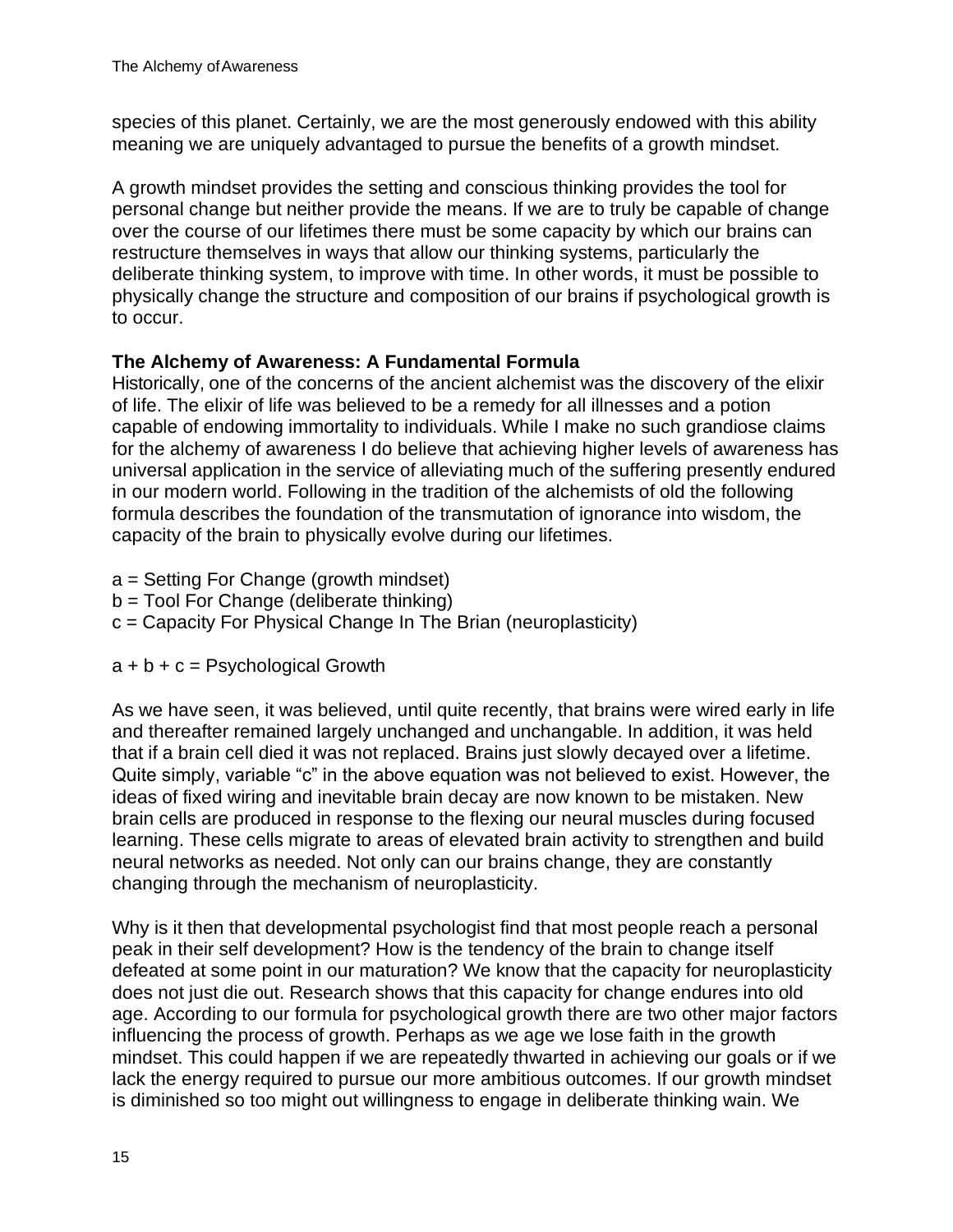species of this planet. Certainly, we are the most generously endowed with this ability meaning we are uniquely advantaged to pursue the benefits of a growth mindset.

A growth mindset provides the setting and conscious thinking provides the tool for personal change but neither provide the means. If we are to truly be capable of change over the course of our lifetimes there must be some capacity by which our brains can restructure themselves in ways that allow our thinking systems, particularly the deliberate thinking system, to improve with time. In other words, it must be possible to physically change the structure and composition of our brains if psychological growth is to occur.

**The Alchemy of Awareness: A Fundamental Formula**

Historically, one of the concerns of the ancient alchemist was the discovery of the elixir of life. The elixir of life was believed to be a remedy for all illnesses and a potion capable of endowing immortality to individuals. While I make no such grandiose claims for the alchemy of awareness I do believe that achieving higher levels of awareness has universal application in the service of alleviating much of the suffering presently endured in our modern world. Following in the tradition of the alchemists of old the following formula describes the foundation of the transmutation of ignorance into wisdom, the capacity of the brain to physically evolve during our lifetimes.

a = Setting For Change (growth mindset)
b = Tool For Change (deliberate thinking)
c = Capacity For Physical Change In The Brian (neuroplasticity)

a + b + c = Psychological Growth

As we have seen, it was believed, until quite recently, that brains were wired early in life and thereafter remained largely unchanged and unchangable. In addition, it was held that if a brain cell died it was not replaced. Brains just slowly decayed over a lifetime. Quite simply, variable "c" in the above equation was not believed to exist. However, the ideas of fixed wiring and inevitable brain decay are now known to be mistaken. New brain cells are produced in response to the flexing our neural muscles during focused learning. These cells migrate to areas of elevated brain activity to strengthen and build neural networks as needed. Not only can our brains change, they are constantly changing through the mechanism of neuroplasticity.

Why is it then that developmental psychologist find that most people reach a personal peak in their self development? How is the tendency of the brain to change itself defeated at some point in our maturation? We know that the capacity for neuroplasticity does not just die out. Research shows that this capacity for change endures into old age. According to our formula for psychological growth there are two other major factors influencing the process of growth. Perhaps as we age we lose faith in the growth mindset. This could happen if we are repeatedly thwarted in achieving our goals or if we lack the energy required to pursue our more ambitious outcomes. If our growth mindset is diminished so too might out willingness to engage in deliberate thinking wain. We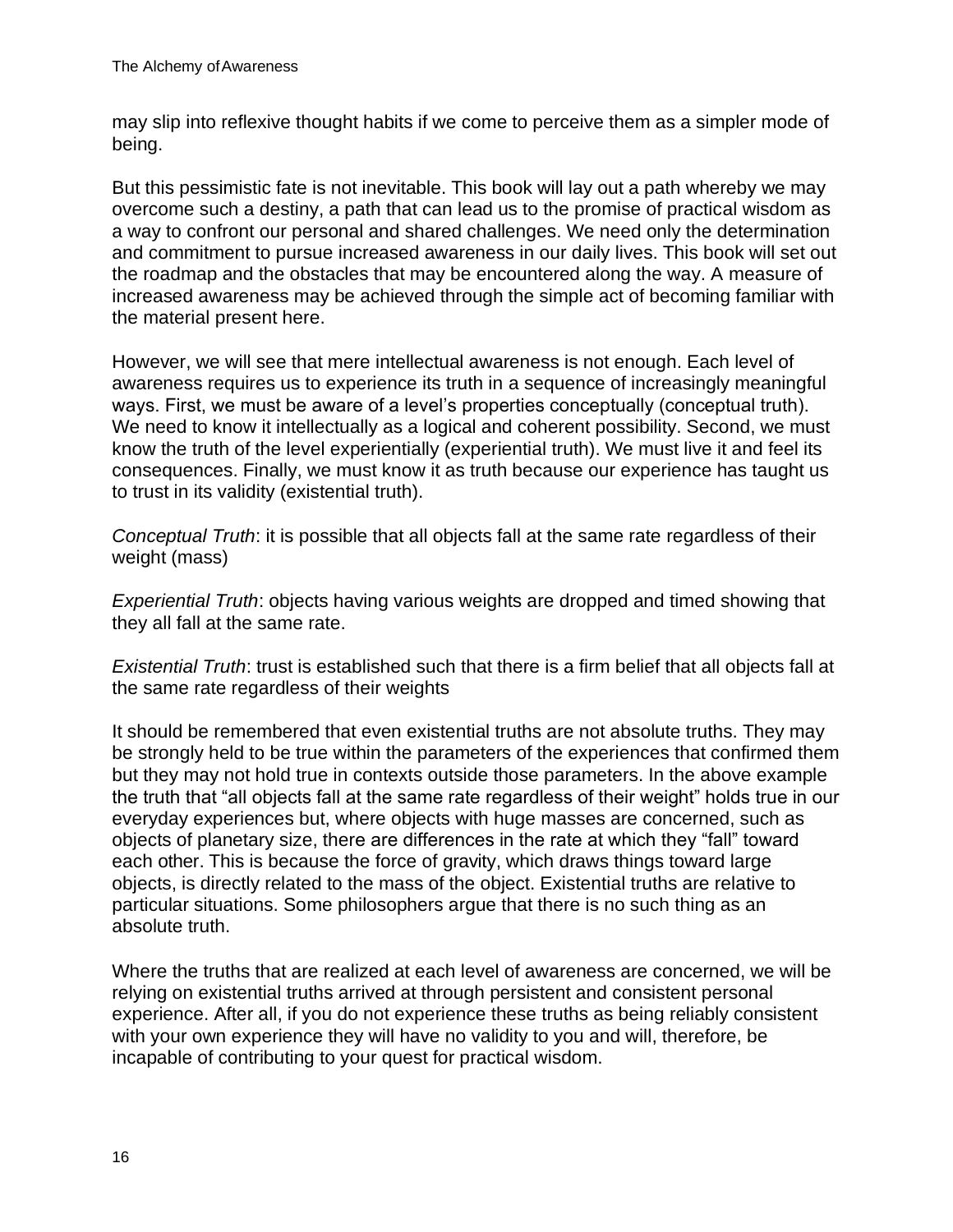may slip into reflexive thought habits if we come to perceive them as a simpler mode of being.

But this pessimistic fate is not inevitable. This book will lay out a path whereby we may overcome such a destiny, a path that can lead us to the promise of practical wisdom as a way to confront our personal and shared challenges. We need only the determination and commitment to pursue increased awareness in our daily lives. This book will set out the roadmap and the obstacles that may be encountered along the way. A measure of increased awareness may be achieved through the simple act of becoming familiar with the material present here.

However, we will see that mere intellectual awareness is not enough. Each level of awareness requires us to experience its truth in a sequence of increasingly meaningful ways. First, we must be aware of a level's properties conceptually (conceptual truth). We need to know it intellectually as a logical and coherent possibility. Second, we must know the truth of the level experientially (experiential truth). We must live it and feel its consequences. Finally, we must know it as truth because our experience has taught us to trust in its validity (existential truth).

*Conceptual Truth*: it is possible that all objects fall at the same rate regardless of their weight (mass)

*Experiential Truth*: objects having various weights are dropped and timed showing that they all fall at the same rate.

*Existential Truth*: trust is established such that there is a firm belief that all objects fall at the same rate regardless of their weights

It should be remembered that even existential truths are not absolute truths. They may be strongly held to be true within the parameters of the experiences that confirmed them but they may not hold true in contexts outside those parameters. In the above example the truth that "all objects fall at the same rate regardless of their weight" holds true in our everyday experiences but, where objects with huge masses are concerned, such as objects of planetary size, there are differences in the rate at which they "fall" toward each other. This is because the force of gravity, which draws things toward large objects, is directly related to the mass of the object. Existential truths are relative to particular situations. Some philosophers argue that there is no such thing as an absolute truth.

Where the truths that are realized at each level of awareness are concerned, we will be relying on existential truths arrived at through persistent and consistent personal experience. After all, if you do not experience these truths as being reliably consistent with your own experience they will have no validity to you and will, therefore, be incapable of contributing to your quest for practical wisdom.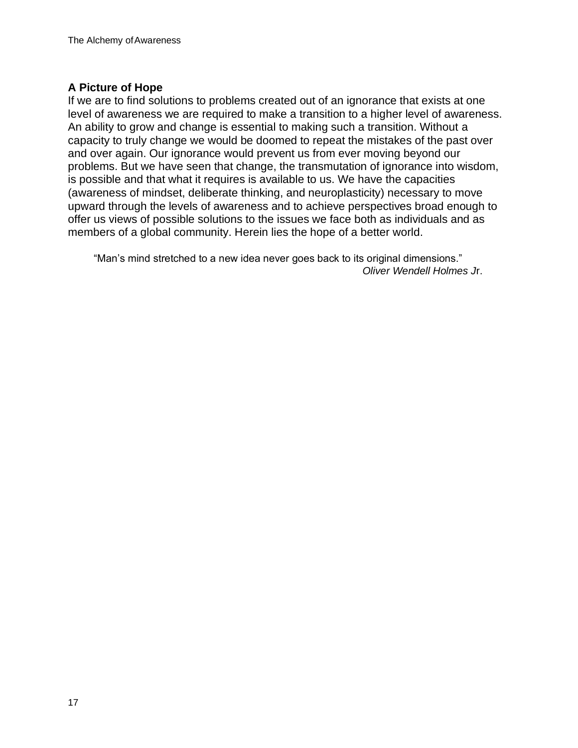### A Picture of Hope

If we are to find solutions to problems created out of an ignorance that exists at one level of awareness we are required to make a transition to a higher level of awareness. An ability to grow and change is essential to making such a transition. Without a capacity to truly change we would be doomed to repeat the mistakes of the past over and over again. Our ignorance would prevent us from ever moving beyond our problems. But we have seen that change, the transmutation of ignorance into wisdom, is possible and that what it requires is available to us. We have the capacities (awareness of mindset, deliberate thinking, and neuroplasticity) necessary to move upward through the levels of awareness and to achieve perspectives broad enough to offer us views of possible solutions to the issues we face both as individuals and as members of a global community. Herein lies the hope of a better world.

> "Man's mind stretched to a new idea never goes back to its original dimensions."
>
> *Oliver Wendell Holmes Jr.*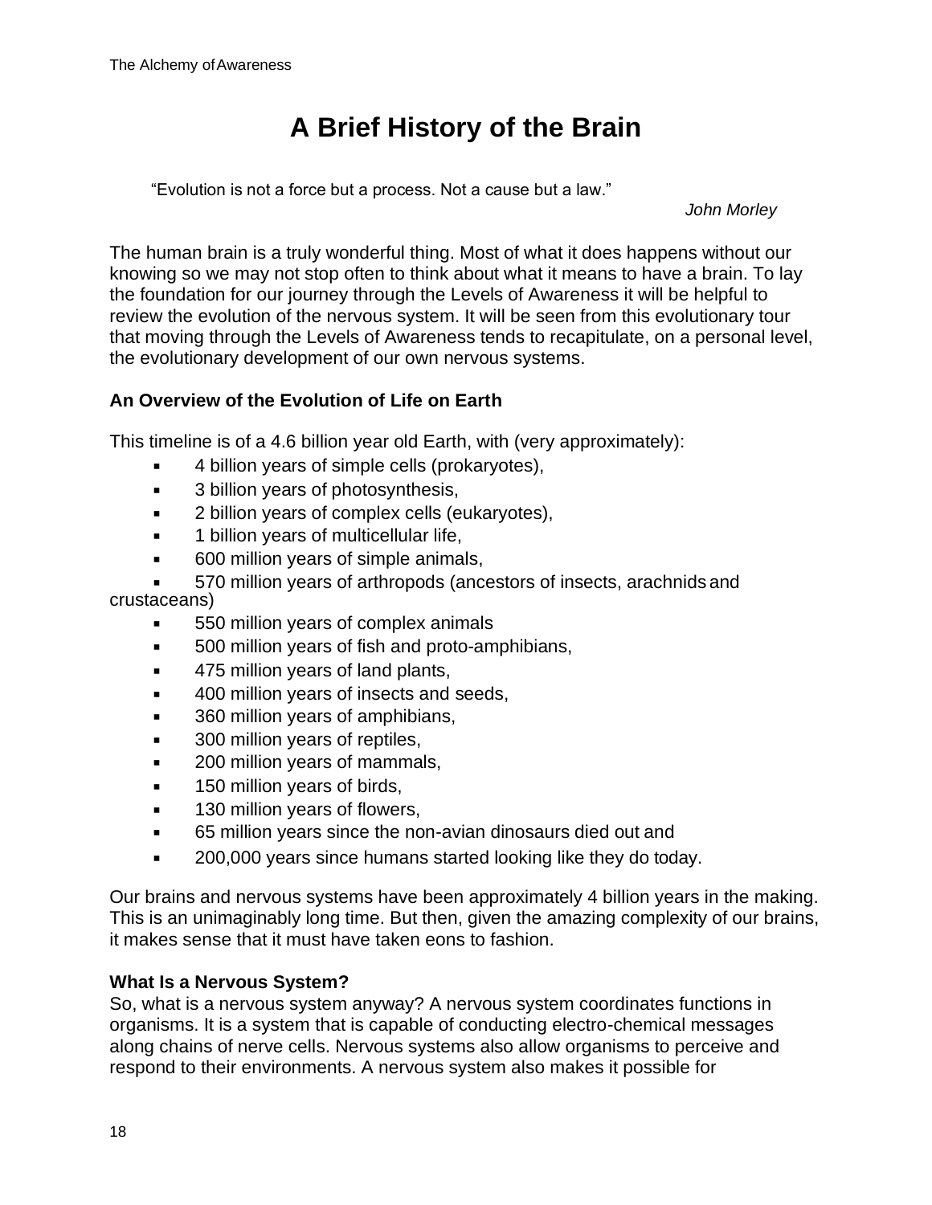# A Brief History of the Brain

> "Evolution is not a force but a process. Not a cause but a law."
>
> *John Morley*

The human brain is a truly wonderful thing. Most of what it does happens without our knowing so we may not stop often to think about what it means to have a brain. To lay the foundation for our journey through the Levels of Awareness it will be helpful to review the evolution of the nervous system. It will be seen from this evolutionary tour that moving through the Levels of Awareness tends to recapitulate, on a personal level, the evolutionary development of our own nervous systems.

### An Overview of the Evolution of Life on Earth

This timeline is of a 4.6 billion year old Earth, with (very approximately):

- 4 billion years of simple cells (prokaryotes),
- 3 billion years of photosynthesis,
- 2 billion years of complex cells (eukaryotes),
- 1 billion years of multicellular life,
- 600 million years of simple animals,
- 570 million years of arthropods (ancestors of insects, arachnids and crustaceans)
- 550 million years of complex animals
- 500 million years of fish and proto-amphibians,
- 475 million years of land plants,
- 400 million years of insects and seeds,
- 360 million years of amphibians,
- 300 million years of reptiles,
- 200 million years of mammals,
- 150 million years of birds,
- 130 million years of flowers,
- 65 million years since the non-avian dinosaurs died out and
- 200,000 years since humans started looking like they do today.

Our brains and nervous systems have been approximately 4 billion years in the making. This is an unimaginably long time. But then, given the amazing complexity of our brains, it makes sense that it must have taken eons to fashion.

### What Is a Nervous System?

So, what is a nervous system anyway? A nervous system coordinates functions in organisms. It is a system that is capable of conducting electro-chemical messages along chains of nerve cells. Nervous systems also allow organisms to perceive and respond to their environments. A nervous system also makes it possible for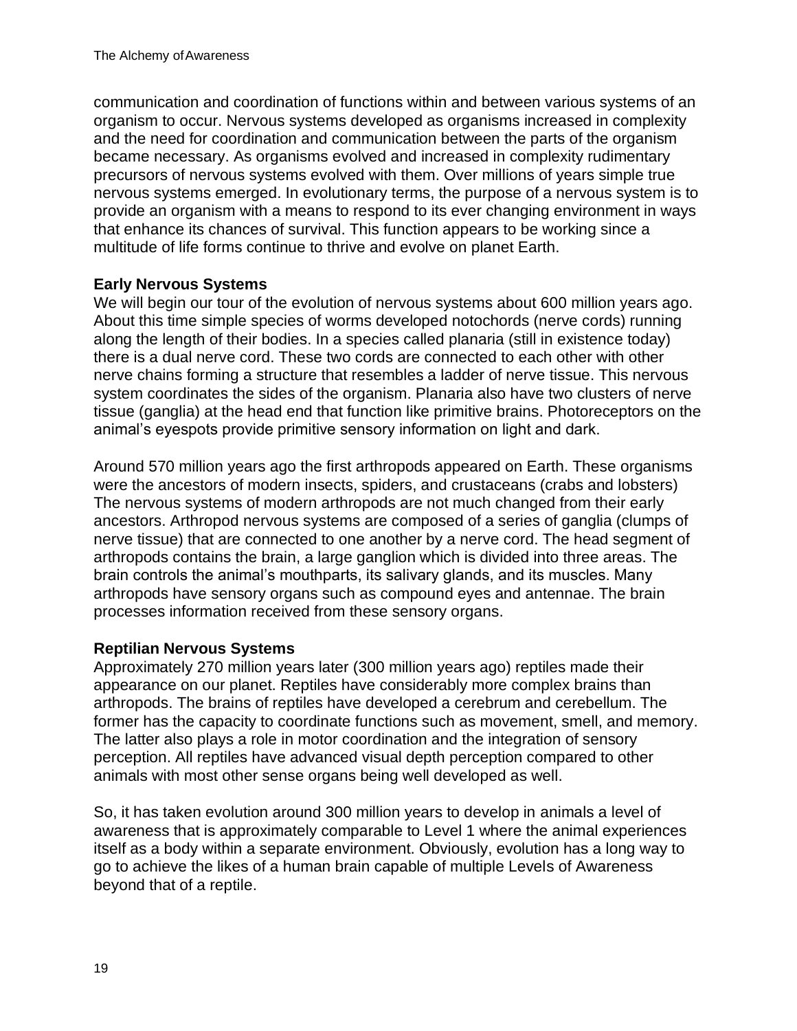communication and coordination of functions within and between various systems of an organism to occur. Nervous systems developed as organisms increased in complexity and the need for coordination and communication between the parts of the organism became necessary. As organisms evolved and increased in complexity rudimentary precursors of nervous systems evolved with them. Over millions of years simple true nervous systems emerged. In evolutionary terms, the purpose of a nervous system is to provide an organism with a means to respond to its ever changing environment in ways that enhance its chances of survival. This function appears to be working since a multitude of life forms continue to thrive and evolve on planet Earth.

**Early Nervous Systems**

We will begin our tour of the evolution of nervous systems about 600 million years ago. About this time simple species of worms developed notochords (nerve cords) running along the length of their bodies. In a species called planaria (still in existence today) there is a dual nerve cord. These two cords are connected to each other with other nerve chains forming a structure that resembles a ladder of nerve tissue. This nervous system coordinates the sides of the organism. Planaria also have two clusters of nerve tissue (ganglia) at the head end that function like primitive brains. Photoreceptors on the animal's eyespots provide primitive sensory information on light and dark.

Around 570 million years ago the first arthropods appeared on Earth. These organisms were the ancestors of modern insects, spiders, and crustaceans (crabs and lobsters) The nervous systems of modern arthropods are not much changed from their early ancestors. Arthropod nervous systems are composed of a series of ganglia (clumps of nerve tissue) that are connected to one another by a nerve cord. The head segment of arthropods contains the brain, a large ganglion which is divided into three areas. The brain controls the animal's mouthparts, its salivary glands, and its muscles. Many arthropods have sensory organs such as compound eyes and antennae. The brain processes information received from these sensory organs.

**Reptilian Nervous Systems**

Approximately 270 million years later (300 million years ago) reptiles made their appearance on our planet. Reptiles have considerably more complex brains than arthropods. The brains of reptiles have developed a cerebrum and cerebellum. The former has the capacity to coordinate functions such as movement, smell, and memory. The latter also plays a role in motor coordination and the integration of sensory perception. All reptiles have advanced visual depth perception compared to other animals with most other sense organs being well developed as well.

So, it has taken evolution around 300 million years to develop in animals a level of awareness that is approximately comparable to Level 1 where the animal experiences itself as a body within a separate environment. Obviously, evolution has a long way to go to achieve the likes of a human brain capable of multiple Levels of Awareness beyond that of a reptile.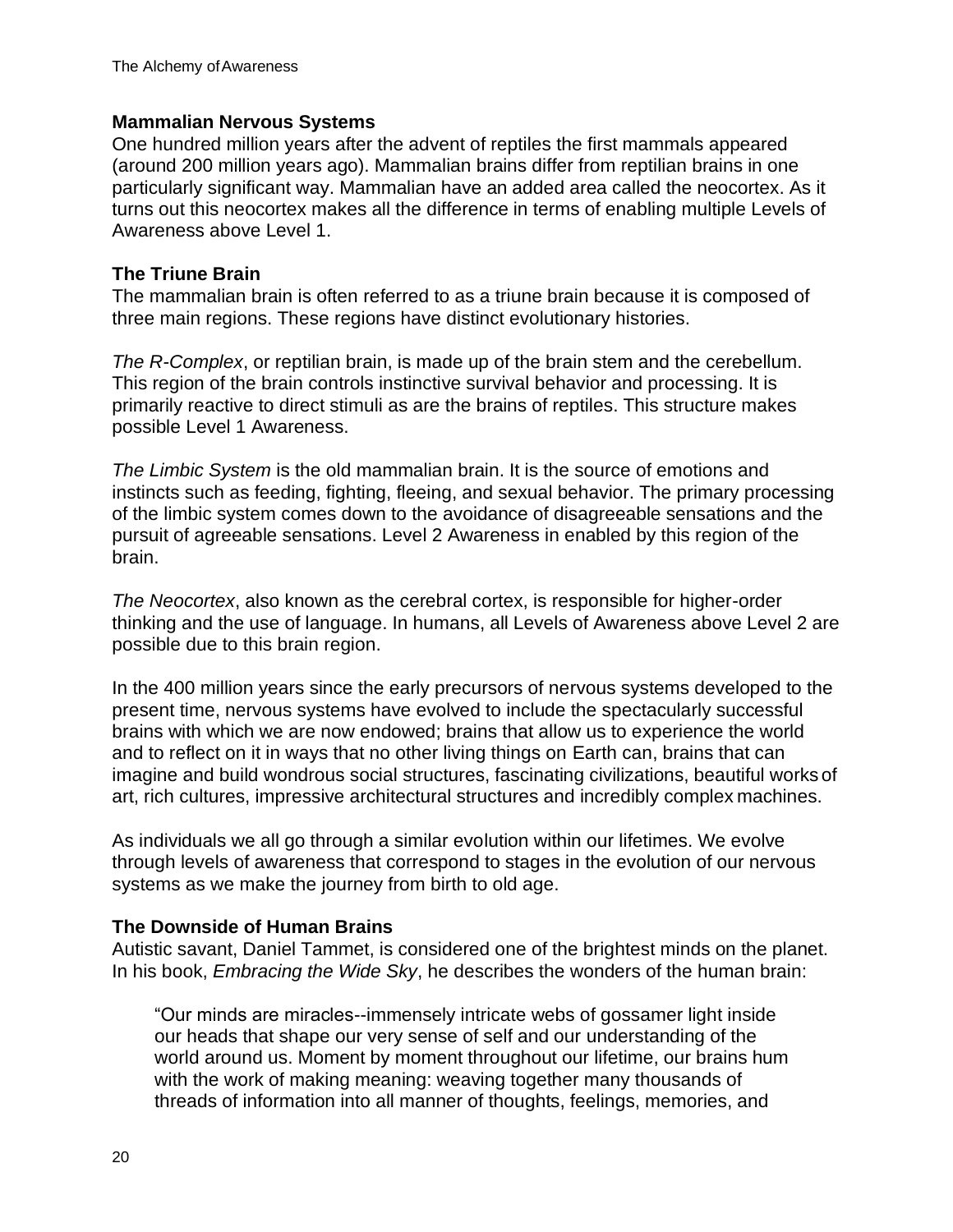**Mammalian Nervous Systems**

One hundred million years after the advent of reptiles the first mammals appeared (around 200 million years ago). Mammalian brains differ from reptilian brains in one particularly significant way. Mammalian have an added area called the neocortex. As it turns out this neocortex makes all the difference in terms of enabling multiple Levels of Awareness above Level 1.

**The Triune Brain**

The mammalian brain is often referred to as a triune brain because it is composed of three main regions. These regions have distinct evolutionary histories.

*The R-Complex*, or reptilian brain, is made up of the brain stem and the cerebellum. This region of the brain controls instinctive survival behavior and processing. It is primarily reactive to direct stimuli as are the brains of reptiles. This structure makes possible Level 1 Awareness.

*The Limbic System* is the old mammalian brain. It is the source of emotions and instincts such as feeding, fighting, fleeing, and sexual behavior. The primary processing of the limbic system comes down to the avoidance of disagreeable sensations and the pursuit of agreeable sensations. Level 2 Awareness in enabled by this region of the brain.

*The Neocortex*, also known as the cerebral cortex, is responsible for higher-order thinking and the use of language. In humans, all Levels of Awareness above Level 2 are possible due to this brain region.

In the 400 million years since the early precursors of nervous systems developed to the present time, nervous systems have evolved to include the spectacularly successful brains with which we are now endowed; brains that allow us to experience the world and to reflect on it in ways that no other living things on Earth can, brains that can imagine and build wondrous social structures, fascinating civilizations, beautiful works of art, rich cultures, impressive architectural structures and incredibly complex machines.

As individuals we all go through a similar evolution within our lifetimes. We evolve through levels of awareness that correspond to stages in the evolution of our nervous systems as we make the journey from birth to old age.

**The Downside of Human Brains**

Autistic savant, Daniel Tammet, is considered one of the brightest minds on the planet. In his book, *Embracing the Wide Sky*, he describes the wonders of the human brain:

> "Our minds are miracles--immensely intricate webs of gossamer light inside our heads that shape our very sense of self and our understanding of the world around us. Moment by moment throughout our lifetime, our brains hum with the work of making meaning: weaving together many thousands of threads of information into all manner of thoughts, feelings, memories, and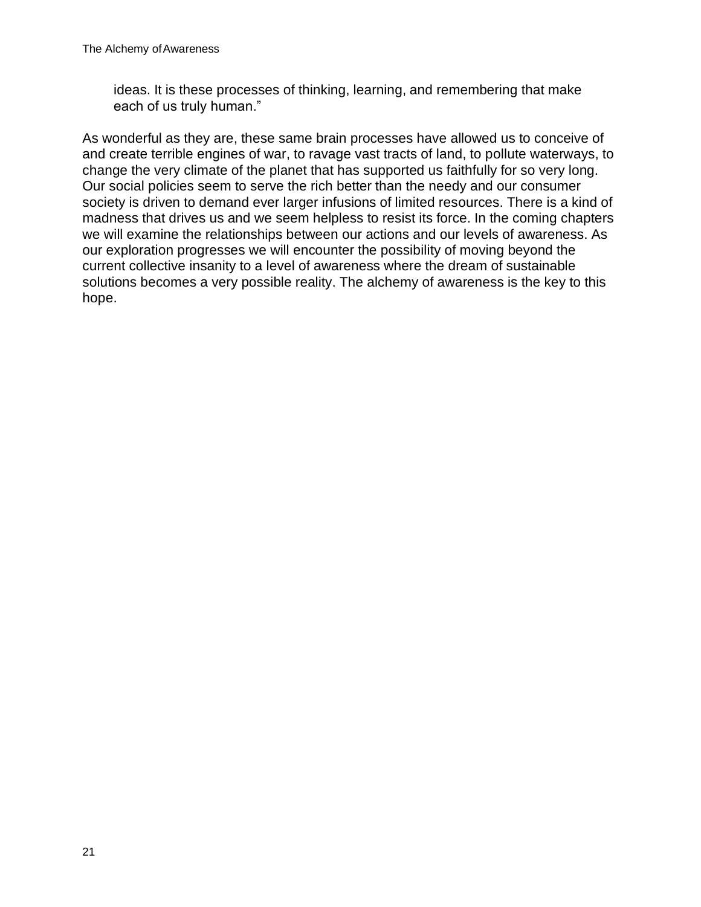> ideas. It is these processes of thinking, learning, and remembering that make each of us truly human."

As wonderful as they are, these same brain processes have allowed us to conceive of and create terrible engines of war, to ravage vast tracts of land, to pollute waterways, to change the very climate of the planet that has supported us faithfully for so very long. Our social policies seem to serve the rich better than the needy and our consumer society is driven to demand ever larger infusions of limited resources. There is a kind of madness that drives us and we seem helpless to resist its force. In the coming chapters we will examine the relationships between our actions and our levels of awareness. As our exploration progresses we will encounter the possibility of moving beyond the current collective insanity to a level of awareness where the dream of sustainable solutions becomes a very possible reality. The alchemy of awareness is the key to this hope.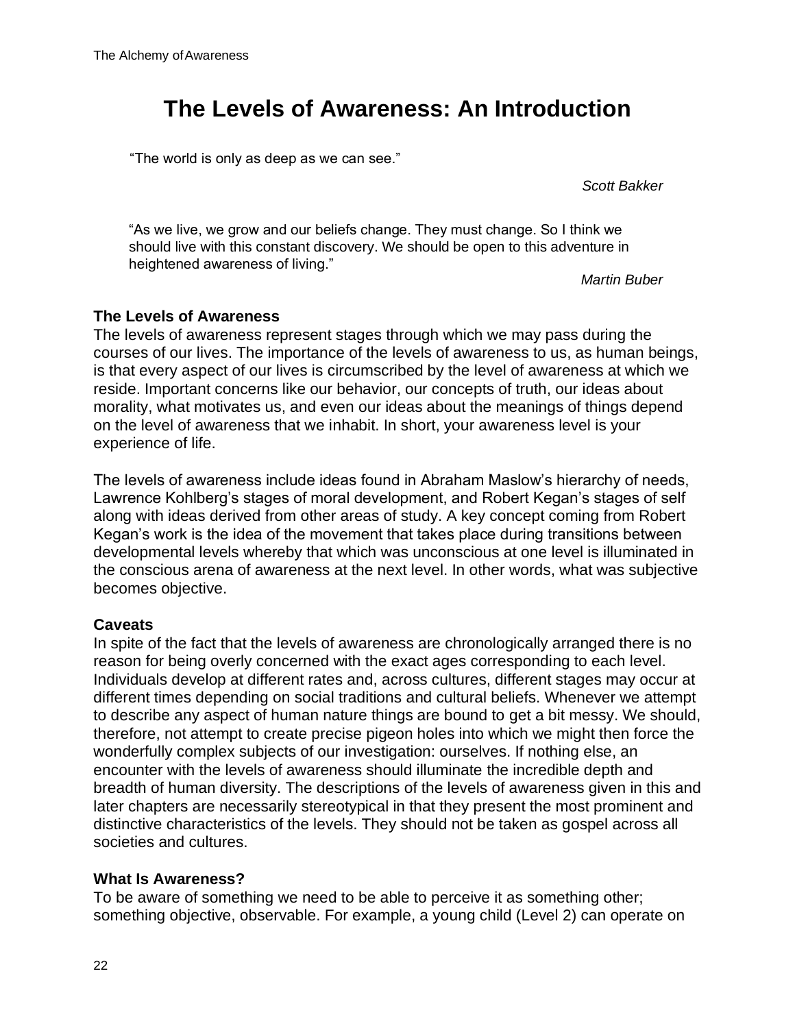# The Levels of Awareness: An Introduction

"The world is only as deep as we can see."

*Scott Bakker*

"As we live, we grow and our beliefs change. They must change. So I think we should live with this constant discovery. We should be open to this adventure in heightened awareness of living."

*Martin Buber*

### The Levels of Awareness

The levels of awareness represent stages through which we may pass during the courses of our lives. The importance of the levels of awareness to us, as human beings, is that every aspect of our lives is circumscribed by the level of awareness at which we reside. Important concerns like our behavior, our concepts of truth, our ideas about morality, what motivates us, and even our ideas about the meanings of things depend on the level of awareness that we inhabit. In short, your awareness level is your experience of life.

The levels of awareness include ideas found in Abraham Maslow's hierarchy of needs, Lawrence Kohlberg's stages of moral development, and Robert Kegan's stages of self along with ideas derived from other areas of study. A key concept coming from Robert Kegan's work is the idea of the movement that takes place during transitions between developmental levels whereby that which was unconscious at one level is illuminated in the conscious arena of awareness at the next level. In other words, what was subjective becomes objective.

### Caveats

In spite of the fact that the levels of awareness are chronologically arranged there is no reason for being overly concerned with the exact ages corresponding to each level. Individuals develop at different rates and, across cultures, different stages may occur at different times depending on social traditions and cultural beliefs. Whenever we attempt to describe any aspect of human nature things are bound to get a bit messy. We should, therefore, not attempt to create precise pigeon holes into which we might then force the wonderfully complex subjects of our investigation: ourselves. If nothing else, an encounter with the levels of awareness should illuminate the incredible depth and breadth of human diversity. The descriptions of the levels of awareness given in this and later chapters are necessarily stereotypical in that they present the most prominent and distinctive characteristics of the levels. They should not be taken as gospel across all societies and cultures.

### What Is Awareness?

To be aware of something we need to be able to perceive it as something other; something objective, observable. For example, a young child (Level 2) can operate on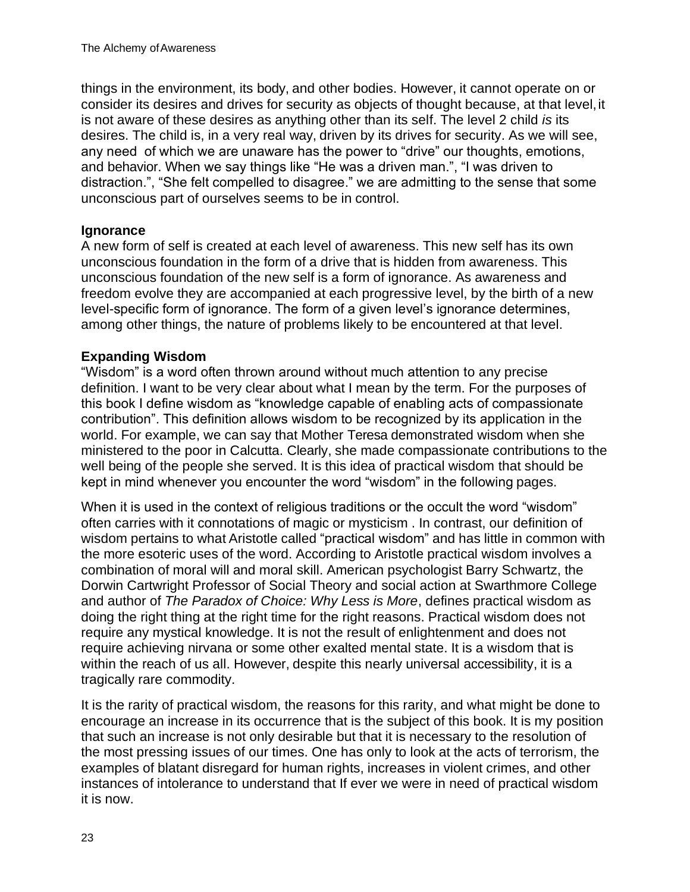things in the environment, its body, and other bodies. However, it cannot operate on or consider its desires and drives for security as objects of thought because, at that level, it is not aware of these desires as anything other than its self. The level 2 child *is* its desires. The child is, in a very real way, driven by its drives for security. As we will see, any need of which we are unaware has the power to "drive" our thoughts, emotions, and behavior. When we say things like "He was a driven man.", "I was driven to distraction.", "She felt compelled to disagree." we are admitting to the sense that some unconscious part of ourselves seems to be in control.

**Ignorance**

A new form of self is created at each level of awareness. This new self has its own unconscious foundation in the form of a drive that is hidden from awareness. This unconscious foundation of the new self is a form of ignorance. As awareness and freedom evolve they are accompanied at each progressive level, by the birth of a new level-specific form of ignorance. The form of a given level's ignorance determines, among other things, the nature of problems likely to be encountered at that level.

**Expanding Wisdom**

"Wisdom" is a word often thrown around without much attention to any precise definition. I want to be very clear about what I mean by the term. For the purposes of this book I define wisdom as "knowledge capable of enabling acts of compassionate contribution". This definition allows wisdom to be recognized by its application in the world. For example, we can say that Mother Teresa demonstrated wisdom when she ministered to the poor in Calcutta. Clearly, she made compassionate contributions to the well being of the people she served. It is this idea of practical wisdom that should be kept in mind whenever you encounter the word "wisdom" in the following pages.

When it is used in the context of religious traditions or the occult the word "wisdom" often carries with it connotations of magic or mysticism . In contrast, our definition of wisdom pertains to what Aristotle called "practical wisdom" and has little in common with the more esoteric uses of the word. According to Aristotle practical wisdom involves a combination of moral will and moral skill. American psychologist Barry Schwartz, the Dorwin Cartwright Professor of Social Theory and social action at Swarthmore College and author of *The Paradox of Choice: Why Less is More*, defines practical wisdom as doing the right thing at the right time for the right reasons. Practical wisdom does not require any mystical knowledge. It is not the result of enlightenment and does not require achieving nirvana or some other exalted mental state. It is a wisdom that is within the reach of us all. However, despite this nearly universal accessibility, it is a tragically rare commodity.

It is the rarity of practical wisdom, the reasons for this rarity, and what might be done to encourage an increase in its occurrence that is the subject of this book. It is my position that such an increase is not only desirable but that it is necessary to the resolution of the most pressing issues of our times. One has only to look at the acts of terrorism, the examples of blatant disregard for human rights, increases in violent crimes, and other instances of intolerance to understand that If ever we were in need of practical wisdom it is now.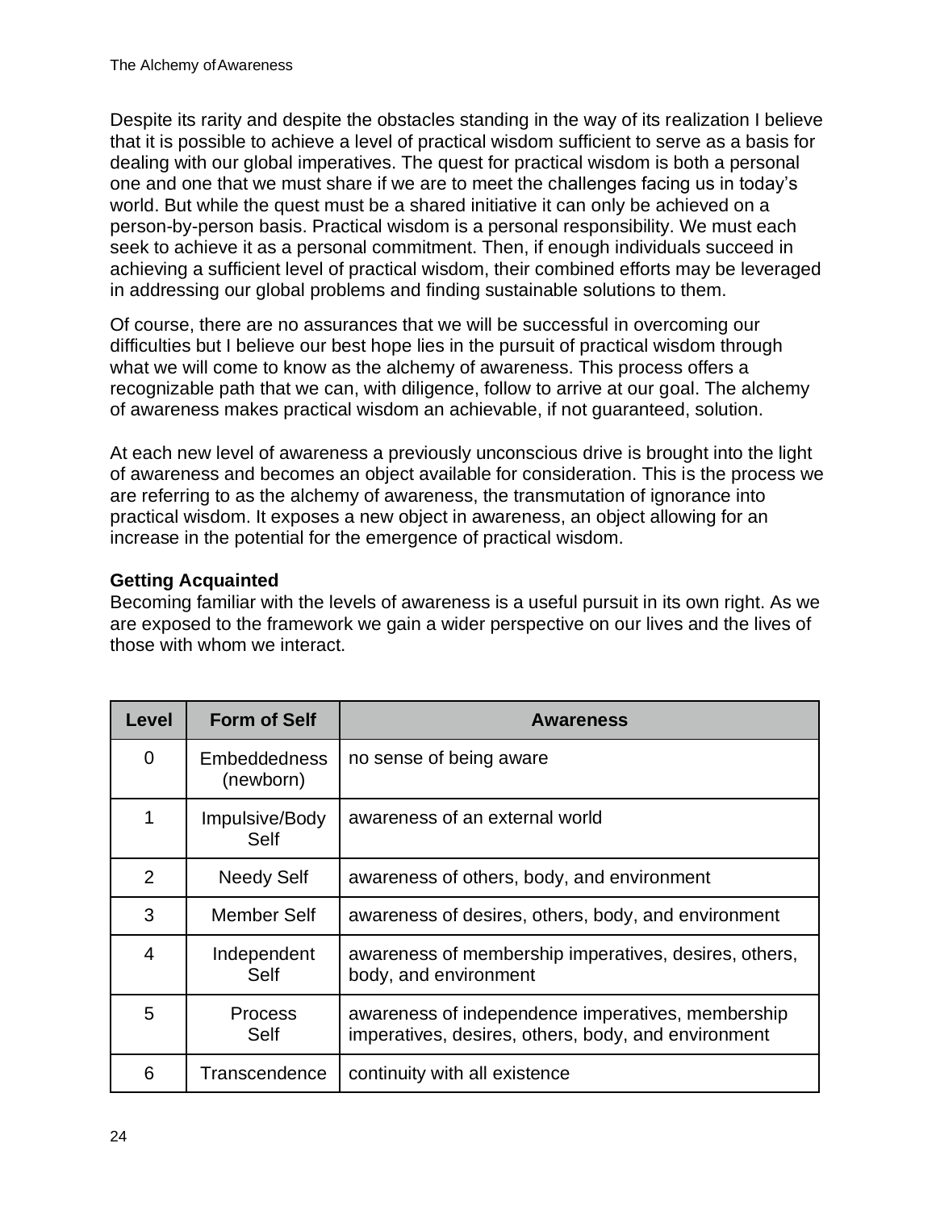Despite its rarity and despite the obstacles standing in the way of its realization I believe that it is possible to achieve a level of practical wisdom sufficient to serve as a basis for dealing with our global imperatives. The quest for practical wisdom is both a personal one and one that we must share if we are to meet the challenges facing us in today's world. But while the quest must be a shared initiative it can only be achieved on a person-by-person basis. Practical wisdom is a personal responsibility. We must each seek to achieve it as a personal commitment. Then, if enough individuals succeed in achieving a sufficient level of practical wisdom, their combined efforts may be leveraged in addressing our global problems and finding sustainable solutions to them.

Of course, there are no assurances that we will be successful in overcoming our difficulties but I believe our best hope lies in the pursuit of practical wisdom through what we will come to know as the alchemy of awareness. This process offers a recognizable path that we can, with diligence, follow to arrive at our goal. The alchemy of awareness makes practical wisdom an achievable, if not guaranteed, solution.

At each new level of awareness a previously unconscious drive is brought into the light of awareness and becomes an object available for consideration. This is the process we are referring to as the alchemy of awareness, the transmutation of ignorance into practical wisdom. It exposes a new object in awareness, an object allowing for an increase in the potential for the emergence of practical wisdom.

**Getting Acquainted**

Becoming familiar with the levels of awareness is a useful pursuit in its own right. As we are exposed to the framework we gain a wider perspective on our lives and the lives of those with whom we interact.

| Level | Form of Self | Awareness |
| --- | --- | --- |
| 0 | Embeddedness (newborn) | no sense of being aware |
| 1 | Impulsive/Body Self | awareness of an external world |
| 2 | Needy Self | awareness of others, body, and environment |
| 3 | Member Self | awareness of desires, others, body, and environment |
| 4 | Independent Self | awareness of membership imperatives, desires, others, body, and environment |
| 5 | Process Self | awareness of independence imperatives, membership imperatives, desires, others, body, and environment |
| 6 | Transcendence | continuity with all existence |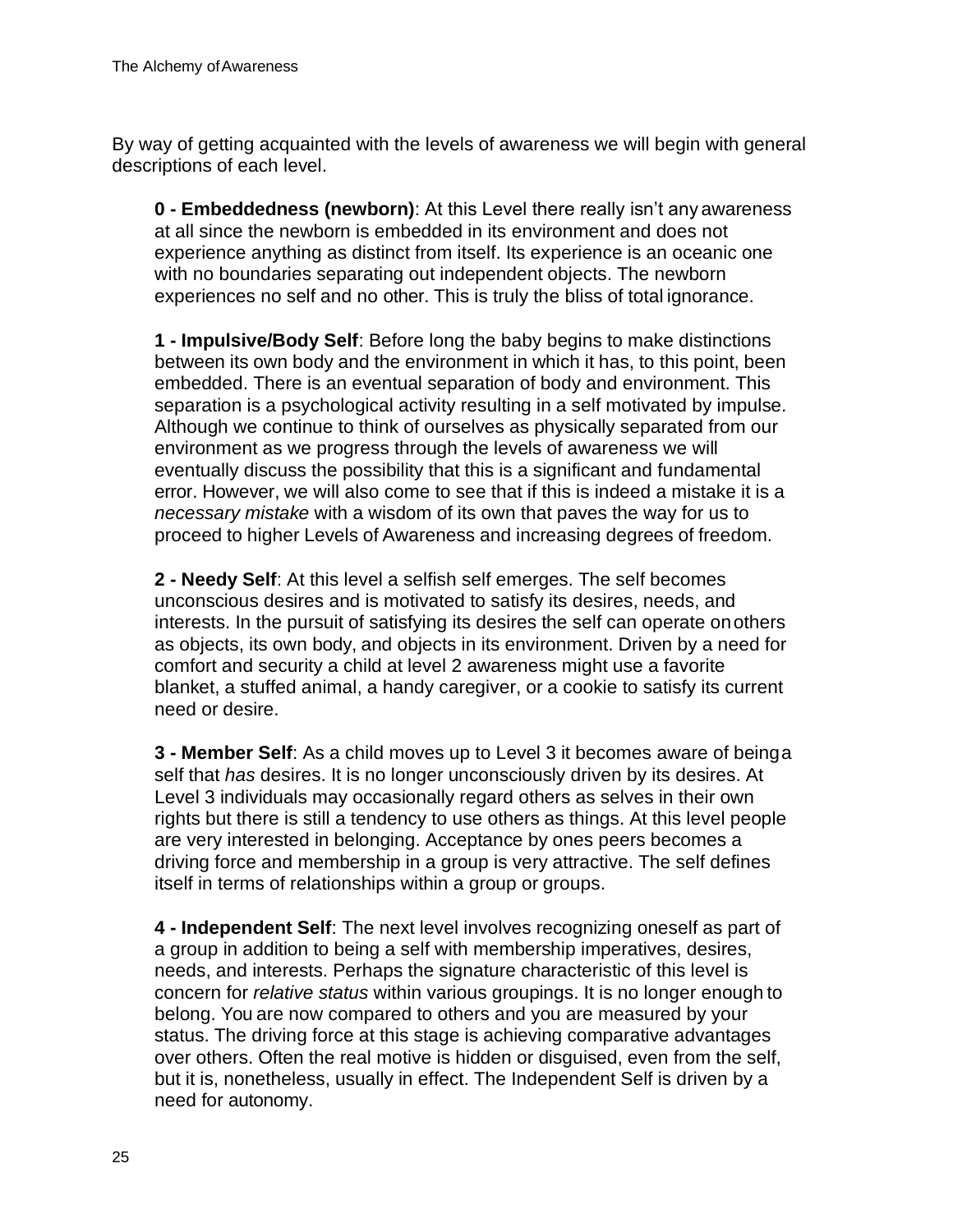By way of getting acquainted with the levels of awareness we will begin with general descriptions of each level.

**0 - Embeddedness (newborn)**: At this Level there really isn't any awareness at all since the newborn is embedded in its environment and does not experience anything as distinct from itself. Its experience is an oceanic one with no boundaries separating out independent objects. The newborn experiences no self and no other. This is truly the bliss of total ignorance.

**1 - Impulsive/Body Self**: Before long the baby begins to make distinctions between its own body and the environment in which it has, to this point, been embedded. There is an eventual separation of body and environment. This separation is a psychological activity resulting in a self motivated by impulse. Although we continue to think of ourselves as physically separated from our environment as we progress through the levels of awareness we will eventually discuss the possibility that this is a significant and fundamental error. However, we will also come to see that if this is indeed a mistake it is a *necessary mistake* with a wisdom of its own that paves the way for us to proceed to higher Levels of Awareness and increasing degrees of freedom.

**2 - Needy Self**: At this level a selfish self emerges. The self becomes unconscious desires and is motivated to satisfy its desires, needs, and interests. In the pursuit of satisfying its desires the self can operate on others as objects, its own body, and objects in its environment. Driven by a need for comfort and security a child at level 2 awareness might use a favorite blanket, a stuffed animal, a handy caregiver, or a cookie to satisfy its current need or desire.

**3 - Member Self**: As a child moves up to Level 3 it becomes aware of being a self that *has* desires. It is no longer unconsciously driven by its desires. At Level 3 individuals may occasionally regard others as selves in their own rights but there is still a tendency to use others as things. At this level people are very interested in belonging. Acceptance by ones peers becomes a driving force and membership in a group is very attractive. The self defines itself in terms of relationships within a group or groups.

**4 - Independent Self**: The next level involves recognizing oneself as part of a group in addition to being a self with membership imperatives, desires, needs, and interests. Perhaps the signature characteristic of this level is concern for *relative status* within various groupings. It is no longer enough to belong. You are now compared to others and you are measured by your status. The driving force at this stage is achieving comparative advantages over others. Often the real motive is hidden or disguised, even from the self, but it is, nonetheless, usually in effect. The Independent Self is driven by a need for autonomy.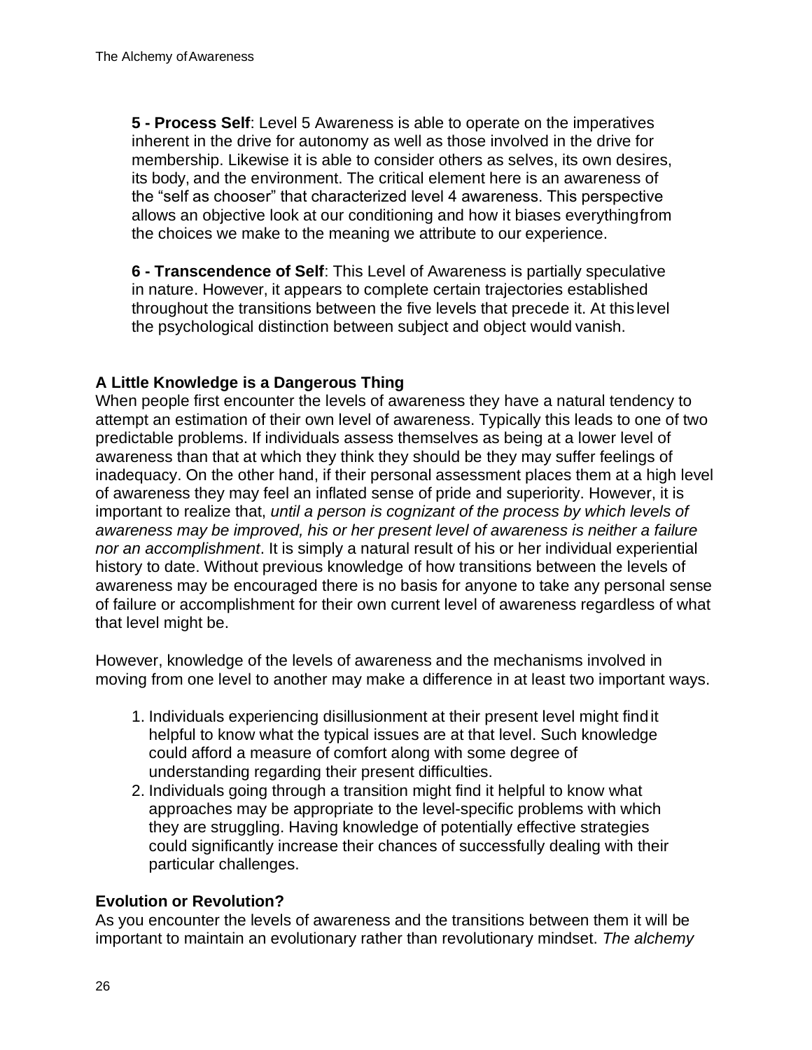**5 - Process Self**: Level 5 Awareness is able to operate on the imperatives inherent in the drive for autonomy as well as those involved in the drive for membership. Likewise it is able to consider others as selves, its own desires, its body, and the environment. The critical element here is an awareness of the "self as chooser" that characterized level 4 awareness. This perspective allows an objective look at our conditioning and how it biases everything from the choices we make to the meaning we attribute to our experience.

**6 - Transcendence of Self**: This Level of Awareness is partially speculative in nature. However, it appears to complete certain trajectories established throughout the transitions between the five levels that precede it. At this level the psychological distinction between subject and object would vanish.

### A Little Knowledge is a Dangerous Thing

When people first encounter the levels of awareness they have a natural tendency to attempt an estimation of their own level of awareness. Typically this leads to one of two predictable problems. If individuals assess themselves as being at a lower level of awareness than that at which they think they should be they may suffer feelings of inadequacy. On the other hand, if their personal assessment places them at a high level of awareness they may feel an inflated sense of pride and superiority. However, it is important to realize that, *until a person is cognizant of the process by which levels of awareness may be improved, his or her present level of awareness is neither a failure nor an accomplishment*. It is simply a natural result of his or her individual experiential history to date. Without previous knowledge of how transitions between the levels of awareness may be encouraged there is no basis for anyone to take any personal sense of failure or accomplishment for their own current level of awareness regardless of what that level might be.

However, knowledge of the levels of awareness and the mechanisms involved in moving from one level to another may make a difference in at least two important ways.

1. Individuals experiencing disillusionment at their present level might find it helpful to know what the typical issues are at that level. Such knowledge could afford a measure of comfort along with some degree of understanding regarding their present difficulties.
2. Individuals going through a transition might find it helpful to know what approaches may be appropriate to the level-specific problems with which they are struggling. Having knowledge of potentially effective strategies could significantly increase their chances of successfully dealing with their particular challenges.

### Evolution or Revolution?

As you encounter the levels of awareness and the transitions between them it will be important to maintain an evolutionary rather than revolutionary mindset. *The alchemy*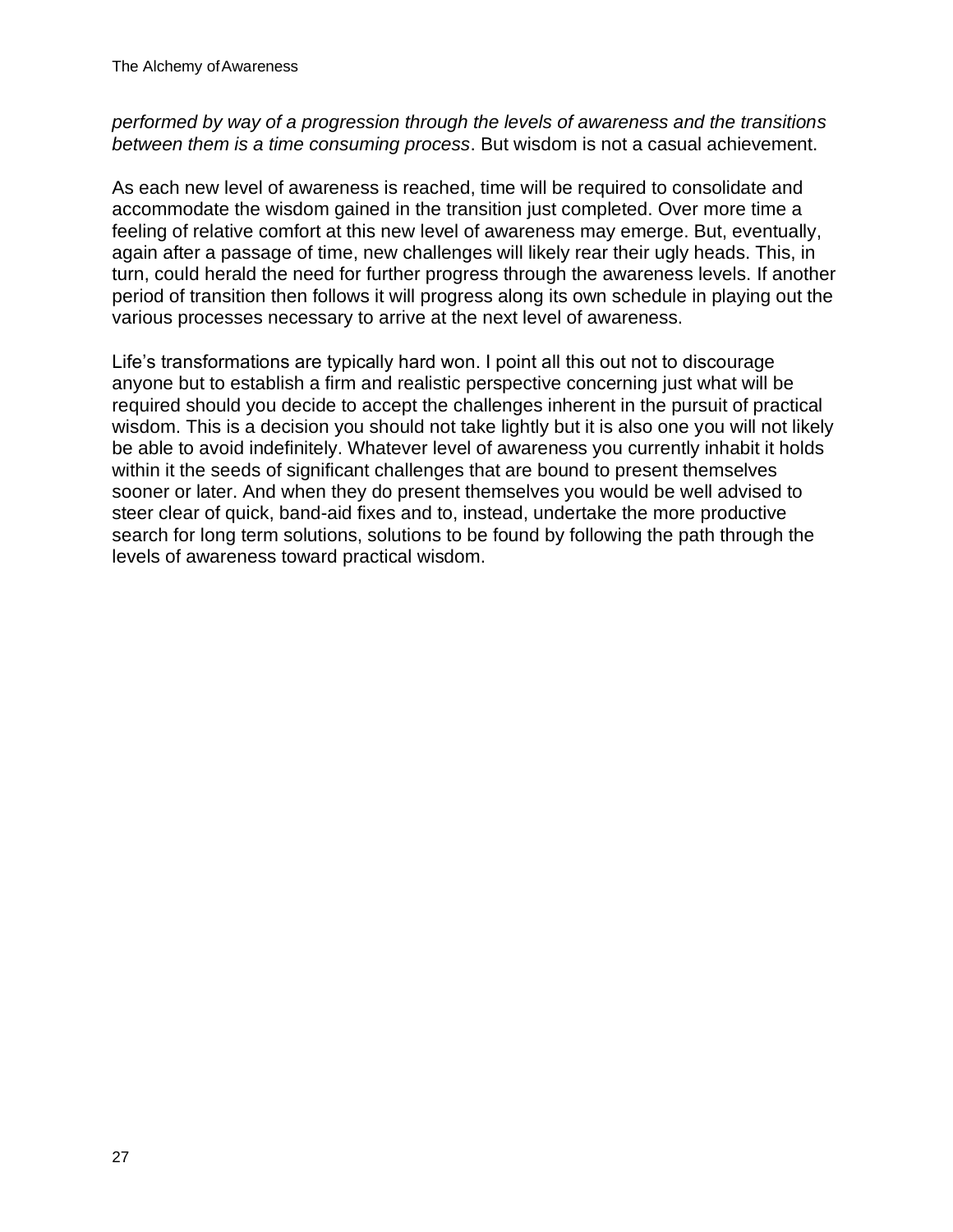*performed by way of a progression through the levels of awareness and the transitions between them is a time consuming process*. But wisdom is not a casual achievement.

As each new level of awareness is reached, time will be required to consolidate and accommodate the wisdom gained in the transition just completed. Over more time a feeling of relative comfort at this new level of awareness may emerge. But, eventually, again after a passage of time, new challenges will likely rear their ugly heads. This, in turn, could herald the need for further progress through the awareness levels. If another period of transition then follows it will progress along its own schedule in playing out the various processes necessary to arrive at the next level of awareness.

Life's transformations are typically hard won. I point all this out not to discourage anyone but to establish a firm and realistic perspective concerning just what will be required should you decide to accept the challenges inherent in the pursuit of practical wisdom. This is a decision you should not take lightly but it is also one you will not likely be able to avoid indefinitely. Whatever level of awareness you currently inhabit it holds within it the seeds of significant challenges that are bound to present themselves sooner or later. And when they do present themselves you would be well advised to steer clear of quick, band-aid fixes and to, instead, undertake the more productive search for long term solutions, solutions to be found by following the path through the levels of awareness toward practical wisdom.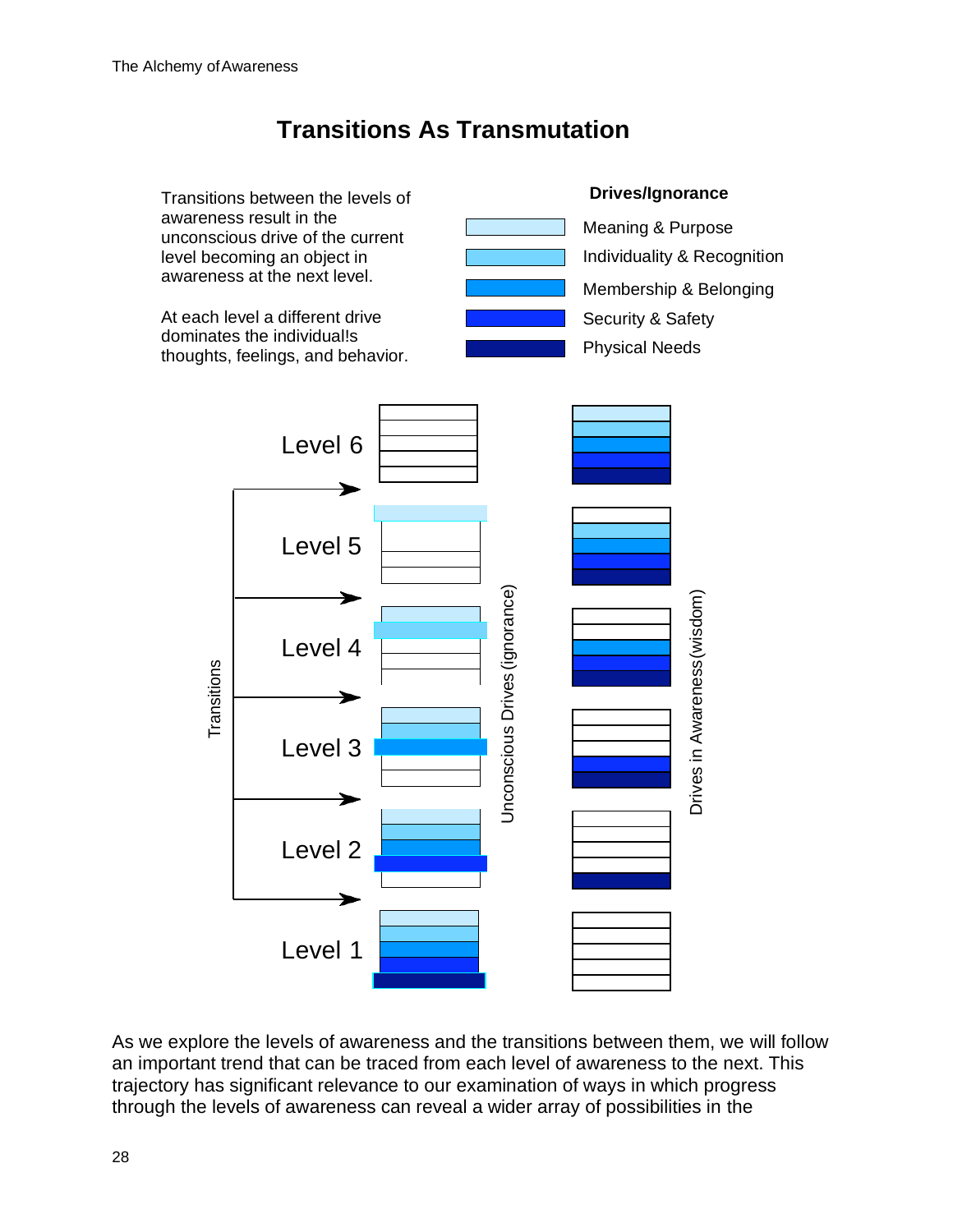# Transitions As Transmutation

Transitions between the levels of awareness result in the unconscious drive of the current level becoming an object in awareness at the next level.

At each level a different drive dominates the individual!s thoughts, feelings, and behavior.

**Drives/Ignorance**

- Meaning & Purpose
- Individuality & Recognition
- Membership & Belonging
- Security & Safety
- Physical Needs

Level 6

Level 5

Level 4

Level 3

Level 2

Level 1

Transitions

Unconscious Drives (ignorance)

Drives in Awareness (wisdom)

As we explore the levels of awareness and the transitions between them, we will follow an important trend that can be traced from each level of awareness to the next. This trajectory has significant relevance to our examination of ways in which progress through the levels of awareness can reveal a wider array of possibilities in the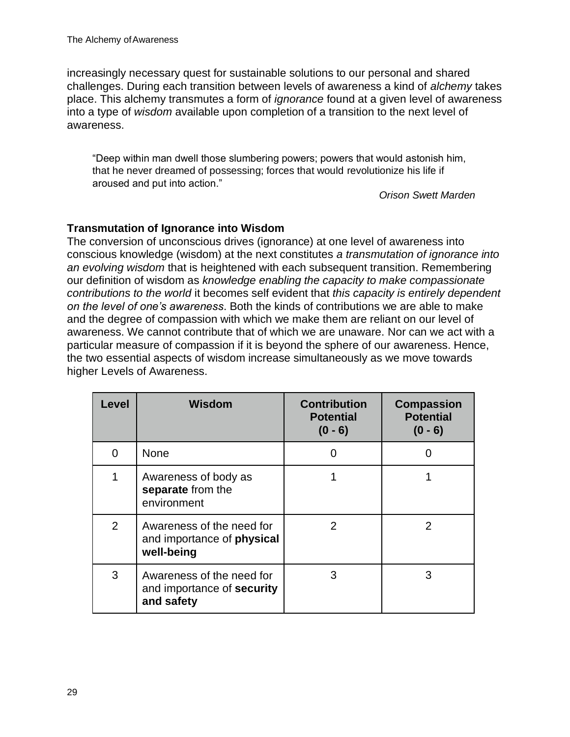increasingly necessary quest for sustainable solutions to our personal and shared challenges. During each transition between levels of awareness a kind of *alchemy* takes place. This alchemy transmutes a form of *ignorance* found at a given level of awareness into a type of *wisdom* available upon completion of a transition to the next level of awareness.

> "Deep within man dwell those slumbering powers; powers that would astonish him, that he never dreamed of possessing; forces that would revolutionize his life if aroused and put into action."
>
> *Orison Swett Marden*

**Transmutation of Ignorance into Wisdom**

The conversion of unconscious drives (ignorance) at one level of awareness into conscious knowledge (wisdom) at the next constitutes *a transmutation of ignorance into an evolving wisdom* that is heightened with each subsequent transition. Remembering our definition of wisdom as *knowledge enabling the capacity to make compassionate contributions to the world* it becomes self evident that *this capacity is entirely dependent on the level of one's awareness*. Both the kinds of contributions we are able to make and the degree of compassion with which we make them are reliant on our level of awareness. We cannot contribute that of which we are unaware. Nor can we act with a particular measure of compassion if it is beyond the sphere of our awareness. Hence, the two essential aspects of wisdom increase simultaneously as we move towards higher Levels of Awareness.

| Level | Wisdom | Contribution Potential (0 - 6) | Compassion Potential (0 - 6) |
|---|---|---|---|
| 0 | None | 0 | 0 |
| 1 | Awareness of body as **separate** from the environment | 1 | 1 |
| 2 | Awareness of the need for and importance of **physical well-being** | 2 | 2 |
| 3 | Awareness of the need for and importance of **security and safety** | 3 | 3 |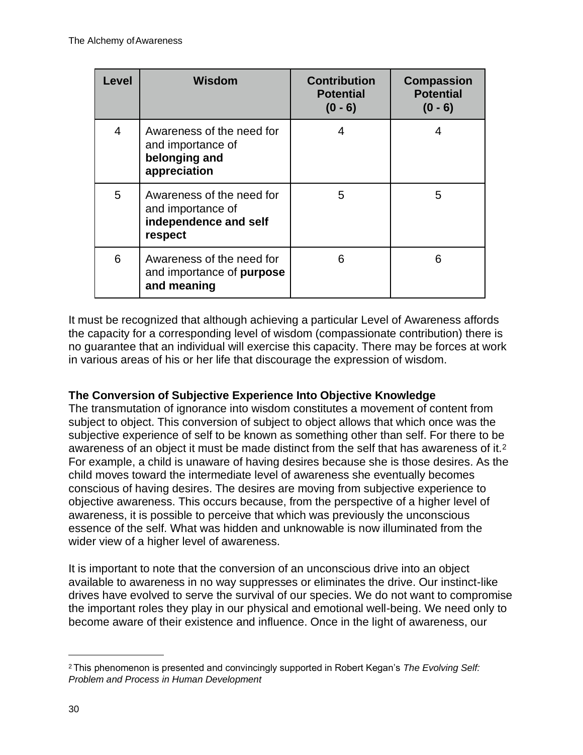| Level | Wisdom | Contribution Potential (0 - 6) | Compassion Potential (0 - 6) |
|---|---|---|---|
| 4 | Awareness of the need for and importance of **belonging and appreciation** | 4 | 4 |
| 5 | Awareness of the need for and importance of **independence and self respect** | 5 | 5 |
| 6 | Awareness of the need for and importance of **purpose and meaning** | 6 | 6 |

It must be recognized that although achieving a particular Level of Awareness affords the capacity for a corresponding level of wisdom (compassionate contribution) there is no guarantee that an individual will exercise this capacity. There may be forces at work in various areas of his or her life that discourage the expression of wisdom.

**The Conversion of Subjective Experience Into Objective Knowledge**

The transmutation of ignorance into wisdom constitutes a movement of content from subject to object. This conversion of subject to object allows that which once was the subjective experience of self to be known as something other than self. For there to be awareness of an object it must be made distinct from the self that has awareness of it.[2] For example, a child is unaware of having desires because she is those desires. As the child moves toward the intermediate level of awareness she eventually becomes conscious of having desires. The desires are moving from subjective experience to objective awareness. This occurs because, from the perspective of a higher level of awareness, it is possible to perceive that which was previously the unconscious essence of the self. What was hidden and unknowable is now illuminated from the wider view of a higher level of awareness.

It is important to note that the conversion of an unconscious drive into an object available to awareness in no way suppresses or eliminates the drive. Our instinct-like drives have evolved to serve the survival of our species. We do not want to compromise the important roles they play in our physical and emotional well-being. We need only to become aware of their existence and influence. Once in the light of awareness, our

[2] This phenomenon is presented and convincingly supported in Robert Kegan's *The Evolving Self: Problem and Process in Human Development*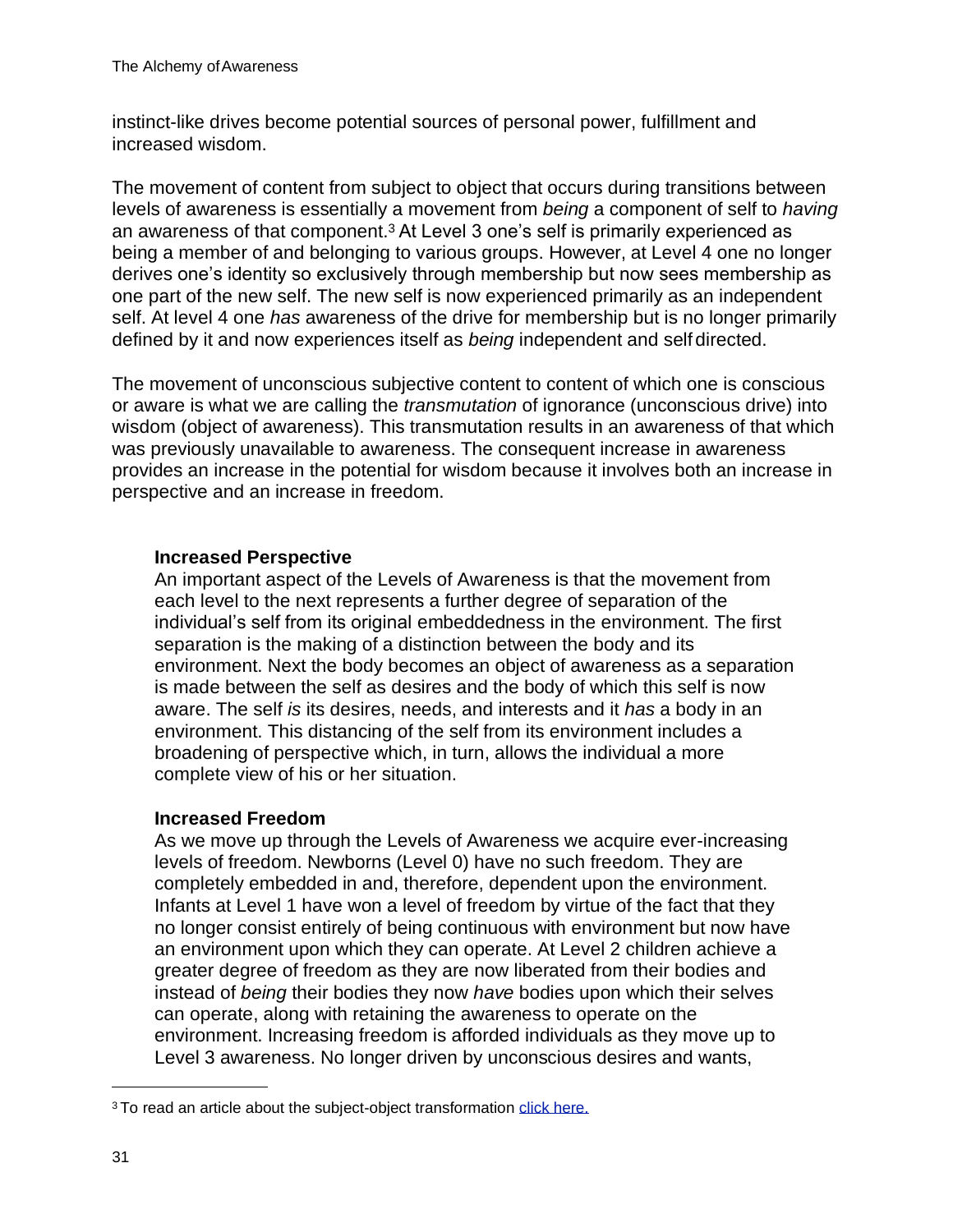instinct-like drives become potential sources of personal power, fulfillment and increased wisdom.

The movement of content from subject to object that occurs during transitions between levels of awareness is essentially a movement from *being* a component of self to *having* an awareness of that component.[3] At Level 3 one's self is primarily experienced as being a member of and belonging to various groups. However, at Level 4 one no longer derives one's identity so exclusively through membership but now sees membership as one part of the new self. The new self is now experienced primarily as an independent self. At level 4 one *has* awareness of the drive for membership but is no longer primarily defined by it and now experiences itself as *being* independent and self directed.

The movement of unconscious subjective content to content of which one is conscious or aware is what we are calling the *transmutation* of ignorance (unconscious drive) into wisdom (object of awareness). This transmutation results in an awareness of that which was previously unavailable to awareness. The consequent increase in awareness provides an increase in the potential for wisdom because it involves both an increase in perspective and an increase in freedom.

**Increased Perspective**

An important aspect of the Levels of Awareness is that the movement from each level to the next represents a further degree of separation of the individual's self from its original embeddedness in the environment. The first separation is the making of a distinction between the body and its environment. Next the body becomes an object of awareness as a separation is made between the self as desires and the body of which this self is now aware. The self *is* its desires, needs, and interests and it *has* a body in an environment. This distancing of the self from its environment includes a broadening of perspective which, in turn, allows the individual a more complete view of his or her situation.

**Increased Freedom**

As we move up through the Levels of Awareness we acquire ever-increasing levels of freedom. Newborns (Level 0) have no such freedom. They are completely embedded in and, therefore, dependent upon the environment. Infants at Level 1 have won a level of freedom by virtue of the fact that they no longer consist entirely of being continuous with environment but now have an environment upon which they can operate. At Level 2 children achieve a greater degree of freedom as they are now liberated from their bodies and instead of *being* their bodies they now *have* bodies upon which their selves can operate, along with retaining the awareness to operate on the environment. Increasing freedom is afforded individuals as they move up to Level 3 awareness. No longer driven by unconscious desires and wants,

[3] To read an article about the subject-object transformation [click here.]()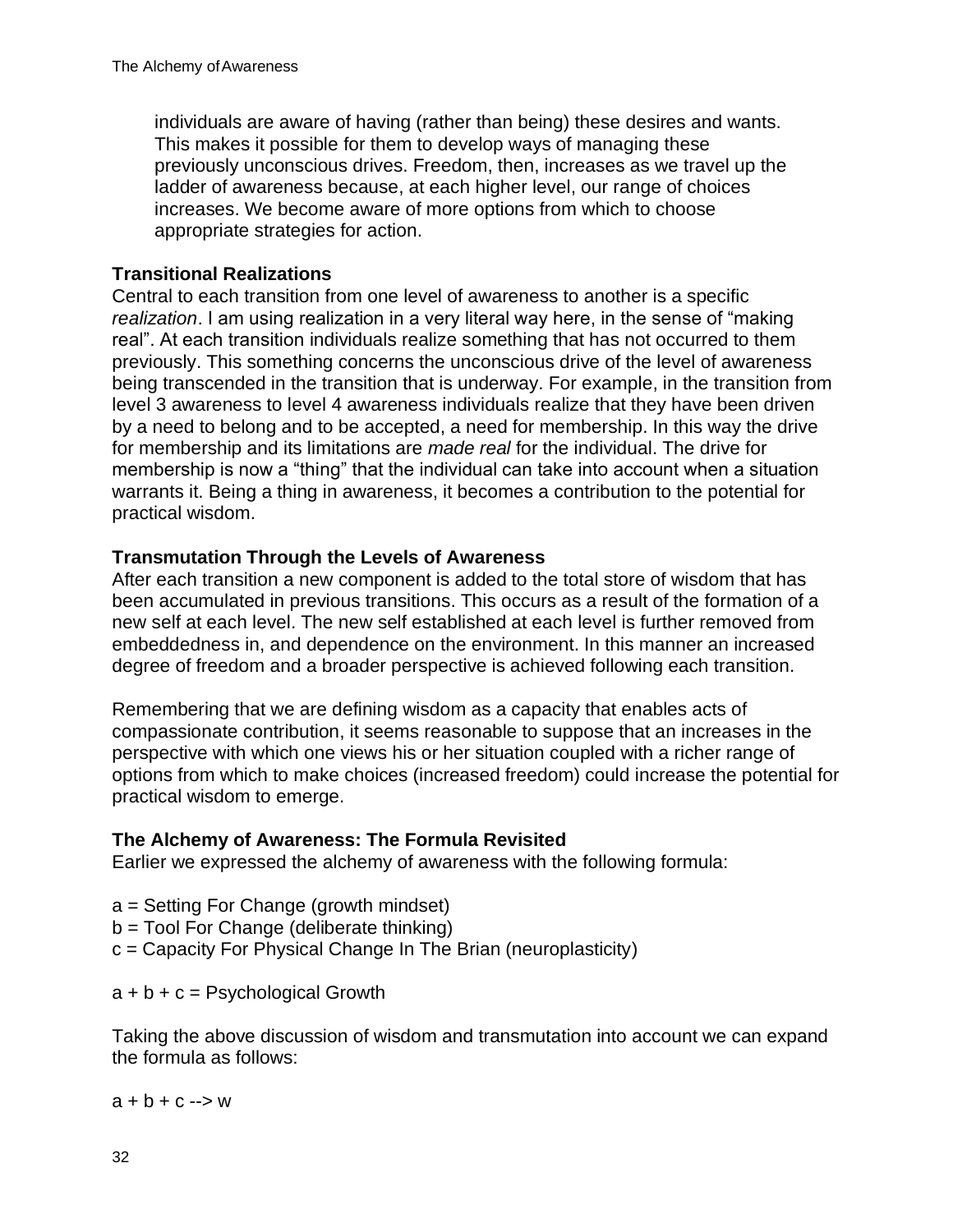individuals are aware of having (rather than being) these desires and wants. This makes it possible for them to develop ways of managing these previously unconscious drives. Freedom, then, increases as we travel up the ladder of awareness because, at each higher level, our range of choices increases. We become aware of more options from which to choose appropriate strategies for action.

### Transitional Realizations

Central to each transition from one level of awareness to another is a specific *realization*. I am using realization in a very literal way here, in the sense of "making real". At each transition individuals realize something that has not occurred to them previously. This something concerns the unconscious drive of the level of awareness being transcended in the transition that is underway. For example, in the transition from level 3 awareness to level 4 awareness individuals realize that they have been driven by a need to belong and to be accepted, a need for membership. In this way the drive for membership and its limitations are *made real* for the individual. The drive for membership is now a "thing" that the individual can take into account when a situation warrants it. Being a thing in awareness, it becomes a contribution to the potential for practical wisdom.

### Transmutation Through the Levels of Awareness

After each transition a new component is added to the total store of wisdom that has been accumulated in previous transitions. This occurs as a result of the formation of a new self at each level. The new self established at each level is further removed from embeddedness in, and dependence on the environment. In this manner an increased degree of freedom and a broader perspective is achieved following each transition.

Remembering that we are defining wisdom as a capacity that enables acts of compassionate contribution, it seems reasonable to suppose that an increases in the perspective with which one views his or her situation coupled with a richer range of options from which to make choices (increased freedom) could increase the potential for practical wisdom to emerge.

### The Alchemy of Awareness: The Formula Revisited

Earlier we expressed the alchemy of awareness with the following formula:

a = Setting For Change (growth mindset)
b = Tool For Change (deliberate thinking)
c = Capacity For Physical Change In The Brian (neuroplasticity)

a + b + c = Psychological Growth

Taking the above discussion of wisdom and transmutation into account we can expand the formula as follows:

a + b + c --> w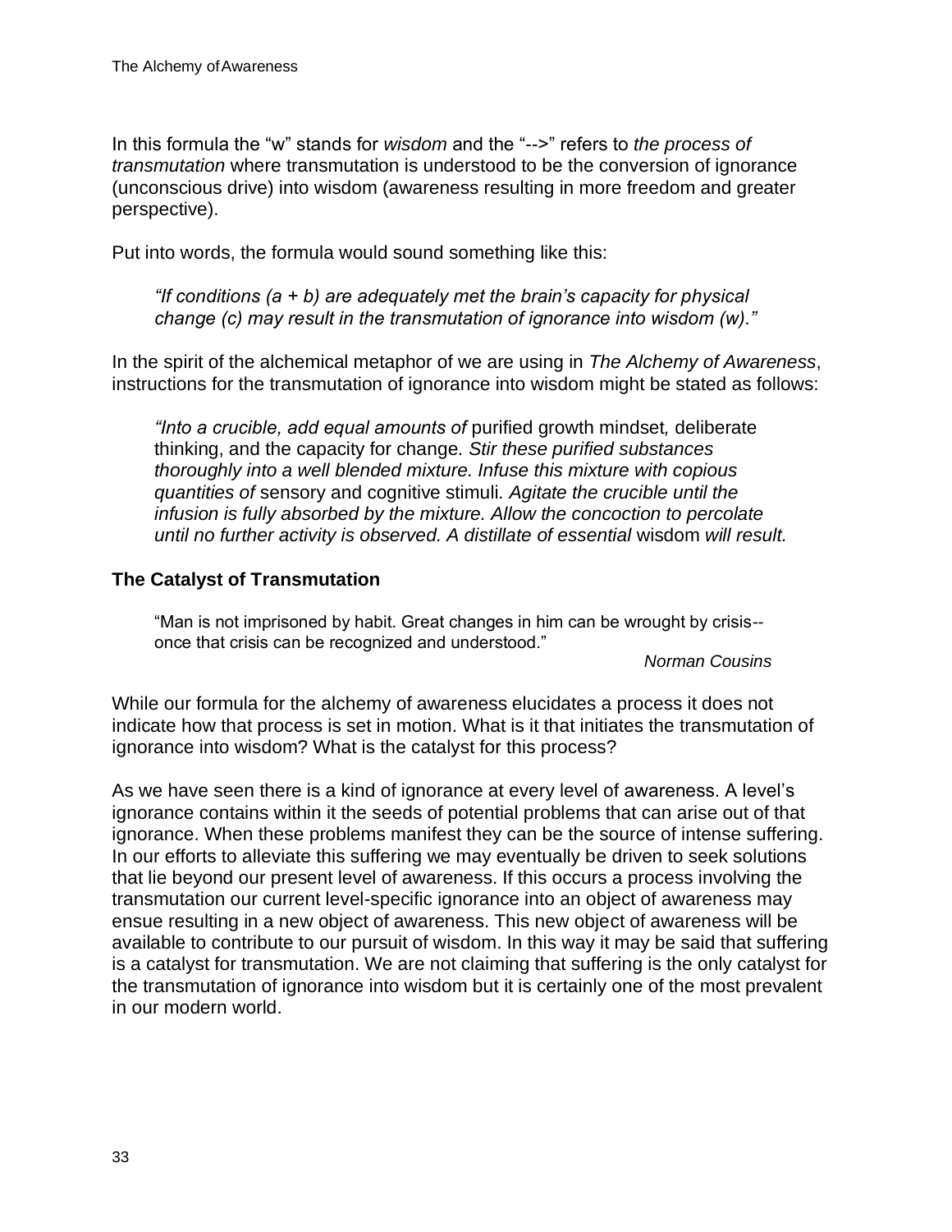In this formula the “w” stands for *wisdom* and the “-->” refers to *the process of transmutation* where transmutation is understood to be the conversion of ignorance (unconscious drive) into wisdom (awareness resulting in more freedom and greater perspective).

Put into words, the formula would sound something like this:

> *“If conditions (a + b) are adequately met the brain’s capacity for physical change (c) may result in the transmutation of ignorance into wisdom (w).”*

In the spirit of the alchemical metaphor of we are using in *The Alchemy of Awareness*, instructions for the transmutation of ignorance into wisdom might be stated as follows:

> *“Into a crucible, add equal amounts of* purified growth mindset*,* deliberate thinking, and the capacity for change*. Stir these purified substances thoroughly into a well blended mixture. Infuse this mixture with copious quantities of* sensory and cognitive stimuli*. Agitate the crucible until the infusion is fully absorbed by the mixture. Allow the concoction to percolate until no further activity is observed. A distillate of essential* wisdom *will result.*

### The Catalyst of Transmutation

> “Man is not imprisoned by habit. Great changes in him can be wrought by crisis-- once that crisis can be recognized and understood.”
>
> *Norman Cousins*

While our formula for the alchemy of awareness elucidates a process it does not indicate how that process is set in motion. What is it that initiates the transmutation of ignorance into wisdom? What is the catalyst for this process?

As we have seen there is a kind of ignorance at every level of awareness. A level’s ignorance contains within it the seeds of potential problems that can arise out of that ignorance. When these problems manifest they can be the source of intense suffering. In our efforts to alleviate this suffering we may eventually be driven to seek solutions that lie beyond our present level of awareness. If this occurs a process involving the transmutation our current level-specific ignorance into an object of awareness may ensue resulting in a new object of awareness. This new object of awareness will be available to contribute to our pursuit of wisdom. In this way it may be said that suffering is a catalyst for transmutation. We are not claiming that suffering is the only catalyst for the transmutation of ignorance into wisdom but it is certainly one of the most prevalent in our modern world.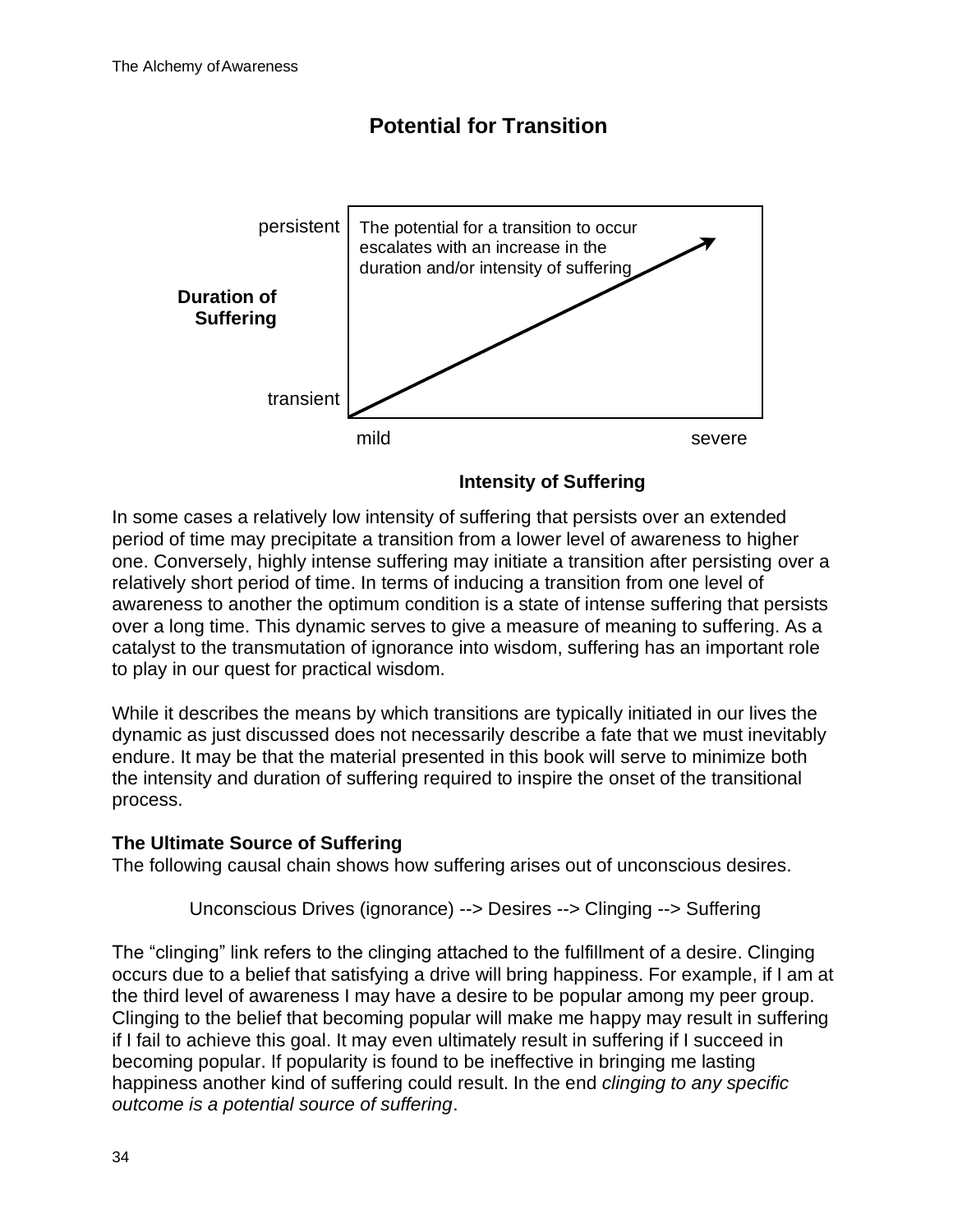## Potential for Transition

persistent

**Duration of Suffering**

transient

The potential for a transition to occur escalates with an increase in the duration and/or intensity of suffering

mild severe

**Intensity of Suffering**

In some cases a relatively low intensity of suffering that persists over an extended period of time may precipitate a transition from a lower level of awareness to higher one. Conversely, highly intense suffering may initiate a transition after persisting over a relatively short period of time. In terms of inducing a transition from one level of awareness to another the optimum condition is a state of intense suffering that persists over a long time. This dynamic serves to give a measure of meaning to suffering. As a catalyst to the transmutation of ignorance into wisdom, suffering has an important role to play in our quest for practical wisdom.

While it describes the means by which transitions are typically initiated in our lives the dynamic as just discussed does not necessarily describe a fate that we must inevitably endure. It may be that the material presented in this book will serve to minimize both the intensity and duration of suffering required to inspire the onset of the transitional process.

**The Ultimate Source of Suffering**

The following causal chain shows how suffering arises out of unconscious desires.

Unconscious Drives (ignorance) --> Desires --> Clinging --> Suffering

The "clinging" link refers to the clinging attached to the fulfillment of a desire. Clinging occurs due to a belief that satisfying a drive will bring happiness. For example, if I am at the third level of awareness I may have a desire to be popular among my peer group. Clinging to the belief that becoming popular will make me happy may result in suffering if I fail to achieve this goal. It may even ultimately result in suffering if I succeed in becoming popular. If popularity is found to be ineffective in bringing me lasting happiness another kind of suffering could result. In the end *clinging to any specific outcome is a potential source of suffering*.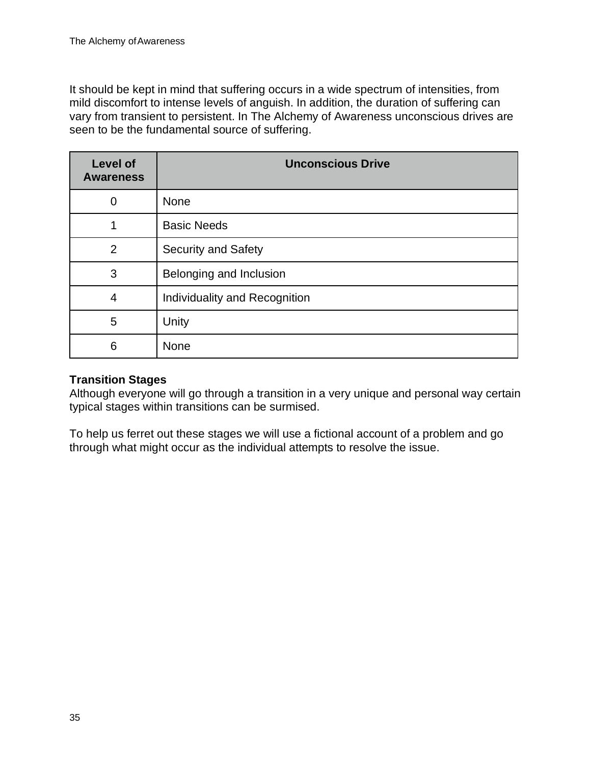It should be kept in mind that suffering occurs in a wide spectrum of intensities, from mild discomfort to intense levels of anguish. In addition, the duration of suffering can vary from transient to persistent. In The Alchemy of Awareness unconscious drives are seen to be the fundamental source of suffering.

| Level of Awareness | Unconscious Drive |
|---|---|
| 0 | None |
| 1 | Basic Needs |
| 2 | Security and Safety |
| 3 | Belonging and Inclusion |
| 4 | Individuality and Recognition |
| 5 | Unity |
| 6 | None |

**Transition Stages**

Although everyone will go through a transition in a very unique and personal way certain typical stages within transitions can be surmised.

To help us ferret out these stages we will use a fictional account of a problem and go through what might occur as the individual attempts to resolve the issue.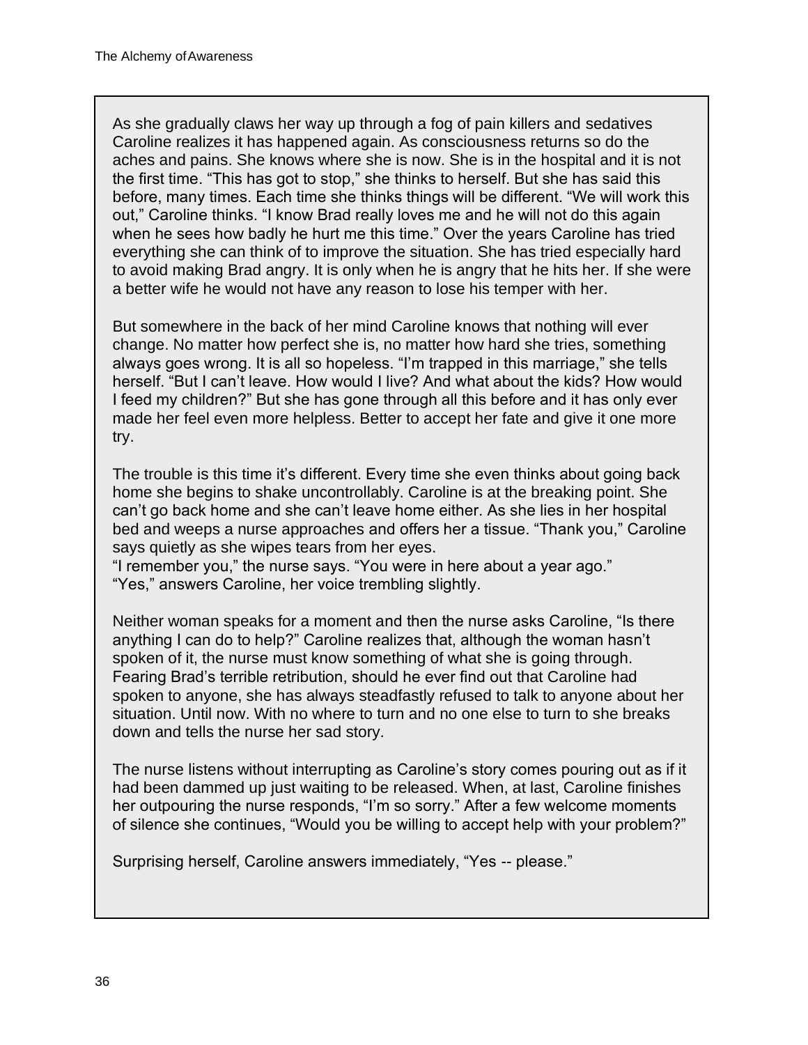As she gradually claws her way up through a fog of pain killers and sedatives Caroline realizes it has happened again. As consciousness returns so do the aches and pains. She knows where she is now. She is in the hospital and it is not the first time. "This has got to stop," she thinks to herself. But she has said this before, many times. Each time she thinks things will be different. "We will work this out," Caroline thinks. "I know Brad really loves me and he will not do this again when he sees how badly he hurt me this time." Over the years Caroline has tried everything she can think of to improve the situation. She has tried especially hard to avoid making Brad angry. It is only when he is angry that he hits her. If she were a better wife he would not have any reason to lose his temper with her.

But somewhere in the back of her mind Caroline knows that nothing will ever change. No matter how perfect she is, no matter how hard she tries, something always goes wrong. It is all so hopeless. "I'm trapped in this marriage," she tells herself. "But I can't leave. How would I live? And what about the kids? How would I feed my children?" But she has gone through all this before and it has only ever made her feel even more helpless. Better to accept her fate and give it one more try.

The trouble is this time it's different. Every time she even thinks about going back home she begins to shake uncontrollably. Caroline is at the breaking point. She can't go back home and she can't leave home either. As she lies in her hospital bed and weeps a nurse approaches and offers her a tissue. "Thank you," Caroline says quietly as she wipes tears from her eyes.
"I remember you," the nurse says. "You were in here about a year ago."
"Yes," answers Caroline, her voice trembling slightly.

Neither woman speaks for a moment and then the nurse asks Caroline, "Is there anything I can do to help?" Caroline realizes that, although the woman hasn't spoken of it, the nurse must know something of what she is going through. Fearing Brad's terrible retribution, should he ever find out that Caroline had spoken to anyone, she has always steadfastly refused to talk to anyone about her situation. Until now. With no where to turn and no one else to turn to she breaks down and tells the nurse her sad story.

The nurse listens without interrupting as Caroline's story comes pouring out as if it had been dammed up just waiting to be released. When, at last, Caroline finishes her outpouring the nurse responds, "I'm so sorry." After a few welcome moments of silence she continues, "Would you be willing to accept help with your problem?"

Surprising herself, Caroline answers immediately, "Yes -- please."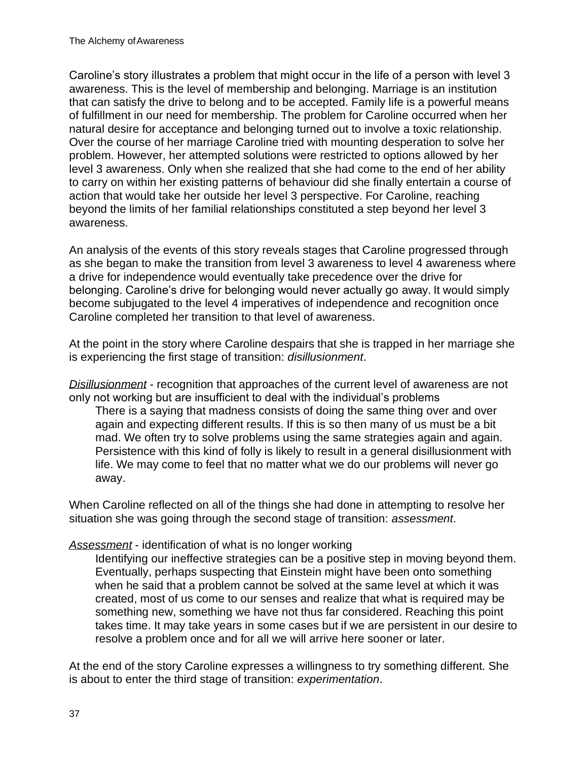Caroline's story illustrates a problem that might occur in the life of a person with level 3 awareness. This is the level of membership and belonging. Marriage is an institution that can satisfy the drive to belong and to be accepted. Family life is a powerful means of fulfillment in our need for membership. The problem for Caroline occurred when her natural desire for acceptance and belonging turned out to involve a toxic relationship. Over the course of her marriage Caroline tried with mounting desperation to solve her problem. However, her attempted solutions were restricted to options allowed by her level 3 awareness. Only when she realized that she had come to the end of her ability to carry on within her existing patterns of behaviour did she finally entertain a course of action that would take her outside her level 3 perspective. For Caroline, reaching beyond the limits of her familial relationships constituted a step beyond her level 3 awareness.

An analysis of the events of this story reveals stages that Caroline progressed through as she began to make the transition from level 3 awareness to level 4 awareness where a drive for independence would eventually take precedence over the drive for belonging. Caroline's drive for belonging would never actually go away. It would simply become subjugated to the level 4 imperatives of independence and recognition once Caroline completed her transition to that level of awareness.

At the point in the story where Caroline despairs that she is trapped in her marriage she is experiencing the first stage of transition: *disillusionment*.

***Disillusionment*** - recognition that approaches of the current level of awareness are not only not working but are insufficient to deal with the individual's problems

> There is a saying that madness consists of doing the same thing over and over again and expecting different results. If this is so then many of us must be a bit mad. We often try to solve problems using the same strategies again and again. Persistence with this kind of folly is likely to result in a general disillusionment with life. We may come to feel that no matter what we do our problems will never go away.

When Caroline reflected on all of the things she had done in attempting to resolve her situation she was going through the second stage of transition: *assessment*.

***Assessment*** - identification of what is no longer working

> Identifying our ineffective strategies can be a positive step in moving beyond them. Eventually, perhaps suspecting that Einstein might have been onto something when he said that a problem cannot be solved at the same level at which it was created, most of us come to our senses and realize that what is required may be something new, something we have not thus far considered. Reaching this point takes time. It may take years in some cases but if we are persistent in our desire to resolve a problem once and for all we will arrive here sooner or later.

At the end of the story Caroline expresses a willingness to try something different. She is about to enter the third stage of transition: *experimentation*.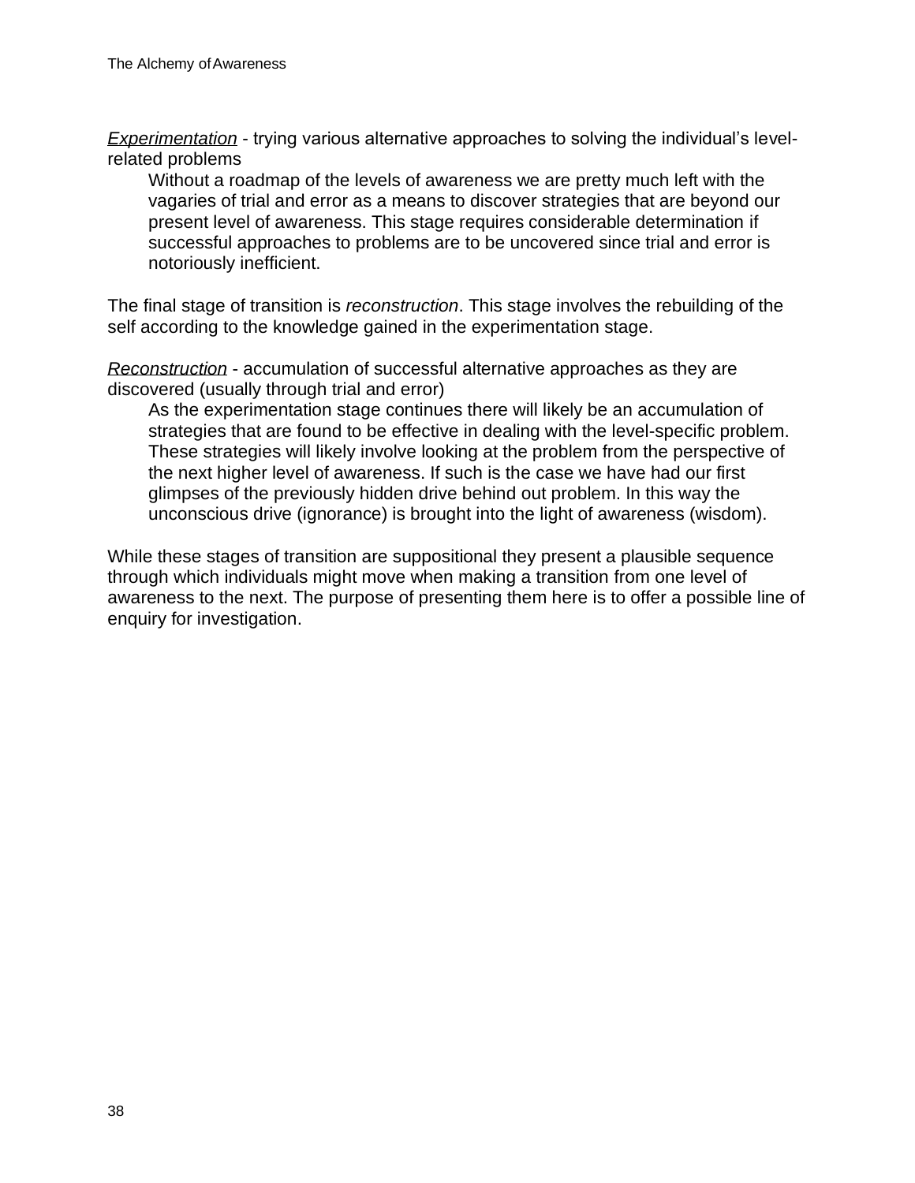*Experimentation* - trying various alternative approaches to solving the individual's level-related problems

> Without a roadmap of the levels of awareness we are pretty much left with the vagaries of trial and error as a means to discover strategies that are beyond our present level of awareness. This stage requires considerable determination if successful approaches to problems are to be uncovered since trial and error is notoriously inefficient.

The final stage of transition is *reconstruction*. This stage involves the rebuilding of the self according to the knowledge gained in the experimentation stage.

*Reconstruction* - accumulation of successful alternative approaches as they are discovered (usually through trial and error)

> As the experimentation stage continues there will likely be an accumulation of strategies that are found to be effective in dealing with the level-specific problem. These strategies will likely involve looking at the problem from the perspective of the next higher level of awareness. If such is the case we have had our first glimpses of the previously hidden drive behind out problem. In this way the unconscious drive (ignorance) is brought into the light of awareness (wisdom).

While these stages of transition are suppositional they present a plausible sequence through which individuals might move when making a transition from one level of awareness to the next. The purpose of presenting them here is to offer a possible line of enquiry for investigation.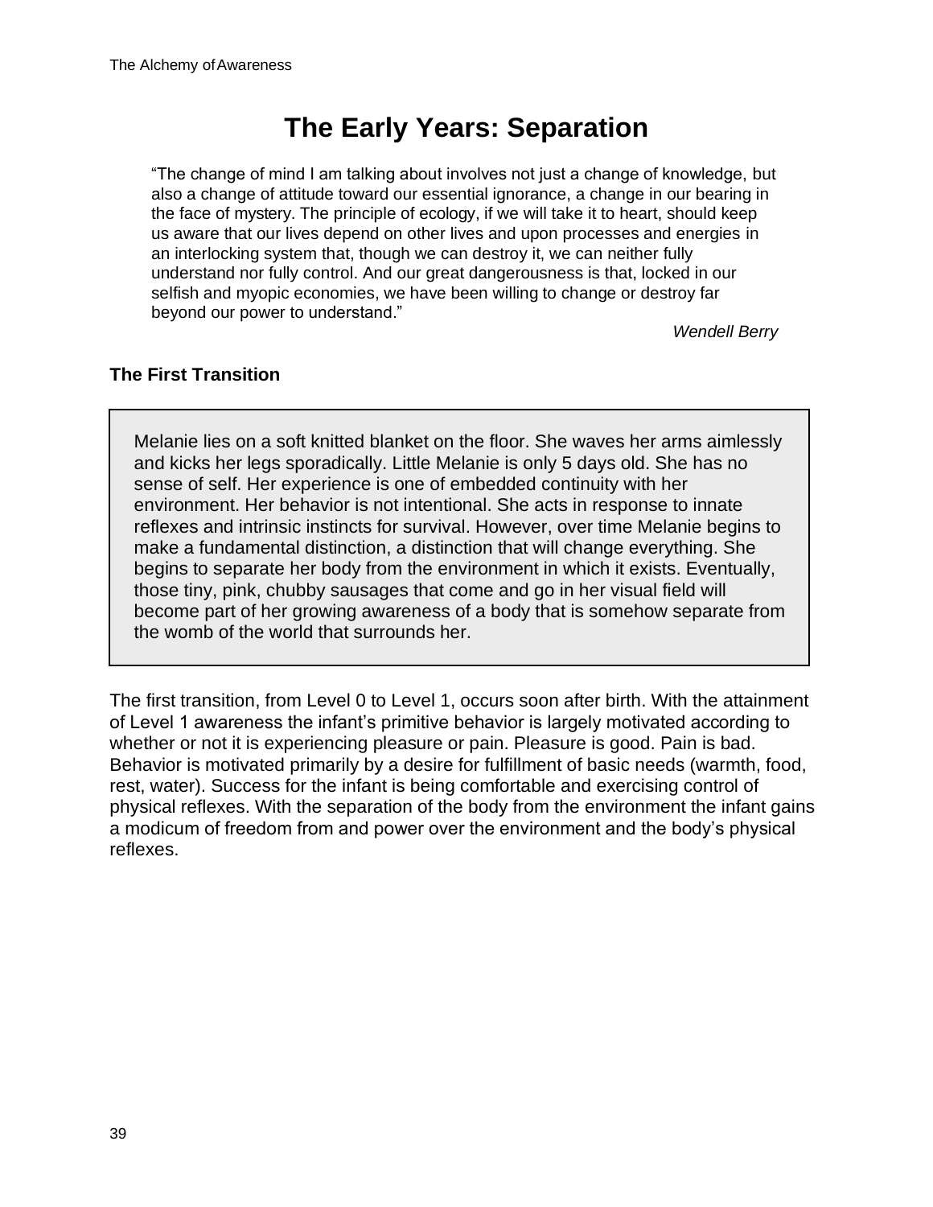# The Early Years: Separation

> "The change of mind I am talking about involves not just a change of knowledge, but also a change of attitude toward our essential ignorance, a change in our bearing in the face of mystery. The principle of ecology, if we will take it to heart, should keep us aware that our lives depend on other lives and upon processes and energies in an interlocking system that, though we can destroy it, we can neither fully understand nor fully control. And our great dangerousness is that, locked in our selfish and myopic economies, we have been willing to change or destroy far beyond our power to understand."
>
> *Wendell Berry*

### The First Transition

> Melanie lies on a soft knitted blanket on the floor. She waves her arms aimlessly and kicks her legs sporadically. Little Melanie is only 5 days old. She has no sense of self. Her experience is one of embedded continuity with her environment. Her behavior is not intentional. She acts in response to innate reflexes and intrinsic instincts for survival. However, over time Melanie begins to make a fundamental distinction, a distinction that will change everything. She begins to separate her body from the environment in which it exists. Eventually, those tiny, pink, chubby sausages that come and go in her visual field will become part of her growing awareness of a body that is somehow separate from the womb of the world that surrounds her.

The first transition, from Level 0 to Level 1, occurs soon after birth. With the attainment of Level 1 awareness the infant's primitive behavior is largely motivated according to whether or not it is experiencing pleasure or pain. Pleasure is good. Pain is bad. Behavior is motivated primarily by a desire for fulfillment of basic needs (warmth, food, rest, water). Success for the infant is being comfortable and exercising control of physical reflexes. With the separation of the body from the environment the infant gains a modicum of freedom from and power over the environment and the body's physical reflexes.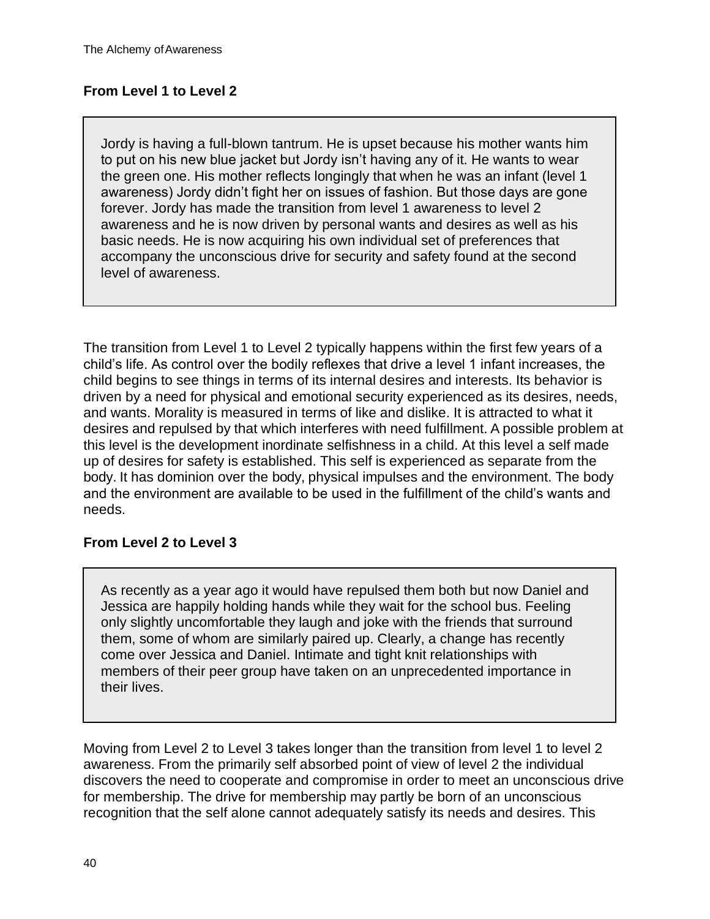## From Level 1 to Level 2

> Jordy is having a full-blown tantrum. He is upset because his mother wants him to put on his new blue jacket but Jordy isn't having any of it. He wants to wear the green one. His mother reflects longingly that when he was an infant (level 1 awareness) Jordy didn't fight her on issues of fashion. But those days are gone forever. Jordy has made the transition from level 1 awareness to level 2 awareness and he is now driven by personal wants and desires as well as his basic needs. He is now acquiring his own individual set of preferences that accompany the unconscious drive for security and safety found at the second level of awareness.

The transition from Level 1 to Level 2 typically happens within the first few years of a child's life. As control over the bodily reflexes that drive a level 1 infant increases, the child begins to see things in terms of its internal desires and interests. Its behavior is driven by a need for physical and emotional security experienced as its desires, needs, and wants. Morality is measured in terms of like and dislike. It is attracted to what it desires and repulsed by that which interferes with need fulfillment. A possible problem at this level is the development inordinate selfishness in a child. At this level a self made up of desires for safety is established. This self is experienced as separate from the body. It has dominion over the body, physical impulses and the environment. The body and the environment are available to be used in the fulfillment of the child's wants and needs.

## From Level 2 to Level 3

> As recently as a year ago it would have repulsed them both but now Daniel and Jessica are happily holding hands while they wait for the school bus. Feeling only slightly uncomfortable they laugh and joke with the friends that surround them, some of whom are similarly paired up. Clearly, a change has recently come over Jessica and Daniel. Intimate and tight knit relationships with members of their peer group have taken on an unprecedented importance in their lives.

Moving from Level 2 to Level 3 takes longer than the transition from level 1 to level 2 awareness. From the primarily self absorbed point of view of level 2 the individual discovers the need to cooperate and compromise in order to meet an unconscious drive for membership. The drive for membership may partly be born of an unconscious recognition that the self alone cannot adequately satisfy its needs and desires. This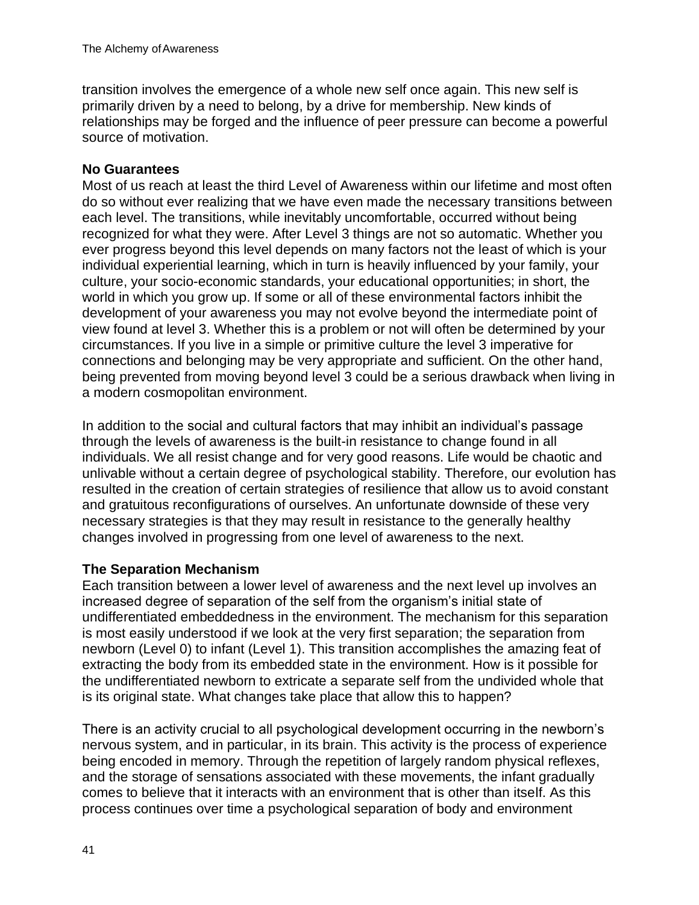transition involves the emergence of a whole new self once again. This new self is primarily driven by a need to belong, by a drive for membership. New kinds of relationships may be forged and the influence of peer pressure can become a powerful source of motivation.

**No Guarantees**

Most of us reach at least the third Level of Awareness within our lifetime and most often do so without ever realizing that we have even made the necessary transitions between each level. The transitions, while inevitably uncomfortable, occurred without being recognized for what they were. After Level 3 things are not so automatic. Whether you ever progress beyond this level depends on many factors not the least of which is your individual experiential learning, which in turn is heavily influenced by your family, your culture, your socio-economic standards, your educational opportunities; in short, the world in which you grow up. If some or all of these environmental factors inhibit the development of your awareness you may not evolve beyond the intermediate point of view found at level 3. Whether this is a problem or not will often be determined by your circumstances. If you live in a simple or primitive culture the level 3 imperative for connections and belonging may be very appropriate and sufficient. On the other hand, being prevented from moving beyond level 3 could be a serious drawback when living in a modern cosmopolitan environment.

In addition to the social and cultural factors that may inhibit an individual's passage through the levels of awareness is the built-in resistance to change found in all individuals. We all resist change and for very good reasons. Life would be chaotic and unlivable without a certain degree of psychological stability. Therefore, our evolution has resulted in the creation of certain strategies of resilience that allow us to avoid constant and gratuitous reconfigurations of ourselves. An unfortunate downside of these very necessary strategies is that they may result in resistance to the generally healthy changes involved in progressing from one level of awareness to the next.

**The Separation Mechanism**

Each transition between a lower level of awareness and the next level up involves an increased degree of separation of the self from the organism's initial state of undifferentiated embeddedness in the environment. The mechanism for this separation is most easily understood if we look at the very first separation; the separation from newborn (Level 0) to infant (Level 1). This transition accomplishes the amazing feat of extracting the body from its embedded state in the environment. How is it possible for the undifferentiated newborn to extricate a separate self from the undivided whole that is its original state. What changes take place that allow this to happen?

There is an activity crucial to all psychological development occurring in the newborn's nervous system, and in particular, in its brain. This activity is the process of experience being encoded in memory. Through the repetition of largely random physical reflexes, and the storage of sensations associated with these movements, the infant gradually comes to believe that it interacts with an environment that is other than itself. As this process continues over time a psychological separation of body and environment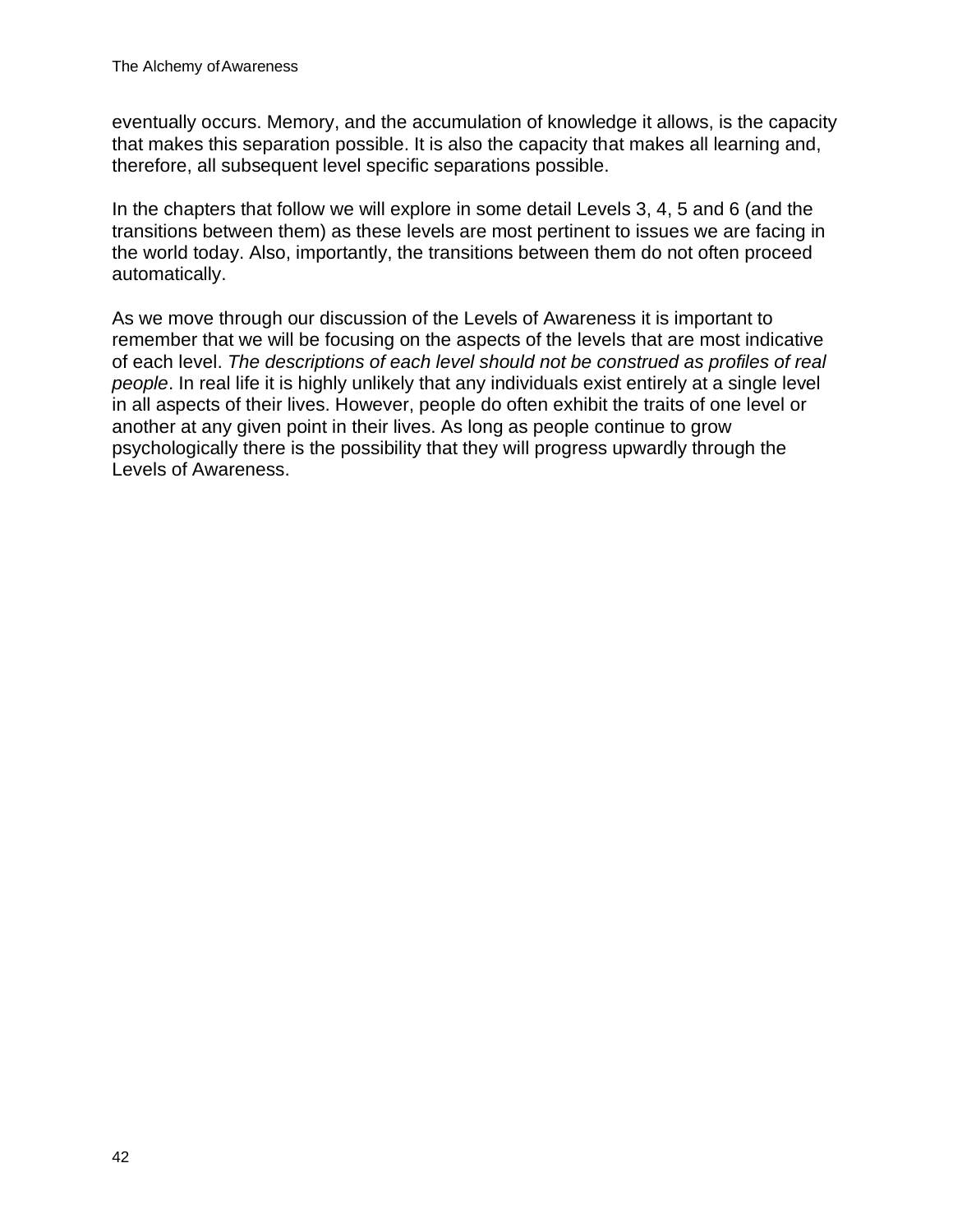eventually occurs. Memory, and the accumulation of knowledge it allows, is the capacity that makes this separation possible. It is also the capacity that makes all learning and, therefore, all subsequent level specific separations possible.

In the chapters that follow we will explore in some detail Levels 3, 4, 5 and 6 (and the transitions between them) as these levels are most pertinent to issues we are facing in the world today. Also, importantly, the transitions between them do not often proceed automatically.

As we move through our discussion of the Levels of Awareness it is important to remember that we will be focusing on the aspects of the levels that are most indicative of each level. *The descriptions of each level should not be construed as profiles of real people*. In real life it is highly unlikely that any individuals exist entirely at a single level in all aspects of their lives. However, people do often exhibit the traits of one level or another at any given point in their lives. As long as people continue to grow psychologically there is the possibility that they will progress upwardly through the Levels of Awareness.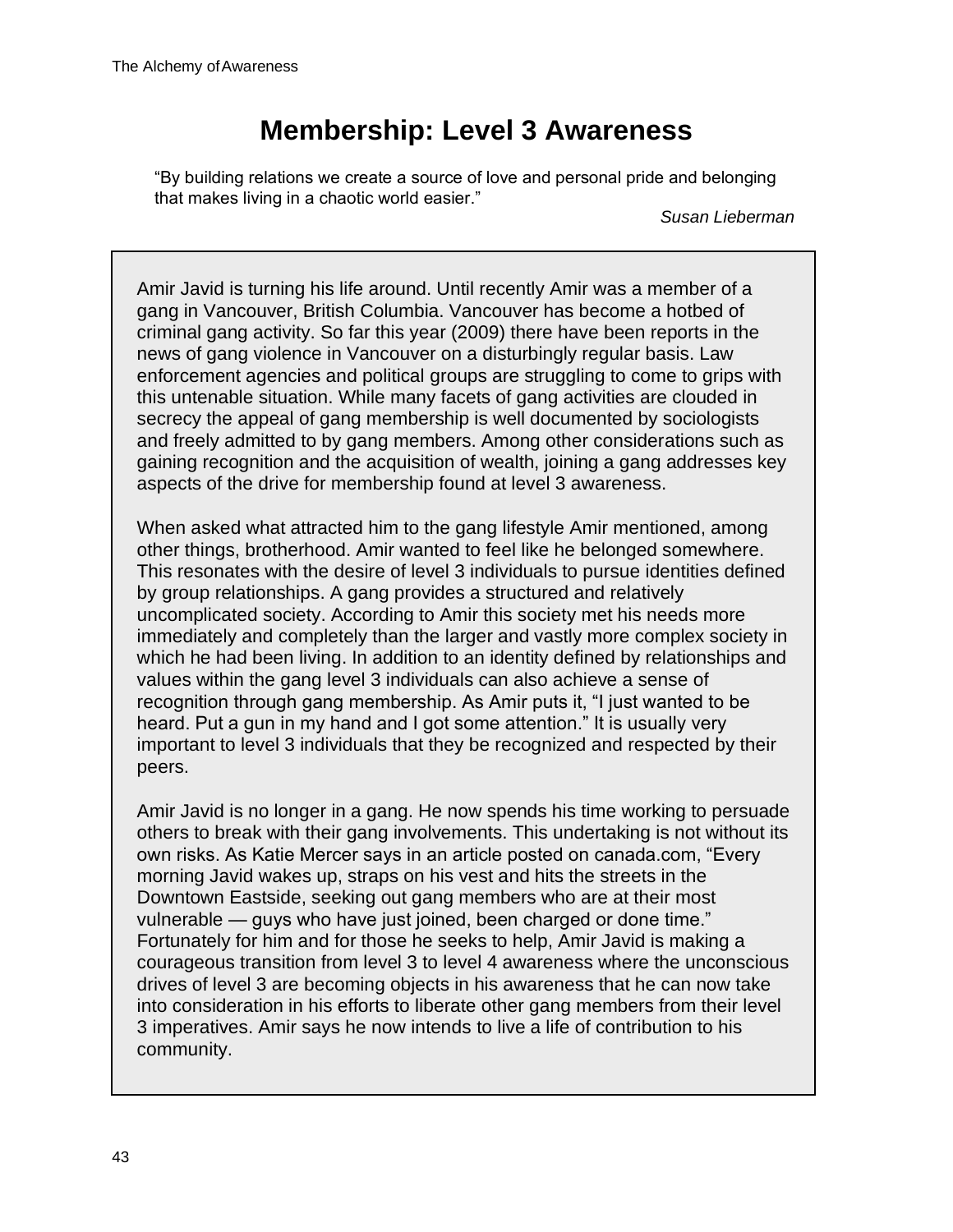# Membership: Level 3 Awareness

> "By building relations we create a source of love and personal pride and belonging that makes living in a chaotic world easier."
>
> *Susan Lieberman*

Amir Javid is turning his life around. Until recently Amir was a member of a gang in Vancouver, British Columbia. Vancouver has become a hotbed of criminal gang activity. So far this year (2009) there have been reports in the news of gang violence in Vancouver on a disturbingly regular basis. Law enforcement agencies and political groups are struggling to come to grips with this untenable situation. While many facets of gang activities are clouded in secrecy the appeal of gang membership is well documented by sociologists and freely admitted to by gang members. Among other considerations such as gaining recognition and the acquisition of wealth, joining a gang addresses key aspects of the drive for membership found at level 3 awareness.

When asked what attracted him to the gang lifestyle Amir mentioned, among other things, brotherhood. Amir wanted to feel like he belonged somewhere. This resonates with the desire of level 3 individuals to pursue identities defined by group relationships. A gang provides a structured and relatively uncomplicated society. According to Amir this society met his needs more immediately and completely than the larger and vastly more complex society in which he had been living. In addition to an identity defined by relationships and values within the gang level 3 individuals can also achieve a sense of recognition through gang membership. As Amir puts it, "I just wanted to be heard. Put a gun in my hand and I got some attention." It is usually very important to level 3 individuals that they be recognized and respected by their peers.

Amir Javid is no longer in a gang. He now spends his time working to persuade others to break with their gang involvements. This undertaking is not without its own risks. As Katie Mercer says in an article posted on canada.com, "Every morning Javid wakes up, straps on his vest and hits the streets in the Downtown Eastside, seeking out gang members who are at their most vulnerable — guys who have just joined, been charged or done time." Fortunately for him and for those he seeks to help, Amir Javid is making a courageous transition from level 3 to level 4 awareness where the unconscious drives of level 3 are becoming objects in his awareness that he can now take into consideration in his efforts to liberate other gang members from their level 3 imperatives. Amir says he now intends to live a life of contribution to his community.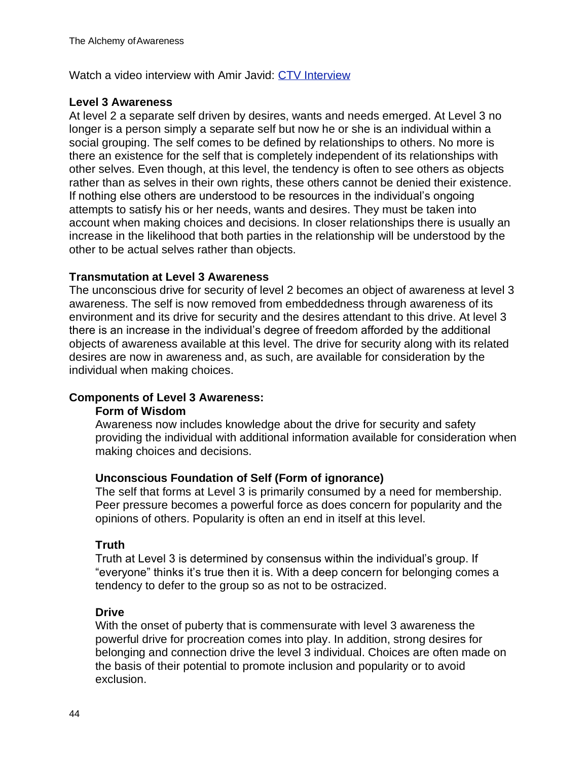Watch a video interview with Amir Javid: [CTV Interview]()

## Level 3 Awareness

At level 2 a separate self driven by desires, wants and needs emerged. At Level 3 no longer is a person simply a separate self but now he or she is an individual within a social grouping. The self comes to be defined by relationships to others. No more is there an existence for the self that is completely independent of its relationships with other selves. Even though, at this level, the tendency is often to see others as objects rather than as selves in their own rights, these others cannot be denied their existence. If nothing else others are understood to be resources in the individual's ongoing attempts to satisfy his or her needs, wants and desires. They must be taken into account when making choices and decisions. In closer relationships there is usually an increase in the likelihood that both parties in the relationship will be understood by the other to be actual selves rather than objects.

## Transmutation at Level 3 Awareness

The unconscious drive for security of level 2 becomes an object of awareness at level 3 awareness. The self is now removed from embeddedness through awareness of its environment and its drive for security and the desires attendant to this drive. At level 3 there is an increase in the individual's degree of freedom afforded by the additional objects of awareness available at this level. The drive for security along with its related desires are now in awareness and, as such, are available for consideration by the individual when making choices.

## Components of Level 3 Awareness:

### Form of Wisdom

Awareness now includes knowledge about the drive for security and safety providing the individual with additional information available for consideration when making choices and decisions.

### Unconscious Foundation of Self (Form of ignorance)

The self that forms at Level 3 is primarily consumed by a need for membership. Peer pressure becomes a powerful force as does concern for popularity and the opinions of others. Popularity is often an end in itself at this level.

### Truth

Truth at Level 3 is determined by consensus within the individual's group. If "everyone" thinks it's true then it is. With a deep concern for belonging comes a tendency to defer to the group so as not to be ostracized.

### Drive

With the onset of puberty that is commensurate with level 3 awareness the powerful drive for procreation comes into play. In addition, strong desires for belonging and connection drive the level 3 individual. Choices are often made on the basis of their potential to promote inclusion and popularity or to avoid exclusion.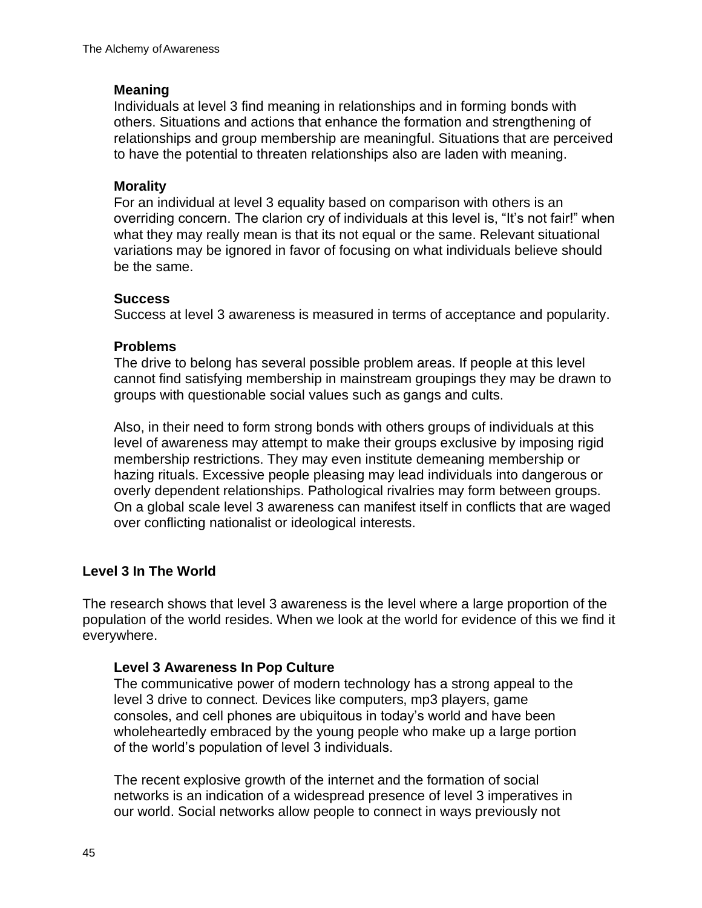**Meaning**

Individuals at level 3 find meaning in relationships and in forming bonds with others. Situations and actions that enhance the formation and strengthening of relationships and group membership are meaningful. Situations that are perceived to have the potential to threaten relationships also are laden with meaning.

**Morality**

For an individual at level 3 equality based on comparison with others is an overriding concern. The clarion cry of individuals at this level is, "It's not fair!" when what they may really mean is that its not equal or the same. Relevant situational variations may be ignored in favor of focusing on what individuals believe should be the same.

**Success**

Success at level 3 awareness is measured in terms of acceptance and popularity.

**Problems**

The drive to belong has several possible problem areas. If people at this level cannot find satisfying membership in mainstream groupings they may be drawn to groups with questionable social values such as gangs and cults.

Also, in their need to form strong bonds with others groups of individuals at this level of awareness may attempt to make their groups exclusive by imposing rigid membership restrictions. They may even institute demeaning membership or hazing rituals. Excessive people pleasing may lead individuals into dangerous or overly dependent relationships. Pathological rivalries may form between groups. On a global scale level 3 awareness can manifest itself in conflicts that are waged over conflicting nationalist or ideological interests.

## Level 3 In The World

The research shows that level 3 awareness is the level where a large proportion of the population of the world resides. When we look at the world for evidence of this we find it everywhere.

### Level 3 Awareness In Pop Culture

The communicative power of modern technology has a strong appeal to the level 3 drive to connect. Devices like computers, mp3 players, game consoles, and cell phones are ubiquitous in today's world and have been wholeheartedly embraced by the young people who make up a large portion of the world's population of level 3 individuals.

The recent explosive growth of the internet and the formation of social networks is an indication of a widespread presence of level 3 imperatives in our world. Social networks allow people to connect in ways previously not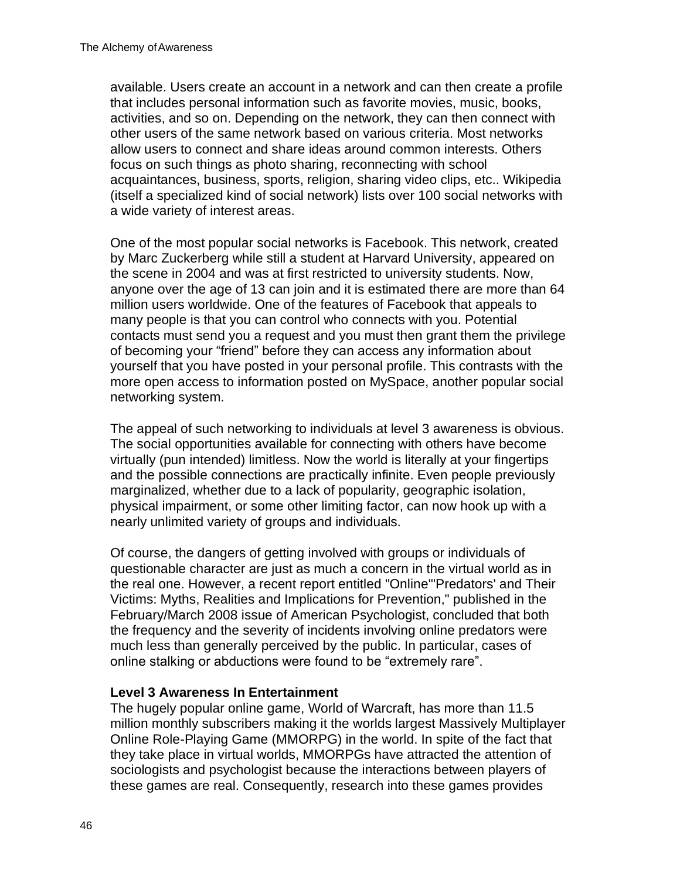available. Users create an account in a network and can then create a profile that includes personal information such as favorite movies, music, books, activities, and so on. Depending on the network, they can then connect with other users of the same network based on various criteria. Most networks allow users to connect and share ideas around common interests. Others focus on such things as photo sharing, reconnecting with school acquaintances, business, sports, religion, sharing video clips, etc.. Wikipedia (itself a specialized kind of social network) lists over 100 social networks with a wide variety of interest areas.

One of the most popular social networks is Facebook. This network, created by Marc Zuckerberg while still a student at Harvard University, appeared on the scene in 2004 and was at first restricted to university students. Now, anyone over the age of 13 can join and it is estimated there are more than 64 million users worldwide. One of the features of Facebook that appeals to many people is that you can control who connects with you. Potential contacts must send you a request and you must then grant them the privilege of becoming your "friend" before they can access any information about yourself that you have posted in your personal profile. This contrasts with the more open access to information posted on MySpace, another popular social networking system.

The appeal of such networking to individuals at level 3 awareness is obvious. The social opportunities available for connecting with others have become virtually (pun intended) limitless. Now the world is literally at your fingertips and the possible connections are practically infinite. Even people previously marginalized, whether due to a lack of popularity, geographic isolation, physical impairment, or some other limiting factor, can now hook up with a nearly unlimited variety of groups and individuals.

Of course, the dangers of getting involved with groups or individuals of questionable character are just as much a concern in the virtual world as in the real one. However, a recent report entitled "Online"'Predators' and Their Victims: Myths, Realities and Implications for Prevention," published in the February/March 2008 issue of American Psychologist, concluded that both the frequency and the severity of incidents involving online predators were much less than generally perceived by the public. In particular, cases of online stalking or abductions were found to be "extremely rare".

**Level 3 Awareness In Entertainment**

The hugely popular online game, World of Warcraft, has more than 11.5 million monthly subscribers making it the worlds largest Massively Multiplayer Online Role-Playing Game (MMORPG) in the world. In spite of the fact that they take place in virtual worlds, MMORPGs have attracted the attention of sociologists and psychologist because the interactions between players of these games are real. Consequently, research into these games provides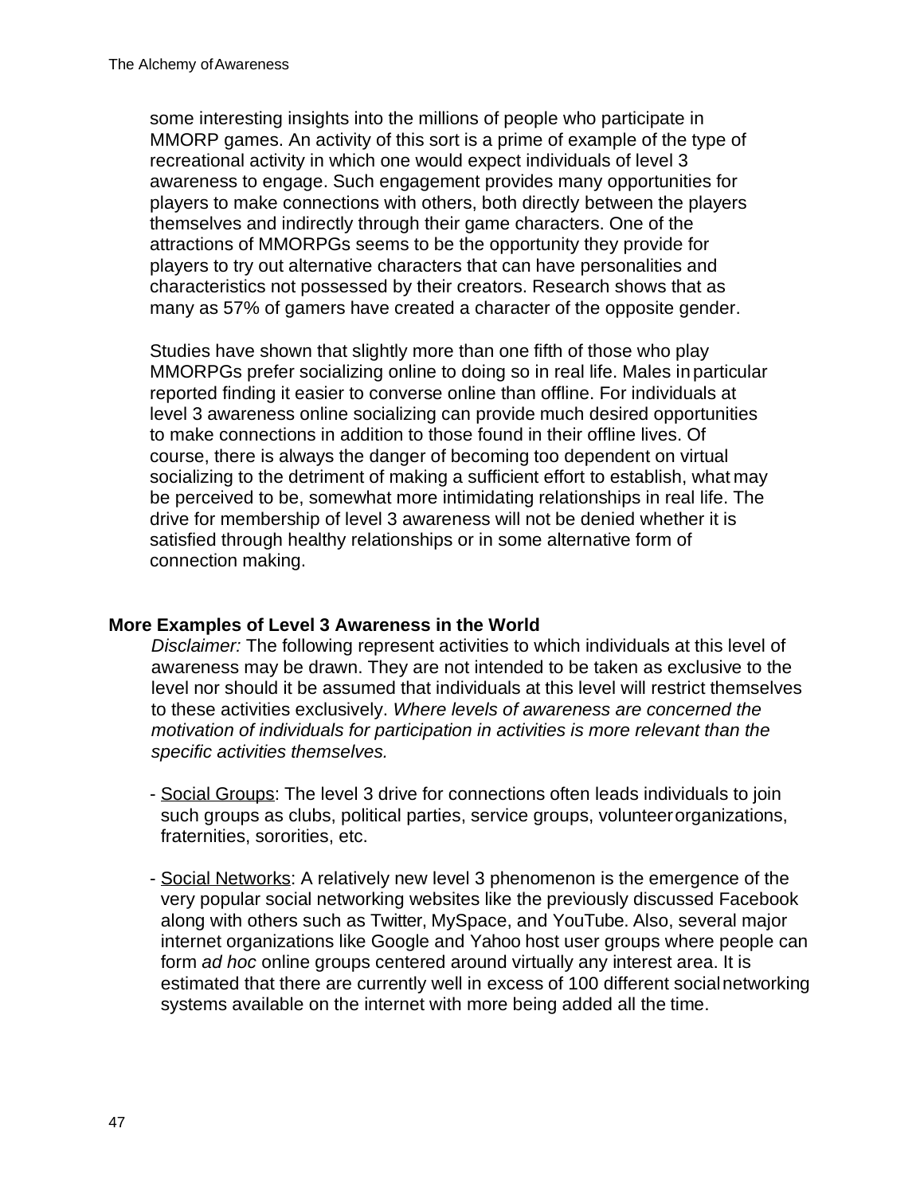some interesting insights into the millions of people who participate in MMORP games. An activity of this sort is a prime of example of the type of recreational activity in which one would expect individuals of level 3 awareness to engage. Such engagement provides many opportunities for players to make connections with others, both directly between the players themselves and indirectly through their game characters. One of the attractions of MMORPGs seems to be the opportunity they provide for players to try out alternative characters that can have personalities and characteristics not possessed by their creators. Research shows that as many as 57% of gamers have created a character of the opposite gender.

Studies have shown that slightly more than one fifth of those who play MMORPGs prefer socializing online to doing so in real life. Males in particular reported finding it easier to converse online than offline. For individuals at level 3 awareness online socializing can provide much desired opportunities to make connections in addition to those found in their offline lives. Of course, there is always the danger of becoming too dependent on virtual socializing to the detriment of making a sufficient effort to establish, what may be perceived to be, somewhat more intimidating relationships in real life. The drive for membership of level 3 awareness will not be denied whether it is satisfied through healthy relationships or in some alternative form of connection making.

**More Examples of Level 3 Awareness in the World**

*Disclaimer:* The following represent activities to which individuals at this level of awareness may be drawn. They are not intended to be taken as exclusive to the level nor should it be assumed that individuals at this level will restrict themselves to these activities exclusively. *Where levels of awareness are concerned the motivation of individuals for participation in activities is more relevant than the specific activities themselves.*

- Social Groups: The level 3 drive for connections often leads individuals to join such groups as clubs, political parties, service groups, volunteer organizations, fraternities, sororities, etc.

- Social Networks: A relatively new level 3 phenomenon is the emergence of the very popular social networking websites like the previously discussed Facebook along with others such as Twitter, MySpace, and YouTube. Also, several major internet organizations like Google and Yahoo host user groups where people can form *ad hoc* online groups centered around virtually any interest area. It is estimated that there are currently well in excess of 100 different social networking systems available on the internet with more being added all the time.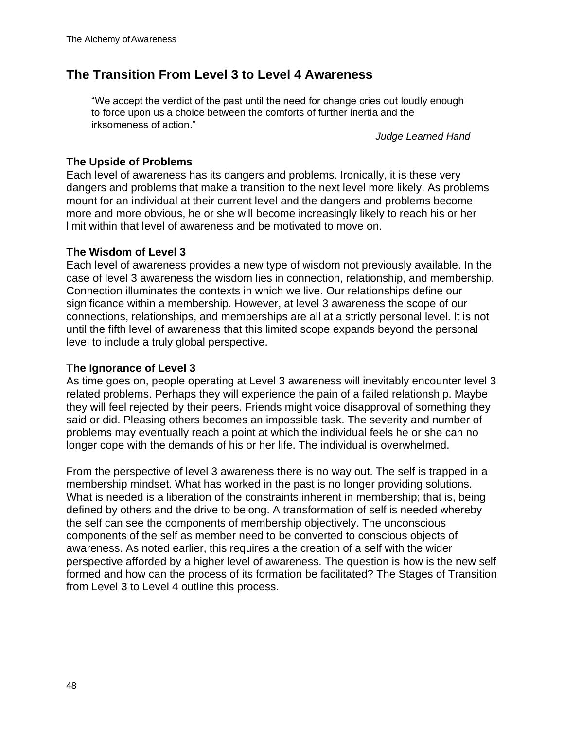## The Transition From Level 3 to Level 4 Awareness

> "We accept the verdict of the past until the need for change cries out loudly enough to force upon us a choice between the comforts of further inertia and the irksomeness of action."
>
> *Judge Learned Hand*

**The Upside of Problems**

Each level of awareness has its dangers and problems. Ironically, it is these very dangers and problems that make a transition to the next level more likely. As problems mount for an individual at their current level and the dangers and problems become more and more obvious, he or she will become increasingly likely to reach his or her limit within that level of awareness and be motivated to move on.

**The Wisdom of Level 3**

Each level of awareness provides a new type of wisdom not previously available. In the case of level 3 awareness the wisdom lies in connection, relationship, and membership. Connection illuminates the contexts in which we live. Our relationships define our significance within a membership. However, at level 3 awareness the scope of our connections, relationships, and memberships are all at a strictly personal level. It is not until the fifth level of awareness that this limited scope expands beyond the personal level to include a truly global perspective.

**The Ignorance of Level 3**

As time goes on, people operating at Level 3 awareness will inevitably encounter level 3 related problems. Perhaps they will experience the pain of a failed relationship. Maybe they will feel rejected by their peers. Friends might voice disapproval of something they said or did. Pleasing others becomes an impossible task. The severity and number of problems may eventually reach a point at which the individual feels he or she can no longer cope with the demands of his or her life. The individual is overwhelmed.

From the perspective of level 3 awareness there is no way out. The self is trapped in a membership mindset. What has worked in the past is no longer providing solutions. What is needed is a liberation of the constraints inherent in membership; that is, being defined by others and the drive to belong. A transformation of self is needed whereby the self can see the components of membership objectively. The unconscious components of the self as member need to be converted to conscious objects of awareness. As noted earlier, this requires a the creation of a self with the wider perspective afforded by a higher level of awareness. The question is how is the new self formed and how can the process of its formation be facilitated? The Stages of Transition from Level 3 to Level 4 outline this process.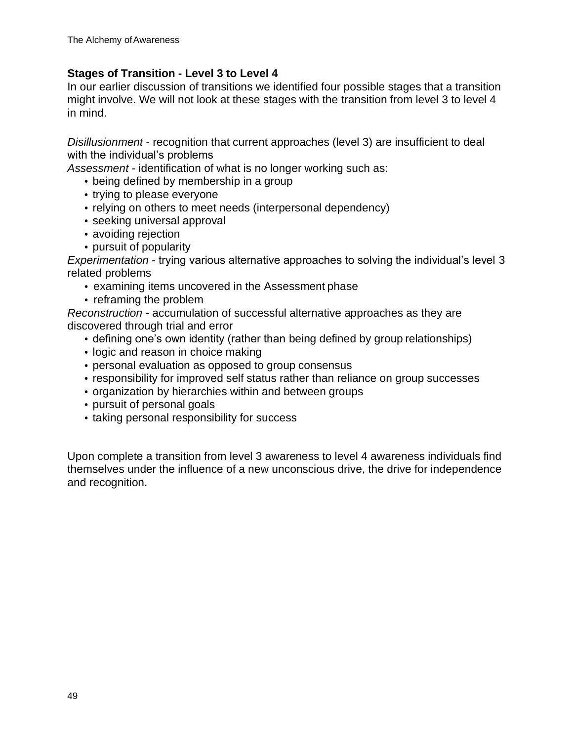### Stages of Transition - Level 3 to Level 4

In our earlier discussion of transitions we identified four possible stages that a transition might involve. We will not look at these stages with the transition from level 3 to level 4 in mind.

*Disillusionment* - recognition that current approaches (level 3) are insufficient to deal with the individual's problems

*Assessment* - identification of what is no longer working such as:

- being defined by membership in a group
- trying to please everyone
- relying on others to meet needs (interpersonal dependency)
- seeking universal approval
- avoiding rejection
- pursuit of popularity

*Experimentation* - trying various alternative approaches to solving the individual's level 3 related problems

- examining items uncovered in the Assessment phase
- reframing the problem

*Reconstruction* - accumulation of successful alternative approaches as they are discovered through trial and error

- defining one's own identity (rather than being defined by group relationships)
- logic and reason in choice making
- personal evaluation as opposed to group consensus
- responsibility for improved self status rather than reliance on group successes
- organization by hierarchies within and between groups
- pursuit of personal goals
- taking personal responsibility for success

Upon complete a transition from level 3 awareness to level 4 awareness individuals find themselves under the influence of a new unconscious drive, the drive for independence and recognition.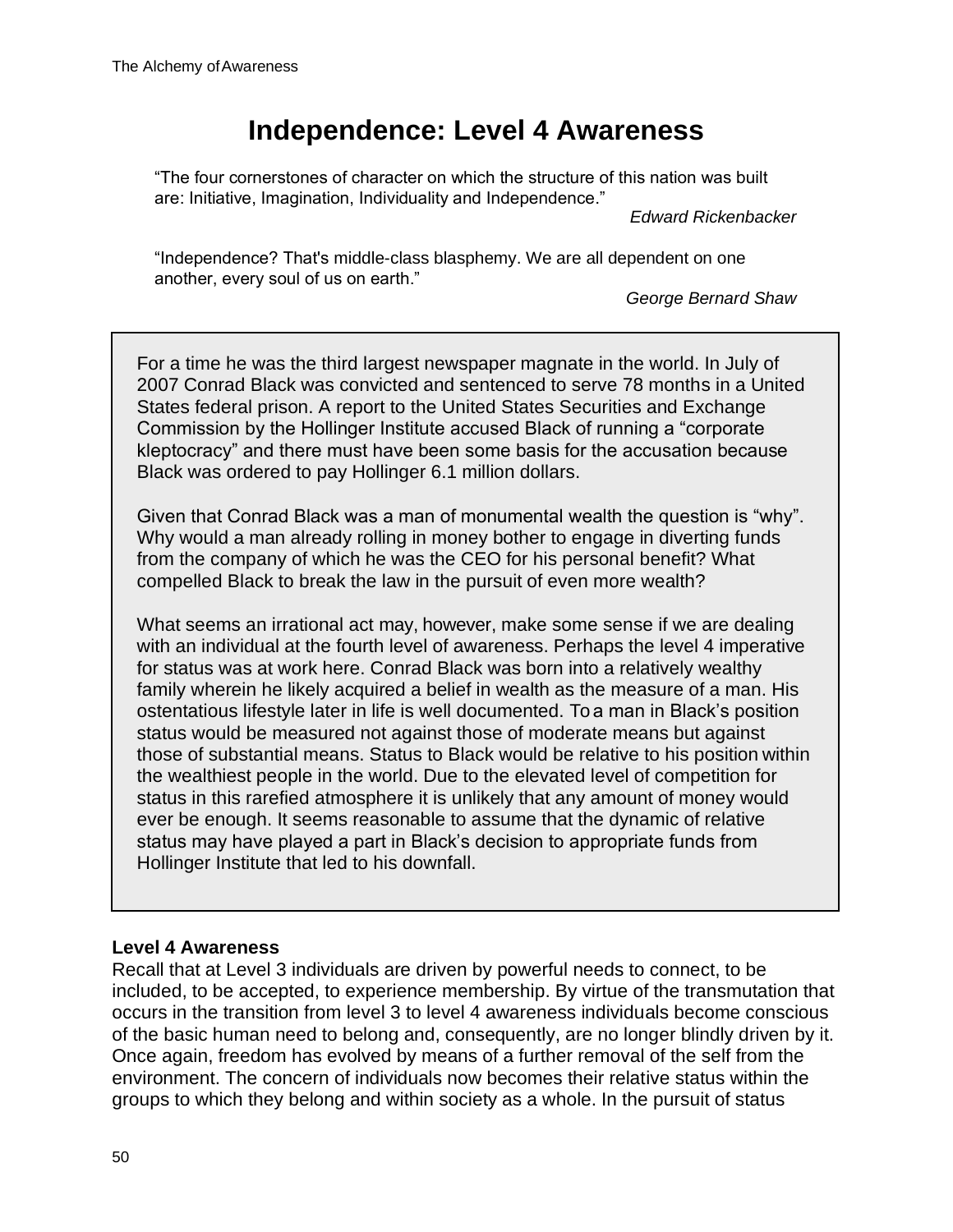# Independence: Level 4 Awareness

"The four cornerstones of character on which the structure of this nation was built are: Initiative, Imagination, Individuality and Independence."

*Edward Rickenbacker*

"Independence? That's middle-class blasphemy. We are all dependent on one another, every soul of us on earth."

*George Bernard Shaw*

For a time he was the third largest newspaper magnate in the world. In July of 2007 Conrad Black was convicted and sentenced to serve 78 months in a United States federal prison. A report to the United States Securities and Exchange Commission by the Hollinger Institute accused Black of running a "corporate kleptocracy" and there must have been some basis for the accusation because Black was ordered to pay Hollinger 6.1 million dollars.

Given that Conrad Black was a man of monumental wealth the question is "why". Why would a man already rolling in money bother to engage in diverting funds from the company of which he was the CEO for his personal benefit? What compelled Black to break the law in the pursuit of even more wealth?

What seems an irrational act may, however, make some sense if we are dealing with an individual at the fourth level of awareness. Perhaps the level 4 imperative for status was at work here. Conrad Black was born into a relatively wealthy family wherein he likely acquired a belief in wealth as the measure of a man. His ostentatious lifestyle later in life is well documented. To a man in Black's position status would be measured not against those of moderate means but against those of substantial means. Status to Black would be relative to his position within the wealthiest people in the world. Due to the elevated level of competition for status in this rarefied atmosphere it is unlikely that any amount of money would ever be enough. It seems reasonable to assume that the dynamic of relative status may have played a part in Black's decision to appropriate funds from Hollinger Institute that led to his downfall.

**Level 4 Awareness**

Recall that at Level 3 individuals are driven by powerful needs to connect, to be included, to be accepted, to experience membership. By virtue of the transmutation that occurs in the transition from level 3 to level 4 awareness individuals become conscious of the basic human need to belong and, consequently, are no longer blindly driven by it. Once again, freedom has evolved by means of a further removal of the self from the environment. The concern of individuals now becomes their relative status within the groups to which they belong and within society as a whole. In the pursuit of status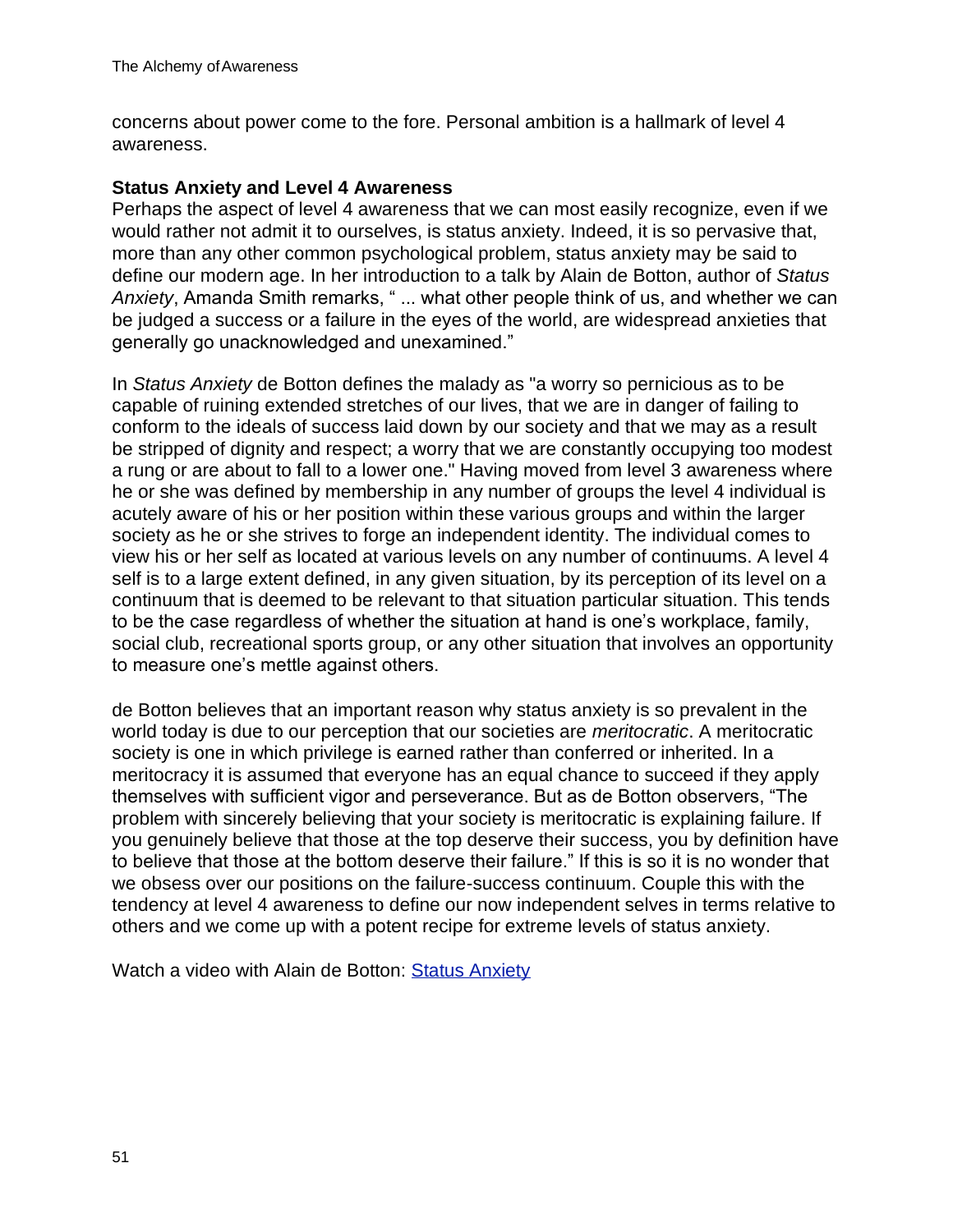concerns about power come to the fore. Personal ambition is a hallmark of level 4 awareness.

**Status Anxiety and Level 4 Awareness**

Perhaps the aspect of level 4 awareness that we can most easily recognize, even if we would rather not admit it to ourselves, is status anxiety. Indeed, it is so pervasive that, more than any other common psychological problem, status anxiety may be said to define our modern age. In her introduction to a talk by Alain de Botton, author of *Status Anxiety*, Amanda Smith remarks, " ... what other people think of us, and whether we can be judged a success or a failure in the eyes of the world, are widespread anxieties that generally go unacknowledged and unexamined."

In *Status Anxiety* de Botton defines the malady as "a worry so pernicious as to be capable of ruining extended stretches of our lives, that we are in danger of failing to conform to the ideals of success laid down by our society and that we may as a result be stripped of dignity and respect; a worry that we are constantly occupying too modest a rung or are about to fall to a lower one." Having moved from level 3 awareness where he or she was defined by membership in any number of groups the level 4 individual is acutely aware of his or her position within these various groups and within the larger society as he or she strives to forge an independent identity. The individual comes to view his or her self as located at various levels on any number of continuums. A level 4 self is to a large extent defined, in any given situation, by its perception of its level on a continuum that is deemed to be relevant to that situation particular situation. This tends to be the case regardless of whether the situation at hand is one's workplace, family, social club, recreational sports group, or any other situation that involves an opportunity to measure one's mettle against others.

de Botton believes that an important reason why status anxiety is so prevalent in the world today is due to our perception that our societies are *meritocratic*. A meritocratic society is one in which privilege is earned rather than conferred or inherited. In a meritocracy it is assumed that everyone has an equal chance to succeed if they apply themselves with sufficient vigor and perseverance. But as de Botton observers, "The problem with sincerely believing that your society is meritocratic is explaining failure. If you genuinely believe that those at the top deserve their success, you by definition have to believe that those at the bottom deserve their failure." If this is so it is no wonder that we obsess over our positions on the failure-success continuum. Couple this with the tendency at level 4 awareness to define our now independent selves in terms relative to others and we come up with a potent recipe for extreme levels of status anxiety.

Watch a video with Alain de Botton: Status Anxiety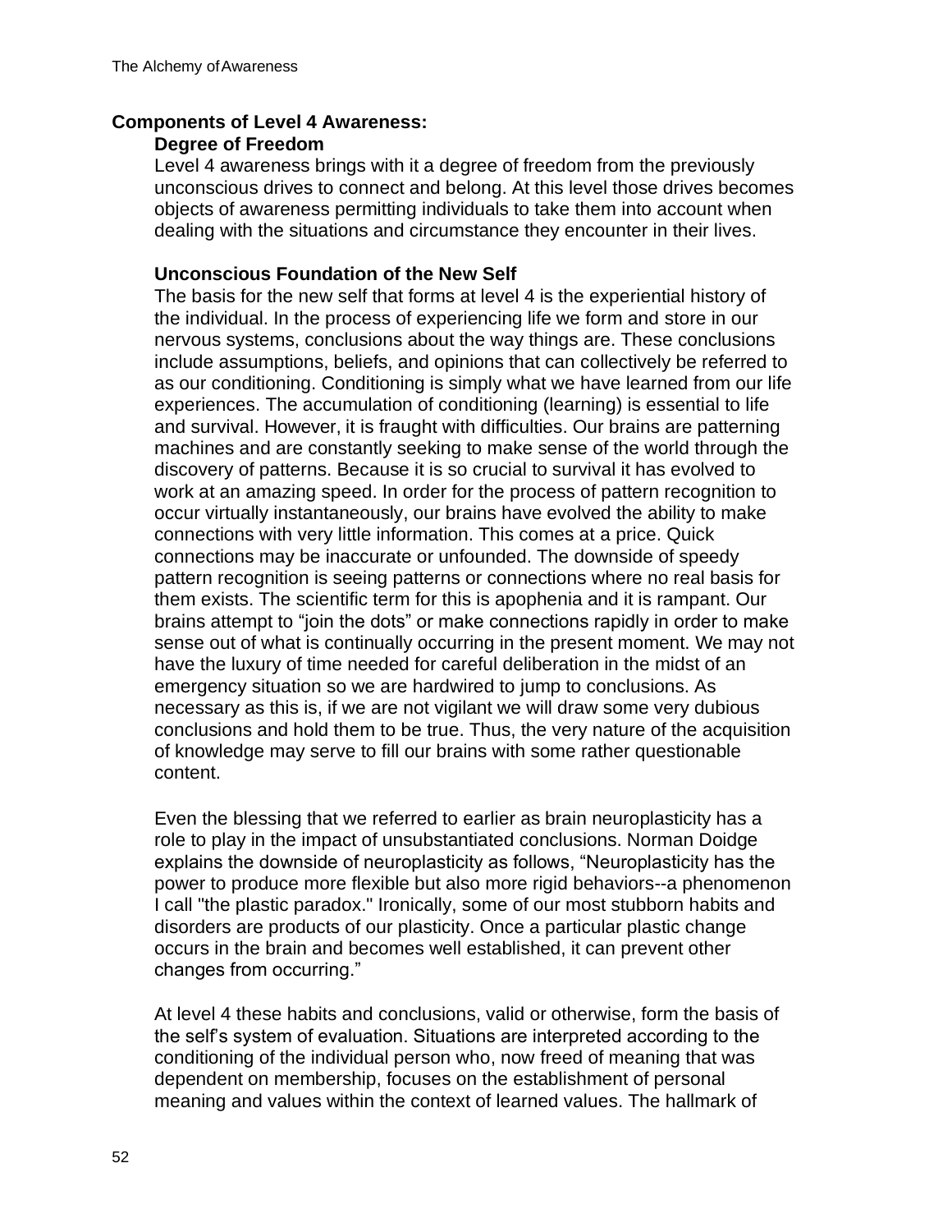## Components of Level 4 Awareness:

### Degree of Freedom

Level 4 awareness brings with it a degree of freedom from the previously unconscious drives to connect and belong. At this level those drives becomes objects of awareness permitting individuals to take them into account when dealing with the situations and circumstance they encounter in their lives.

### Unconscious Foundation of the New Self

The basis for the new self that forms at level 4 is the experiential history of the individual. In the process of experiencing life we form and store in our nervous systems, conclusions about the way things are. These conclusions include assumptions, beliefs, and opinions that can collectively be referred to as our conditioning. Conditioning is simply what we have learned from our life experiences. The accumulation of conditioning (learning) is essential to life and survival. However, it is fraught with difficulties. Our brains are patterning machines and are constantly seeking to make sense of the world through the discovery of patterns. Because it is so crucial to survival it has evolved to work at an amazing speed. In order for the process of pattern recognition to occur virtually instantaneously, our brains have evolved the ability to make connections with very little information. This comes at a price. Quick connections may be inaccurate or unfounded. The downside of speedy pattern recognition is seeing patterns or connections where no real basis for them exists. The scientific term for this is apophenia and it is rampant. Our brains attempt to "join the dots" or make connections rapidly in order to make sense out of what is continually occurring in the present moment. We may not have the luxury of time needed for careful deliberation in the midst of an emergency situation so we are hardwired to jump to conclusions. As necessary as this is, if we are not vigilant we will draw some very dubious conclusions and hold them to be true. Thus, the very nature of the acquisition of knowledge may serve to fill our brains with some rather questionable content.

Even the blessing that we referred to earlier as brain neuroplasticity has a role to play in the impact of unsubstantiated conclusions. Norman Doidge explains the downside of neuroplasticity as follows, "Neuroplasticity has the power to produce more flexible but also more rigid behaviors--a phenomenon I call "the plastic paradox." Ironically, some of our most stubborn habits and disorders are products of our plasticity. Once a particular plastic change occurs in the brain and becomes well established, it can prevent other changes from occurring."

At level 4 these habits and conclusions, valid or otherwise, form the basis of the self's system of evaluation. Situations are interpreted according to the conditioning of the individual person who, now freed of meaning that was dependent on membership, focuses on the establishment of personal meaning and values within the context of learned values. The hallmark of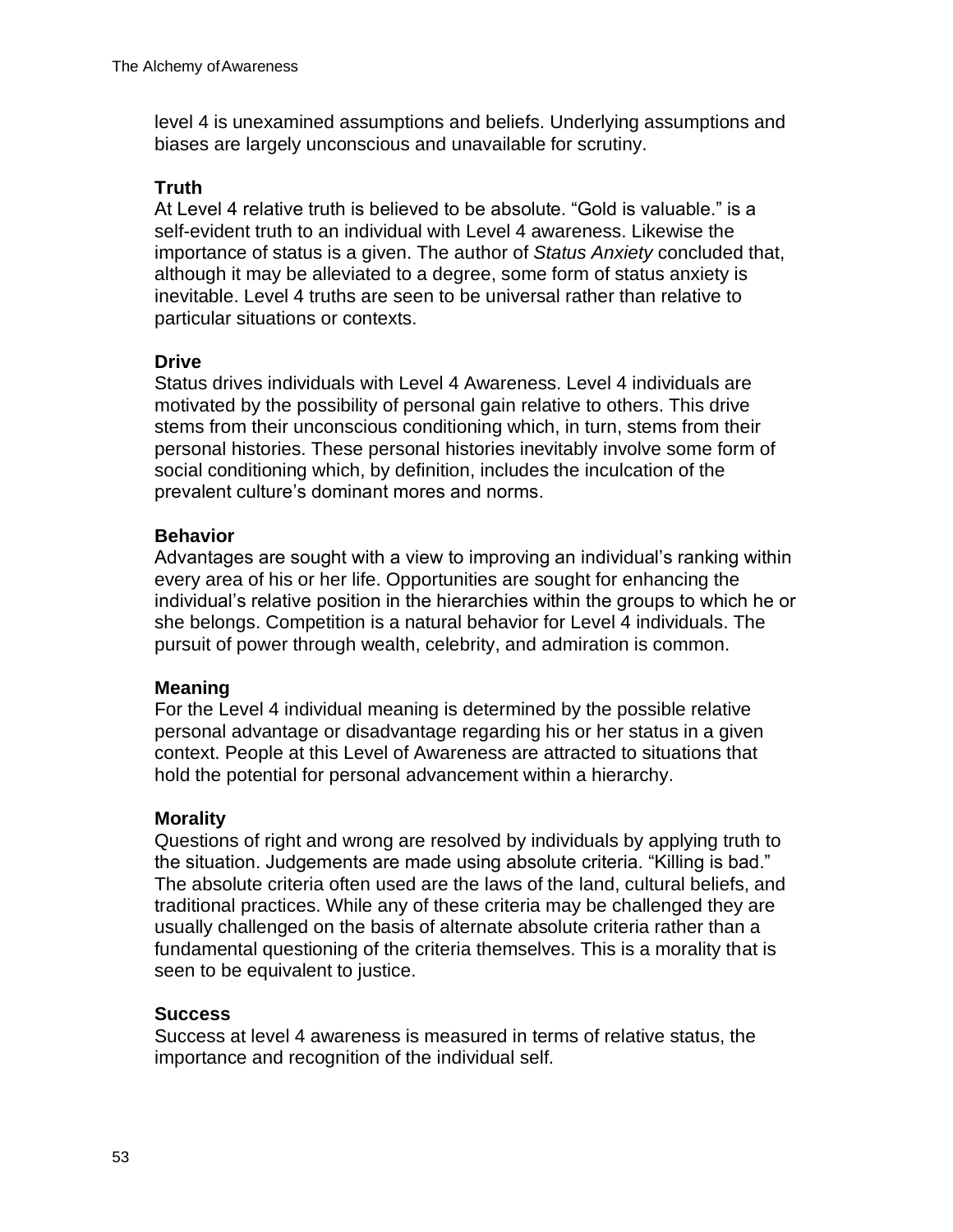level 4 is unexamined assumptions and beliefs. Underlying assumptions and biases are largely unconscious and unavailable for scrutiny.

**Truth**
At Level 4 relative truth is believed to be absolute. “Gold is valuable.” is a self-evident truth to an individual with Level 4 awareness. Likewise the importance of status is a given. The author of *Status Anxiety* concluded that, although it may be alleviated to a degree, some form of status anxiety is inevitable. Level 4 truths are seen to be universal rather than relative to particular situations or contexts.

**Drive**
Status drives individuals with Level 4 Awareness. Level 4 individuals are motivated by the possibility of personal gain relative to others. This drive stems from their unconscious conditioning which, in turn, stems from their personal histories. These personal histories inevitably involve some form of social conditioning which, by definition, includes the inculcation of the prevalent culture’s dominant mores and norms.

**Behavior**
Advantages are sought with a view to improving an individual’s ranking within every area of his or her life. Opportunities are sought for enhancing the individual’s relative position in the hierarchies within the groups to which he or she belongs. Competition is a natural behavior for Level 4 individuals. The pursuit of power through wealth, celebrity, and admiration is common.

**Meaning**
For the Level 4 individual meaning is determined by the possible relative personal advantage or disadvantage regarding his or her status in a given context. People at this Level of Awareness are attracted to situations that hold the potential for personal advancement within a hierarchy.

**Morality**
Questions of right and wrong are resolved by individuals by applying truth to the situation. Judgements are made using absolute criteria. “Killing is bad.” The absolute criteria often used are the laws of the land, cultural beliefs, and traditional practices. While any of these criteria may be challenged they are usually challenged on the basis of alternate absolute criteria rather than a fundamental questioning of the criteria themselves. This is a morality that is seen to be equivalent to justice.

**Success**
Success at level 4 awareness is measured in terms of relative status, the importance and recognition of the individual self.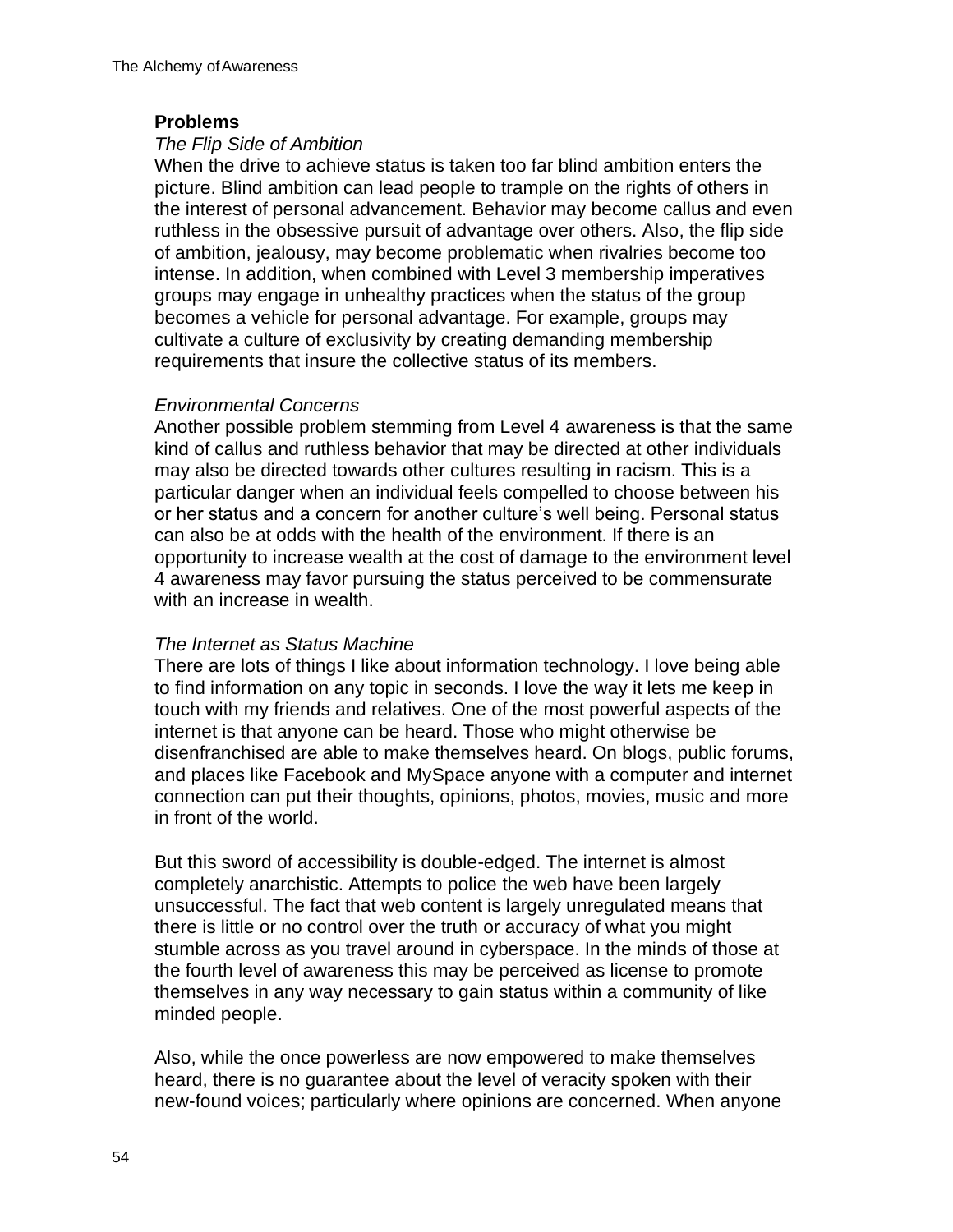**Problems**

*The Flip Side of Ambition*

When the drive to achieve status is taken too far blind ambition enters the picture. Blind ambition can lead people to trample on the rights of others in the interest of personal advancement. Behavior may become callus and even ruthless in the obsessive pursuit of advantage over others. Also, the flip side of ambition, jealousy, may become problematic when rivalries become too intense. In addition, when combined with Level 3 membership imperatives groups may engage in unhealthy practices when the status of the group becomes a vehicle for personal advantage. For example, groups may cultivate a culture of exclusivity by creating demanding membership requirements that insure the collective status of its members.

*Environmental Concerns*

Another possible problem stemming from Level 4 awareness is that the same kind of callus and ruthless behavior that may be directed at other individuals may also be directed towards other cultures resulting in racism. This is a particular danger when an individual feels compelled to choose between his or her status and a concern for another culture's well being. Personal status can also be at odds with the health of the environment. If there is an opportunity to increase wealth at the cost of damage to the environment level 4 awareness may favor pursuing the status perceived to be commensurate with an increase in wealth.

*The Internet as Status Machine*

There are lots of things I like about information technology. I love being able to find information on any topic in seconds. I love the way it lets me keep in touch with my friends and relatives. One of the most powerful aspects of the internet is that anyone can be heard. Those who might otherwise be disenfranchised are able to make themselves heard. On blogs, public forums, and places like Facebook and MySpace anyone with a computer and internet connection can put their thoughts, opinions, photos, movies, music and more in front of the world.

But this sword of accessibility is double-edged. The internet is almost completely anarchistic. Attempts to police the web have been largely unsuccessful. The fact that web content is largely unregulated means that there is little or no control over the truth or accuracy of what you might stumble across as you travel around in cyberspace. In the minds of those at the fourth level of awareness this may be perceived as license to promote themselves in any way necessary to gain status within a community of like minded people.

Also, while the once powerless are now empowered to make themselves heard, there is no guarantee about the level of veracity spoken with their new-found voices; particularly where opinions are concerned. When anyone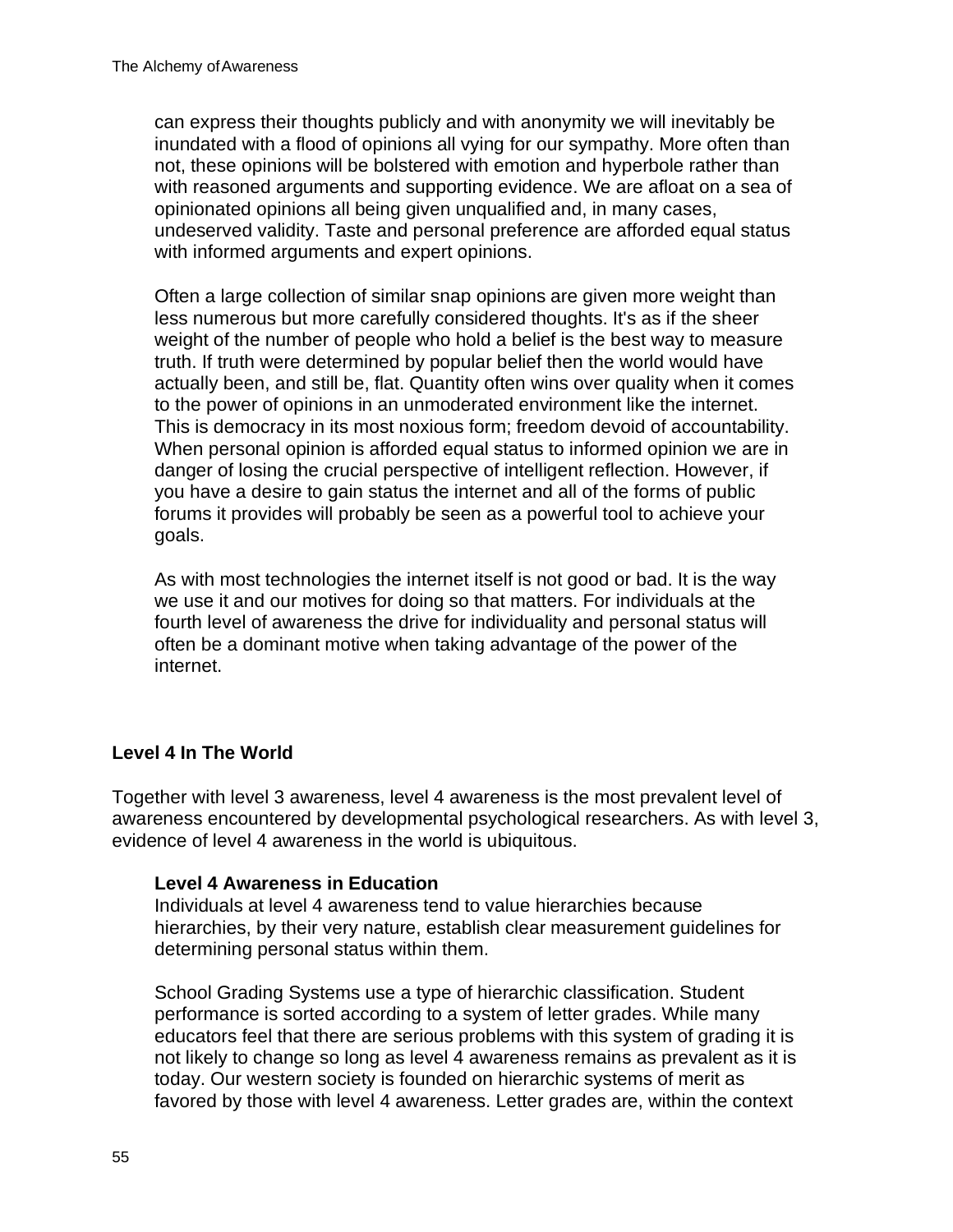can express their thoughts publicly and with anonymity we will inevitably be inundated with a flood of opinions all vying for our sympathy. More often than not, these opinions will be bolstered with emotion and hyperbole rather than with reasoned arguments and supporting evidence. We are afloat on a sea of opinionated opinions all being given unqualified and, in many cases, undeserved validity. Taste and personal preference are afforded equal status with informed arguments and expert opinions.

Often a large collection of similar snap opinions are given more weight than less numerous but more carefully considered thoughts. It's as if the sheer weight of the number of people who hold a belief is the best way to measure truth. If truth were determined by popular belief then the world would have actually been, and still be, flat. Quantity often wins over quality when it comes to the power of opinions in an unmoderated environment like the internet. This is democracy in its most noxious form; freedom devoid of accountability. When personal opinion is afforded equal status to informed opinion we are in danger of losing the crucial perspective of intelligent reflection. However, if you have a desire to gain status the internet and all of the forms of public forums it provides will probably be seen as a powerful tool to achieve your goals.

As with most technologies the internet itself is not good or bad. It is the way we use it and our motives for doing so that matters. For individuals at the fourth level of awareness the drive for individuality and personal status will often be a dominant motive when taking advantage of the power of the internet.

## Level 4 In The World

Together with level 3 awareness, level 4 awareness is the most prevalent level of awareness encountered by developmental psychological researchers. As with level 3, evidence of level 4 awareness in the world is ubiquitous.

### Level 4 Awareness in Education

Individuals at level 4 awareness tend to value hierarchies because hierarchies, by their very nature, establish clear measurement guidelines for determining personal status within them.

School Grading Systems use a type of hierarchic classification. Student performance is sorted according to a system of letter grades. While many educators feel that there are serious problems with this system of grading it is not likely to change so long as level 4 awareness remains as prevalent as it is today. Our western society is founded on hierarchic systems of merit as favored by those with level 4 awareness. Letter grades are, within the context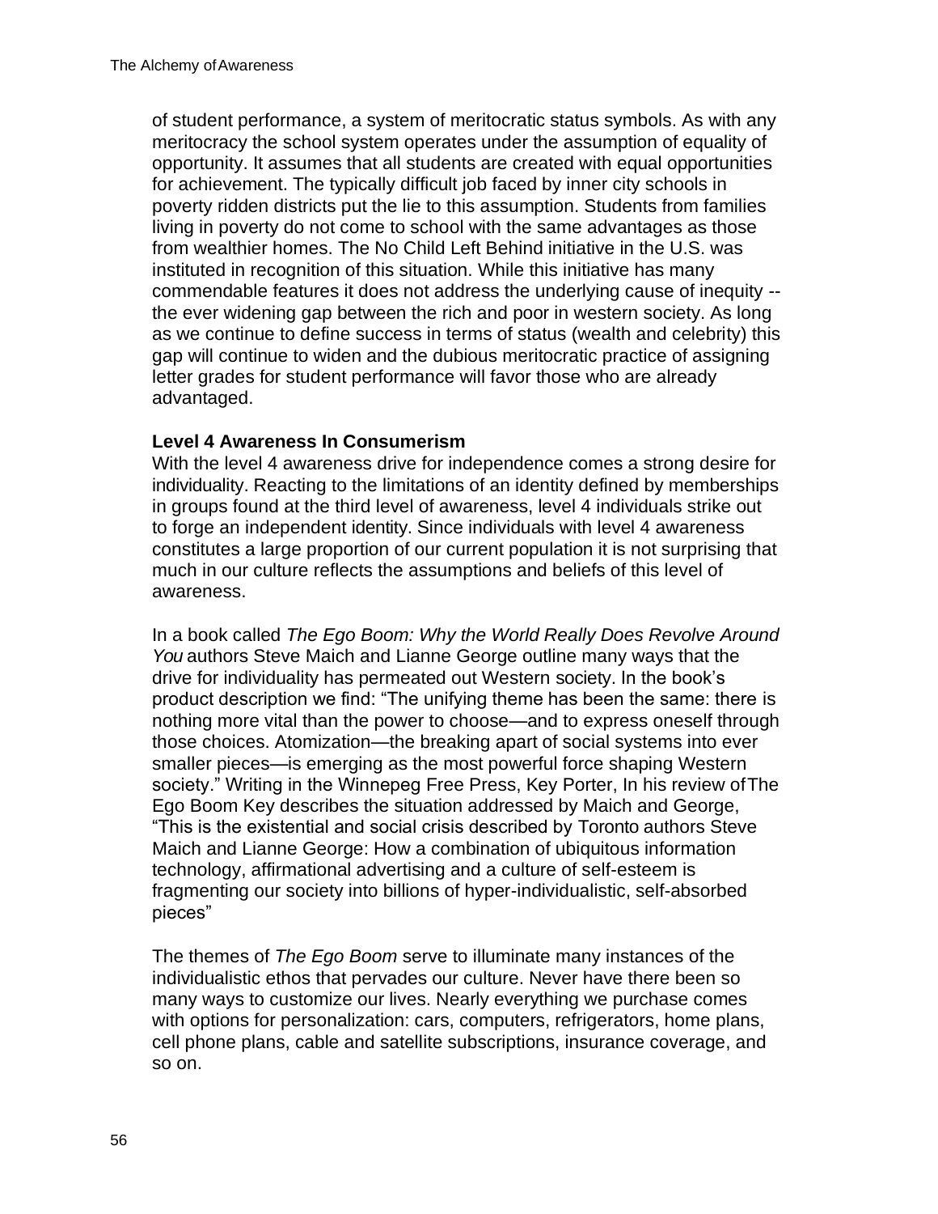of student performance, a system of meritocratic status symbols. As with any meritocracy the school system operates under the assumption of equality of opportunity. It assumes that all students are created with equal opportunities for achievement. The typically difficult job faced by inner city schools in poverty ridden districts put the lie to this assumption. Students from families living in poverty do not come to school with the same advantages as those from wealthier homes. The No Child Left Behind initiative in the U.S. was instituted in recognition of this situation. While this initiative has many commendable features it does not address the underlying cause of inequity -- the ever widening gap between the rich and poor in western society. As long as we continue to define success in terms of status (wealth and celebrity) this gap will continue to widen and the dubious meritocratic practice of assigning letter grades for student performance will favor those who are already advantaged.

**Level 4 Awareness In Consumerism**

With the level 4 awareness drive for independence comes a strong desire for individuality. Reacting to the limitations of an identity defined by memberships in groups found at the third level of awareness, level 4 individuals strike out to forge an independent identity. Since individuals with level 4 awareness constitutes a large proportion of our current population it is not surprising that much in our culture reflects the assumptions and beliefs of this level of awareness.

In a book called *The Ego Boom: Why the World Really Does Revolve Around You* authors Steve Maich and Lianne George outline many ways that the drive for individuality has permeated out Western society. In the book's product description we find: "The unifying theme has been the same: there is nothing more vital than the power to choose—and to express oneself through those choices. Atomization—the breaking apart of social systems into ever smaller pieces—is emerging as the most powerful force shaping Western society." Writing in the Winnepeg Free Press, Key Porter, In his review of The Ego Boom Key describes the situation addressed by Maich and George, "This is the existential and social crisis described by Toronto authors Steve Maich and Lianne George: How a combination of ubiquitous information technology, affirmational advertising and a culture of self-esteem is fragmenting our society into billions of hyper-individualistic, self-absorbed pieces"

The themes of *The Ego Boom* serve to illuminate many instances of the individualistic ethos that pervades our culture. Never have there been so many ways to customize our lives. Nearly everything we purchase comes with options for personalization: cars, computers, refrigerators, home plans, cell phone plans, cable and satellite subscriptions, insurance coverage, and so on.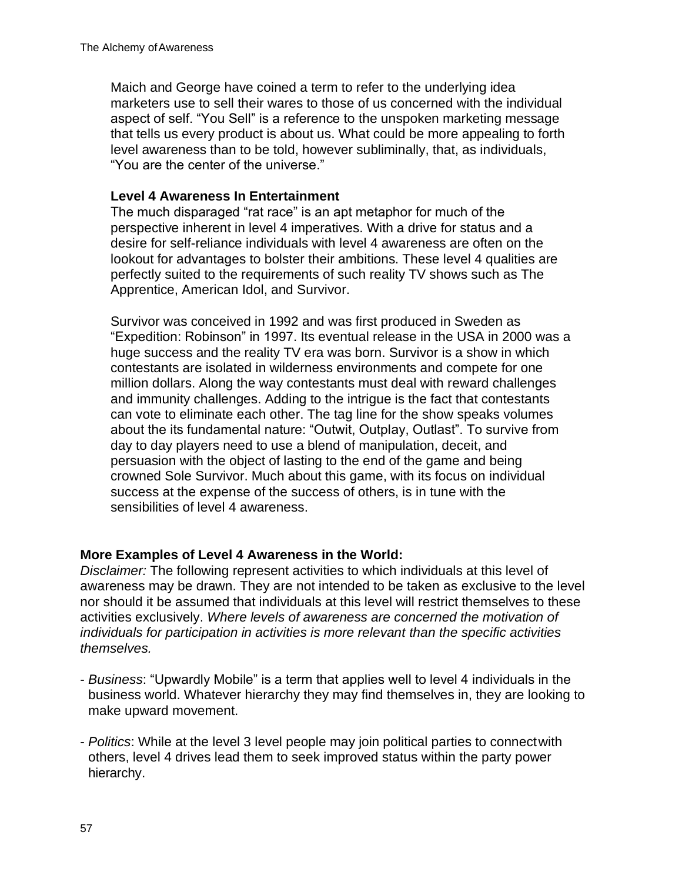Maich and George have coined a term to refer to the underlying idea marketers use to sell their wares to those of us concerned with the individual aspect of self. “You Sell” is a reference to the unspoken marketing message that tells us every product is about us. What could be more appealing to forth level awareness than to be told, however subliminally, that, as individuals, “You are the center of the universe.”

### Level 4 Awareness In Entertainment

The much disparaged “rat race” is an apt metaphor for much of the perspective inherent in level 4 imperatives. With a drive for status and a desire for self-reliance individuals with level 4 awareness are often on the lookout for advantages to bolster their ambitions. These level 4 qualities are perfectly suited to the requirements of such reality TV shows such as The Apprentice, American Idol, and Survivor.

Survivor was conceived in 1992 and was first produced in Sweden as “Expedition: Robinson” in 1997. Its eventual release in the USA in 2000 was a huge success and the reality TV era was born. Survivor is a show in which contestants are isolated in wilderness environments and compete for one million dollars. Along the way contestants must deal with reward challenges and immunity challenges. Adding to the intrigue is the fact that contestants can vote to eliminate each other. The tag line for the show speaks volumes about the its fundamental nature: “Outwit, Outplay, Outlast”. To survive from day to day players need to use a blend of manipulation, deceit, and persuasion with the object of lasting to the end of the game and being crowned Sole Survivor. Much about this game, with its focus on individual success at the expense of the success of others, is in tune with the sensibilities of level 4 awareness.

## More Examples of Level 4 Awareness in the World:

*Disclaimer:* The following represent activities to which individuals at this level of awareness may be drawn. They are not intended to be taken as exclusive to the level nor should it be assumed that individuals at this level will restrict themselves to these activities exclusively. *Where levels of awareness are concerned the motivation of individuals for participation in activities is more relevant than the specific activities themselves.*

- *Business*: “Upwardly Mobile” is a term that applies well to level 4 individuals in the business world. Whatever hierarchy they may find themselves in, they are looking to make upward movement.

- *Politics*: While at the level 3 level people may join political parties to connect with others, level 4 drives lead them to seek improved status within the party power hierarchy.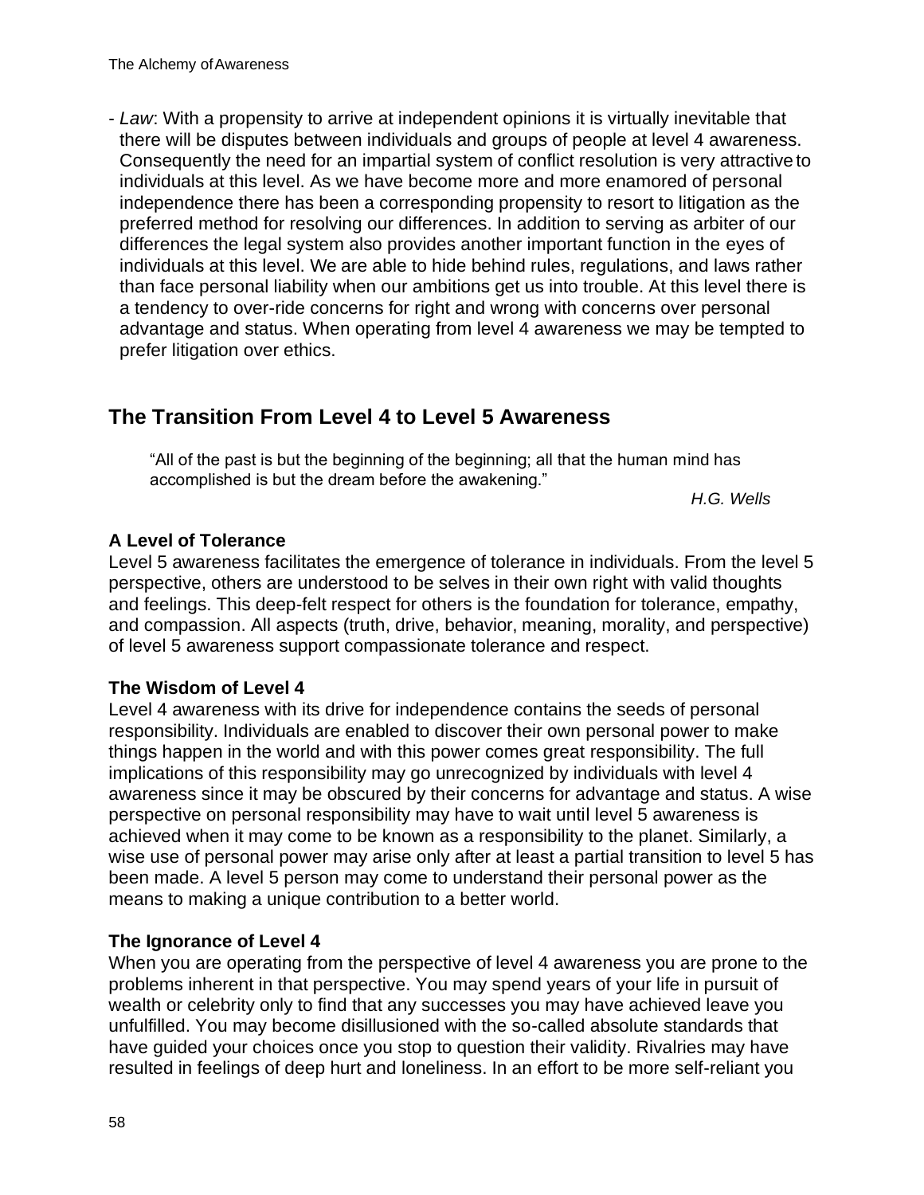- *Law*: With a propensity to arrive at independent opinions it is virtually inevitable that there will be disputes between individuals and groups of people at level 4 awareness. Consequently the need for an impartial system of conflict resolution is very attractive to individuals at this level. As we have become more and more enamored of personal independence there has been a corresponding propensity to resort to litigation as the preferred method for resolving our differences. In addition to serving as arbiter of our differences the legal system also provides another important function in the eyes of individuals at this level. We are able to hide behind rules, regulations, and laws rather than face personal liability when our ambitions get us into trouble. At this level there is a tendency to over-ride concerns for right and wrong with concerns over personal advantage and status. When operating from level 4 awareness we may be tempted to prefer litigation over ethics.

## The Transition From Level 4 to Level 5 Awareness

> "All of the past is but the beginning of the beginning; all that the human mind has accomplished is but the dream before the awakening."
>
> *H.G. Wells*

### A Level of Tolerance

Level 5 awareness facilitates the emergence of tolerance in individuals. From the level 5 perspective, others are understood to be selves in their own right with valid thoughts and feelings. This deep-felt respect for others is the foundation for tolerance, empathy, and compassion. All aspects (truth, drive, behavior, meaning, morality, and perspective) of level 5 awareness support compassionate tolerance and respect.

### The Wisdom of Level 4

Level 4 awareness with its drive for independence contains the seeds of personal responsibility. Individuals are enabled to discover their own personal power to make things happen in the world and with this power comes great responsibility. The full implications of this responsibility may go unrecognized by individuals with level 4 awareness since it may be obscured by their concerns for advantage and status. A wise perspective on personal responsibility may have to wait until level 5 awareness is achieved when it may come to be known as a responsibility to the planet. Similarly, a wise use of personal power may arise only after at least a partial transition to level 5 has been made. A level 5 person may come to understand their personal power as the means to making a unique contribution to a better world.

### The Ignorance of Level 4

When you are operating from the perspective of level 4 awareness you are prone to the problems inherent in that perspective. You may spend years of your life in pursuit of wealth or celebrity only to find that any successes you may have achieved leave you unfulfilled. You may become disillusioned with the so-called absolute standards that have guided your choices once you stop to question their validity. Rivalries may have resulted in feelings of deep hurt and loneliness. In an effort to be more self-reliant you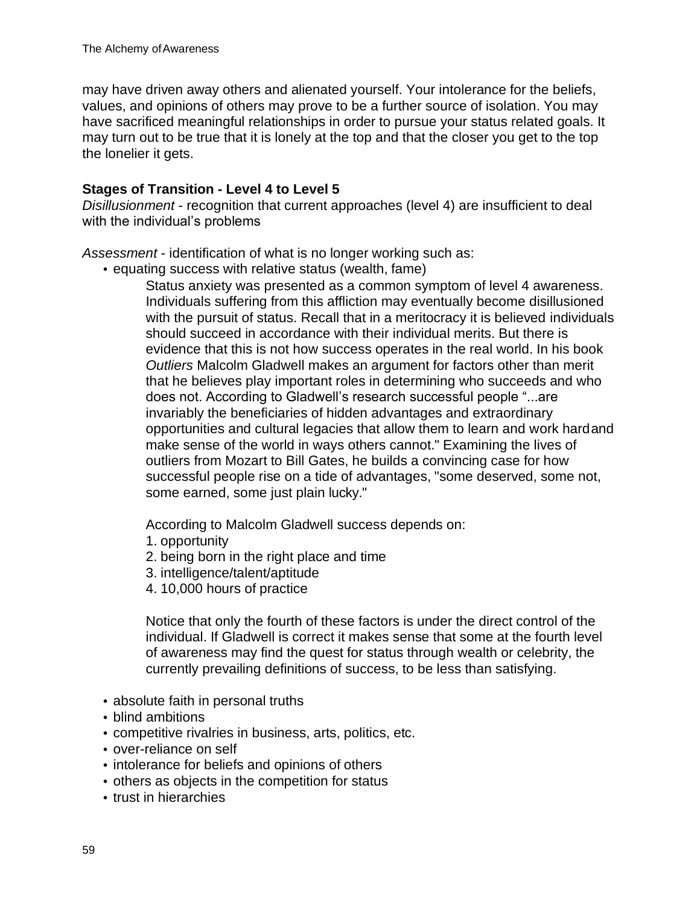may have driven away others and alienated yourself. Your intolerance for the beliefs, values, and opinions of others may prove to be a further source of isolation. You may have sacrificed meaningful relationships in order to pursue your status related goals. It may turn out to be true that it is lonely at the top and that the closer you get to the top the lonelier it gets.

**Stages of Transition - Level 4 to Level 5**

*Disillusionment* - recognition that current approaches (level 4) are insufficient to deal with the individual's problems

*Assessment* - identification of what is no longer working such as:

- equating success with relative status (wealth, fame)

  Status anxiety was presented as a common symptom of level 4 awareness. Individuals suffering from this affliction may eventually become disillusioned with the pursuit of status. Recall that in a meritocracy it is believed individuals should succeed in accordance with their individual merits. But there is evidence that this is not how success operates in the real world. In his book *Outliers* Malcolm Gladwell makes an argument for factors other than merit that he believes play important roles in determining who succeeds and who does not. According to Gladwell's research successful people "...are invariably the beneficiaries of hidden advantages and extraordinary opportunities and cultural legacies that allow them to learn and work hard and make sense of the world in ways others cannot." Examining the lives of outliers from Mozart to Bill Gates, he builds a convincing case for how successful people rise on a tide of advantages, "some deserved, some not, some earned, some just plain lucky."

  According to Malcolm Gladwell success depends on:

  1. opportunity
  2. being born in the right place and time
  3. intelligence/talent/aptitude
  4. 10,000 hours of practice

  Notice that only the fourth of these factors is under the direct control of the individual. If Gladwell is correct it makes sense that some at the fourth level of awareness may find the quest for status through wealth or celebrity, the currently prevailing definitions of success, to be less than satisfying.

- absolute faith in personal truths
- blind ambitions
- competitive rivalries in business, arts, politics, etc.
- over-reliance on self
- intolerance for beliefs and opinions of others
- others as objects in the competition for status
- trust in hierarchies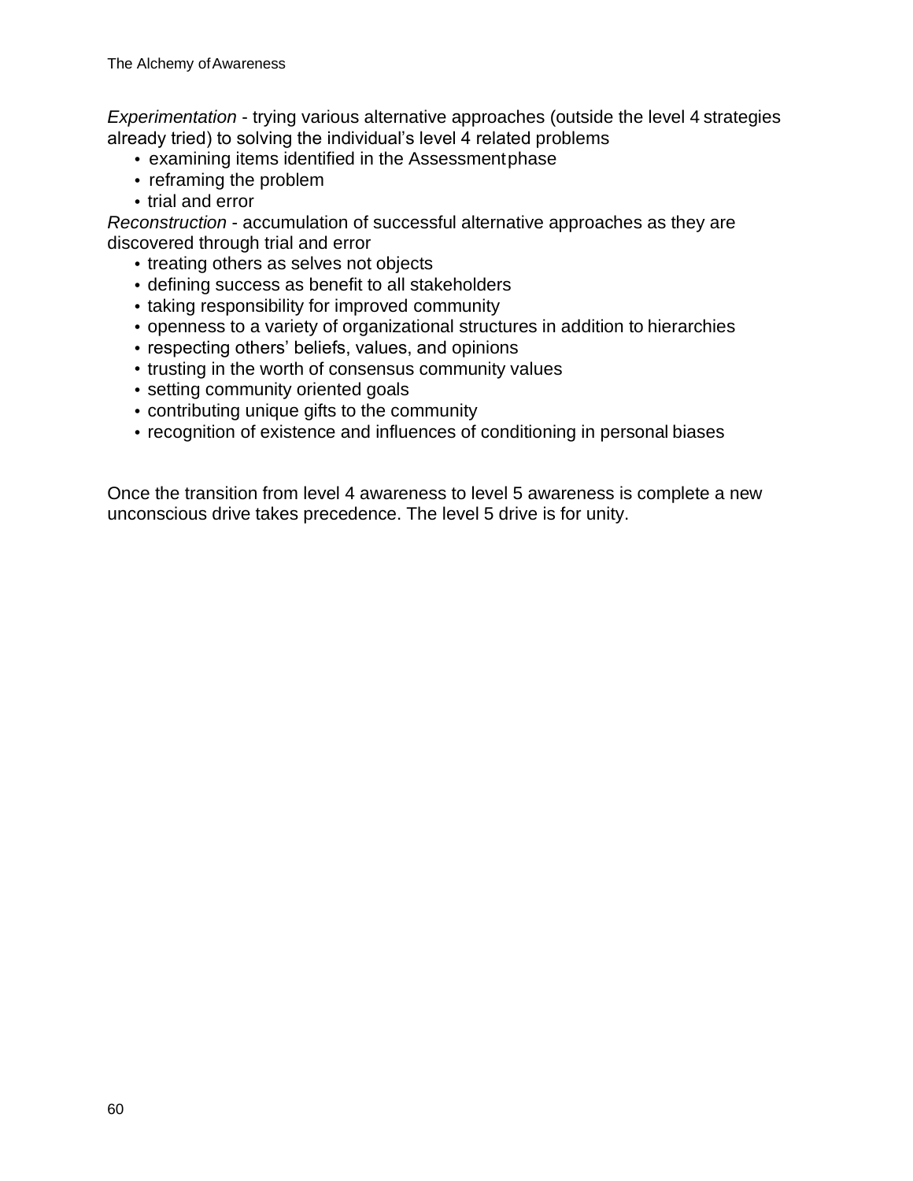*Experimentation* - trying various alternative approaches (outside the level 4 strategies already tried) to solving the individual's level 4 related problems

- examining items identified in the Assessment phase
- reframing the problem
- trial and error

*Reconstruction* - accumulation of successful alternative approaches as they are discovered through trial and error

- treating others as selves not objects
- defining success as benefit to all stakeholders
- taking responsibility for improved community
- openness to a variety of organizational structures in addition to hierarchies
- respecting others' beliefs, values, and opinions
- trusting in the worth of consensus community values
- setting community oriented goals
- contributing unique gifts to the community
- recognition of existence and influences of conditioning in personal biases

Once the transition from level 4 awareness to level 5 awareness is complete a new unconscious drive takes precedence. The level 5 drive is for unity.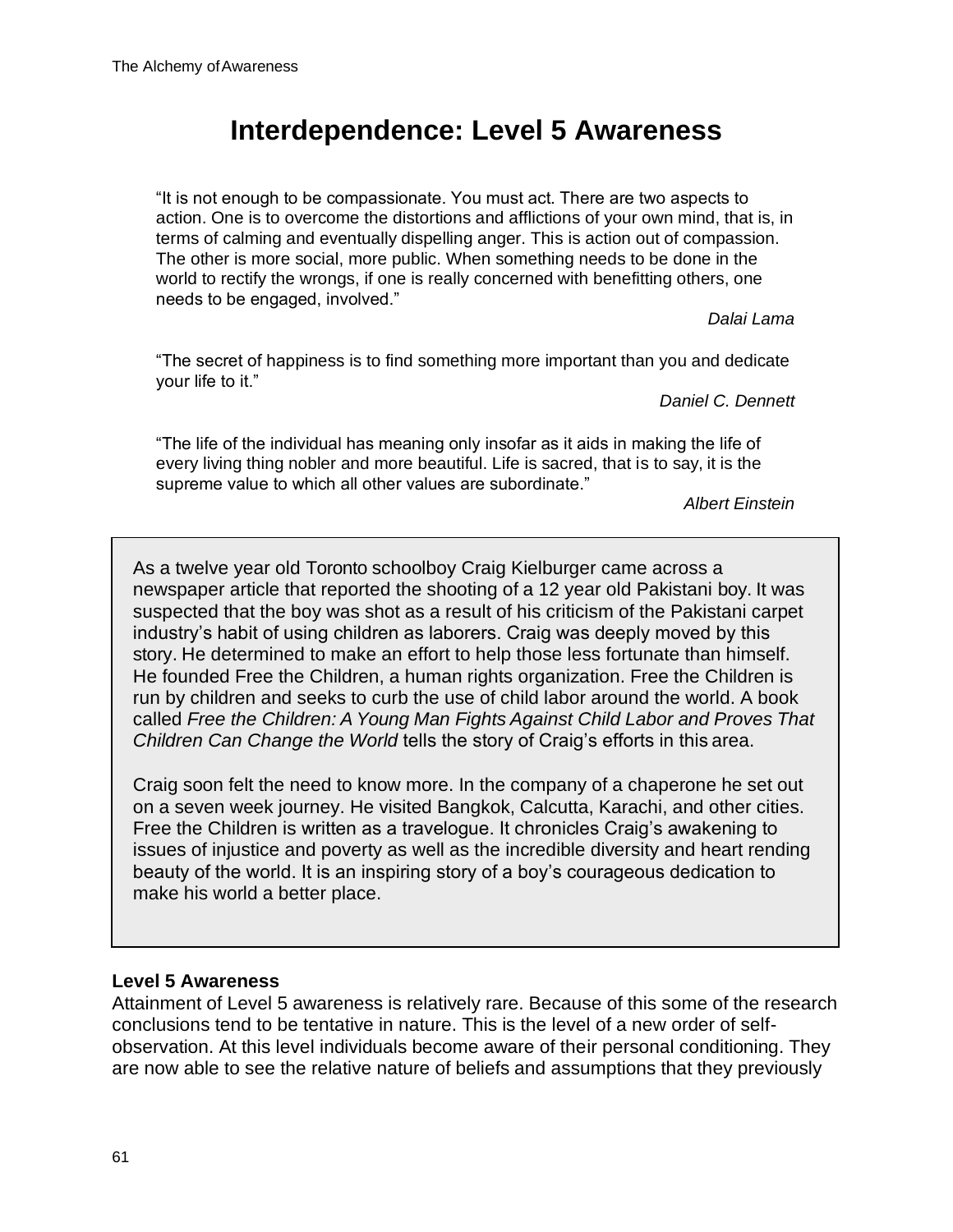# Interdependence: Level 5 Awareness

> "It is not enough to be compassionate. You must act. There are two aspects to action. One is to overcome the distortions and afflictions of your own mind, that is, in terms of calming and eventually dispelling anger. This is action out of compassion. The other is more social, more public. When something needs to be done in the world to rectify the wrongs, if one is really concerned with benefitting others, one needs to be engaged, involved."
>
> *Dalai Lama*

> "The secret of happiness is to find something more important than you and dedicate your life to it."
>
> *Daniel C. Dennett*

> "The life of the individual has meaning only insofar as it aids in making the life of every living thing nobler and more beautiful. Life is sacred, that is to say, it is the supreme value to which all other values are subordinate."
>
> *Albert Einstein*

As a twelve year old Toronto schoolboy Craig Kielburger came across a newspaper article that reported the shooting of a 12 year old Pakistani boy. It was suspected that the boy was shot as a result of his criticism of the Pakistani carpet industry's habit of using children as laborers. Craig was deeply moved by this story. He determined to make an effort to help those less fortunate than himself. He founded Free the Children, a human rights organization. Free the Children is run by children and seeks to curb the use of child labor around the world. A book called *Free the Children: A Young Man Fights Against Child Labor and Proves That Children Can Change the World* tells the story of Craig's efforts in this area.

Craig soon felt the need to know more. In the company of a chaperone he set out on a seven week journey. He visited Bangkok, Calcutta, Karachi, and other cities. Free the Children is written as a travelogue. It chronicles Craig's awakening to issues of injustice and poverty as well as the incredible diversity and heart rending beauty of the world. It is an inspiring story of a boy's courageous dedication to make his world a better place.

**Level 5 Awareness**

Attainment of Level 5 awareness is relatively rare. Because of this some of the research conclusions tend to be tentative in nature. This is the level of a new order of self-observation. At this level individuals become aware of their personal conditioning. They are now able to see the relative nature of beliefs and assumptions that they previously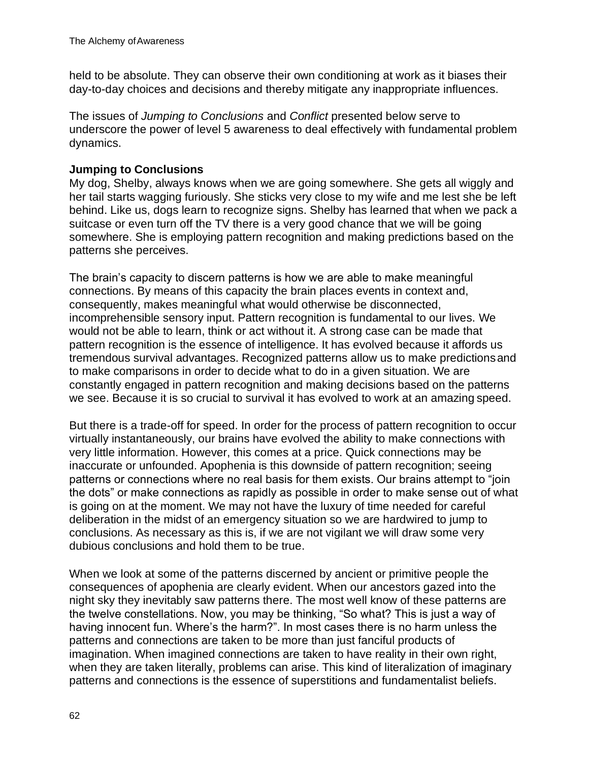held to be absolute. They can observe their own conditioning at work as it biases their day-to-day choices and decisions and thereby mitigate any inappropriate influences.

The issues of *Jumping to Conclusions* and *Conflict* presented below serve to underscore the power of level 5 awareness to deal effectively with fundamental problem dynamics.

**Jumping to Conclusions**

My dog, Shelby, always knows when we are going somewhere. She gets all wiggly and her tail starts wagging furiously. She sticks very close to my wife and me lest she be left behind. Like us, dogs learn to recognize signs. Shelby has learned that when we pack a suitcase or even turn off the TV there is a very good chance that we will be going somewhere. She is employing pattern recognition and making predictions based on the patterns she perceives.

The brain's capacity to discern patterns is how we are able to make meaningful connections. By means of this capacity the brain places events in context and, consequently, makes meaningful what would otherwise be disconnected, incomprehensible sensory input. Pattern recognition is fundamental to our lives. We would not be able to learn, think or act without it. A strong case can be made that pattern recognition is the essence of intelligence. It has evolved because it affords us tremendous survival advantages. Recognized patterns allow us to make predictions and to make comparisons in order to decide what to do in a given situation. We are constantly engaged in pattern recognition and making decisions based on the patterns we see. Because it is so crucial to survival it has evolved to work at an amazing speed.

But there is a trade-off for speed. In order for the process of pattern recognition to occur virtually instantaneously, our brains have evolved the ability to make connections with very little information. However, this comes at a price. Quick connections may be inaccurate or unfounded. Apophenia is this downside of pattern recognition; seeing patterns or connections where no real basis for them exists. Our brains attempt to "join the dots" or make connections as rapidly as possible in order to make sense out of what is going on at the moment. We may not have the luxury of time needed for careful deliberation in the midst of an emergency situation so we are hardwired to jump to conclusions. As necessary as this is, if we are not vigilant we will draw some very dubious conclusions and hold them to be true.

When we look at some of the patterns discerned by ancient or primitive people the consequences of apophenia are clearly evident. When our ancestors gazed into the night sky they inevitably saw patterns there. The most well know of these patterns are the twelve constellations. Now, you may be thinking, "So what? This is just a way of having innocent fun. Where's the harm?". In most cases there is no harm unless the patterns and connections are taken to be more than just fanciful products of imagination. When imagined connections are taken to have reality in their own right, when they are taken literally, problems can arise. This kind of literalization of imaginary patterns and connections is the essence of superstitions and fundamentalist beliefs.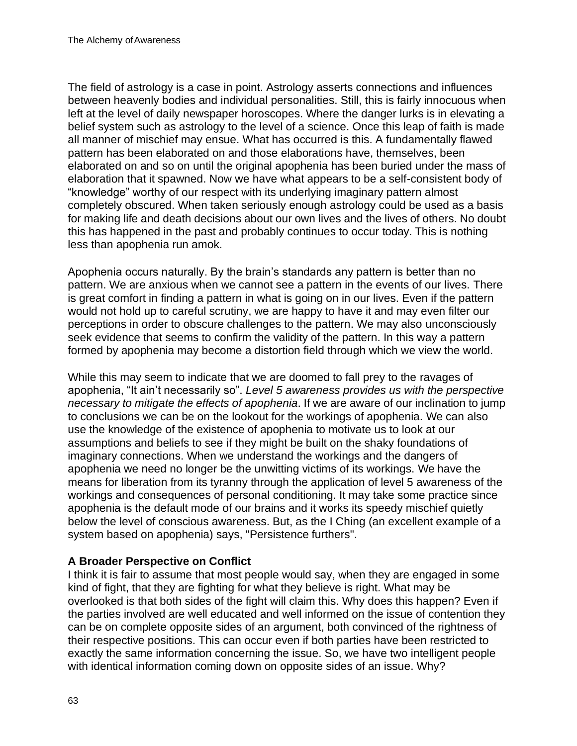The field of astrology is a case in point. Astrology asserts connections and influences between heavenly bodies and individual personalities. Still, this is fairly innocuous when left at the level of daily newspaper horoscopes. Where the danger lurks is in elevating a belief system such as astrology to the level of a science. Once this leap of faith is made all manner of mischief may ensue. What has occurred is this. A fundamentally flawed pattern has been elaborated on and those elaborations have, themselves, been elaborated on and so on until the original apophenia has been buried under the mass of elaboration that it spawned. Now we have what appears to be a self-consistent body of "knowledge" worthy of our respect with its underlying imaginary pattern almost completely obscured. When taken seriously enough astrology could be used as a basis for making life and death decisions about our own lives and the lives of others. No doubt this has happened in the past and probably continues to occur today. This is nothing less than apophenia run amok.

Apophenia occurs naturally. By the brain's standards any pattern is better than no pattern. We are anxious when we cannot see a pattern in the events of our lives. There is great comfort in finding a pattern in what is going on in our lives. Even if the pattern would not hold up to careful scrutiny, we are happy to have it and may even filter our perceptions in order to obscure challenges to the pattern. We may also unconsciously seek evidence that seems to confirm the validity of the pattern. In this way a pattern formed by apophenia may become a distortion field through which we view the world.

While this may seem to indicate that we are doomed to fall prey to the ravages of apophenia, "It ain't necessarily so". *Level 5 awareness provides us with the perspective necessary to mitigate the effects of apophenia*. If we are aware of our inclination to jump to conclusions we can be on the lookout for the workings of apophenia. We can also use the knowledge of the existence of apophenia to motivate us to look at our assumptions and beliefs to see if they might be built on the shaky foundations of imaginary connections. When we understand the workings and the dangers of apophenia we need no longer be the unwitting victims of its workings. We have the means for liberation from its tyranny through the application of level 5 awareness of the workings and consequences of personal conditioning. It may take some practice since apophenia is the default mode of our brains and it works its speedy mischief quietly below the level of conscious awareness. But, as the I Ching (an excellent example of a system based on apophenia) says, "Persistence furthers".

**A Broader Perspective on Conflict**

I think it is fair to assume that most people would say, when they are engaged in some kind of fight, that they are fighting for what they believe is right. What may be overlooked is that both sides of the fight will claim this. Why does this happen? Even if the parties involved are well educated and well informed on the issue of contention they can be on complete opposite sides of an argument, both convinced of the rightness of their respective positions. This can occur even if both parties have been restricted to exactly the same information concerning the issue. So, we have two intelligent people with identical information coming down on opposite sides of an issue. Why?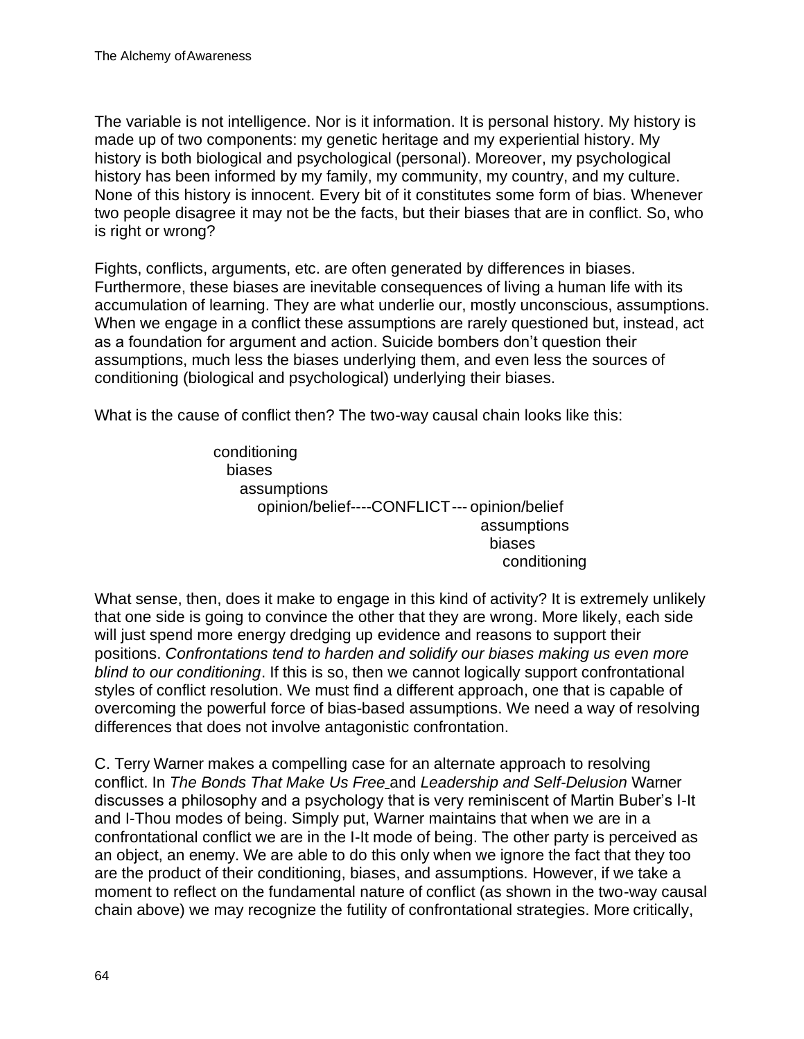The variable is not intelligence. Nor is it information. It is personal history. My history is made up of two components: my genetic heritage and my experiential history. My history is both biological and psychological (personal). Moreover, my psychological history has been informed by my family, my community, my country, and my culture. None of this history is innocent. Every bit of it constitutes some form of bias. Whenever two people disagree it may not be the facts, but their biases that are in conflict. So, who is right or wrong?

Fights, conflicts, arguments, etc. are often generated by differences in biases. Furthermore, these biases are inevitable consequences of living a human life with its accumulation of learning. They are what underlie our, mostly unconscious, assumptions. When we engage in a conflict these assumptions are rarely questioned but, instead, act as a foundation for argument and action. Suicide bombers don't question their assumptions, much less the biases underlying them, and even less the sources of conditioning (biological and psychological) underlying their biases.

What is the cause of conflict then? The two-way causal chain looks like this:

```
conditioning
  biases
    assumptions
      opinion/belief----CONFLICT--- opinion/belief
                                      assumptions
                                        biases
                                          conditioning
```

What sense, then, does it make to engage in this kind of activity? It is extremely unlikely that one side is going to convince the other that they are wrong. More likely, each side will just spend more energy dredging up evidence and reasons to support their positions. *Confrontations tend to harden and solidify our biases making us even more blind to our conditioning*. If this is so, then we cannot logically support confrontational styles of conflict resolution. We must find a different approach, one that is capable of overcoming the powerful force of bias-based assumptions. We need a way of resolving differences that does not involve antagonistic confrontation.

C. Terry Warner makes a compelling case for an alternate approach to resolving conflict. In *The Bonds That Make Us Free* and *Leadership and Self-Delusion* Warner discusses a philosophy and a psychology that is very reminiscent of Martin Buber's I-It and I-Thou modes of being. Simply put, Warner maintains that when we are in a confrontational conflict we are in the I-It mode of being. The other party is perceived as an object, an enemy. We are able to do this only when we ignore the fact that they too are the product of their conditioning, biases, and assumptions. However, if we take a moment to reflect on the fundamental nature of conflict (as shown in the two-way causal chain above) we may recognize the futility of confrontational strategies. More critically,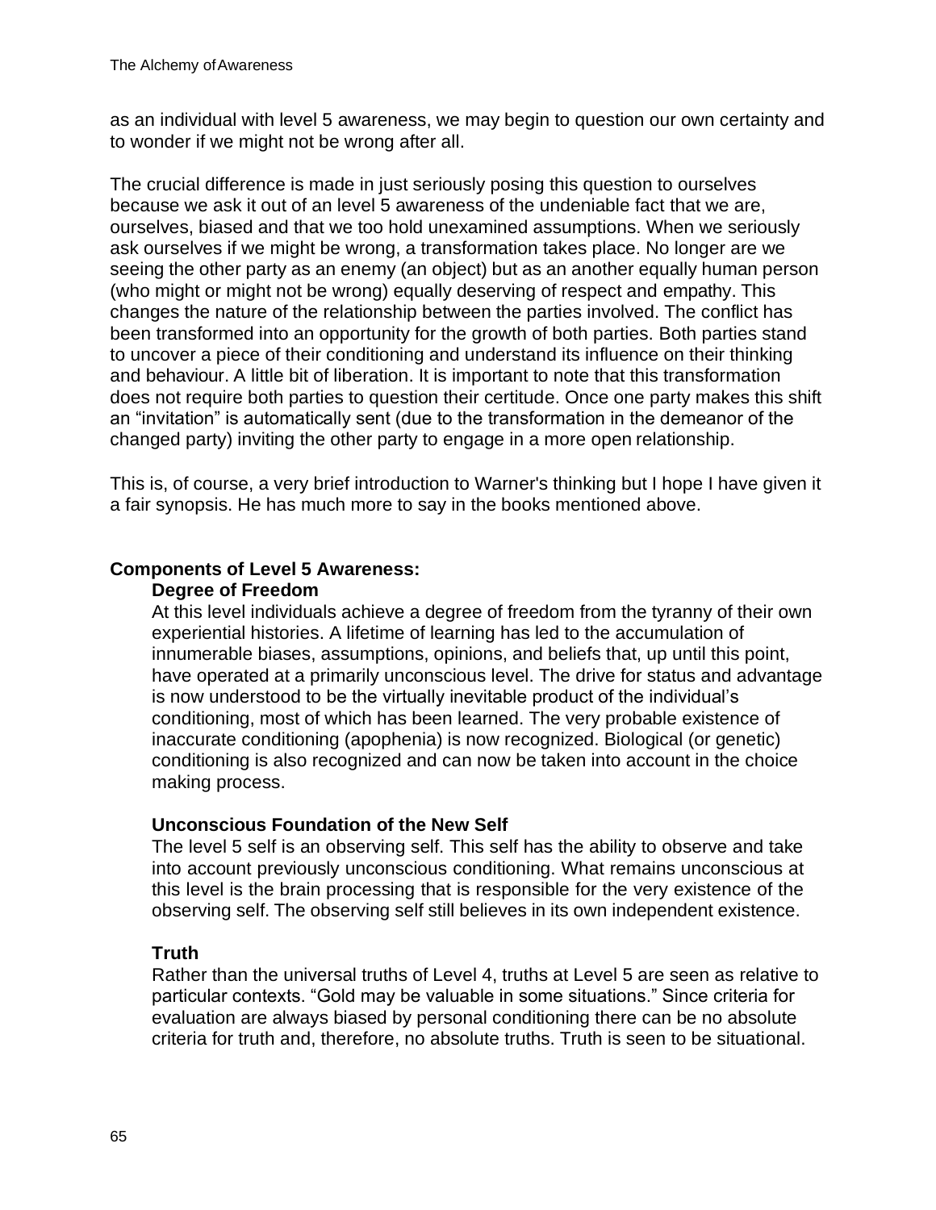as an individual with level 5 awareness, we may begin to question our own certainty and to wonder if we might not be wrong after all.

The crucial difference is made in just seriously posing this question to ourselves because we ask it out of an level 5 awareness of the undeniable fact that we are, ourselves, biased and that we too hold unexamined assumptions. When we seriously ask ourselves if we might be wrong, a transformation takes place. No longer are we seeing the other party as an enemy (an object) but as an another equally human person (who might or might not be wrong) equally deserving of respect and empathy. This changes the nature of the relationship between the parties involved. The conflict has been transformed into an opportunity for the growth of both parties. Both parties stand to uncover a piece of their conditioning and understand its influence on their thinking and behaviour. A little bit of liberation. It is important to note that this transformation does not require both parties to question their certitude. Once one party makes this shift an "invitation" is automatically sent (due to the transformation in the demeanor of the changed party) inviting the other party to engage in a more open relationship.

This is, of course, a very brief introduction to Warner's thinking but I hope I have given it a fair synopsis. He has much more to say in the books mentioned above.

## Components of Level 5 Awareness:

### Degree of Freedom

At this level individuals achieve a degree of freedom from the tyranny of their own experiential histories. A lifetime of learning has led to the accumulation of innumerable biases, assumptions, opinions, and beliefs that, up until this point, have operated at a primarily unconscious level. The drive for status and advantage is now understood to be the virtually inevitable product of the individual's conditioning, most of which has been learned. The very probable existence of inaccurate conditioning (apophenia) is now recognized. Biological (or genetic) conditioning is also recognized and can now be taken into account in the choice making process.

### Unconscious Foundation of the New Self

The level 5 self is an observing self. This self has the ability to observe and take into account previously unconscious conditioning. What remains unconscious at this level is the brain processing that is responsible for the very existence of the observing self. The observing self still believes in its own independent existence.

### Truth

Rather than the universal truths of Level 4, truths at Level 5 are seen as relative to particular contexts. "Gold may be valuable in some situations." Since criteria for evaluation are always biased by personal conditioning there can be no absolute criteria for truth and, therefore, no absolute truths. Truth is seen to be situational.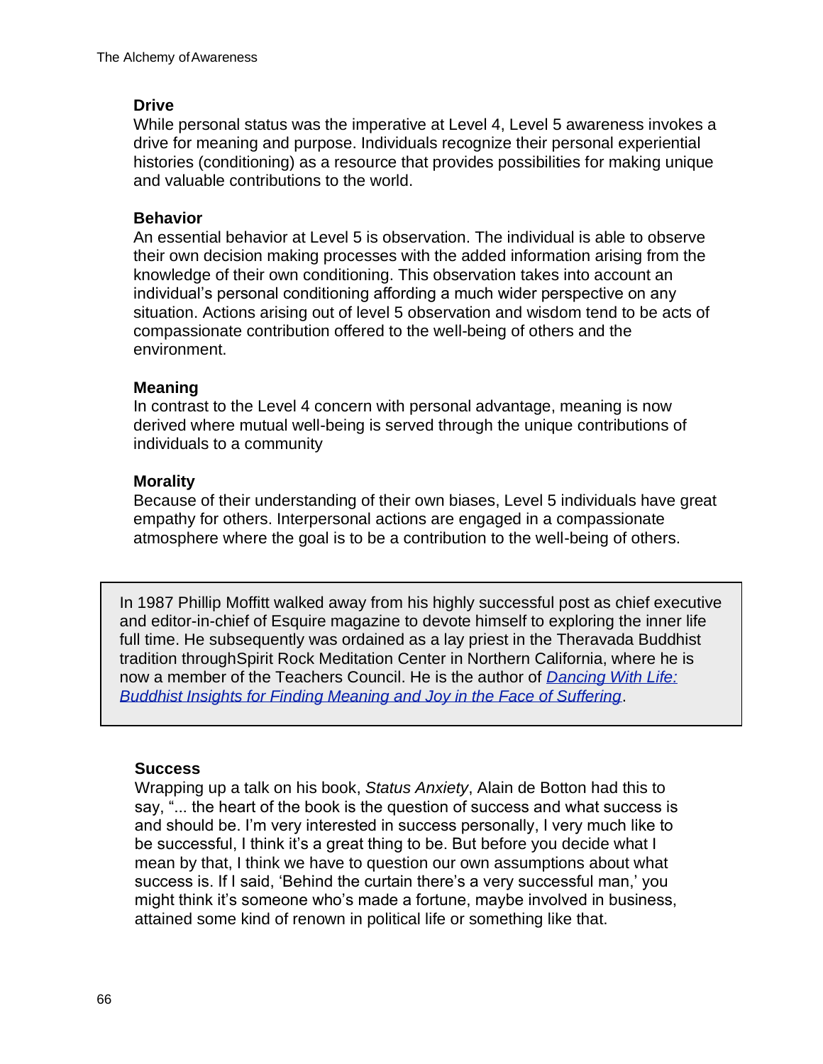**Drive**

While personal status was the imperative at Level 4, Level 5 awareness invokes a drive for meaning and purpose. Individuals recognize their personal experiential histories (conditioning) as a resource that provides possibilities for making unique and valuable contributions to the world.

**Behavior**

An essential behavior at Level 5 is observation. The individual is able to observe their own decision making processes with the added information arising from the knowledge of their own conditioning. This observation takes into account an individual's personal conditioning affording a much wider perspective on any situation. Actions arising out of level 5 observation and wisdom tend to be acts of compassionate contribution offered to the well-being of others and the environment.

**Meaning**

In contrast to the Level 4 concern with personal advantage, meaning is now derived where mutual well-being is served through the unique contributions of individuals to a community

**Morality**

Because of their understanding of their own biases, Level 5 individuals have great empathy for others. Interpersonal actions are engaged in a compassionate atmosphere where the goal is to be a contribution to the well-being of others.

> In 1987 Phillip Moffitt walked away from his highly successful post as chief executive and editor-in-chief of Esquire magazine to devote himself to exploring the inner life full time. He subsequently was ordained as a lay priest in the Theravada Buddhist tradition throughSpirit Rock Meditation Center in Northern California, where he is now a member of the Teachers Council. He is the author of *Dancing With Life: Buddhist Insights for Finding Meaning and Joy in the Face of Suffering*.

**Success**

Wrapping up a talk on his book, *Status Anxiety*, Alain de Botton had this to say, "... the heart of the book is the question of success and what success is and should be. I'm very interested in success personally, I very much like to be successful, I think it's a great thing to be. But before you decide what I mean by that, I think we have to question our own assumptions about what success is. If I said, 'Behind the curtain there's a very successful man,' you might think it's someone who's made a fortune, maybe involved in business, attained some kind of renown in political life or something like that.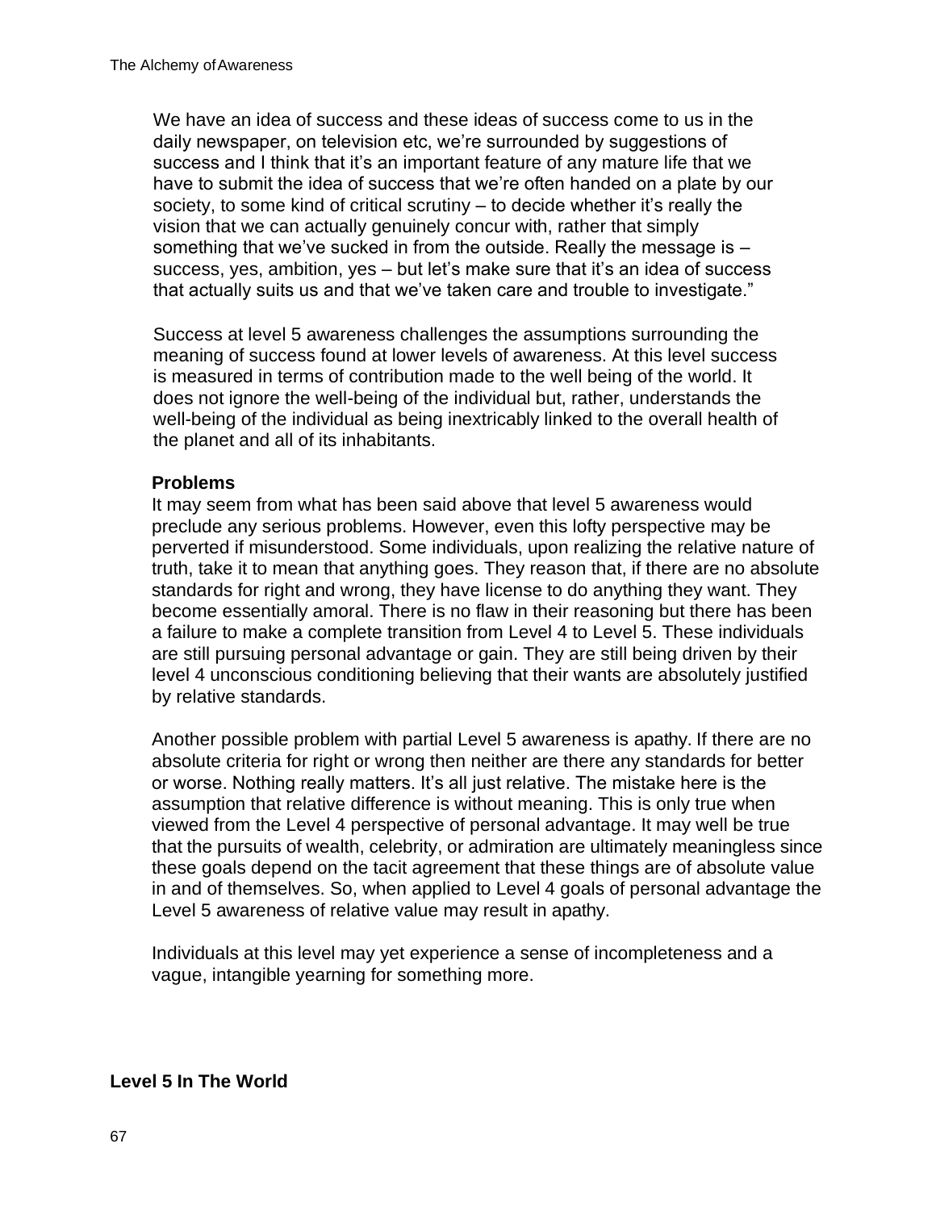We have an idea of success and these ideas of success come to us in the daily newspaper, on television etc, we're surrounded by suggestions of success and I think that it's an important feature of any mature life that we have to submit the idea of success that we're often handed on a plate by our society, to some kind of critical scrutiny – to decide whether it's really the vision that we can actually genuinely concur with, rather that simply something that we've sucked in from the outside. Really the message is – success, yes, ambition, yes – but let's make sure that it's an idea of success that actually suits us and that we've taken care and trouble to investigate."

Success at level 5 awareness challenges the assumptions surrounding the meaning of success found at lower levels of awareness. At this level success is measured in terms of contribution made to the well being of the world. It does not ignore the well-being of the individual but, rather, understands the well-being of the individual as being inextricably linked to the overall health of the planet and all of its inhabitants.

**Problems**

It may seem from what has been said above that level 5 awareness would preclude any serious problems. However, even this lofty perspective may be perverted if misunderstood. Some individuals, upon realizing the relative nature of truth, take it to mean that anything goes. They reason that, if there are no absolute standards for right and wrong, they have license to do anything they want. They become essentially amoral. There is no flaw in their reasoning but there has been a failure to make a complete transition from Level 4 to Level 5. These individuals are still pursuing personal advantage or gain. They are still being driven by their level 4 unconscious conditioning believing that their wants are absolutely justified by relative standards.

Another possible problem with partial Level 5 awareness is apathy. If there are no absolute criteria for right or wrong then neither are there any standards for better or worse. Nothing really matters. It's all just relative. The mistake here is the assumption that relative difference is without meaning. This is only true when viewed from the Level 4 perspective of personal advantage. It may well be true that the pursuits of wealth, celebrity, or admiration are ultimately meaningless since these goals depend on the tacit agreement that these things are of absolute value in and of themselves. So, when applied to Level 4 goals of personal advantage the Level 5 awareness of relative value may result in apathy.

Individuals at this level may yet experience a sense of incompleteness and a vague, intangible yearning for something more.

**Level 5 In The World**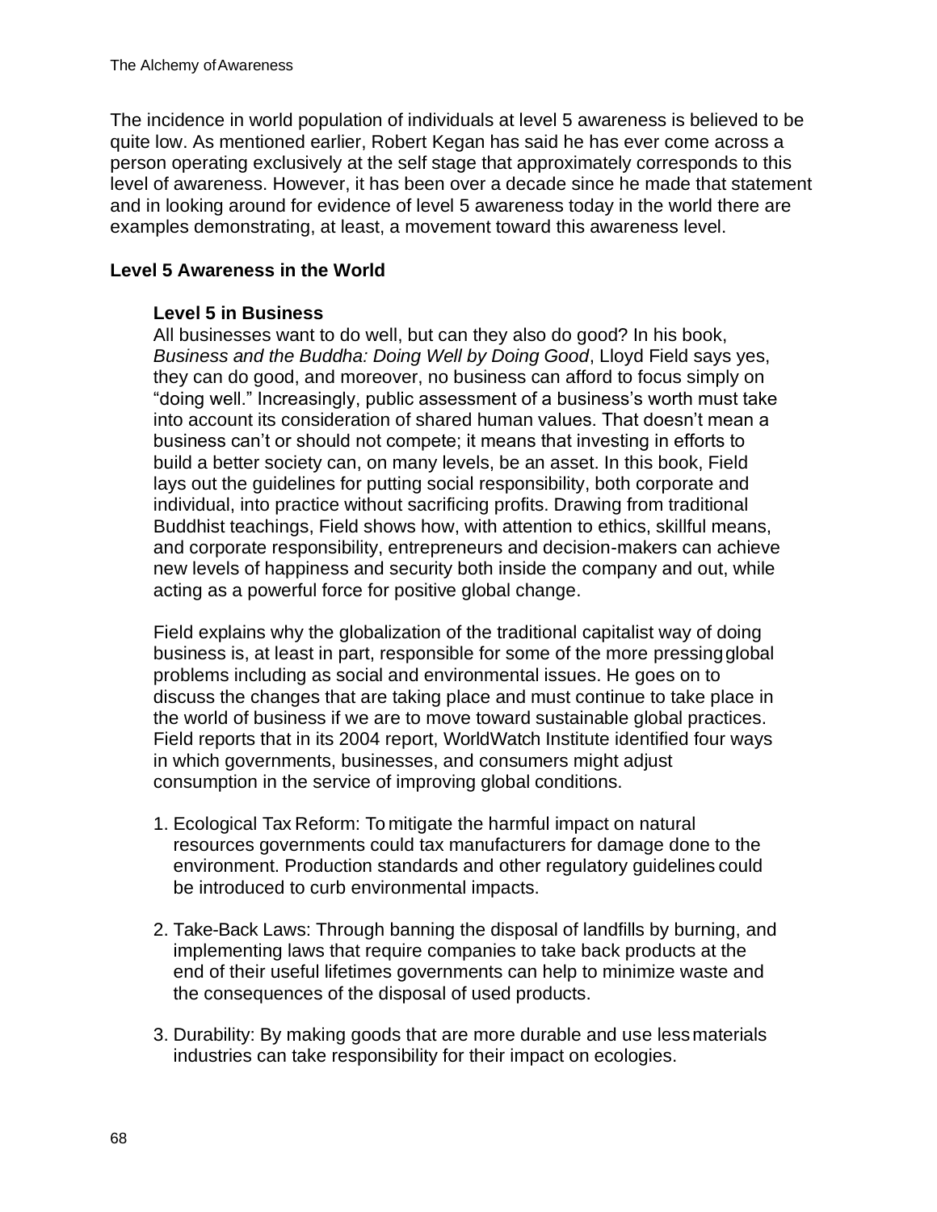The incidence in world population of individuals at level 5 awareness is believed to be quite low. As mentioned earlier, Robert Kegan has said he has ever come across a person operating exclusively at the self stage that approximately corresponds to this level of awareness. However, it has been over a decade since he made that statement and in looking around for evidence of level 5 awareness today in the world there are examples demonstrating, at least, a movement toward this awareness level.

## Level 5 Awareness in the World

### Level 5 in Business

All businesses want to do well, but can they also do good? In his book, *Business and the Buddha: Doing Well by Doing Good*, Lloyd Field says yes, they can do good, and moreover, no business can afford to focus simply on "doing well." Increasingly, public assessment of a business's worth must take into account its consideration of shared human values. That doesn't mean a business can't or should not compete; it means that investing in efforts to build a better society can, on many levels, be an asset. In this book, Field lays out the guidelines for putting social responsibility, both corporate and individual, into practice without sacrificing profits. Drawing from traditional Buddhist teachings, Field shows how, with attention to ethics, skillful means, and corporate responsibility, entrepreneurs and decision-makers can achieve new levels of happiness and security both inside the company and out, while acting as a powerful force for positive global change.

Field explains why the globalization of the traditional capitalist way of doing business is, at least in part, responsible for some of the more pressing global problems including as social and environmental issues. He goes on to discuss the changes that are taking place and must continue to take place in the world of business if we are to move toward sustainable global practices. Field reports that in its 2004 report, WorldWatch Institute identified four ways in which governments, businesses, and consumers might adjust consumption in the service of improving global conditions.

1. Ecological Tax Reform: To mitigate the harmful impact on natural resources governments could tax manufacturers for damage done to the environment. Production standards and other regulatory guidelines could be introduced to curb environmental impacts.

2. Take-Back Laws: Through banning the disposal of landfills by burning, and implementing laws that require companies to take back products at the end of their useful lifetimes governments can help to minimize waste and the consequences of the disposal of used products.

3. Durability: By making goods that are more durable and use less materials industries can take responsibility for their impact on ecologies.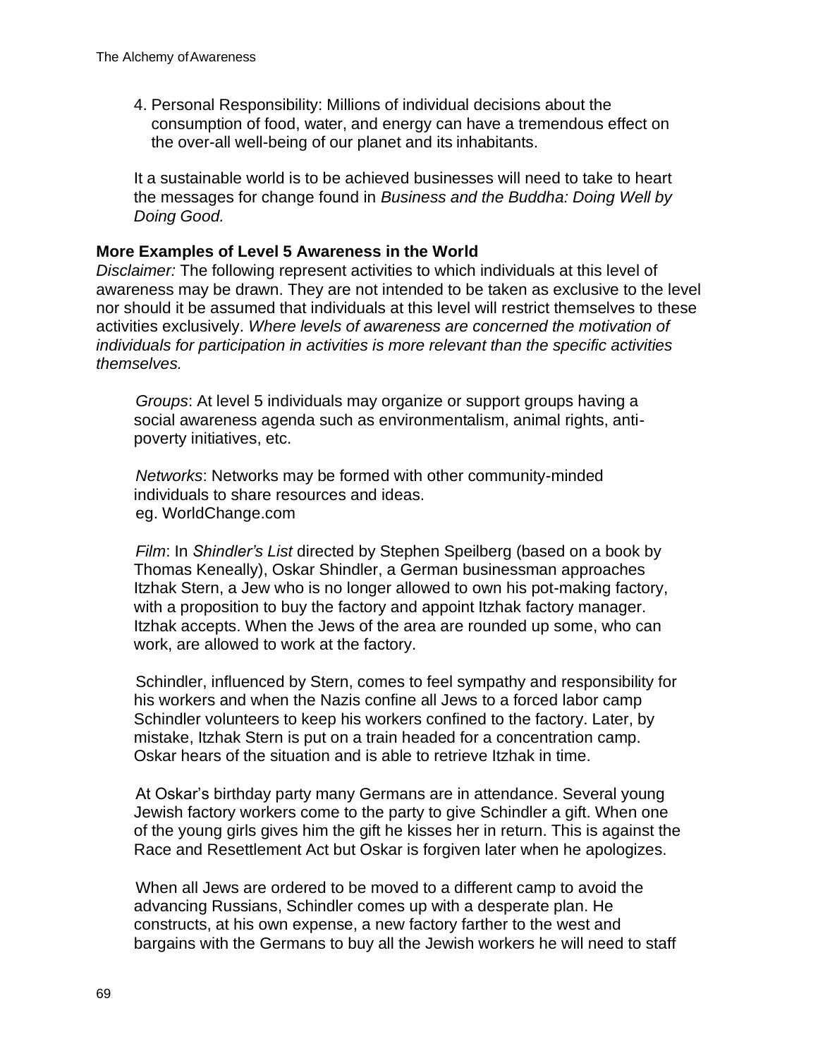4. Personal Responsibility: Millions of individual decisions about the consumption of food, water, and energy can have a tremendous effect on the over-all well-being of our planet and its inhabitants.

It a sustainable world is to be achieved businesses will need to take to heart the messages for change found in *Business and the Buddha: Doing Well by Doing Good.*

**More Examples of Level 5 Awareness in the World**

*Disclaimer:* The following represent activities to which individuals at this level of awareness may be drawn. They are not intended to be taken as exclusive to the level nor should it be assumed that individuals at this level will restrict themselves to these activities exclusively. *Where levels of awareness are concerned the motivation of individuals for participation in activities is more relevant than the specific activities themselves.*

*Groups*: At level 5 individuals may organize or support groups having a social awareness agenda such as environmentalism, animal rights, anti-poverty initiatives, etc.

*Networks*: Networks may be formed with other community-minded individuals to share resources and ideas.
eg. WorldChange.com

*Film*: In *Shindler's List* directed by Stephen Speilberg (based on a book by Thomas Keneally), Oskar Shindler, a German businessman approaches Itzhak Stern, a Jew who is no longer allowed to own his pot-making factory, with a proposition to buy the factory and appoint Itzhak factory manager. Itzhak accepts. When the Jews of the area are rounded up some, who can work, are allowed to work at the factory.

Schindler, influenced by Stern, comes to feel sympathy and responsibility for his workers and when the Nazis confine all Jews to a forced labor camp Schindler volunteers to keep his workers confined to the factory. Later, by mistake, Itzhak Stern is put on a train headed for a concentration camp. Oskar hears of the situation and is able to retrieve Itzhak in time.

At Oskar's birthday party many Germans are in attendance. Several young Jewish factory workers come to the party to give Schindler a gift. When one of the young girls gives him the gift he kisses her in return. This is against the Race and Resettlement Act but Oskar is forgiven later when he apologizes.

When all Jews are ordered to be moved to a different camp to avoid the advancing Russians, Schindler comes up with a desperate plan. He constructs, at his own expense, a new factory farther to the west and bargains with the Germans to buy all the Jewish workers he will need to staff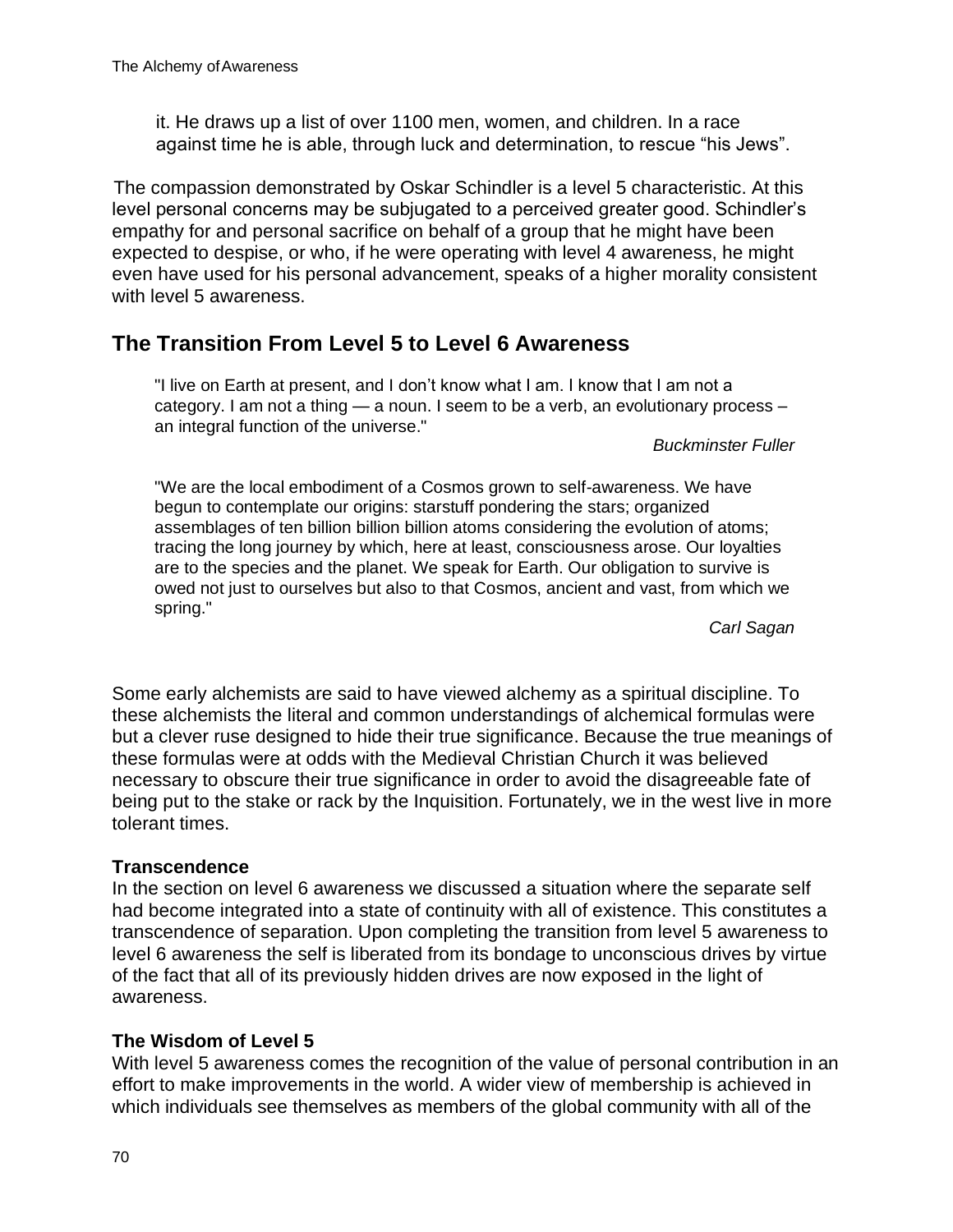it. He draws up a list of over 1100 men, women, and children. In a race against time he is able, through luck and determination, to rescue "his Jews".

The compassion demonstrated by Oskar Schindler is a level 5 characteristic. At this level personal concerns may be subjugated to a perceived greater good. Schindler's empathy for and personal sacrifice on behalf of a group that he might have been expected to despise, or who, if he were operating with level 4 awareness, he might even have used for his personal advancement, speaks of a higher morality consistent with level 5 awareness.

## The Transition From Level 5 to Level 6 Awareness

> "I live on Earth at present, and I don't know what I am. I know that I am not a category. I am not a thing — a noun. I seem to be a verb, an evolutionary process – an integral function of the universe."
>
> *Buckminster Fuller*

> "We are the local embodiment of a Cosmos grown to self-awareness. We have begun to contemplate our origins: starstuff pondering the stars; organized assemblages of ten billion billion billion atoms considering the evolution of atoms; tracing the long journey by which, here at least, consciousness arose. Our loyalties are to the species and the planet. We speak for Earth. Our obligation to survive is owed not just to ourselves but also to that Cosmos, ancient and vast, from which we spring."
>
> *Carl Sagan*

Some early alchemists are said to have viewed alchemy as a spiritual discipline. To these alchemists the literal and common understandings of alchemical formulas were but a clever ruse designed to hide their true significance. Because the true meanings of these formulas were at odds with the Medieval Christian Church it was believed necessary to obscure their true significance in order to avoid the disagreeable fate of being put to the stake or rack by the Inquisition. Fortunately, we in the west live in more tolerant times.

### Transcendence

In the section on level 6 awareness we discussed a situation where the separate self had become integrated into a state of continuity with all of existence. This constitutes a transcendence of separation. Upon completing the transition from level 5 awareness to level 6 awareness the self is liberated from its bondage to unconscious drives by virtue of the fact that all of its previously hidden drives are now exposed in the light of awareness.

### The Wisdom of Level 5

With level 5 awareness comes the recognition of the value of personal contribution in an effort to make improvements in the world. A wider view of membership is achieved in which individuals see themselves as members of the global community with all of the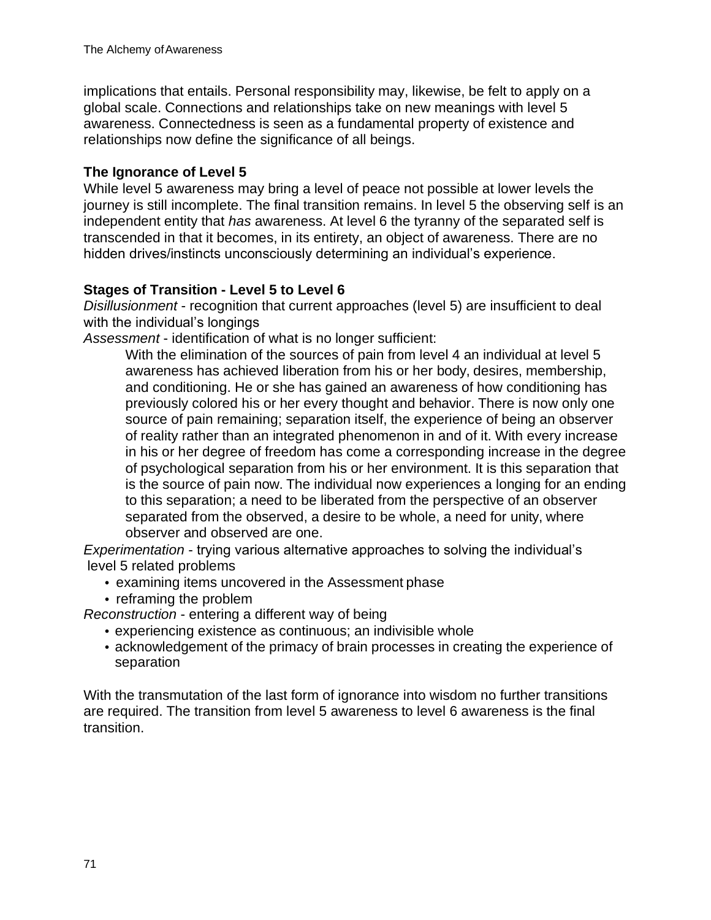implications that entails. Personal responsibility may, likewise, be felt to apply on a global scale. Connections and relationships take on new meanings with level 5 awareness. Connectedness is seen as a fundamental property of existence and relationships now define the significance of all beings.

**The Ignorance of Level 5**

While level 5 awareness may bring a level of peace not possible at lower levels the journey is still incomplete. The final transition remains. In level 5 the observing self is an independent entity that *has* awareness. At level 6 the tyranny of the separated self is transcended in that it becomes, in its entirety, an object of awareness. There are no hidden drives/instincts unconsciously determining an individual's experience.

**Stages of Transition - Level 5 to Level 6**

*Disillusionment* - recognition that current approaches (level 5) are insufficient to deal with the individual's longings

*Assessment* - identification of what is no longer sufficient:

> With the elimination of the sources of pain from level 4 an individual at level 5 awareness has achieved liberation from his or her body, desires, membership, and conditioning. He or she has gained an awareness of how conditioning has previously colored his or her every thought and behavior. There is now only one source of pain remaining; separation itself, the experience of being an observer of reality rather than an integrated phenomenon in and of it. With every increase in his or her degree of freedom has come a corresponding increase in the degree of psychological separation from his or her environment. It is this separation that is the source of pain now. The individual now experiences a longing for an ending to this separation; a need to be liberated from the perspective of an observer separated from the observed, a desire to be whole, a need for unity, where observer and observed are one.

*Experimentation* - trying various alternative approaches to solving the individual's level 5 related problems

- examining items uncovered in the Assessment phase
- reframing the problem

*Reconstruction* - entering a different way of being

- experiencing existence as continuous; an indivisible whole
- acknowledgement of the primacy of brain processes in creating the experience of separation

With the transmutation of the last form of ignorance into wisdom no further transitions are required. The transition from level 5 awareness to level 6 awareness is the final transition.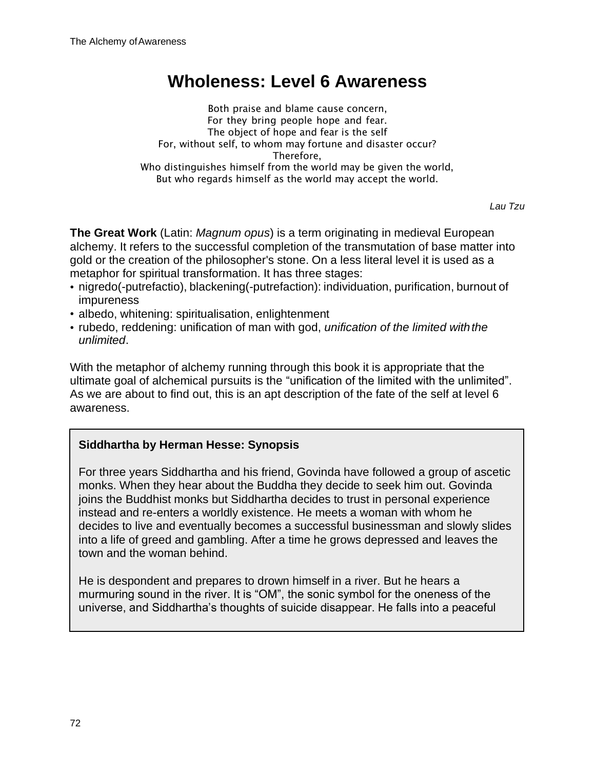# Wholeness: Level 6 Awareness

Both praise and blame cause concern,
For they bring people hope and fear.
The object of hope and fear is the self
For, without self, to whom may fortune and disaster occur?
Therefore,
Who distinguishes himself from the world may be given the world,
But who regards himself as the world may accept the world.

*Lau Tzu*

**The Great Work** (Latin: *Magnum opus*) is a term originating in medieval European alchemy. It refers to the successful completion of the transmutation of base matter into gold or the creation of the philosopher's stone. On a less literal level it is used as a metaphor for spiritual transformation. It has three stages:

- nigredo(-putrefactio), blackening(-putrefaction): individuation, purification, burnout of impureness
- albedo, whitening: spiritualisation, enlightenment
- rubedo, reddening: unification of man with god, *unification of the limited with the unlimited*.

With the metaphor of alchemy running through this book it is appropriate that the ultimate goal of alchemical pursuits is the "unification of the limited with the unlimited". As we are about to find out, this is an apt description of the fate of the self at level 6 awareness.

**Siddhartha by Herman Hesse: Synopsis**

For three years Siddhartha and his friend, Govinda have followed a group of ascetic monks. When they hear about the Buddha they decide to seek him out. Govinda joins the Buddhist monks but Siddhartha decides to trust in personal experience instead and re-enters a worldly existence. He meets a woman with whom he decides to live and eventually becomes a successful businessman and slowly slides into a life of greed and gambling. After a time he grows depressed and leaves the town and the woman behind.

He is despondent and prepares to drown himself in a river. But he hears a murmuring sound in the river. It is "OM", the sonic symbol for the oneness of the universe, and Siddhartha's thoughts of suicide disappear. He falls into a peaceful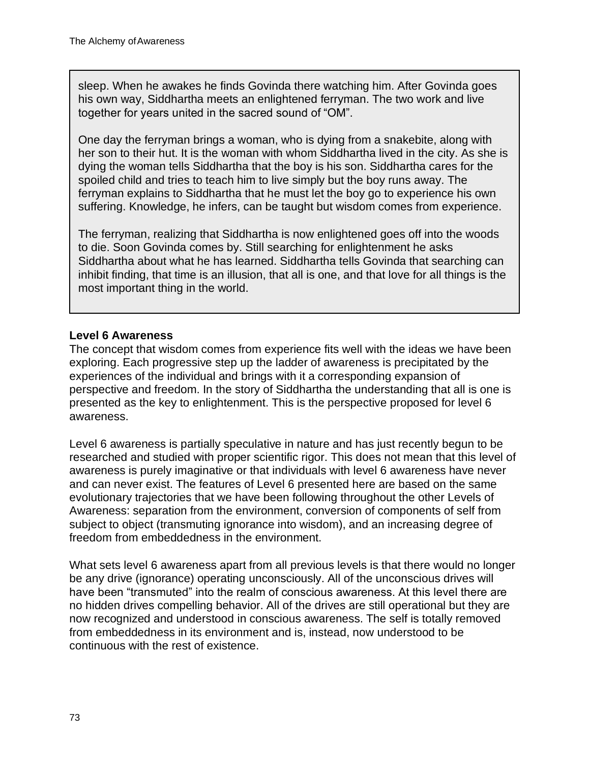sleep. When he awakes he finds Govinda there watching him. After Govinda goes his own way, Siddhartha meets an enlightened ferryman. The two work and live together for years united in the sacred sound of “OM”.

One day the ferryman brings a woman, who is dying from a snakebite, along with her son to their hut. It is the woman with whom Siddhartha lived in the city. As she is dying the woman tells Siddhartha that the boy is his son. Siddhartha cares for the spoiled child and tries to teach him to live simply but the boy runs away. The ferryman explains to Siddhartha that he must let the boy go to experience his own suffering. Knowledge, he infers, can be taught but wisdom comes from experience.

The ferryman, realizing that Siddhartha is now enlightened goes off into the woods to die. Soon Govinda comes by. Still searching for enlightenment he asks Siddhartha about what he has learned. Siddhartha tells Govinda that searching can inhibit finding, that time is an illusion, that all is one, and that love for all things is the most important thing in the world.

**Level 6 Awareness**

The concept that wisdom comes from experience fits well with the ideas we have been exploring. Each progressive step up the ladder of awareness is precipitated by the experiences of the individual and brings with it a corresponding expansion of perspective and freedom. In the story of Siddhartha the understanding that all is one is presented as the key to enlightenment. This is the perspective proposed for level 6 awareness.

Level 6 awareness is partially speculative in nature and has just recently begun to be researched and studied with proper scientific rigor. This does not mean that this level of awareness is purely imaginative or that individuals with level 6 awareness have never and can never exist. The features of Level 6 presented here are based on the same evolutionary trajectories that we have been following throughout the other Levels of Awareness: separation from the environment, conversion of components of self from subject to object (transmuting ignorance into wisdom), and an increasing degree of freedom from embeddedness in the environment.

What sets level 6 awareness apart from all previous levels is that there would no longer be any drive (ignorance) operating unconsciously. All of the unconscious drives will have been “transmuted” into the realm of conscious awareness. At this level there are no hidden drives compelling behavior. All of the drives are still operational but they are now recognized and understood in conscious awareness. The self is totally removed from embeddedness in its environment and is, instead, now understood to be continuous with the rest of existence.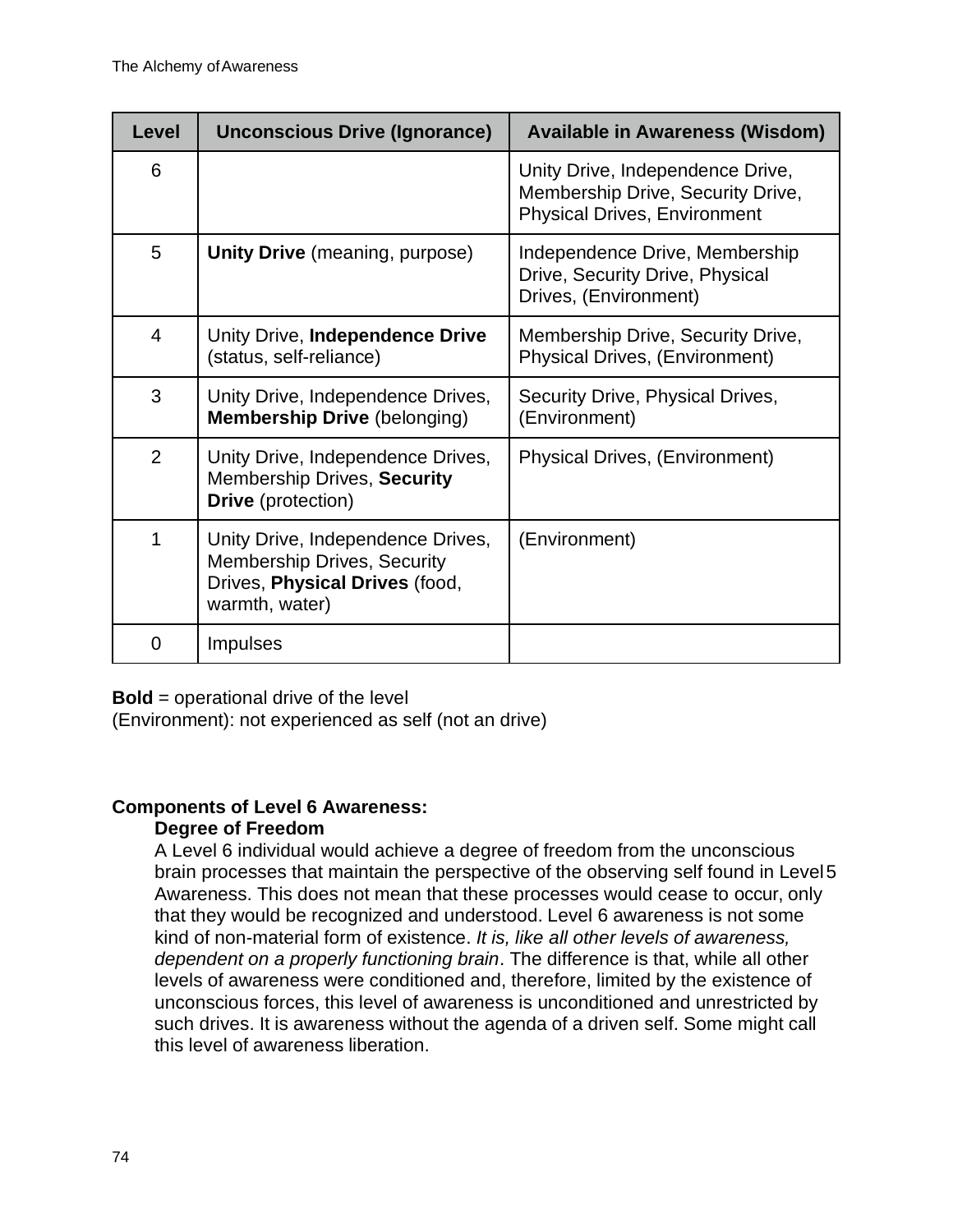| Level | Unconscious Drive (Ignorance) | Available in Awareness (Wisdom) |
|---|---|---|
| 6 | | Unity Drive, Independence Drive, Membership Drive, Security Drive, Physical Drives, Environment |
| 5 | **Unity Drive** (meaning, purpose) | Independence Drive, Membership Drive, Security Drive, Physical Drives, (Environment) |
| 4 | Unity Drive, **Independence Drive** (status, self-reliance) | Membership Drive, Security Drive, Physical Drives, (Environment) |
| 3 | Unity Drive, Independence Drives, **Membership Drive** (belonging) | Security Drive, Physical Drives, (Environment) |
| 2 | Unity Drive, Independence Drives, Membership Drives, **Security Drive** (protection) | Physical Drives, (Environment) |
| 1 | Unity Drive, Independence Drives, Membership Drives, Security Drives, **Physical Drives** (food, warmth, water) | (Environment) |
| 0 | Impulses | |

**Bold** = operational drive of the level
(Environment): not experienced as self (not an drive)

**Components of Level 6 Awareness:**

**Degree of Freedom**

A Level 6 individual would achieve a degree of freedom from the unconscious brain processes that maintain the perspective of the observing self found in Level 5 Awareness. This does not mean that these processes would cease to occur, only that they would be recognized and understood. Level 6 awareness is not some kind of non-material form of existence. *It is, like all other levels of awareness, dependent on a properly functioning brain*. The difference is that, while all other levels of awareness were conditioned and, therefore, limited by the existence of unconscious forces, this level of awareness is unconditioned and unrestricted by such drives. It is awareness without the agenda of a driven self. Some might call this level of awareness liberation.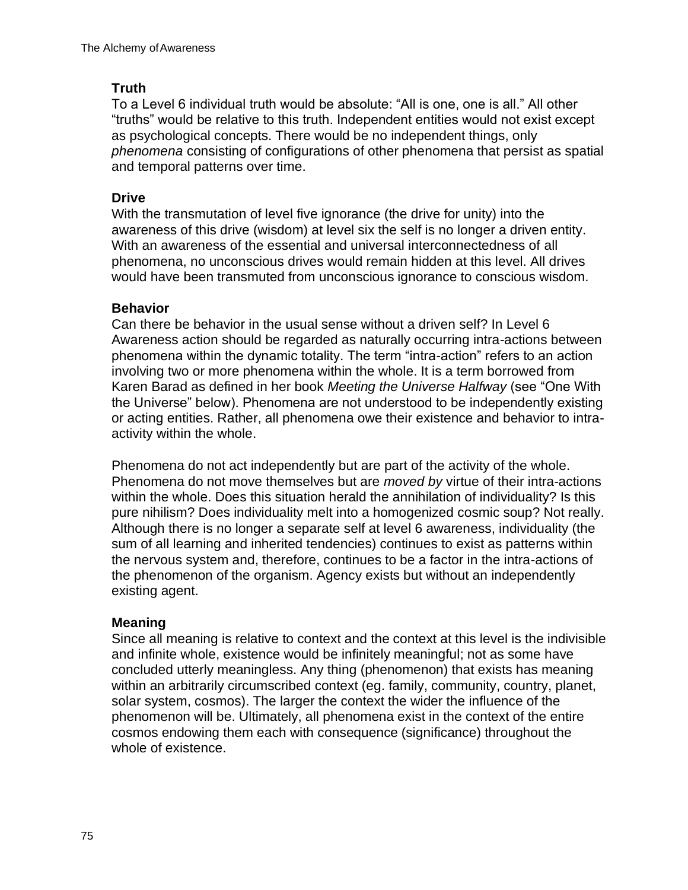### Truth

To a Level 6 individual truth would be absolute: "All is one, one is all." All other "truths" would be relative to this truth. Independent entities would not exist except as psychological concepts. There would be no independent things, only *phenomena* consisting of configurations of other phenomena that persist as spatial and temporal patterns over time.

### Drive

With the transmutation of level five ignorance (the drive for unity) into the awareness of this drive (wisdom) at level six the self is no longer a driven entity. With an awareness of the essential and universal interconnectedness of all phenomena, no unconscious drives would remain hidden at this level. All drives would have been transmuted from unconscious ignorance to conscious wisdom.

### Behavior

Can there be behavior in the usual sense without a driven self? In Level 6 Awareness action should be regarded as naturally occurring intra-actions between phenomena within the dynamic totality. The term "intra-action" refers to an action involving two or more phenomena within the whole. It is a term borrowed from Karen Barad as defined in her book *Meeting the Universe Halfway* (see "One With the Universe" below). Phenomena are not understood to be independently existing or acting entities. Rather, all phenomena owe their existence and behavior to intra-activity within the whole.

Phenomena do not act independently but are part of the activity of the whole. Phenomena do not move themselves but are *moved by* virtue of their intra-actions within the whole. Does this situation herald the annihilation of individuality? Is this pure nihilism? Does individuality melt into a homogenized cosmic soup? Not really. Although there is no longer a separate self at level 6 awareness, individuality (the sum of all learning and inherited tendencies) continues to exist as patterns within the nervous system and, therefore, continues to be a factor in the intra-actions of the phenomenon of the organism. Agency exists but without an independently existing agent.

### Meaning

Since all meaning is relative to context and the context at this level is the indivisible and infinite whole, existence would be infinitely meaningful; not as some have concluded utterly meaningless. Any thing (phenomenon) that exists has meaning within an arbitrarily circumscribed context (eg. family, community, country, planet, solar system, cosmos). The larger the context the wider the influence of the phenomenon will be. Ultimately, all phenomena exist in the context of the entire cosmos endowing them each with consequence (significance) throughout the whole of existence.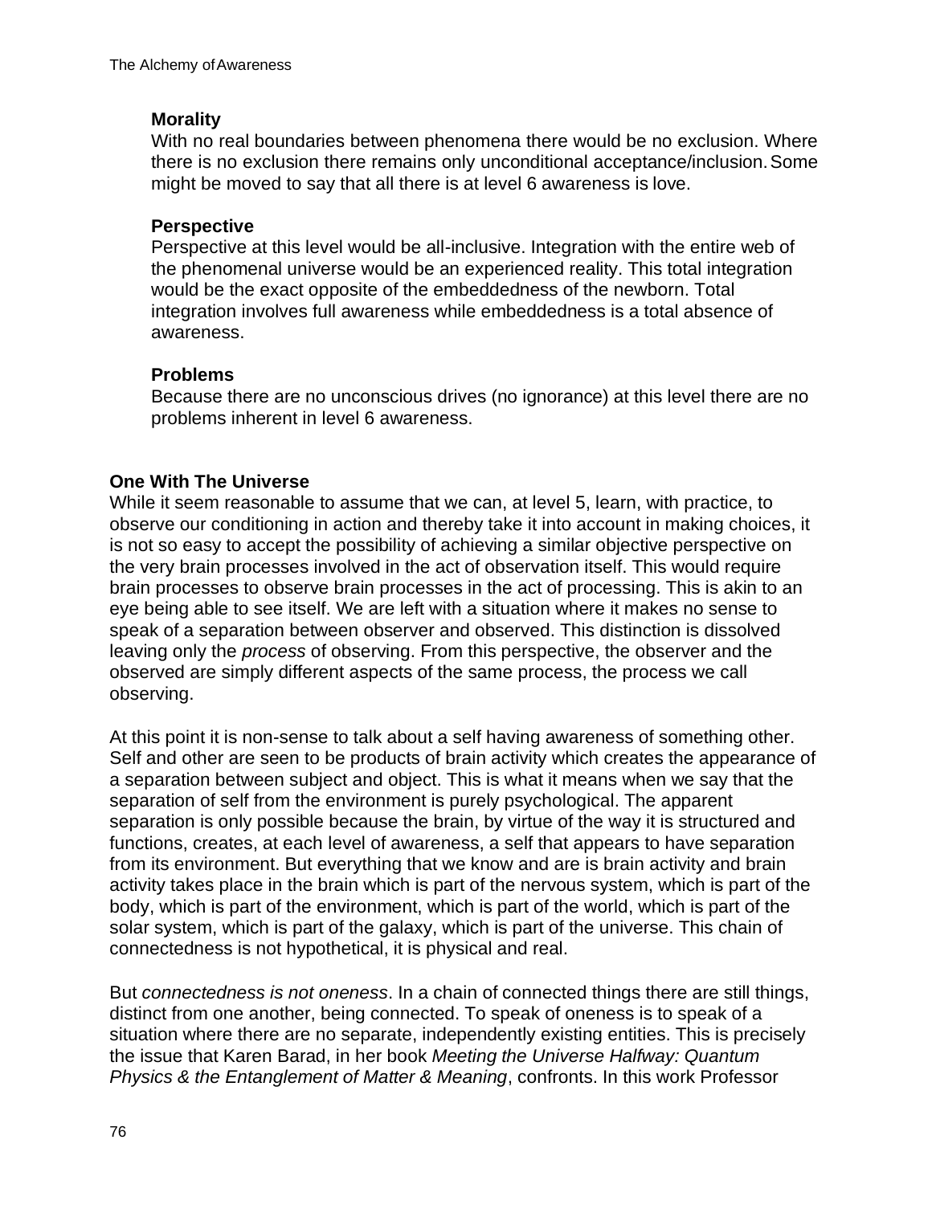**Morality**

With no real boundaries between phenomena there would be no exclusion. Where there is no exclusion there remains only unconditional acceptance/inclusion. Some might be moved to say that all there is at level 6 awareness is love.

**Perspective**

Perspective at this level would be all-inclusive. Integration with the entire web of the phenomenal universe would be an experienced reality. This total integration would be the exact opposite of the embeddedness of the newborn. Total integration involves full awareness while embeddedness is a total absence of awareness.

**Problems**

Because there are no unconscious drives (no ignorance) at this level there are no problems inherent in level 6 awareness.

### One With The Universe

While it seem reasonable to assume that we can, at level 5, learn, with practice, to observe our conditioning in action and thereby take it into account in making choices, it is not so easy to accept the possibility of achieving a similar objective perspective on the very brain processes involved in the act of observation itself. This would require brain processes to observe brain processes in the act of processing. This is akin to an eye being able to see itself. We are left with a situation where it makes no sense to speak of a separation between observer and observed. This distinction is dissolved leaving only the *process* of observing. From this perspective, the observer and the observed are simply different aspects of the same process, the process we call observing.

At this point it is non-sense to talk about a self having awareness of something other. Self and other are seen to be products of brain activity which creates the appearance of a separation between subject and object. This is what it means when we say that the separation of self from the environment is purely psychological. The apparent separation is only possible because the brain, by virtue of the way it is structured and functions, creates, at each level of awareness, a self that appears to have separation from its environment. But everything that we know and are is brain activity and brain activity takes place in the brain which is part of the nervous system, which is part of the body, which is part of the environment, which is part of the world, which is part of the solar system, which is part of the galaxy, which is part of the universe. This chain of connectedness is not hypothetical, it is physical and real.

But *connectedness is not oneness*. In a chain of connected things there are still things, distinct from one another, being connected. To speak of oneness is to speak of a situation where there are no separate, independently existing entities. This is precisely the issue that Karen Barad, in her book *Meeting the Universe Halfway: Quantum Physics & the Entanglement of Matter & Meaning*, confronts. In this work Professor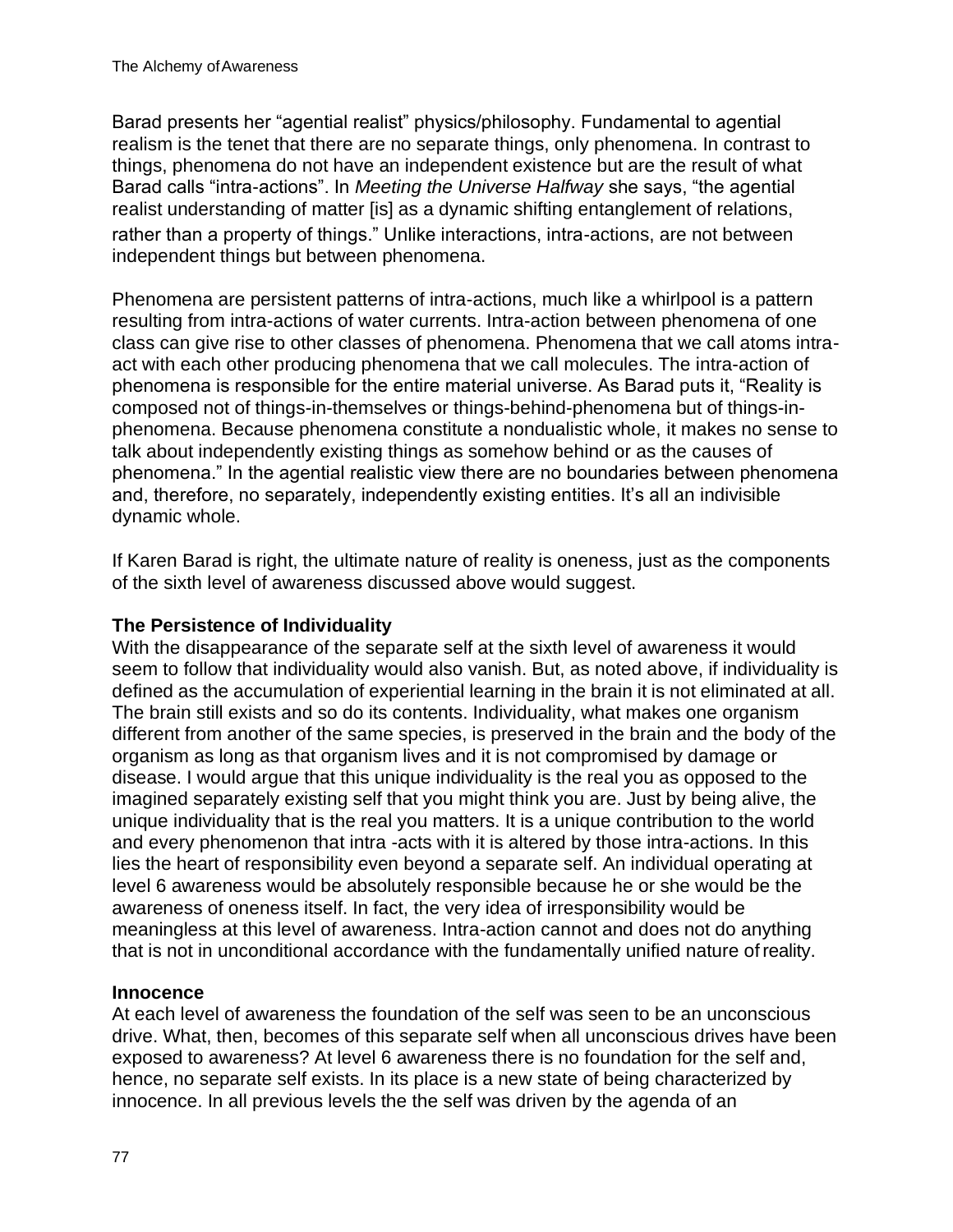Barad presents her "agential realist" physics/philosophy. Fundamental to agential realism is the tenet that there are no separate things, only phenomena. In contrast to things, phenomena do not have an independent existence but are the result of what Barad calls "intra-actions". In *Meeting the Universe Halfway* she says, "the agential realist understanding of matter [is] as a dynamic shifting entanglement of relations, rather than a property of things." Unlike interactions, intra-actions, are not between independent things but between phenomena.

Phenomena are persistent patterns of intra-actions, much like a whirlpool is a pattern resulting from intra-actions of water currents. Intra-action between phenomena of one class can give rise to other classes of phenomena. Phenomena that we call atoms intra-act with each other producing phenomena that we call molecules. The intra-action of phenomena is responsible for the entire material universe. As Barad puts it, "Reality is composed not of things-in-themselves or things-behind-phenomena but of things-in-phenomena. Because phenomena constitute a nondualistic whole, it makes no sense to talk about independently existing things as somehow behind or as the causes of phenomena." In the agential realistic view there are no boundaries between phenomena and, therefore, no separately, independently existing entities. It's all an indivisible dynamic whole.

If Karen Barad is right, the ultimate nature of reality is oneness, just as the components of the sixth level of awareness discussed above would suggest.

### The Persistence of Individuality

With the disappearance of the separate self at the sixth level of awareness it would seem to follow that individuality would also vanish. But, as noted above, if individuality is defined as the accumulation of experiential learning in the brain it is not eliminated at all. The brain still exists and so do its contents. Individuality, what makes one organism different from another of the same species, is preserved in the brain and the body of the organism as long as that organism lives and it is not compromised by damage or disease. I would argue that this unique individuality is the real you as opposed to the imagined separately existing self that you might think you are. Just by being alive, the unique individuality that is the real you matters. It is a unique contribution to the world and every phenomenon that intra -acts with it is altered by those intra-actions. In this lies the heart of responsibility even beyond a separate self. An individual operating at level 6 awareness would be absolutely responsible because he or she would be the awareness of oneness itself. In fact, the very idea of irresponsibility would be meaningless at this level of awareness. Intra-action cannot and does not do anything that is not in unconditional accordance with the fundamentally unified nature of reality.

### Innocence

At each level of awareness the foundation of the self was seen to be an unconscious drive. What, then, becomes of this separate self when all unconscious drives have been exposed to awareness? At level 6 awareness there is no foundation for the self and, hence, no separate self exists. In its place is a new state of being characterized by innocence. In all previous levels the the self was driven by the agenda of an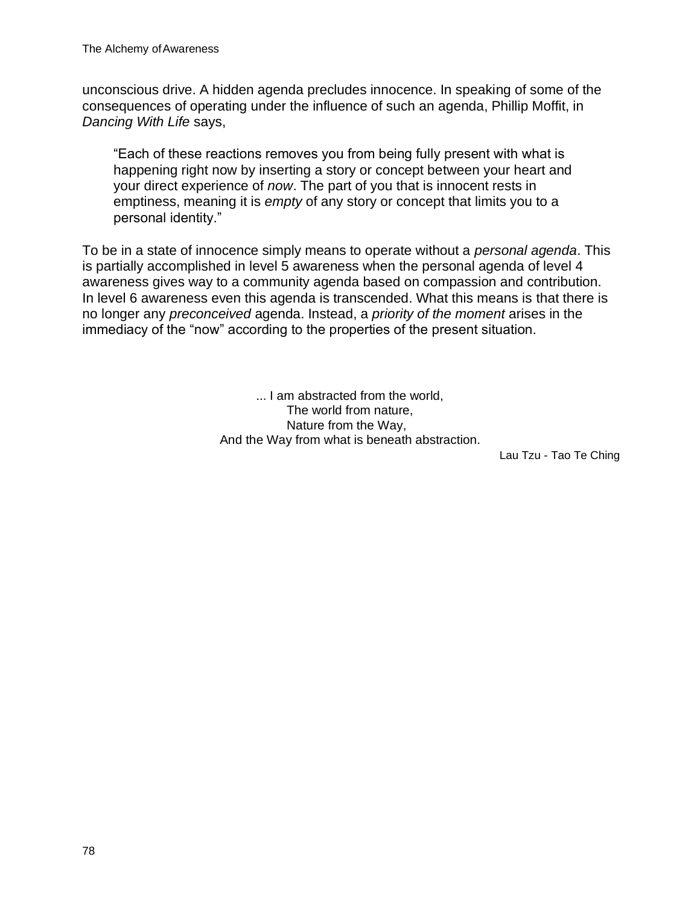unconscious drive. A hidden agenda precludes innocence. In speaking of some of the consequences of operating under the influence of such an agenda, Phillip Moffit, in *Dancing With Life* says,

> "Each of these reactions removes you from being fully present with what is happening right now by inserting a story or concept between your heart and your direct experience of *now*. The part of you that is innocent rests in emptiness, meaning it is *empty* of any story or concept that limits you to a personal identity."

To be in a state of innocence simply means to operate without a *personal agenda*. This is partially accomplished in level 5 awareness when the personal agenda of level 4 awareness gives way to a community agenda based on compassion and contribution. In level 6 awareness even this agenda is transcended. What this means is that there is no longer any *preconceived* agenda. Instead, a *priority of the moment* arises in the immediacy of the "now" according to the properties of the present situation.

... I am abstracted from the world,
The world from nature,
Nature from the Way,
And the Way from what is beneath abstraction.

Lau Tzu - Tao Te Ching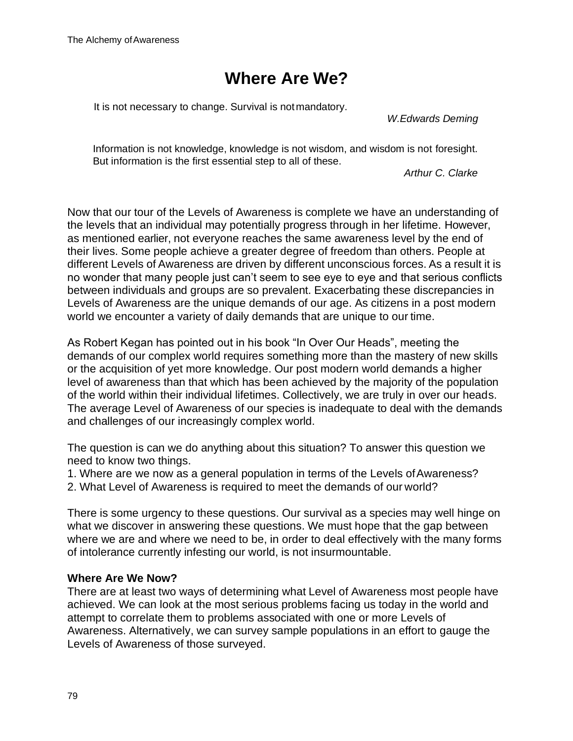# Where Are We?

> It is not necessary to change. Survival is not mandatory.
>
> *W.Edwards Deming*

> Information is not knowledge, knowledge is not wisdom, and wisdom is not foresight. But information is the first essential step to all of these.
>
> *Arthur C. Clarke*

Now that our tour of the Levels of Awareness is complete we have an understanding of the levels that an individual may potentially progress through in her lifetime. However, as mentioned earlier, not everyone reaches the same awareness level by the end of their lives. Some people achieve a greater degree of freedom than others. People at different Levels of Awareness are driven by different unconscious forces. As a result it is no wonder that many people just can't seem to see eye to eye and that serious conflicts between individuals and groups are so prevalent. Exacerbating these discrepancies in Levels of Awareness are the unique demands of our age. As citizens in a post modern world we encounter a variety of daily demands that are unique to our time.

As Robert Kegan has pointed out in his book "In Over Our Heads", meeting the demands of our complex world requires something more than the mastery of new skills or the acquisition of yet more knowledge. Our post modern world demands a higher level of awareness than that which has been achieved by the majority of the population of the world within their individual lifetimes. Collectively, we are truly in over our heads. The average Level of Awareness of our species is inadequate to deal with the demands and challenges of our increasingly complex world.

The question is can we do anything about this situation? To answer this question we need to know two things.

1. Where are we now as a general population in terms of the Levels of Awareness?
2. What Level of Awareness is required to meet the demands of our world?

There is some urgency to these questions. Our survival as a species may well hinge on what we discover in answering these questions. We must hope that the gap between where we are and where we need to be, in order to deal effectively with the many forms of intolerance currently infesting our world, is not insurmountable.

**Where Are We Now?**

There are at least two ways of determining what Level of Awareness most people have achieved. We can look at the most serious problems facing us today in the world and attempt to correlate them to problems associated with one or more Levels of Awareness. Alternatively, we can survey sample populations in an effort to gauge the Levels of Awareness of those surveyed.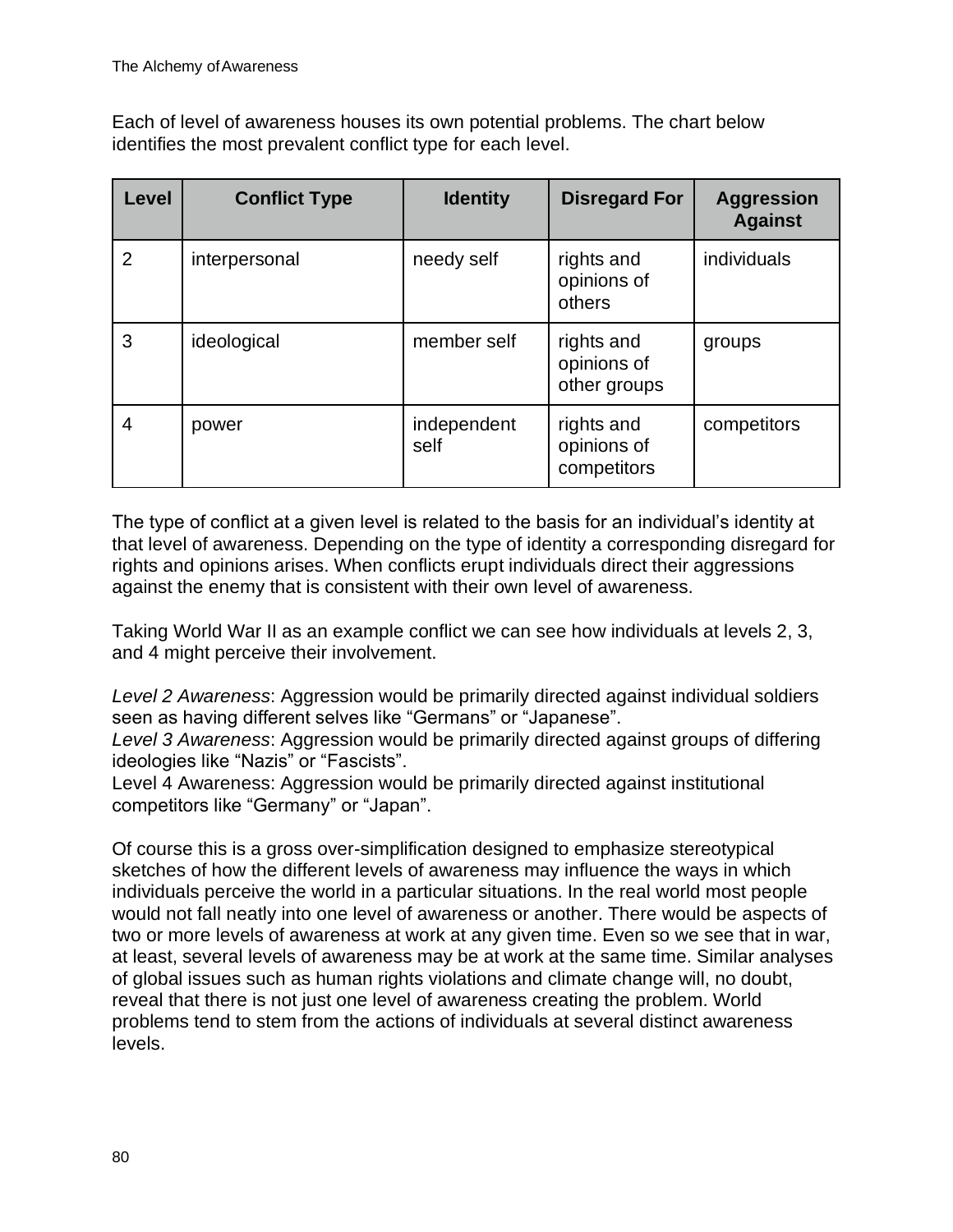Each of level of awareness houses its own potential problems. The chart below identifies the most prevalent conflict type for each level.

| Level | Conflict Type | Identity | Disregard For | Aggression Against |
|---|---|---|---|---|
| 2 | interpersonal | needy self | rights and opinions of others | individuals |
| 3 | ideological | member self | rights and opinions of other groups | groups |
| 4 | power | independent self | rights and opinions of competitors | competitors |

The type of conflict at a given level is related to the basis for an individual's identity at that level of awareness. Depending on the type of identity a corresponding disregard for rights and opinions arises. When conflicts erupt individuals direct their aggressions against the enemy that is consistent with their own level of awareness.

Taking World War II as an example conflict we can see how individuals at levels 2, 3, and 4 might perceive their involvement.

*Level 2 Awareness*: Aggression would be primarily directed against individual soldiers seen as having different selves like "Germans" or "Japanese".
*Level 3 Awareness*: Aggression would be primarily directed against groups of differing ideologies like "Nazis" or "Fascists".
Level 4 Awareness: Aggression would be primarily directed against institutional competitors like "Germany" or "Japan".

Of course this is a gross over-simplification designed to emphasize stereotypical sketches of how the different levels of awareness may influence the ways in which individuals perceive the world in a particular situations. In the real world most people would not fall neatly into one level of awareness or another. There would be aspects of two or more levels of awareness at work at any given time. Even so we see that in war, at least, several levels of awareness may be at work at the same time. Similar analyses of global issues such as human rights violations and climate change will, no doubt, reveal that there is not just one level of awareness creating the problem. World problems tend to stem from the actions of individuals at several distinct awareness levels.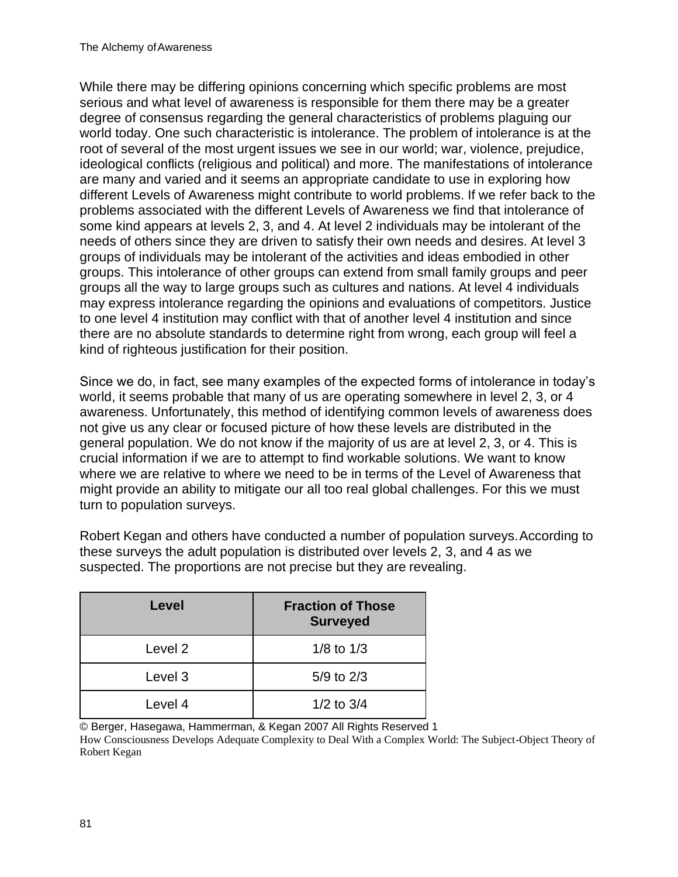While there may be differing opinions concerning which specific problems are most serious and what level of awareness is responsible for them there may be a greater degree of consensus regarding the general characteristics of problems plaguing our world today. One such characteristic is intolerance. The problem of intolerance is at the root of several of the most urgent issues we see in our world; war, violence, prejudice, ideological conflicts (religious and political) and more. The manifestations of intolerance are many and varied and it seems an appropriate candidate to use in exploring how different Levels of Awareness might contribute to world problems. If we refer back to the problems associated with the different Levels of Awareness we find that intolerance of some kind appears at levels 2, 3, and 4. At level 2 individuals may be intolerant of the needs of others since they are driven to satisfy their own needs and desires. At level 3 groups of individuals may be intolerant of the activities and ideas embodied in other groups. This intolerance of other groups can extend from small family groups and peer groups all the way to large groups such as cultures and nations. At level 4 individuals may express intolerance regarding the opinions and evaluations of competitors. Justice to one level 4 institution may conflict with that of another level 4 institution and since there are no absolute standards to determine right from wrong, each group will feel a kind of righteous justification for their position.

Since we do, in fact, see many examples of the expected forms of intolerance in today's world, it seems probable that many of us are operating somewhere in level 2, 3, or 4 awareness. Unfortunately, this method of identifying common levels of awareness does not give us any clear or focused picture of how these levels are distributed in the general population. We do not know if the majority of us are at level 2, 3, or 4. This is crucial information if we are to attempt to find workable solutions. We want to know where we are relative to where we need to be in terms of the Level of Awareness that might provide an ability to mitigate our all too real global challenges. For this we must turn to population surveys.

Robert Kegan and others have conducted a number of population surveys. According to these surveys the adult population is distributed over levels 2, 3, and 4 as we suspected. The proportions are not precise but they are revealing.

| Level | Fraction of Those Surveyed |
|---|---|
| Level 2 | 1/8 to 1/3 |
| Level 3 | 5/9 to 2/3 |
| Level 4 | 1/2 to 3/4 |

© Berger, Hasegawa, Hammerman, & Kegan 2007 All Rights Reserved 1
How Consciousness Develops Adequate Complexity to Deal With a Complex World: The Subject-Object Theory of Robert Kegan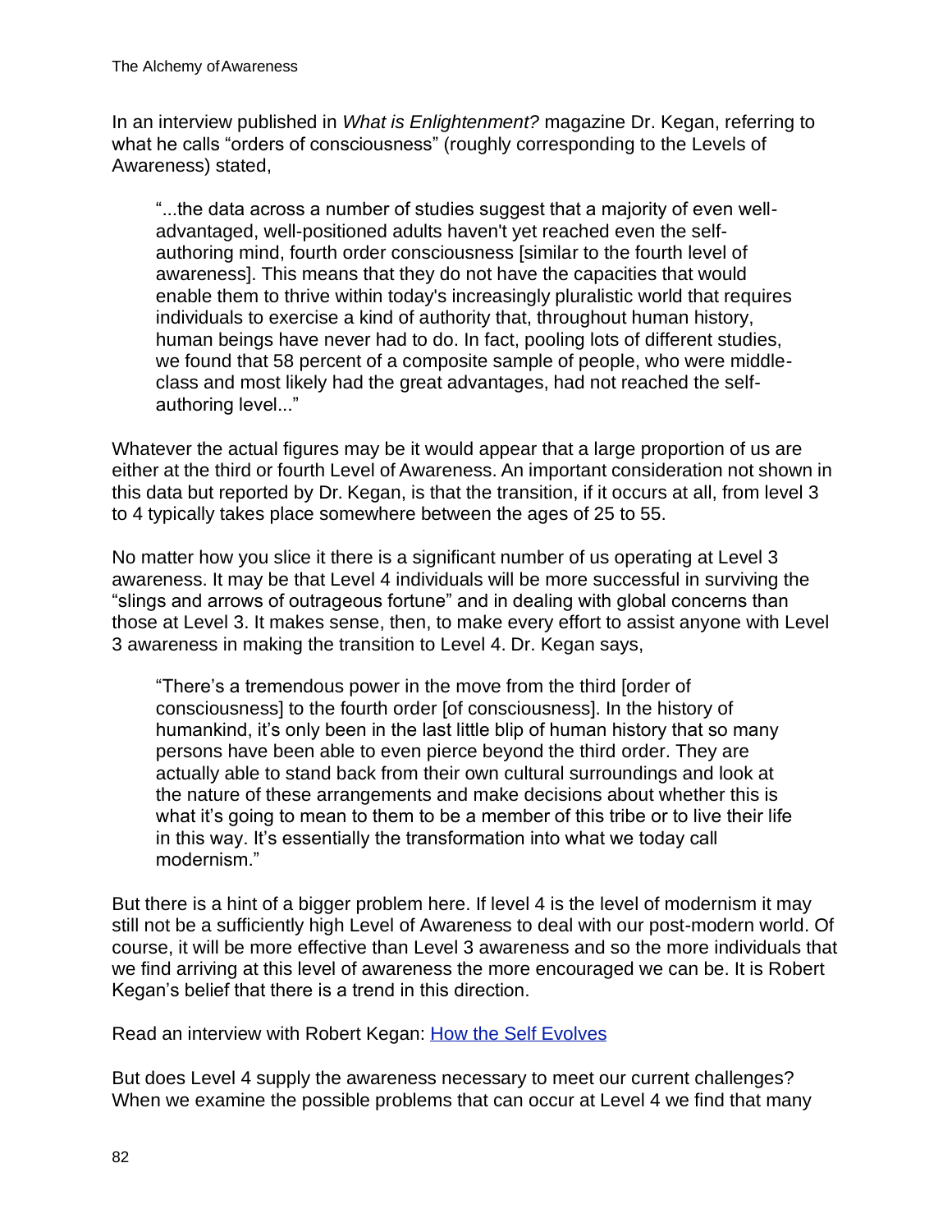In an interview published in *What is Enlightenment?* magazine Dr. Kegan, referring to what he calls "orders of consciousness" (roughly corresponding to the Levels of Awareness) stated,

> "...the data across a number of studies suggest that a majority of even well-advantaged, well-positioned adults haven't yet reached even the self-authoring mind, fourth order consciousness [similar to the fourth level of awareness]. This means that they do not have the capacities that would enable them to thrive within today's increasingly pluralistic world that requires individuals to exercise a kind of authority that, throughout human history, human beings have never had to do. In fact, pooling lots of different studies, we found that 58 percent of a composite sample of people, who were middle-class and most likely had the great advantages, had not reached the self-authoring level..."

Whatever the actual figures may be it would appear that a large proportion of us are either at the third or fourth Level of Awareness. An important consideration not shown in this data but reported by Dr. Kegan, is that the transition, if it occurs at all, from level 3 to 4 typically takes place somewhere between the ages of 25 to 55.

No matter how you slice it there is a significant number of us operating at Level 3 awareness. It may be that Level 4 individuals will be more successful in surviving the "slings and arrows of outrageous fortune" and in dealing with global concerns than those at Level 3. It makes sense, then, to make every effort to assist anyone with Level 3 awareness in making the transition to Level 4. Dr. Kegan says,

> "There's a tremendous power in the move from the third [order of consciousness] to the fourth order [of consciousness]. In the history of humankind, it's only been in the last little blip of human history that so many persons have been able to even pierce beyond the third order. They are actually able to stand back from their own cultural surroundings and look at the nature of these arrangements and make decisions about whether this is what it's going to mean to them to be a member of this tribe or to live their life in this way. It's essentially the transformation into what we today call modernism."

But there is a hint of a bigger problem here. If level 4 is the level of modernism it may still not be a sufficiently high Level of Awareness to deal with our post-modern world. Of course, it will be more effective than Level 3 awareness and so the more individuals that we find arriving at this level of awareness the more encouraged we can be. It is Robert Kegan's belief that there is a trend in this direction.

Read an interview with Robert Kegan: How the Self Evolves

But does Level 4 supply the awareness necessary to meet our current challenges? When we examine the possible problems that can occur at Level 4 we find that many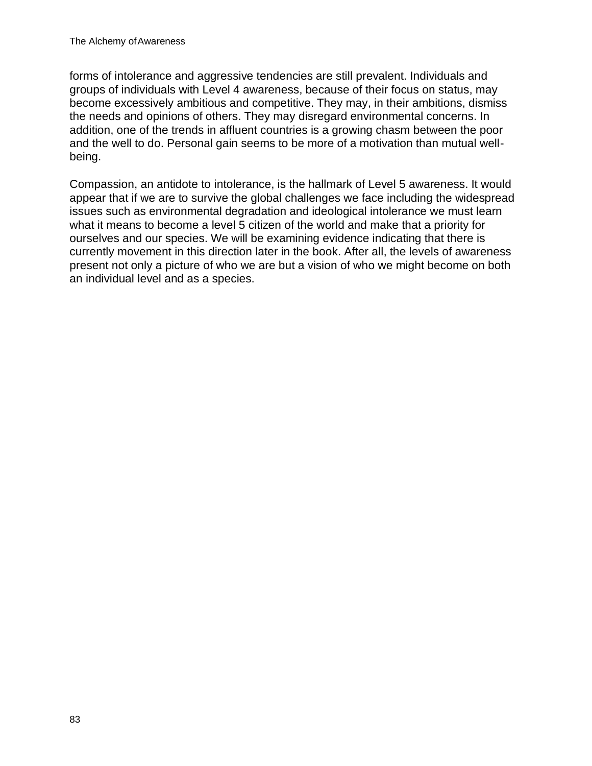forms of intolerance and aggressive tendencies are still prevalent. Individuals and groups of individuals with Level 4 awareness, because of their focus on status, may become excessively ambitious and competitive. They may, in their ambitions, dismiss the needs and opinions of others. They may disregard environmental concerns. In addition, one of the trends in affluent countries is a growing chasm between the poor and the well to do. Personal gain seems to be more of a motivation than mutual well-being.

Compassion, an antidote to intolerance, is the hallmark of Level 5 awareness. It would appear that if we are to survive the global challenges we face including the widespread issues such as environmental degradation and ideological intolerance we must learn what it means to become a level 5 citizen of the world and make that a priority for ourselves and our species. We will be examining evidence indicating that there is currently movement in this direction later in the book. After all, the levels of awareness present not only a picture of who we are but a vision of who we might become on both an individual level and as a species.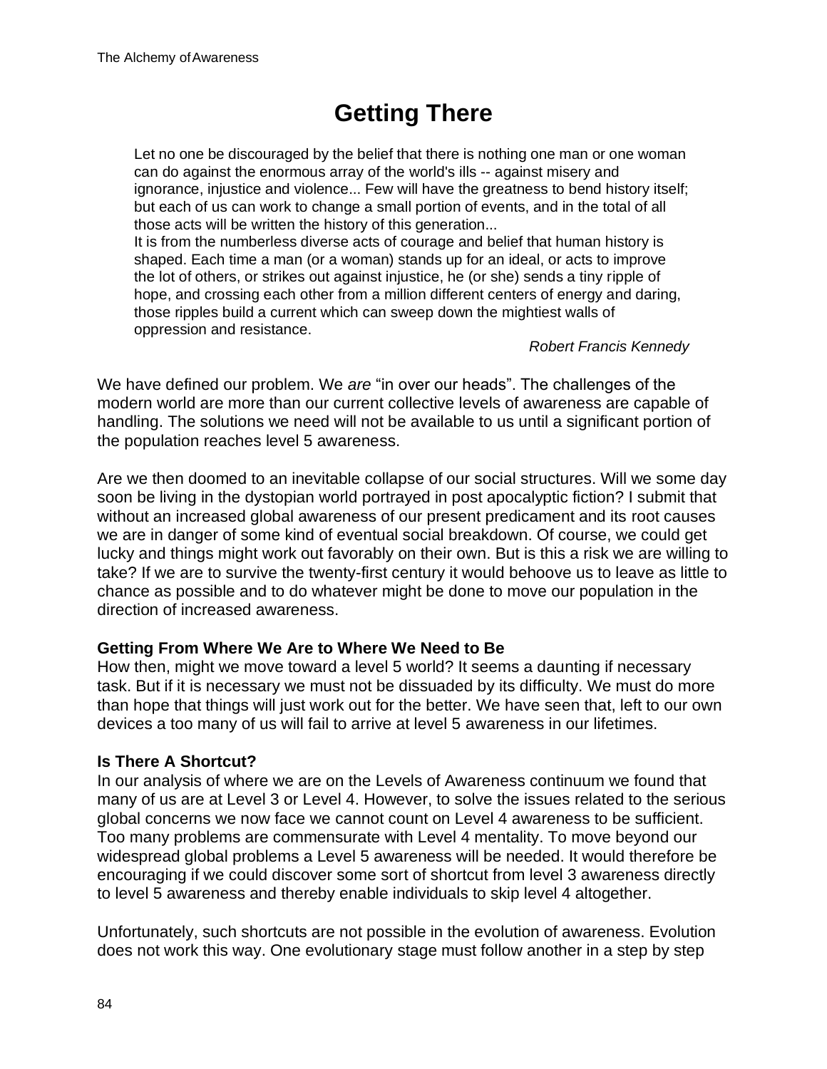# Getting There

> Let no one be discouraged by the belief that there is nothing one man or one woman can do against the enormous array of the world's ills -- against misery and ignorance, injustice and violence... Few will have the greatness to bend history itself; but each of us can work to change a small portion of events, and in the total of all those acts will be written the history of this generation...
> It is from the numberless diverse acts of courage and belief that human history is shaped. Each time a man (or a woman) stands up for an ideal, or acts to improve the lot of others, or strikes out against injustice, he (or she) sends a tiny ripple of hope, and crossing each other from a million different centers of energy and daring, those ripples build a current which can sweep down the mightiest walls of oppression and resistance.
>
> *Robert Francis Kennedy*

We have defined our problem. We *are* "in over our heads". The challenges of the modern world are more than our current collective levels of awareness are capable of handling. The solutions we need will not be available to us until a significant portion of the population reaches level 5 awareness.

Are we then doomed to an inevitable collapse of our social structures. Will we some day soon be living in the dystopian world portrayed in post apocalyptic fiction? I submit that without an increased global awareness of our present predicament and its root causes we are in danger of some kind of eventual social breakdown. Of course, we could get lucky and things might work out favorably on their own. But is this a risk we are willing to take? If we are to survive the twenty-first century it would behoove us to leave as little to chance as possible and to do whatever might be done to move our population in the direction of increased awareness.

**Getting From Where We Are to Where We Need to Be**
How then, might we move toward a level 5 world? It seems a daunting if necessary task. But if it is necessary we must not be dissuaded by its difficulty. We must do more than hope that things will just work out for the better. We have seen that, left to our own devices a too many of us will fail to arrive at level 5 awareness in our lifetimes.

**Is There A Shortcut?**
In our analysis of where we are on the Levels of Awareness continuum we found that many of us are at Level 3 or Level 4. However, to solve the issues related to the serious global concerns we now face we cannot count on Level 4 awareness to be sufficient. Too many problems are commensurate with Level 4 mentality. To move beyond our widespread global problems a Level 5 awareness will be needed. It would therefore be encouraging if we could discover some sort of shortcut from level 3 awareness directly to level 5 awareness and thereby enable individuals to skip level 4 altogether.

Unfortunately, such shortcuts are not possible in the evolution of awareness. Evolution does not work this way. One evolutionary stage must follow another in a step by step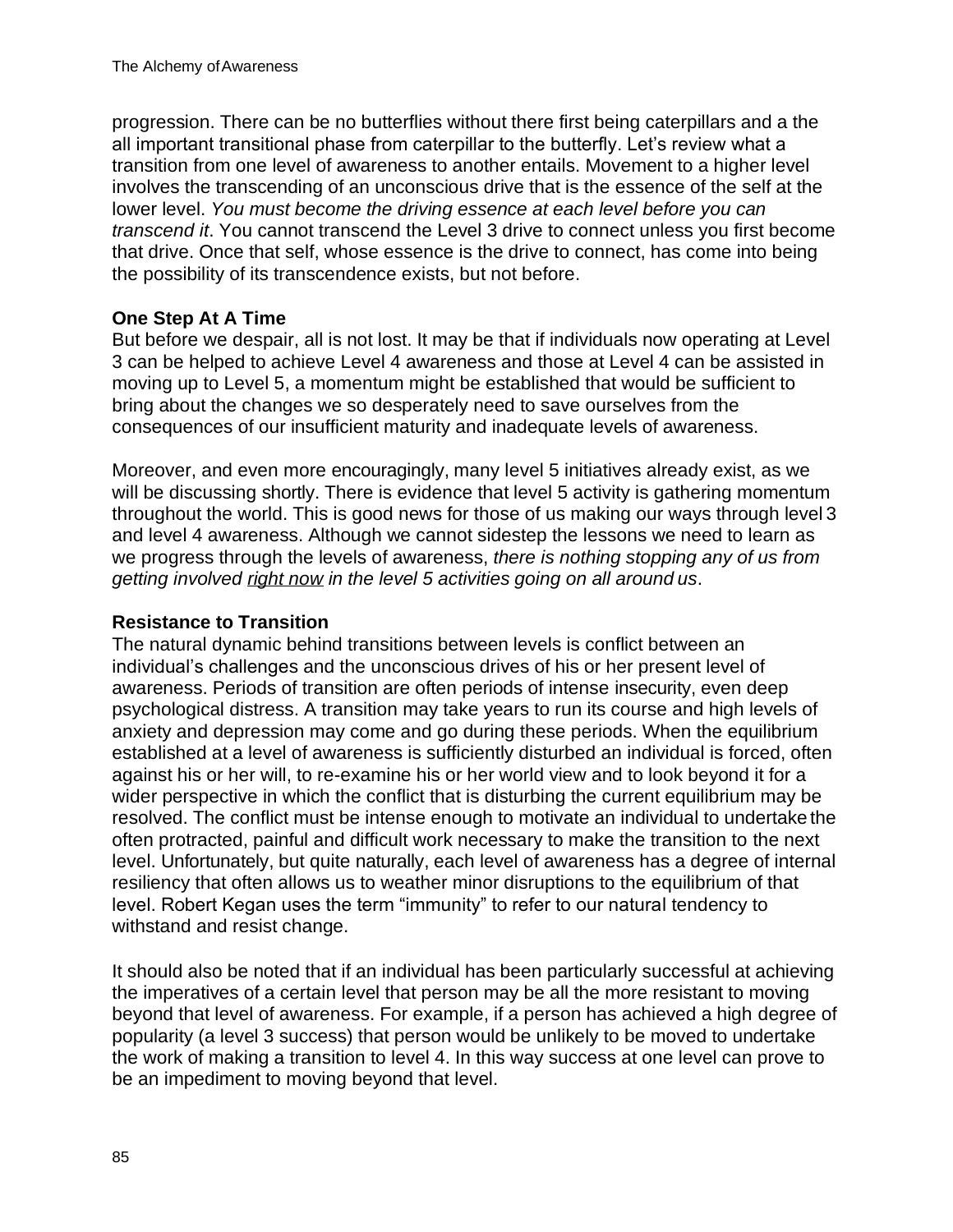progression. There can be no butterflies without there first being caterpillars and a the all important transitional phase from caterpillar to the butterfly. Let's review what a transition from one level of awareness to another entails. Movement to a higher level involves the transcending of an unconscious drive that is the essence of the self at the lower level. *You must become the driving essence at each level before you can transcend it*. You cannot transcend the Level 3 drive to connect unless you first become that drive. Once that self, whose essence is the drive to connect, has come into being the possibility of its transcendence exists, but not before.

**One Step At A Time**

But before we despair, all is not lost. It may be that if individuals now operating at Level 3 can be helped to achieve Level 4 awareness and those at Level 4 can be assisted in moving up to Level 5, a momentum might be established that would be sufficient to bring about the changes we so desperately need to save ourselves from the consequences of our insufficient maturity and inadequate levels of awareness.

Moreover, and even more encouragingly, many level 5 initiatives already exist, as we will be discussing shortly. There is evidence that level 5 activity is gathering momentum throughout the world. This is good news for those of us making our ways through level 3 and level 4 awareness. Although we cannot sidestep the lessons we need to learn as we progress through the levels of awareness, *there is nothing stopping any of us from getting involved right now in the level 5 activities going on all around us*.

**Resistance to Transition**

The natural dynamic behind transitions between levels is conflict between an individual's challenges and the unconscious drives of his or her present level of awareness. Periods of transition are often periods of intense insecurity, even deep psychological distress. A transition may take years to run its course and high levels of anxiety and depression may come and go during these periods. When the equilibrium established at a level of awareness is sufficiently disturbed an individual is forced, often against his or her will, to re-examine his or her world view and to look beyond it for a wider perspective in which the conflict that is disturbing the current equilibrium may be resolved. The conflict must be intense enough to motivate an individual to undertake the often protracted, painful and difficult work necessary to make the transition to the next level. Unfortunately, but quite naturally, each level of awareness has a degree of internal resiliency that often allows us to weather minor disruptions to the equilibrium of that level. Robert Kegan uses the term "immunity" to refer to our natural tendency to withstand and resist change.

It should also be noted that if an individual has been particularly successful at achieving the imperatives of a certain level that person may be all the more resistant to moving beyond that level of awareness. For example, if a person has achieved a high degree of popularity (a level 3 success) that person would be unlikely to be moved to undertake the work of making a transition to level 4. In this way success at one level can prove to be an impediment to moving beyond that level.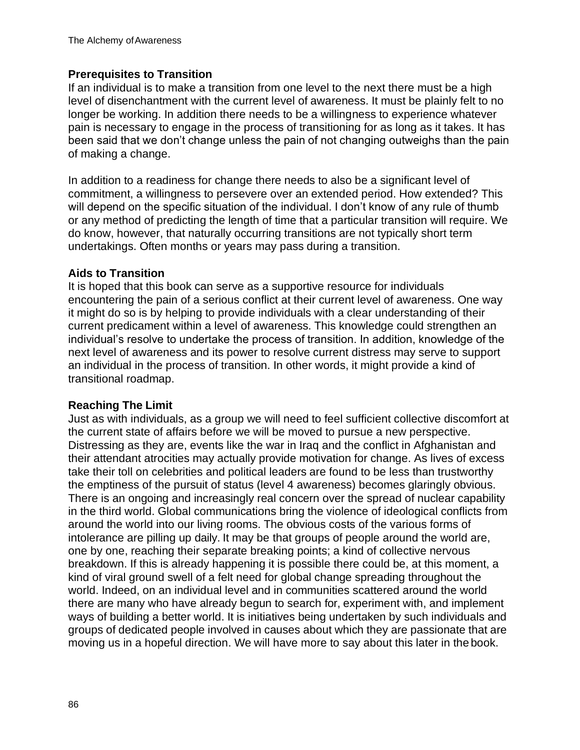### Prerequisites to Transition

If an individual is to make a transition from one level to the next there must be a high level of disenchantment with the current level of awareness. It must be plainly felt to no longer be working. In addition there needs to be a willingness to experience whatever pain is necessary to engage in the process of transitioning for as long as it takes. It has been said that we don't change unless the pain of not changing outweighs than the pain of making a change.

In addition to a readiness for change there needs to also be a significant level of commitment, a willingness to persevere over an extended period. How extended? This will depend on the specific situation of the individual. I don't know of any rule of thumb or any method of predicting the length of time that a particular transition will require. We do know, however, that naturally occurring transitions are not typically short term undertakings. Often months or years may pass during a transition.

### Aids to Transition

It is hoped that this book can serve as a supportive resource for individuals encountering the pain of a serious conflict at their current level of awareness. One way it might do so is by helping to provide individuals with a clear understanding of their current predicament within a level of awareness. This knowledge could strengthen an individual's resolve to undertake the process of transition. In addition, knowledge of the next level of awareness and its power to resolve current distress may serve to support an individual in the process of transition. In other words, it might provide a kind of transitional roadmap.

### Reaching The Limit

Just as with individuals, as a group we will need to feel sufficient collective discomfort at the current state of affairs before we will be moved to pursue a new perspective. Distressing as they are, events like the war in Iraq and the conflict in Afghanistan and their attendant atrocities may actually provide motivation for change. As lives of excess take their toll on celebrities and political leaders are found to be less than trustworthy the emptiness of the pursuit of status (level 4 awareness) becomes glaringly obvious. There is an ongoing and increasingly real concern over the spread of nuclear capability in the third world. Global communications bring the violence of ideological conflicts from around the world into our living rooms. The obvious costs of the various forms of intolerance are pilling up daily. It may be that groups of people around the world are, one by one, reaching their separate breaking points; a kind of collective nervous breakdown. If this is already happening it is possible there could be, at this moment, a kind of viral ground swell of a felt need for global change spreading throughout the world. Indeed, on an individual level and in communities scattered around the world there are many who have already begun to search for, experiment with, and implement ways of building a better world. It is initiatives being undertaken by such individuals and groups of dedicated people involved in causes about which they are passionate that are moving us in a hopeful direction. We will have more to say about this later in the book.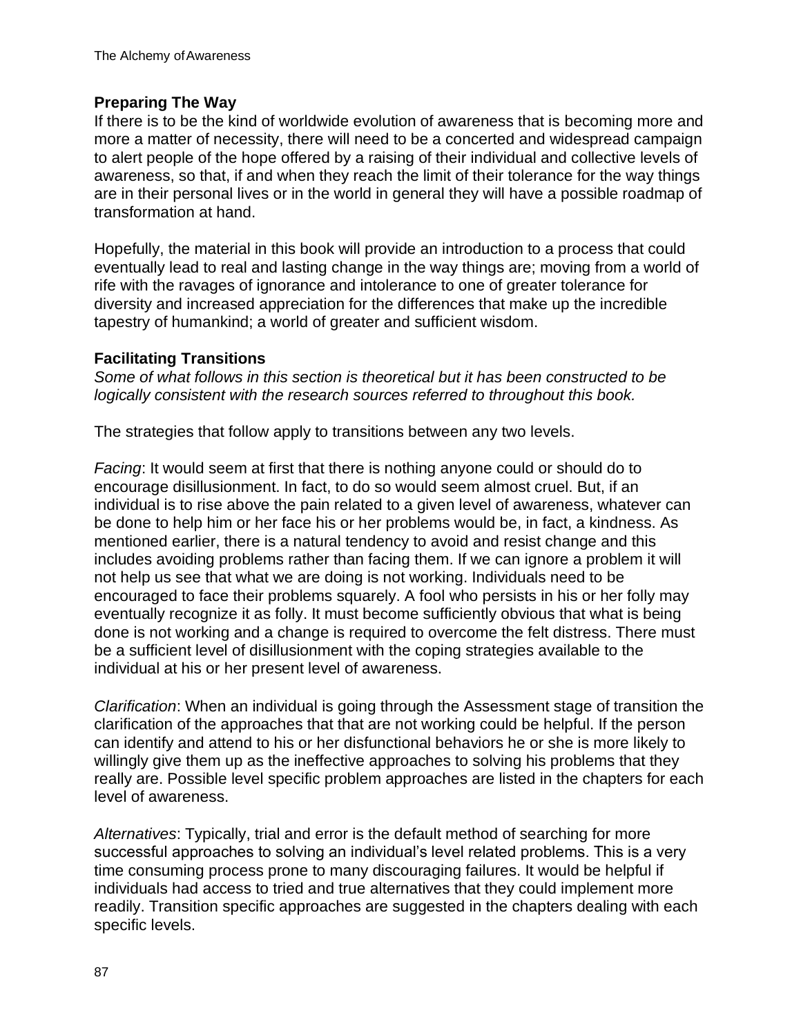## Preparing The Way

If there is to be the kind of worldwide evolution of awareness that is becoming more and more a matter of necessity, there will need to be a concerted and widespread campaign to alert people of the hope offered by a raising of their individual and collective levels of awareness, so that, if and when they reach the limit of their tolerance for the way things are in their personal lives or in the world in general they will have a possible roadmap of transformation at hand.

Hopefully, the material in this book will provide an introduction to a process that could eventually lead to real and lasting change in the way things are; moving from a world of rife with the ravages of ignorance and intolerance to one of greater tolerance for diversity and increased appreciation for the differences that make up the incredible tapestry of humankind; a world of greater and sufficient wisdom.

## Facilitating Transitions

*Some of what follows in this section is theoretical but it has been constructed to be logically consistent with the research sources referred to throughout this book.*

The strategies that follow apply to transitions between any two levels.

*Facing*: It would seem at first that there is nothing anyone could or should do to encourage disillusionment. In fact, to do so would seem almost cruel. But, if an individual is to rise above the pain related to a given level of awareness, whatever can be done to help him or her face his or her problems would be, in fact, a kindness. As mentioned earlier, there is a natural tendency to avoid and resist change and this includes avoiding problems rather than facing them. If we can ignore a problem it will not help us see that what we are doing is not working. Individuals need to be encouraged to face their problems squarely. A fool who persists in his or her folly may eventually recognize it as folly. It must become sufficiently obvious that what is being done is not working and a change is required to overcome the felt distress. There must be a sufficient level of disillusionment with the coping strategies available to the individual at his or her present level of awareness.

*Clarification*: When an individual is going through the Assessment stage of transition the clarification of the approaches that that are not working could be helpful. If the person can identify and attend to his or her disfunctional behaviors he or she is more likely to willingly give them up as the ineffective approaches to solving his problems that they really are. Possible level specific problem approaches are listed in the chapters for each level of awareness.

*Alternatives*: Typically, trial and error is the default method of searching for more successful approaches to solving an individual's level related problems. This is a very time consuming process prone to many discouraging failures. It would be helpful if individuals had access to tried and true alternatives that they could implement more readily. Transition specific approaches are suggested in the chapters dealing with each specific levels.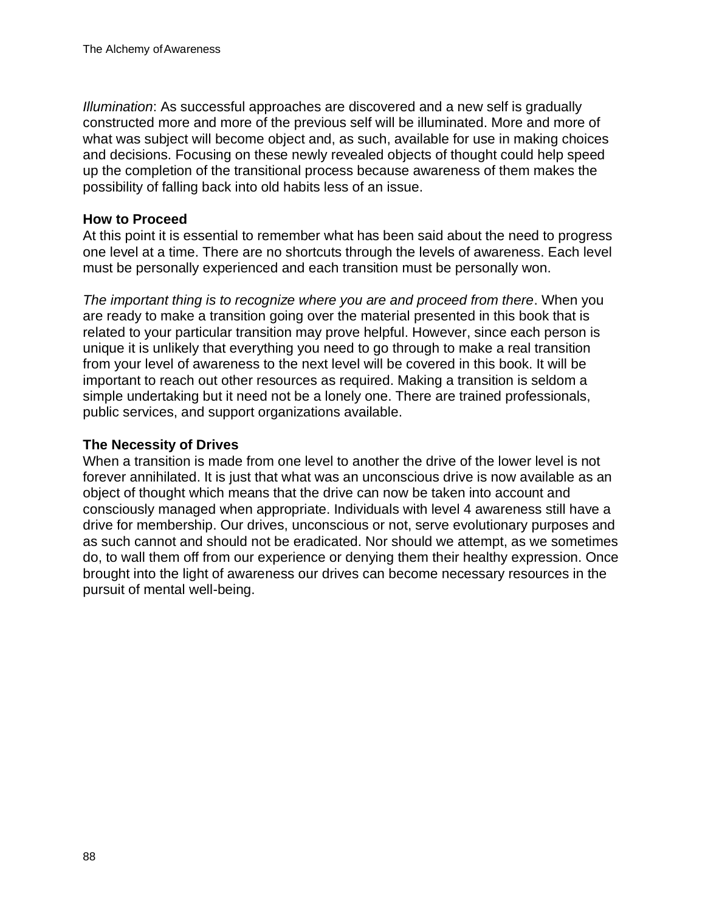*Illumination*: As successful approaches are discovered and a new self is gradually constructed more and more of the previous self will be illuminated. More and more of what was subject will become object and, as such, available for use in making choices and decisions. Focusing on these newly revealed objects of thought could help speed up the completion of the transitional process because awareness of them makes the possibility of falling back into old habits less of an issue.

**How to Proceed**

At this point it is essential to remember what has been said about the need to progress one level at a time. There are no shortcuts through the levels of awareness. Each level must be personally experienced and each transition must be personally won.

*The important thing is to recognize where you are and proceed from there*. When you are ready to make a transition going over the material presented in this book that is related to your particular transition may prove helpful. However, since each person is unique it is unlikely that everything you need to go through to make a real transition from your level of awareness to the next level will be covered in this book. It will be important to reach out other resources as required. Making a transition is seldom a simple undertaking but it need not be a lonely one. There are trained professionals, public services, and support organizations available.

**The Necessity of Drives**

When a transition is made from one level to another the drive of the lower level is not forever annihilated. It is just that what was an unconscious drive is now available as an object of thought which means that the drive can now be taken into account and consciously managed when appropriate. Individuals with level 4 awareness still have a drive for membership. Our drives, unconscious or not, serve evolutionary purposes and as such cannot and should not be eradicated. Nor should we attempt, as we sometimes do, to wall them off from our experience or denying them their healthy expression. Once brought into the light of awareness our drives can become necessary resources in the pursuit of mental well-being.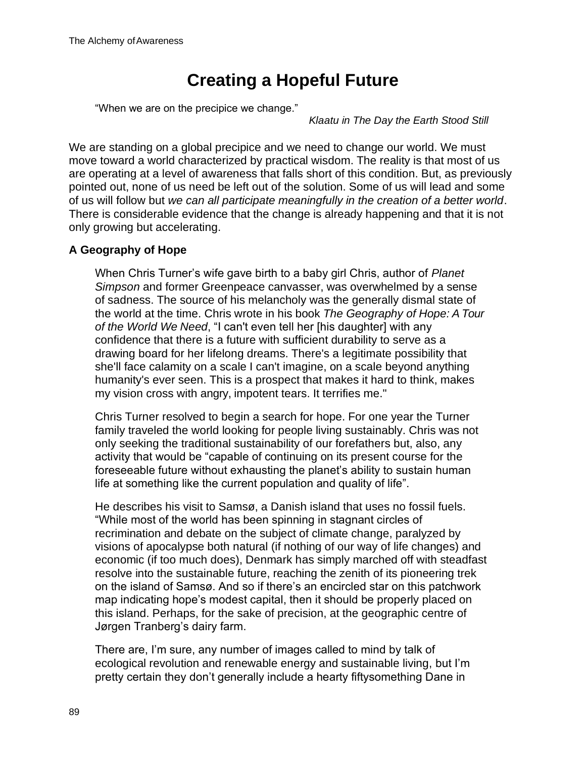# Creating a Hopeful Future

> "When we are on the precipice we change."
>
> *Klaatu in The Day the Earth Stood Still*

We are standing on a global precipice and we need to change our world. We must move toward a world characterized by practical wisdom. The reality is that most of us are operating at a level of awareness that falls short of this condition. But, as previously pointed out, none of us need be left out of the solution. Some of us will lead and some of us will follow but *we can all participate meaningfully in the creation of a better world*. There is considerable evidence that the change is already happening and that it is not only growing but accelerating.

### A Geography of Hope

> When Chris Turner's wife gave birth to a baby girl Chris, author of *Planet Simpson* and former Greenpeace canvasser, was overwhelmed by a sense of sadness. The source of his melancholy was the generally dismal state of the world at the time. Chris wrote in his book *The Geography of Hope: A Tour of the World We Need*, "I can't even tell her [his daughter] with any confidence that there is a future with sufficient durability to serve as a drawing board for her lifelong dreams. There's a legitimate possibility that she'll face calamity on a scale I can't imagine, on a scale beyond anything humanity's ever seen. This is a prospect that makes it hard to think, makes my vision cross with angry, impotent tears. It terrifies me."
>
> Chris Turner resolved to begin a search for hope. For one year the Turner family traveled the world looking for people living sustainably. Chris was not only seeking the traditional sustainability of our forefathers but, also, any activity that would be "capable of continuing on its present course for the foreseeable future without exhausting the planet's ability to sustain human life at something like the current population and quality of life".
>
> He describes his visit to Samsø, a Danish island that uses no fossil fuels. "While most of the world has been spinning in stagnant circles of recrimination and debate on the subject of climate change, paralyzed by visions of apocalypse both natural (if nothing of our way of life changes) and economic (if too much does), Denmark has simply marched off with steadfast resolve into the sustainable future, reaching the zenith of its pioneering trek on the island of Samsø. And so if there's an encircled star on this patchwork map indicating hope's modest capital, then it should be properly placed on this island. Perhaps, for the sake of precision, at the geographic centre of Jørgen Tranberg's dairy farm.
>
> There are, I'm sure, any number of images called to mind by talk of ecological revolution and renewable energy and sustainable living, but I'm pretty certain they don't generally include a hearty fiftysomething Dane in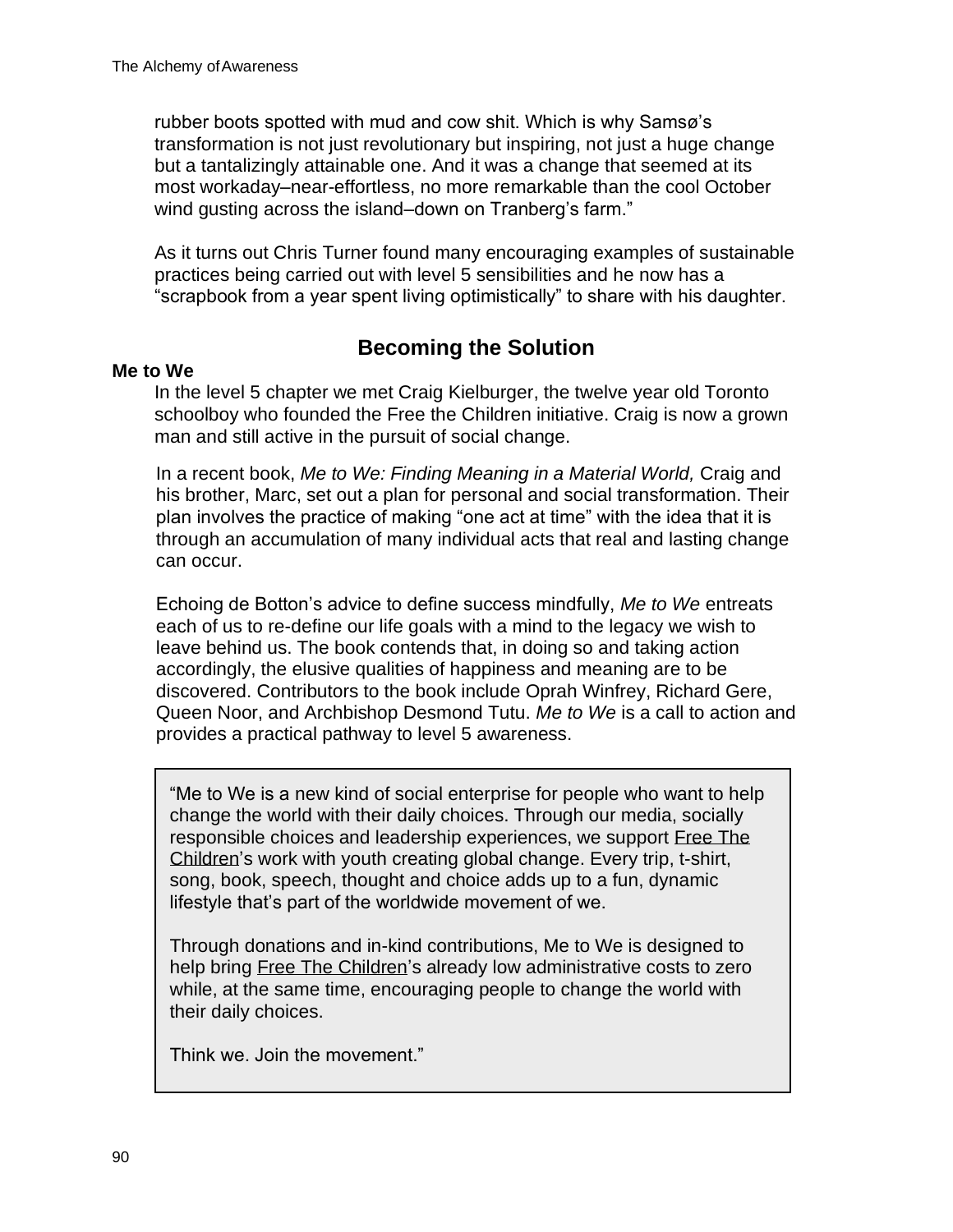rubber boots spotted with mud and cow shit. Which is why Samsø's transformation is not just revolutionary but inspiring, not just a huge change but a tantalizingly attainable one. And it was a change that seemed at its most workaday–near-effortless, no more remarkable than the cool October wind gusting across the island–down on Tranberg's farm."

As it turns out Chris Turner found many encouraging examples of sustainable practices being carried out with level 5 sensibilities and he now has a "scrapbook from a year spent living optimistically" to share with his daughter.

## Becoming the Solution

**Me to We**

In the level 5 chapter we met Craig Kielburger, the twelve year old Toronto schoolboy who founded the Free the Children initiative. Craig is now a grown man and still active in the pursuit of social change.

In a recent book, *Me to We: Finding Meaning in a Material World,* Craig and his brother, Marc, set out a plan for personal and social transformation. Their plan involves the practice of making "one act at time" with the idea that it is through an accumulation of many individual acts that real and lasting change can occur.

Echoing de Botton's advice to define success mindfully, *Me to We* entreats each of us to re-define our life goals with a mind to the legacy we wish to leave behind us. The book contends that, in doing so and taking action accordingly, the elusive qualities of happiness and meaning are to be discovered. Contributors to the book include Oprah Winfrey, Richard Gere, Queen Noor, and Archbishop Desmond Tutu. *Me to We* is a call to action and provides a practical pathway to level 5 awareness.

> "Me to We is a new kind of social enterprise for people who want to help change the world with their daily choices. Through our media, socially responsible choices and leadership experiences, we support Free The Children's work with youth creating global change. Every trip, t-shirt, song, book, speech, thought and choice adds up to a fun, dynamic lifestyle that's part of the worldwide movement of we.
>
> Through donations and in-kind contributions, Me to We is designed to help bring Free The Children's already low administrative costs to zero while, at the same time, encouraging people to change the world with their daily choices.
>
> Think we. Join the movement."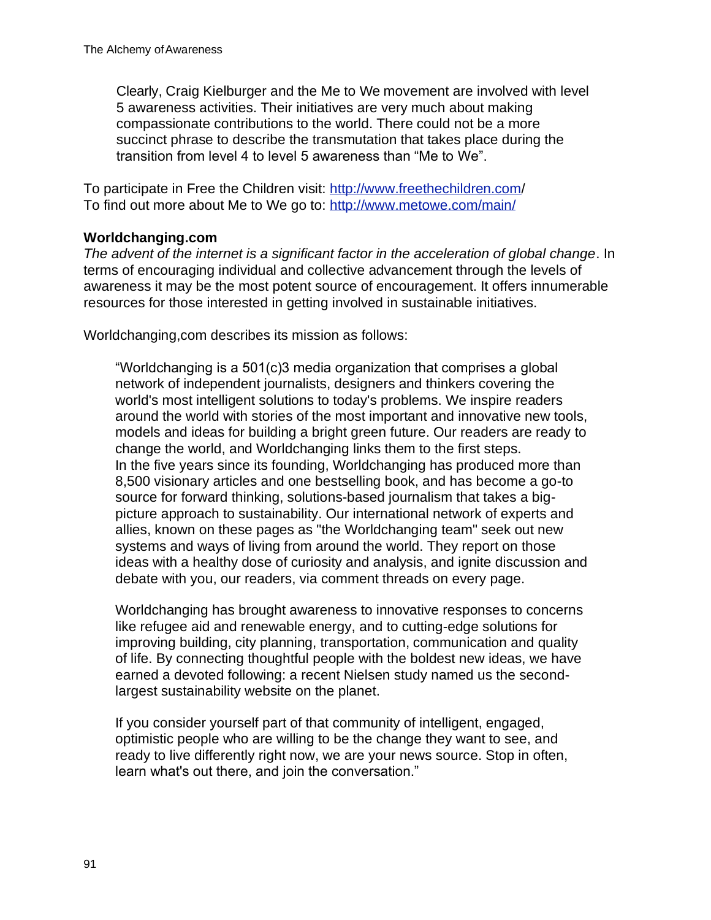> Clearly, Craig Kielburger and the Me to We movement are involved with level 5 awareness activities. Their initiatives are very much about making compassionate contributions to the world. There could not be a more succinct phrase to describe the transmutation that takes place during the transition from level 4 to level 5 awareness than "Me to We".

To participate in Free the Children visit: http://www.freethechildren.com/
To find out more about Me to We go to: http://www.metowe.com/main/

**Worldchanging.com**

*The advent of the internet is a significant factor in the acceleration of global change*. In terms of encouraging individual and collective advancement through the levels of awareness it may be the most potent source of encouragement. It offers innumerable resources for those interested in getting involved in sustainable initiatives.

Worldchanging,com describes its mission as follows:

> "Worldchanging is a 501(c)3 media organization that comprises a global network of independent journalists, designers and thinkers covering the world's most intelligent solutions to today's problems. We inspire readers around the world with stories of the most important and innovative new tools, models and ideas for building a bright green future. Our readers are ready to change the world, and Worldchanging links them to the first steps.
> In the five years since its founding, Worldchanging has produced more than 8,500 visionary articles and one bestselling book, and has become a go-to source for forward thinking, solutions-based journalism that takes a big-picture approach to sustainability. Our international network of experts and allies, known on these pages as "the Worldchanging team" seek out new systems and ways of living from around the world. They report on those ideas with a healthy dose of curiosity and analysis, and ignite discussion and debate with you, our readers, via comment threads on every page.
>
> Worldchanging has brought awareness to innovative responses to concerns like refugee aid and renewable energy, and to cutting-edge solutions for improving building, city planning, transportation, communication and quality of life. By connecting thoughtful people with the boldest new ideas, we have earned a devoted following: a recent Nielsen study named us the second-largest sustainability website on the planet.
>
> If you consider yourself part of that community of intelligent, engaged, optimistic people who are willing to be the change they want to see, and ready to live differently right now, we are your news source. Stop in often, learn what's out there, and join the conversation."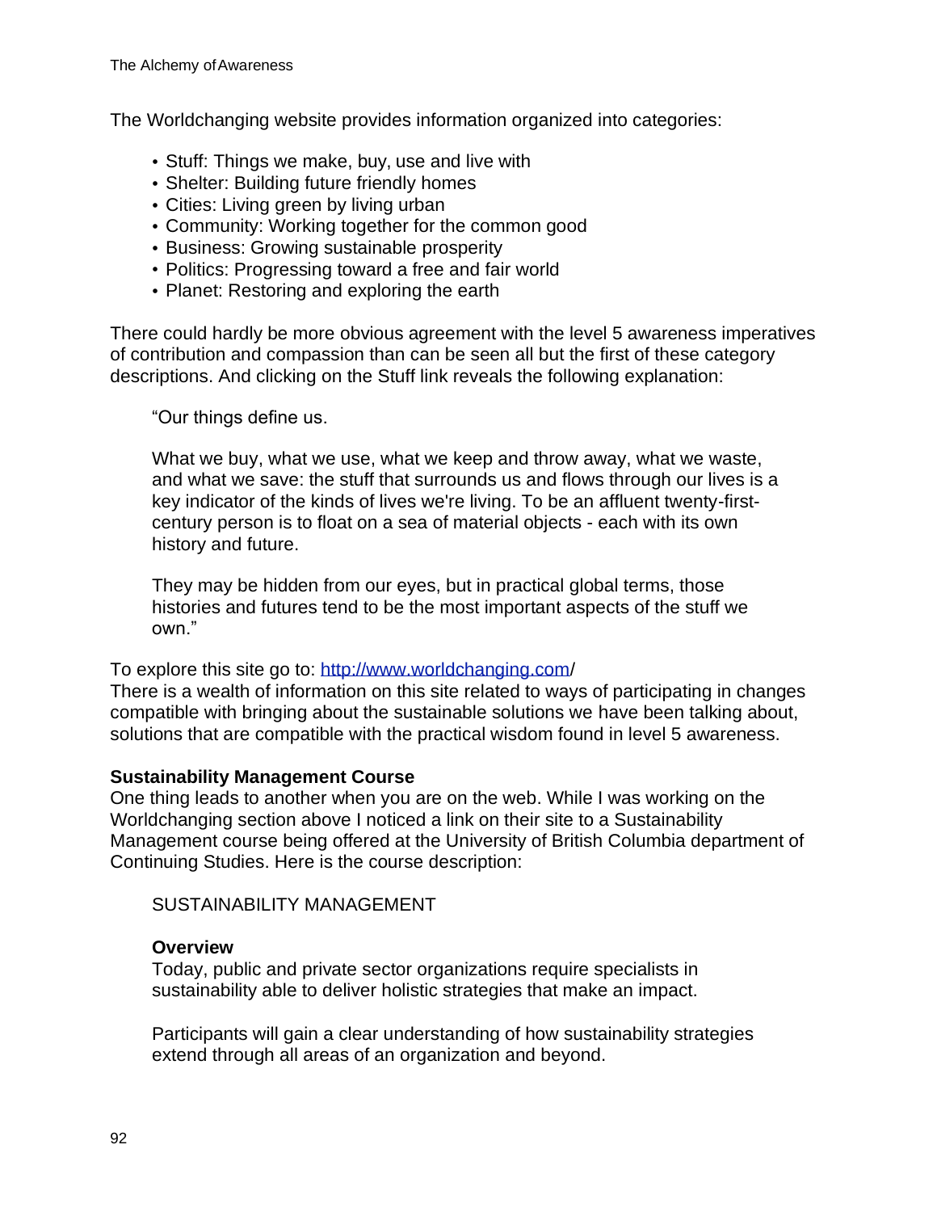The Worldchanging website provides information organized into categories:

- Stuff: Things we make, buy, use and live with
- Shelter: Building future friendly homes
- Cities: Living green by living urban
- Community: Working together for the common good
- Business: Growing sustainable prosperity
- Politics: Progressing toward a free and fair world
- Planet: Restoring and exploring the earth

There could hardly be more obvious agreement with the level 5 awareness imperatives of contribution and compassion than can be seen all but the first of these category descriptions. And clicking on the Stuff link reveals the following explanation:

> "Our things define us.
>
> What we buy, what we use, what we keep and throw away, what we waste, and what we save: the stuff that surrounds us and flows through our lives is a key indicator of the kinds of lives we're living. To be an affluent twenty-first-century person is to float on a sea of material objects - each with its own history and future.
>
> They may be hidden from our eyes, but in practical global terms, those histories and futures tend to be the most important aspects of the stuff we own."

To explore this site go to: http://www.worldchanging.com/
There is a wealth of information on this site related to ways of participating in changes compatible with bringing about the sustainable solutions we have been talking about, solutions that are compatible with the practical wisdom found in level 5 awareness.

**Sustainability Management Course**
One thing leads to another when you are on the web. While I was working on the Worldchanging section above I noticed a link on their site to a Sustainability Management course being offered at the University of British Columbia department of Continuing Studies. Here is the course description:

> SUSTAINABILITY MANAGEMENT
>
> **Overview**
> Today, public and private sector organizations require specialists in sustainability able to deliver holistic strategies that make an impact.
>
> Participants will gain a clear understanding of how sustainability strategies extend through all areas of an organization and beyond.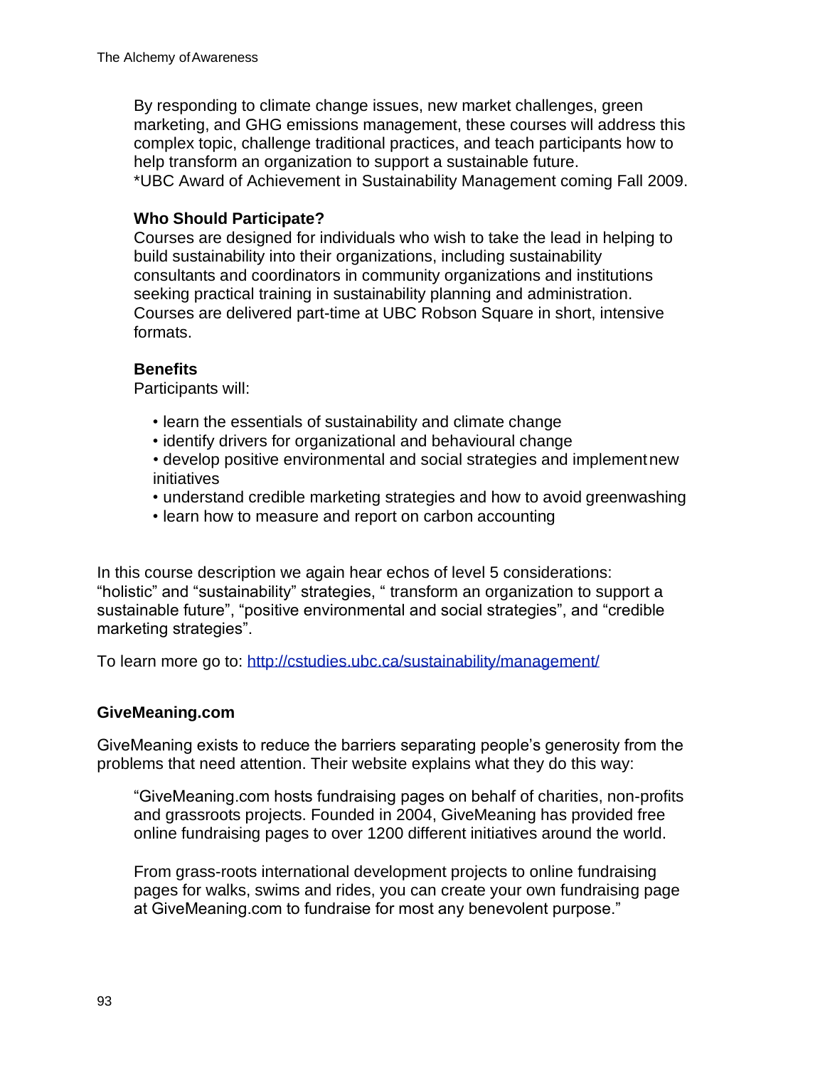By responding to climate change issues, new market challenges, green marketing, and GHG emissions management, these courses will address this complex topic, challenge traditional practices, and teach participants how to help transform an organization to support a sustainable future.
*UBC Award of Achievement in Sustainability Management coming Fall 2009.

**Who Should Participate?**
Courses are designed for individuals who wish to take the lead in helping to build sustainability into their organizations, including sustainability consultants and coordinators in community organizations and institutions seeking practical training in sustainability planning and administration. Courses are delivered part-time at UBC Robson Square in short, intensive formats.

**Benefits**
Participants will:

- learn the essentials of sustainability and climate change
- identify drivers for organizational and behavioural change
- develop positive environmental and social strategies and implement new initiatives
- understand credible marketing strategies and how to avoid greenwashing
- learn how to measure and report on carbon accounting

In this course description we again hear echos of level 5 considerations: "holistic" and "sustainability" strategies, " transform an organization to support a sustainable future", "positive environmental and social strategies", and "credible marketing strategies".

To learn more go to: http://cstudies.ubc.ca/sustainability/management/

### GiveMeaning.com

GiveMeaning exists to reduce the barriers separating people's generosity from the problems that need attention. Their website explains what they do this way:

> "GiveMeaning.com hosts fundraising pages on behalf of charities, non-profits and grassroots projects. Founded in 2004, GiveMeaning has provided free online fundraising pages to over 1200 different initiatives around the world.
>
> From grass-roots international development projects to online fundraising pages for walks, swims and rides, you can create your own fundraising page at GiveMeaning.com to fundraise for most any benevolent purpose."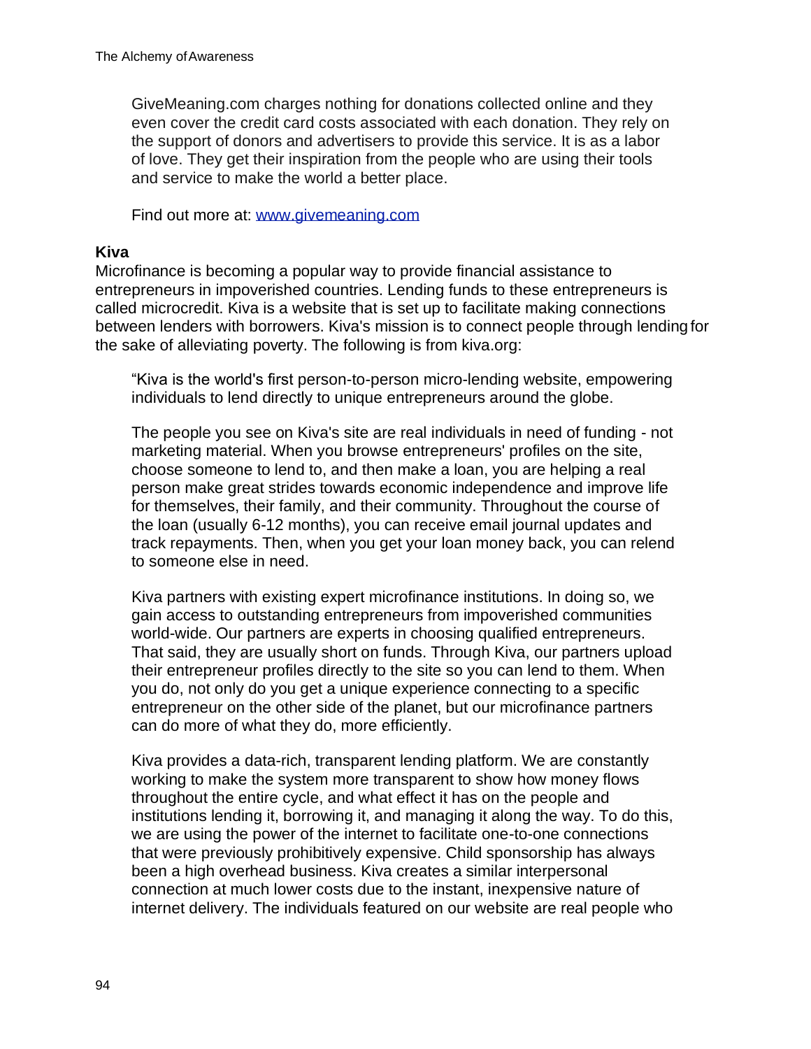GiveMeaning.com charges nothing for donations collected online and they even cover the credit card costs associated with each donation. They rely on the support of donors and advertisers to provide this service. It is as a labor of love. They get their inspiration from the people who are using their tools and service to make the world a better place.

Find out more at: [www.givemeaning.com](www.givemeaning.com)

**Kiva**

Microfinance is becoming a popular way to provide financial assistance to entrepreneurs in impoverished countries. Lending funds to these entrepreneurs is called microcredit. Kiva is a website that is set up to facilitate making connections between lenders with borrowers. Kiva's mission is to connect people through lending for the sake of alleviating poverty. The following is from kiva.org:

> "Kiva is the world's first person-to-person micro-lending website, empowering individuals to lend directly to unique entrepreneurs around the globe.
>
> The people you see on Kiva's site are real individuals in need of funding - not marketing material. When you browse entrepreneurs' profiles on the site, choose someone to lend to, and then make a loan, you are helping a real person make great strides towards economic independence and improve life for themselves, their family, and their community. Throughout the course of the loan (usually 6-12 months), you can receive email journal updates and track repayments. Then, when you get your loan money back, you can relend to someone else in need.
>
> Kiva partners with existing expert microfinance institutions. In doing so, we gain access to outstanding entrepreneurs from impoverished communities world-wide. Our partners are experts in choosing qualified entrepreneurs. That said, they are usually short on funds. Through Kiva, our partners upload their entrepreneur profiles directly to the site so you can lend to them. When you do, not only do you get a unique experience connecting to a specific entrepreneur on the other side of the planet, but our microfinance partners can do more of what they do, more efficiently.
>
> Kiva provides a data-rich, transparent lending platform. We are constantly working to make the system more transparent to show how money flows throughout the entire cycle, and what effect it has on the people and institutions lending it, borrowing it, and managing it along the way. To do this, we are using the power of the internet to facilitate one-to-one connections that were previously prohibitively expensive. Child sponsorship has always been a high overhead business. Kiva creates a similar interpersonal connection at much lower costs due to the instant, inexpensive nature of internet delivery. The individuals featured on our website are real people who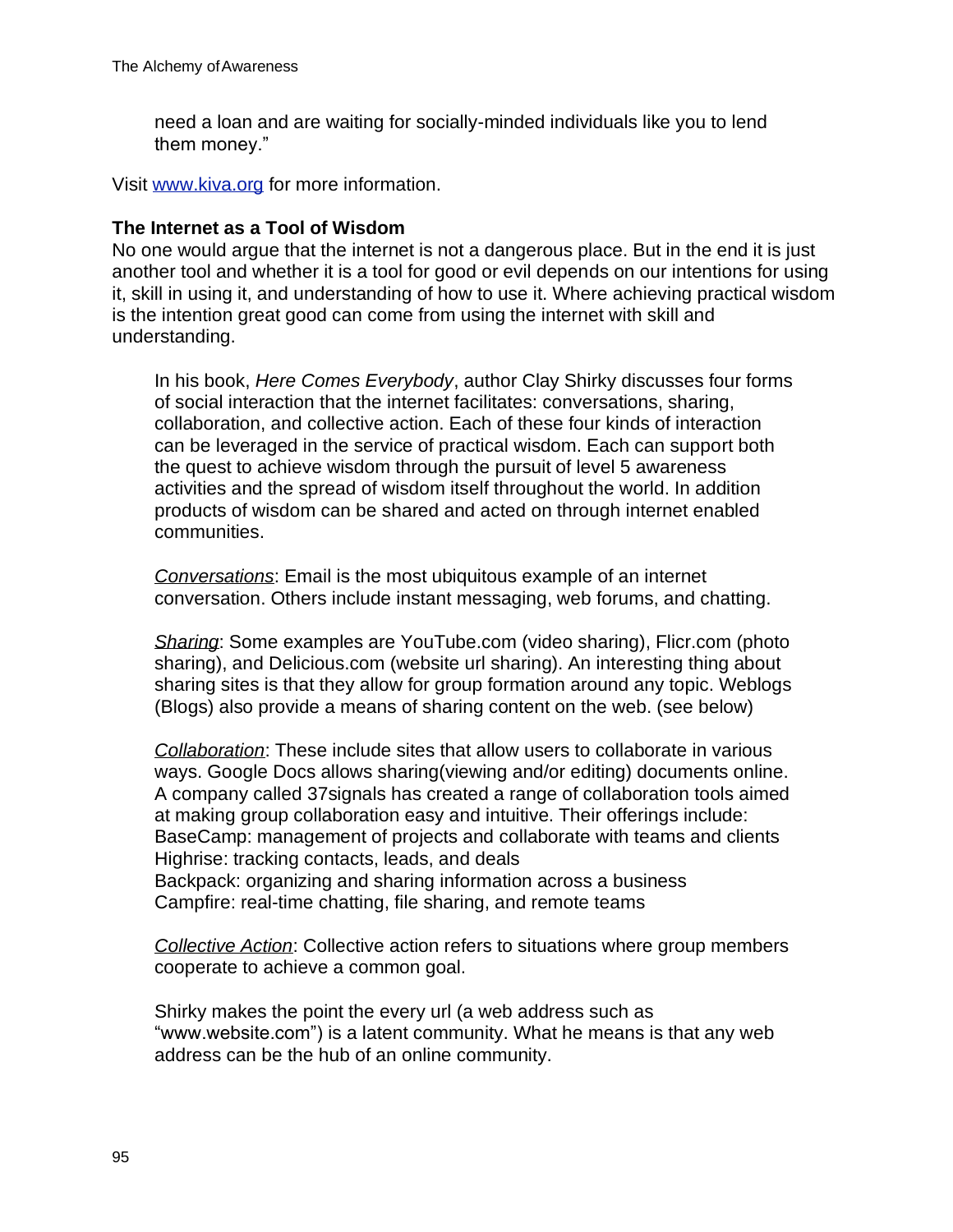need a loan and are waiting for socially-minded individuals like you to lend them money."

Visit [www.kiva.org](http://www.kiva.org) for more information.

**The Internet as a Tool of Wisdom**

No one would argue that the internet is not a dangerous place. But in the end it is just another tool and whether it is a tool for good or evil depends on our intentions for using it, skill in using it, and understanding of how to use it. Where achieving practical wisdom is the intention great good can come from using the internet with skill and understanding.

In his book, *Here Comes Everybody*, author Clay Shirky discusses four forms of social interaction that the internet facilitates: conversations, sharing, collaboration, and collective action. Each of these four kinds of interaction can be leveraged in the service of practical wisdom. Each can support both the quest to achieve wisdom through the pursuit of level 5 awareness activities and the spread of wisdom itself throughout the world. In addition products of wisdom can be shared and acted on through internet enabled communities.

<u>Conversations</u>: Email is the most ubiquitous example of an internet conversation. Others include instant messaging, web forums, and chatting.

<u>Sharing</u>: Some examples are YouTube.com (video sharing), Flicr.com (photo sharing), and Delicious.com (website url sharing). An interesting thing about sharing sites is that they allow for group formation around any topic. Weblogs (Blogs) also provide a means of sharing content on the web. (see below)

<u>Collaboration</u>: These include sites that allow users to collaborate in various ways. Google Docs allows sharing(viewing and/or editing) documents online. A company called 37signals has created a range of collaboration tools aimed at making group collaboration easy and intuitive. Their offerings include:
BaseCamp: management of projects and collaborate with teams and clients
Highrise: tracking contacts, leads, and deals
Backpack: organizing and sharing information across a business
Campfire: real-time chatting, file sharing, and remote teams

<u>Collective Action</u>: Collective action refers to situations where group members cooperate to achieve a common goal.

Shirky makes the point the every url (a web address such as "www.website.com") is a latent community. What he means is that any web address can be the hub of an online community.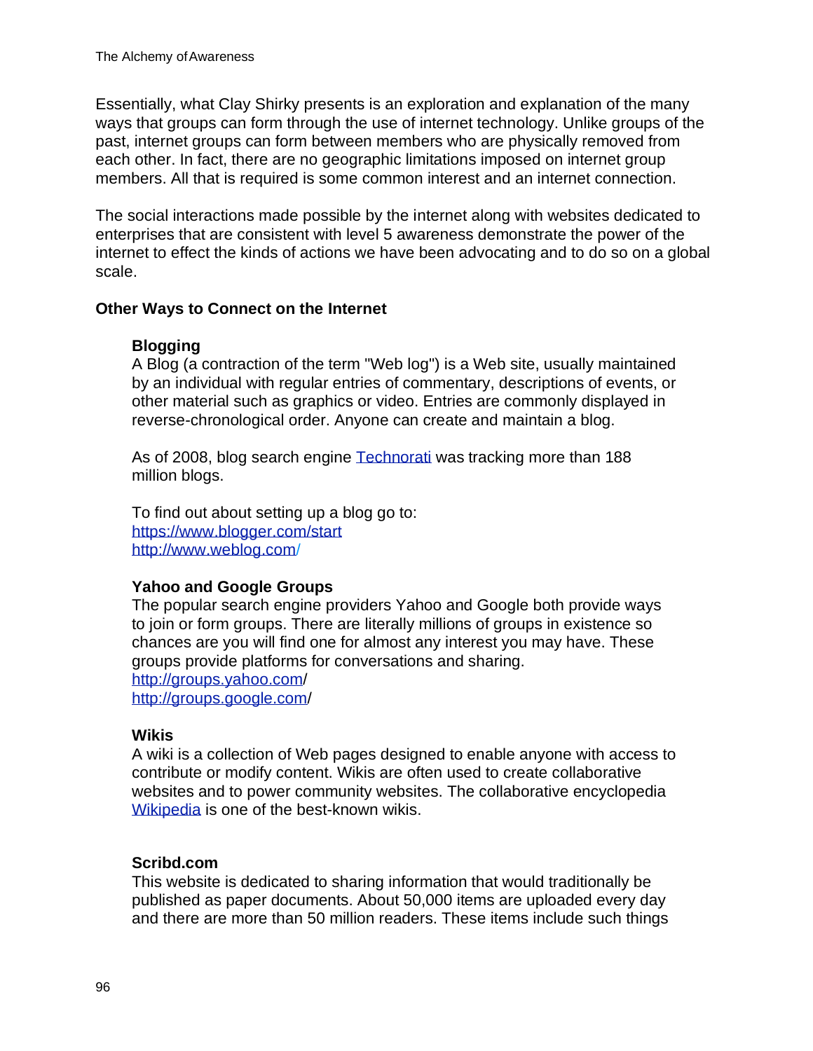Essentially, what Clay Shirky presents is an exploration and explanation of the many ways that groups can form through the use of internet technology. Unlike groups of the past, internet groups can form between members who are physically removed from each other. In fact, there are no geographic limitations imposed on internet group members. All that is required is some common interest and an internet connection.

The social interactions made possible by the internet along with websites dedicated to enterprises that are consistent with level 5 awareness demonstrate the power of the internet to effect the kinds of actions we have been advocating and to do so on a global scale.

**Other Ways to Connect on the Internet**

**Blogging**
A Blog (a contraction of the term "Web log") is a Web site, usually maintained by an individual with regular entries of commentary, descriptions of events, or other material such as graphics or video. Entries are commonly displayed in reverse-chronological order. Anyone can create and maintain a blog.

As of 2008, blog search engine Technorati was tracking more than 188 million blogs.

To find out about setting up a blog go to:
https://www.blogger.com/start
http://www.weblog.com/

**Yahoo and Google Groups**
The popular search engine providers Yahoo and Google both provide ways to join or form groups. There are literally millions of groups in existence so chances are you will find one for almost any interest you may have. These groups provide platforms for conversations and sharing.
http://groups.yahoo.com/
http://groups.google.com/

**Wikis**
A wiki is a collection of Web pages designed to enable anyone with access to contribute or modify content. Wikis are often used to create collaborative websites and to power community websites. The collaborative encyclopedia Wikipedia is one of the best-known wikis.

**Scribd.com**
This website is dedicated to sharing information that would traditionally be published as paper documents. About 50,000 items are uploaded every day and there are more than 50 million readers. These items include such things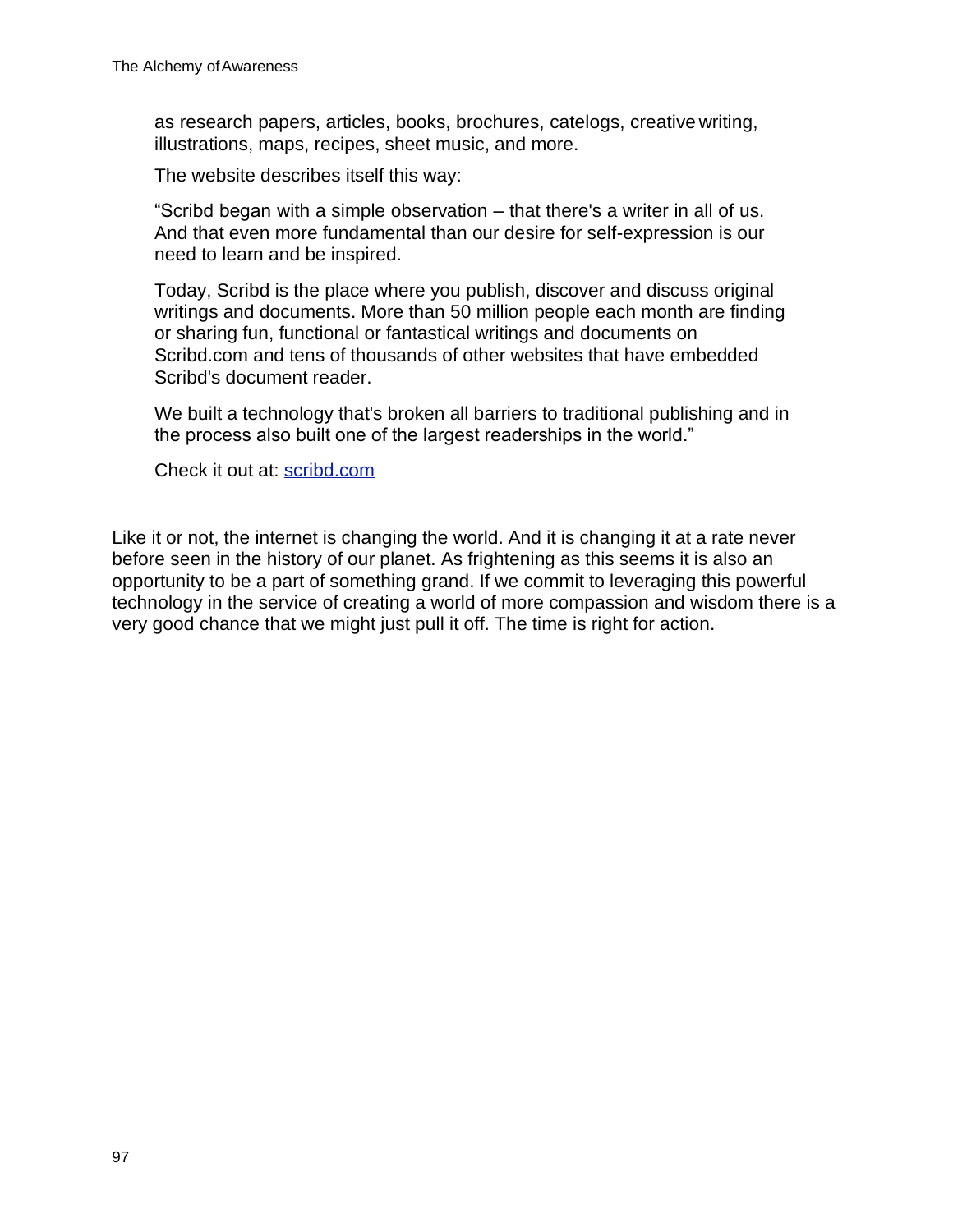as research papers, articles, books, brochures, catelogs, creative writing, illustrations, maps, recipes, sheet music, and more.

The website describes itself this way:

"Scribd began with a simple observation – that there's a writer in all of us. And that even more fundamental than our desire for self-expression is our need to learn and be inspired.

Today, Scribd is the place where you publish, discover and discuss original writings and documents. More than 50 million people each month are finding or sharing fun, functional or fantastical writings and documents on Scribd.com and tens of thousands of other websites that have embedded Scribd's document reader.

We built a technology that's broken all barriers to traditional publishing and in the process also built one of the largest readerships in the world."

Check it out at: [scribd.com](http://scribd.com)

Like it or not, the internet is changing the world. And it is changing it at a rate never before seen in the history of our planet. As frightening as this seems it is also an opportunity to be a part of something grand. If we commit to leveraging this powerful technology in the service of creating a world of more compassion and wisdom there is a very good chance that we might just pull it off. The time is right for action.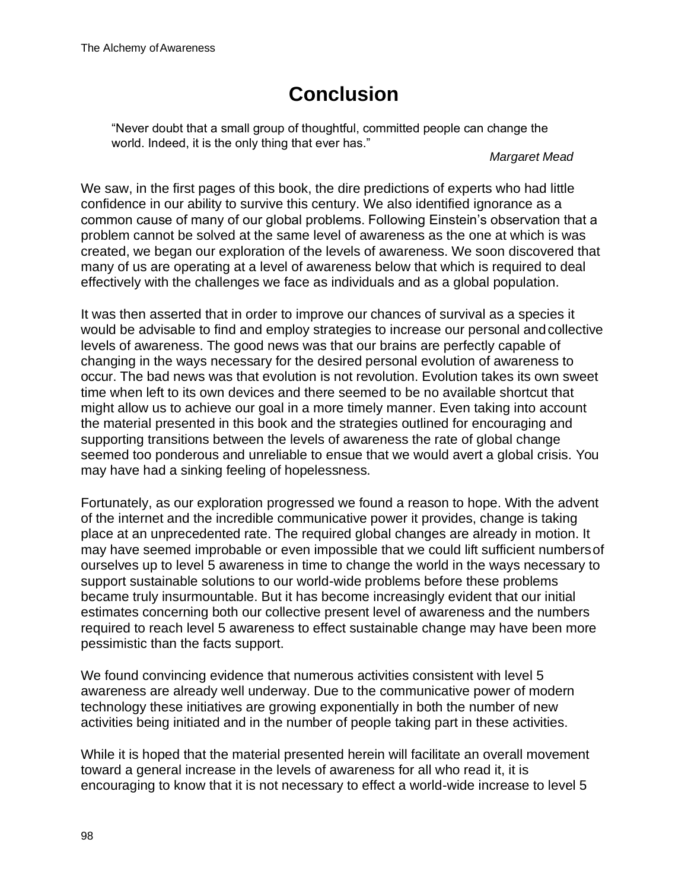# Conclusion

> "Never doubt that a small group of thoughtful, committed people can change the world. Indeed, it is the only thing that ever has."
>
> *Margaret Mead*

We saw, in the first pages of this book, the dire predictions of experts who had little confidence in our ability to survive this century. We also identified ignorance as a common cause of many of our global problems. Following Einstein's observation that a problem cannot be solved at the same level of awareness as the one at which is was created, we began our exploration of the levels of awareness. We soon discovered that many of us are operating at a level of awareness below that which is required to deal effectively with the challenges we face as individuals and as a global population.

It was then asserted that in order to improve our chances of survival as a species it would be advisable to find and employ strategies to increase our personal and collective levels of awareness. The good news was that our brains are perfectly capable of changing in the ways necessary for the desired personal evolution of awareness to occur. The bad news was that evolution is not revolution. Evolution takes its own sweet time when left to its own devices and there seemed to be no available shortcut that might allow us to achieve our goal in a more timely manner. Even taking into account the material presented in this book and the strategies outlined for encouraging and supporting transitions between the levels of awareness the rate of global change seemed too ponderous and unreliable to ensue that we would avert a global crisis. You may have had a sinking feeling of hopelessness.

Fortunately, as our exploration progressed we found a reason to hope. With the advent of the internet and the incredible communicative power it provides, change is taking place at an unprecedented rate. The required global changes are already in motion. It may have seemed improbable or even impossible that we could lift sufficient numbers of ourselves up to level 5 awareness in time to change the world in the ways necessary to support sustainable solutions to our world-wide problems before these problems became truly insurmountable. But it has become increasingly evident that our initial estimates concerning both our collective present level of awareness and the numbers required to reach level 5 awareness to effect sustainable change may have been more pessimistic than the facts support.

We found convincing evidence that numerous activities consistent with level 5 awareness are already well underway. Due to the communicative power of modern technology these initiatives are growing exponentially in both the number of new activities being initiated and in the number of people taking part in these activities.

While it is hoped that the material presented herein will facilitate an overall movement toward a general increase in the levels of awareness for all who read it, it is encouraging to know that it is not necessary to effect a world-wide increase to level 5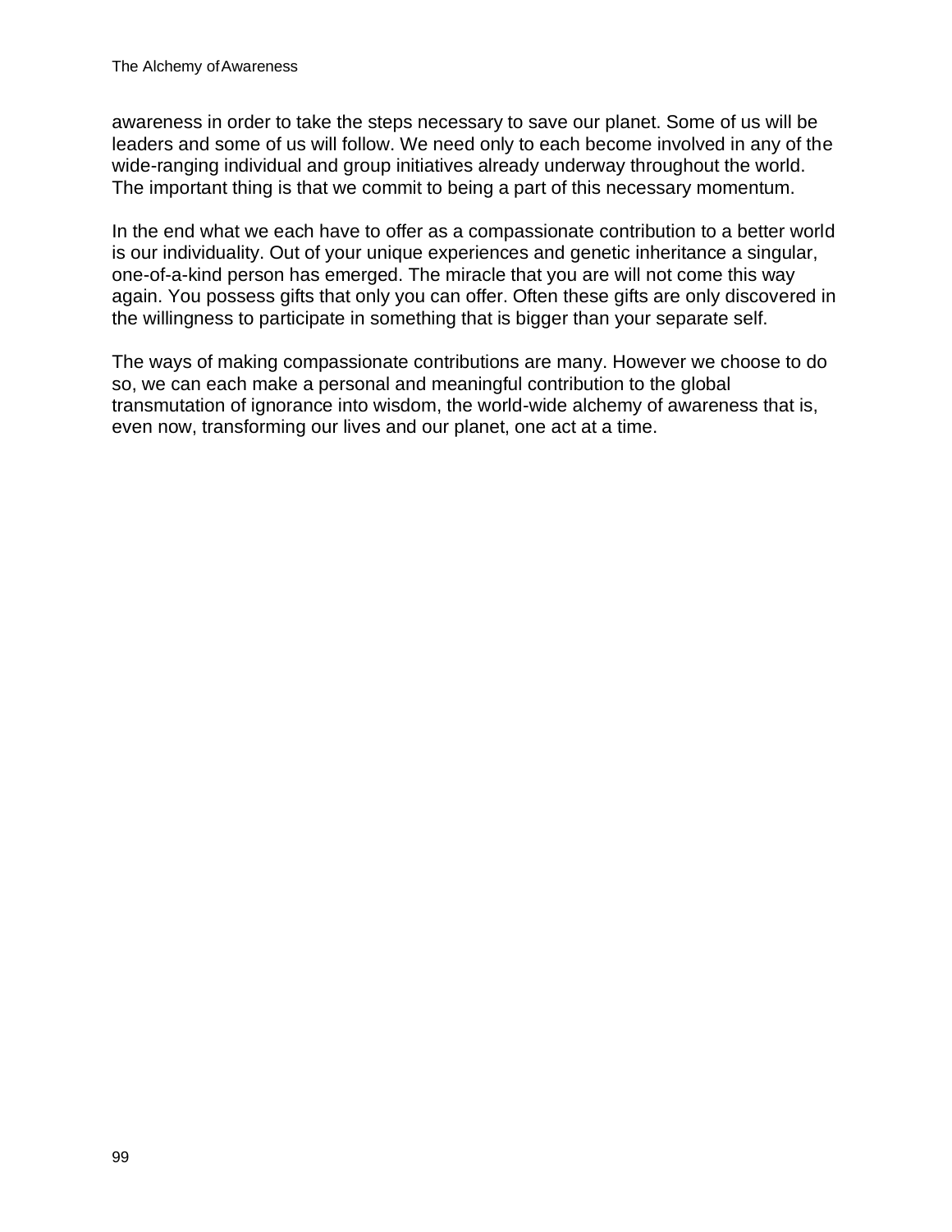awareness in order to take the steps necessary to save our planet. Some of us will be leaders and some of us will follow. We need only to each become involved in any of the wide-ranging individual and group initiatives already underway throughout the world. The important thing is that we commit to being a part of this necessary momentum.

In the end what we each have to offer as a compassionate contribution to a better world is our individuality. Out of your unique experiences and genetic inheritance a singular, one-of-a-kind person has emerged. The miracle that you are will not come this way again. You possess gifts that only you can offer. Often these gifts are only discovered in the willingness to participate in something that is bigger than your separate self.

The ways of making compassionate contributions are many. However we choose to do so, we can each make a personal and meaningful contribution to the global transmutation of ignorance into wisdom, the world-wide alchemy of awareness that is, even now, transforming our lives and our planet, one act at a time.